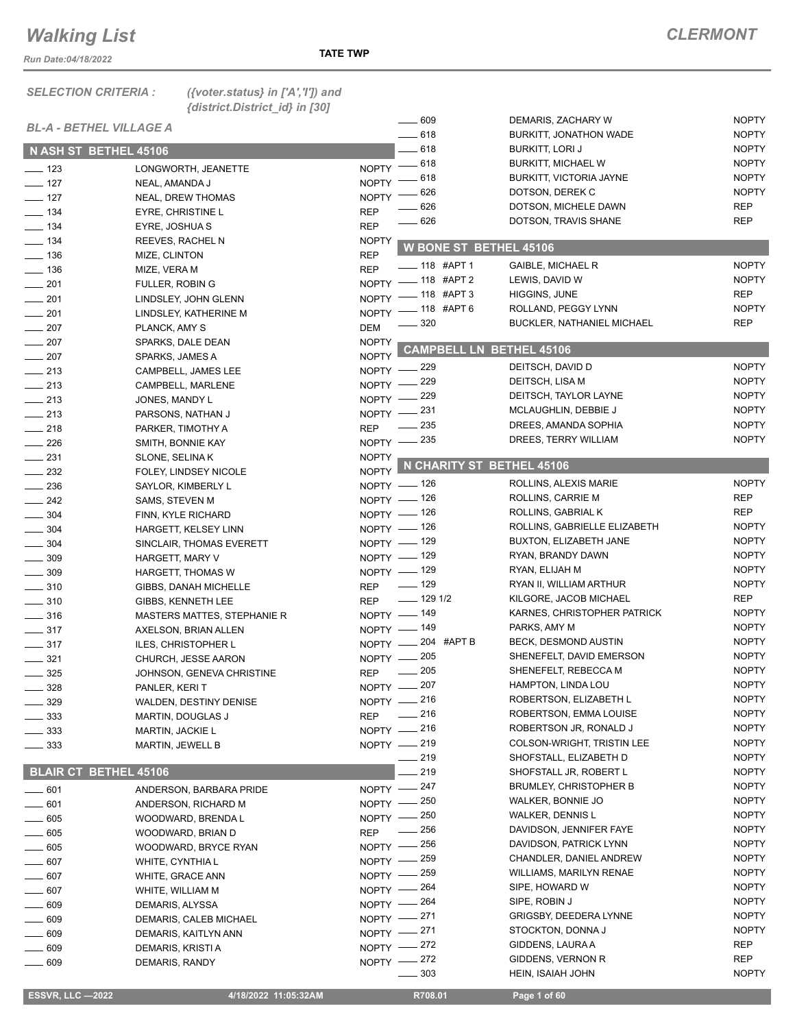# Walking List

**CLERMONT**

*Run Date:04/18/2022*

**TATE TWP**

*SELECTION CRITERIA :* *({voter.status} in ['A','I']) and {district.District_id} in [30]*

*BL-A - BETHEL VILLAGE A*

## N ASH ST BETHEL 45106

| No. | Name | Party |
|---|---|---|
| 123 | LONGWORTH, JEANETTE | NOPTY |
| 127 | NEAL, AMANDA J | NOPTY |
| 127 | NEAL, DREW THOMAS | NOPTY |
| 134 | EYRE, CHRISTINE L | REP |
| 134 | EYRE, JOSHUA S | REP |
| 134 | REEVES, RACHEL N | NOPTY |
| 136 | MIZE, CLINTON | REP |
| 136 | MIZE, VERA M | REP |
| 201 | FULLER, ROBIN G | NOPTY |
| 201 | LINDSLEY, JOHN GLENN | NOPTY |
| 201 | LINDSLEY, KATHERINE M | NOPTY |
| 207 | PLANCK, AMY S | DEM |
| 207 | SPARKS, DALE DEAN | NOPTY |
| 207 | SPARKS, JAMES A | NOPTY |
| 213 | CAMPBELL, JAMES LEE | NOPTY |
| 213 | CAMPBELL, MARLENE | NOPTY |
| 213 | JONES, MANDY L | NOPTY |
| 213 | PARSONS, NATHAN J | NOPTY |
| 218 | PARKER, TIMOTHY A | REP |
| 226 | SMITH, BONNIE KAY | NOPTY |
| 231 | SLONE, SELINA K | NOPTY |
| 232 | FOLEY, LINDSEY NICOLE | NOPTY |
| 236 | SAYLOR, KIMBERLY L | NOPTY |
| 242 | SAMS, STEVEN M | NOPTY |
| 304 | FINN, KYLE RICHARD | NOPTY |
| 304 | HARGETT, KELSEY LINN | NOPTY |
| 304 | SINCLAIR, THOMAS EVERETT | NOPTY |
| 309 | HARGETT, MARY V | NOPTY |
| 309 | HARGETT, THOMAS W | NOPTY |
| 310 | GIBBS, DANAH MICHELLE | REP |
| 310 | GIBBS, KENNETH LEE | REP |
| 316 | MASTERS MATTES, STEPHANIE R | NOPTY |
| 317 | AXELSON, BRIAN ALLEN | NOPTY |
| 317 | ILES, CHRISTOPHER L | NOPTY |
| 321 | CHURCH, JESSE AARON | NOPTY |
| 325 | JOHNSON, GENEVA CHRISTINE | REP |
| 328 | PANLER, KERI T | NOPTY |
| 329 | WALDEN, DESTINY DENISE | NOPTY |
| 333 | MARTIN, DOUGLAS J | REP |
| 333 | MARTIN, JACKIE L | NOPTY |
| 333 | MARTIN, JEWELL B | NOPTY |

## BLAIR CT BETHEL 45106

| No. | Name | Party |
|---|---|---|
| 601 | ANDERSON, BARBARA PRIDE | NOPTY |
| 601 | ANDERSON, RICHARD M | NOPTY |
| 605 | WOODWARD, BRENDA L | NOPTY |
| 605 | WOODWARD, BRIAN D | REP |
| 605 | WOODWARD, BRYCE RYAN | NOPTY |
| 607 | WHITE, CYNTHIA L | NOPTY |
| 607 | WHITE, GRACE ANN | NOPTY |
| 607 | WHITE, WILLIAM M | NOPTY |
| 609 | DEMARIS, ALYSSA | NOPTY |
| 609 | DEMARIS, CALEB MICHAEL | NOPTY |
| 609 | DEMARIS, KAITLYN ANN | NOPTY |
| 609 | DEMARIS, KRISTI A | NOPTY |
| 609 | DEMARIS, RANDY | NOPTY |
| 609 | DEMARIS, ZACHARY W | NOPTY |
| 618 | BURKITT, JONATHON WADE | NOPTY |
| 618 | BURKITT, LORI J | NOPTY |
| 618 | BURKITT, MICHAEL W | NOPTY |
| 618 | BURKITT, VICTORIA JAYNE | NOPTY |
| 626 | DOTSON, DEREK C | NOPTY |
| 626 | DOTSON, MICHELE DAWN | REP |
| 626 | DOTSON, TRAVIS SHANE | REP |

## W BONE ST BETHEL 45106

| No. | Name | Party |
|---|---|---|
| 118 #APT 1 | GAIBLE, MICHAEL R | NOPTY |
| 118 #APT 2 | LEWIS, DAVID W | NOPTY |
| 118 #APT 3 | HIGGINS, JUNE | REP |
| 118 #APT 6 | ROLLAND, PEGGY LYNN | NOPTY |
| 320 | BUCKLER, NATHANIEL MICHAEL | REP |

## CAMPBELL LN BETHEL 45106

| No. | Name | Party |
|---|---|---|
| 229 | DEITSCH, DAVID D | NOPTY |
| 229 | DEITSCH, LISA M | NOPTY |
| 229 | DEITSCH, TAYLOR LAYNE | NOPTY |
| 231 | MCLAUGHLIN, DEBBIE J | NOPTY |
| 235 | DREES, AMANDA SOPHIA | NOPTY |
| 235 | DREES, TERRY WILLIAM | NOPTY |

## N CHARITY ST BETHEL 45106

| No. | Name | Party |
|---|---|---|
| 126 | ROLLINS, ALEXIS MARIE | NOPTY |
| 126 | ROLLINS, CARRIE M | REP |
| 126 | ROLLINS, GABRIAL K | REP |
| 126 | ROLLINS, GABRIELLE ELIZABETH | NOPTY |
| 129 | BUXTON, ELIZABETH JANE | NOPTY |
| 129 | RYAN, BRANDY DAWN | NOPTY |
| 129 | RYAN, ELIJAH M | NOPTY |
| 129 | RYAN II, WILLIAM ARTHUR | NOPTY |
| 129 1/2 | KILGORE, JACOB MICHAEL | REP |
| 149 | KARNES, CHRISTOPHER PATRICK | NOPTY |
| 149 | PARKS, AMY M | NOPTY |
| 204 #APT B | BECK, DESMOND AUSTIN | NOPTY |
| 205 | SHENEFELT, DAVID EMERSON | NOPTY |
| 205 | SHENEFELT, REBECCA M | NOPTY |
| 207 | HAMPTON, LINDA LOU | NOPTY |
| 216 | ROBERTSON, ELIZABETH L | NOPTY |
| 216 | ROBERTSON, EMMA LOUISE | NOPTY |
| 216 | ROBERTSON JR, RONALD J | NOPTY |
| 219 | COLSON-WRIGHT, TRISTIN LEE | NOPTY |
| 219 | SHOFSTALL, ELIZABETH D | NOPTY |
| 219 | SHOFSTALL JR, ROBERT L | NOPTY |
| 247 | BRUMLEY, CHRISTOPHER B | NOPTY |
| 250 | WALKER, BONNIE JO | NOPTY |
| 250 | WALKER, DENNIS L | NOPTY |
| 256 | DAVIDSON, JENNIFER FAYE | NOPTY |
| 256 | DAVIDSON, PATRICK LYNN | NOPTY |
| 259 | CHANDLER, DANIEL ANDREW | NOPTY |
| 259 | WILLIAMS, MARILYN RENAE | NOPTY |
| 264 | SIPE, HOWARD W | NOPTY |
| 264 | SIPE, ROBIN J | NOPTY |
| 271 | GRIGSBY, DEEDERA LYNNE | NOPTY |
| 271 | STOCKTON, DONNA J | NOPTY |
| 272 | GIDDENS, LAURA A | REP |
| 272 | GIDDENS, VERNON R | REP |
| 303 | HEIN, ISAIAH JOHN | NOPTY |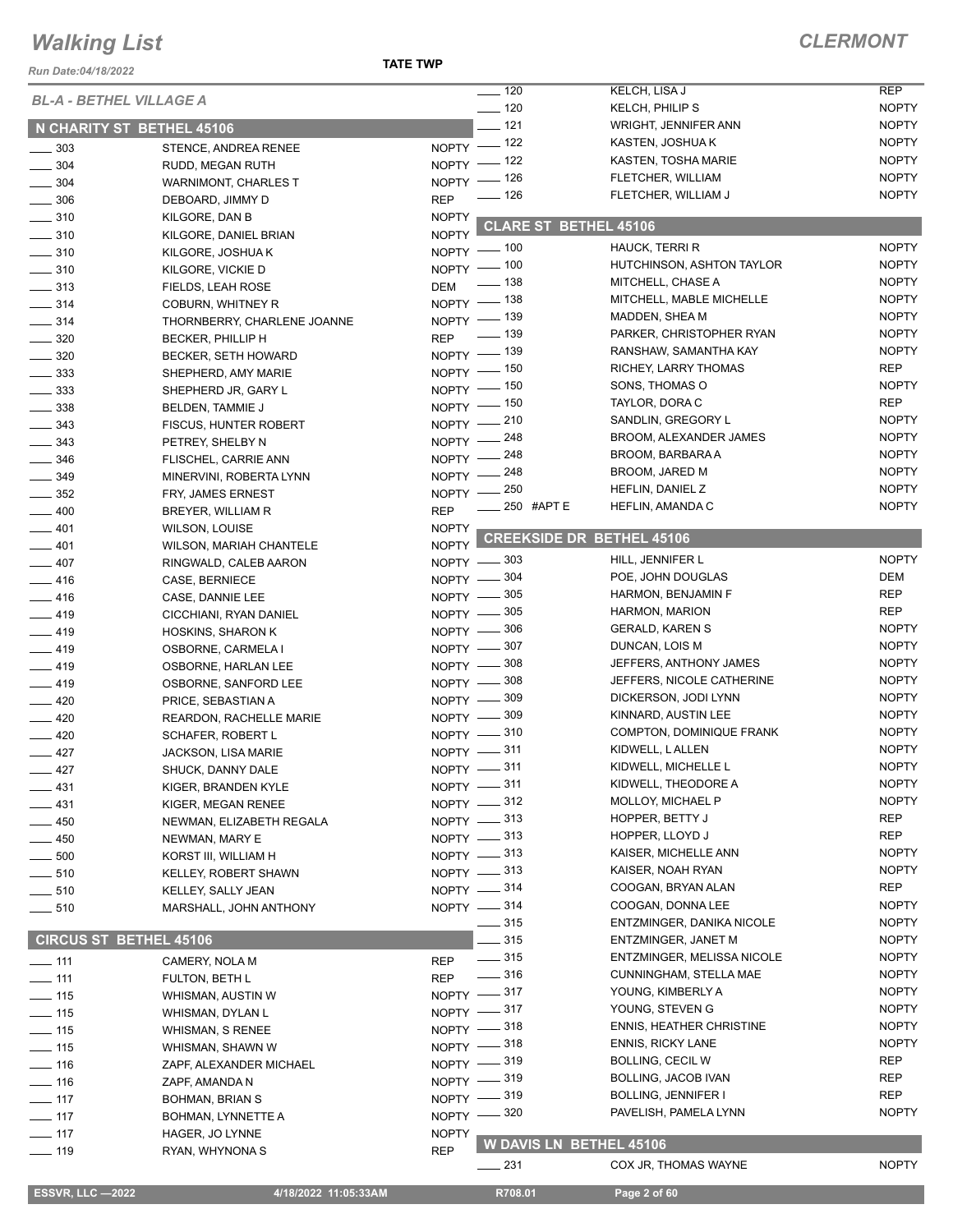# Walking List

**CLERMONT**

Run Date:04/18/2022

**TATE TWP**

*BL-A - BETHEL VILLAGE A*

## N CHARITY ST BETHEL 45106

| No. | Name | Party |
|---|---|---|
| 303 | STENCE, ANDREA RENEE | NOPTY |
| 304 | RUDD, MEGAN RUTH | NOPTY |
| 304 | WARNIMONT, CHARLES T | NOPTY |
| 306 | DEBOARD, JIMMY D | REP |
| 310 | KILGORE, DAN B | NOPTY |
| 310 | KILGORE, DANIEL BRIAN | NOPTY |
| 310 | KILGORE, JOSHUA K | NOPTY |
| 310 | KILGORE, VICKIE D | NOPTY |
| 313 | FIELDS, LEAH ROSE | DEM |
| 314 | COBURN, WHITNEY R | NOPTY |
| 314 | THORNBERRY, CHARLENE JOANNE | NOPTY |
| 320 | BECKER, PHILLIP H | REP |
| 320 | BECKER, SETH HOWARD | NOPTY |
| 333 | SHEPHERD, AMY MARIE | NOPTY |
| 333 | SHEPHERD JR, GARY L | NOPTY |
| 338 | BELDEN, TAMMIE J | NOPTY |
| 343 | FISCUS, HUNTER ROBERT | NOPTY |
| 343 | PETREY, SHELBY N | NOPTY |
| 346 | FLISCHEL, CARRIE ANN | NOPTY |
| 349 | MINERVINI, ROBERTA LYNN | NOPTY |
| 352 | FRY, JAMES ERNEST | NOPTY |
| 400 | BREYER, WILLIAM R | REP |
| 401 | WILSON, LOUISE | NOPTY |
| 401 | WILSON, MARIAH CHANTELE | NOPTY |
| 407 | RINGWALD, CALEB AARON | NOPTY |
| 416 | CASE, BERNIECE | NOPTY |
| 416 | CASE, DANNIE LEE | NOPTY |
| 419 | CICCHIANI, RYAN DANIEL | NOPTY |
| 419 | HOSKINS, SHARON K | NOPTY |
| 419 | OSBORNE, CARMELA I | NOPTY |
| 419 | OSBORNE, HARLAN LEE | NOPTY |
| 419 | OSBORNE, SANFORD LEE | NOPTY |
| 420 | PRICE, SEBASTIAN A | NOPTY |
| 420 | REARDON, RACHELLE MARIE | NOPTY |
| 420 | SCHAFER, ROBERT L | NOPTY |
| 427 | JACKSON, LISA MARIE | NOPTY |
| 427 | SHUCK, DANNY DALE | NOPTY |
| 431 | KIGER, BRANDEN KYLE | NOPTY |
| 431 | KIGER, MEGAN RENEE | NOPTY |
| 450 | NEWMAN, ELIZABETH REGALA | NOPTY |
| 450 | NEWMAN, MARY E | NOPTY |
| 500 | KORST III, WILLIAM H | NOPTY |
| 510 | KELLEY, ROBERT SHAWN | NOPTY |
| 510 | KELLEY, SALLY JEAN | NOPTY |
| 510 | MARSHALL, JOHN ANTHONY | NOPTY |

## CIRCUS ST BETHEL 45106

| No. | Name | Party |
|---|---|---|
| 111 | CAMERY, NOLA M | REP |
| 111 | FULTON, BETH L | REP |
| 115 | WHISMAN, AUSTIN W | NOPTY |
| 115 | WHISMAN, DYLAN L | NOPTY |
| 115 | WHISMAN, S RENEE | NOPTY |
| 115 | WHISMAN, SHAWN W | NOPTY |
| 116 | ZAPF, ALEXANDER MICHAEL | NOPTY |
| 116 | ZAPF, AMANDA N | NOPTY |
| 117 | BOHMAN, BRIAN S | NOPTY |
| 117 | BOHMAN, LYNNETTE A | NOPTY |
| 117 | HAGER, JO LYNNE | NOPTY |
| 119 | RYAN, WHYNONA S | REP |
| 120 | KELCH, LISA J | REP |
| 120 | KELCH, PHILIP S | NOPTY |
| 121 | WRIGHT, JENNIFER ANN | NOPTY |
| 122 | KASTEN, JOSHUA K | NOPTY |
| 122 | KASTEN, TOSHA MARIE | NOPTY |
| 126 | FLETCHER, WILLIAM | NOPTY |
| 126 | FLETCHER, WILLIAM J | NOPTY |

## CLARE ST BETHEL 45106

| No. | Name | Party |
|---|---|---|
| 100 | HAUCK, TERRI R | NOPTY |
| 100 | HUTCHINSON, ASHTON TAYLOR | NOPTY |
| 138 | MITCHELL, CHASE A | NOPTY |
| 138 | MITCHELL, MABLE MICHELLE | NOPTY |
| 139 | MADDEN, SHEA M | NOPTY |
| 139 | PARKER, CHRISTOPHER RYAN | NOPTY |
| 139 | RANSHAW, SAMANTHA KAY | NOPTY |
| 150 | RICHEY, LARRY THOMAS | REP |
| 150 | SONS, THOMAS O | NOPTY |
| 150 | TAYLOR, DORA C | REP |
| 210 | SANDLIN, GREGORY L | NOPTY |
| 248 | BROOM, ALEXANDER JAMES | NOPTY |
| 248 | BROOM, BARBARA A | NOPTY |
| 248 | BROOM, JARED M | NOPTY |
| 250 | HEFLIN, DANIEL Z | NOPTY |
| 250 #APT E | HEFLIN, AMANDA C | NOPTY |

## CREEKSIDE DR BETHEL 45106

| No. | Name | Party |
|---|---|---|
| 303 | HILL, JENNIFER L | NOPTY |
| 304 | POE, JOHN DOUGLAS | DEM |
| 305 | HARMON, BENJAMIN F | REP |
| 305 | HARMON, MARION | REP |
| 306 | GERALD, KAREN S | NOPTY |
| 307 | DUNCAN, LOIS M | NOPTY |
| 308 | JEFFERS, ANTHONY JAMES | NOPTY |
| 308 | JEFFERS, NICOLE CATHERINE | NOPTY |
| 309 | DICKERSON, JODI LYNN | NOPTY |
| 309 | KINNARD, AUSTIN LEE | NOPTY |
| 310 | COMPTON, DOMINIQUE FRANK | NOPTY |
| 311 | KIDWELL, L ALLEN | NOPTY |
| 311 | KIDWELL, MICHELLE L | NOPTY |
| 311 | KIDWELL, THEODORE A | NOPTY |
| 312 | MOLLOY, MICHAEL P | NOPTY |
| 313 | HOPPER, BETTY J | REP |
| 313 | HOPPER, LLOYD J | REP |
| 313 | KAISER, MICHELLE ANN | NOPTY |
| 313 | KAISER, NOAH RYAN | NOPTY |
| 314 | COOGAN, BRYAN ALAN | REP |
| 314 | COOGAN, DONNA LEE | NOPTY |
| 315 | ENTZMINGER, DANIKA NICOLE | NOPTY |
| 315 | ENTZMINGER, JANET M | NOPTY |
| 315 | ENTZMINGER, MELISSA NICOLE | NOPTY |
| 316 | CUNNINGHAM, STELLA MAE | NOPTY |
| 317 | YOUNG, KIMBERLY A | NOPTY |
| 317 | YOUNG, STEVEN G | NOPTY |
| 318 | ENNIS, HEATHER CHRISTINE | NOPTY |
| 318 | ENNIS, RICKY LANE | NOPTY |
| 319 | BOLLING, CECIL W | REP |
| 319 | BOLLING, JACOB IVAN | REP |
| 319 | BOLLING, JENNIFER I | REP |
| 320 | PAVELISH, PAMELA LYNN | NOPTY |

## W DAVIS LN BETHEL 45106

| No. | Name | Party |
|---|---|---|
| 231 | COX JR, THOMAS WAYNE | NOPTY |

ESSVR, LLC —2022 | 4/18/2022 11:05:33AM | R708.01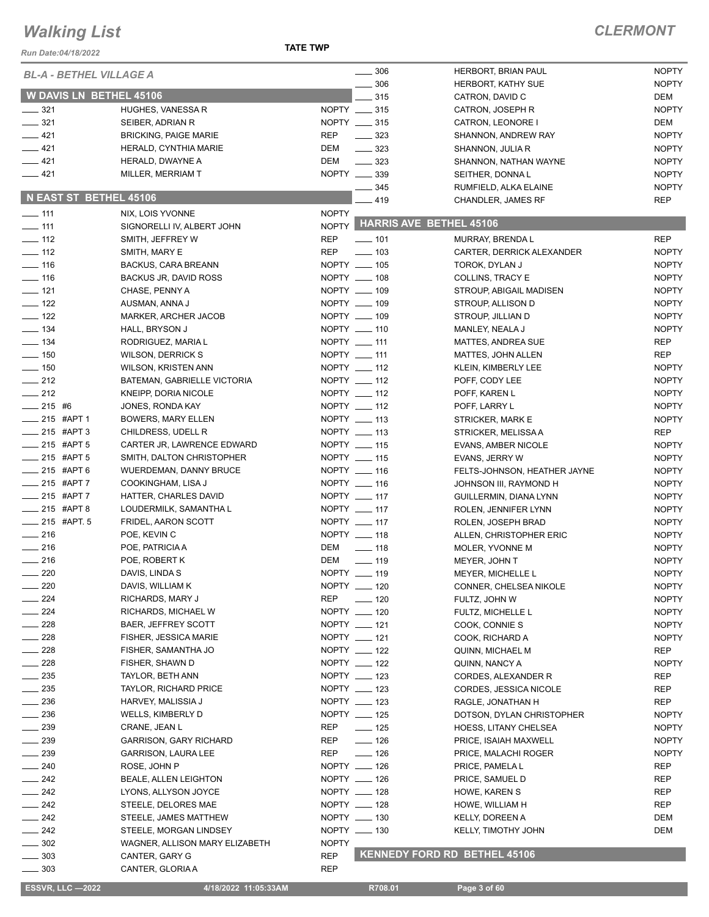# Walking List

## CLERMONT

Run Date:04/18/2022

TATE TWP

*BL-A - BETHEL VILLAGE A*

### W DAVIS LN BETHEL 45106

| No. | Name | Party |
|---|---|---|
| ___ 321 | HUGHES, VANESSA R | NOPTY |
| ___ 321 | SEIBER, ADRIAN R | NOPTY |
| ___ 421 | BRICKING, PAIGE MARIE | REP |
| ___ 421 | HERALD, CYNTHIA MARIE | DEM |
| ___ 421 | HERALD, DWAYNE A | DEM |
| ___ 421 | MILLER, MERRIAM T | NOPTY |

### N EAST ST BETHEL 45106

| No. | Name | Party |
|---|---|---|
| ___ 111 | NIX, LOIS YVONNE | NOPTY |
| ___ 111 | SIGNORELLI IV, ALBERT JOHN | NOPTY |
| ___ 112 | SMITH, JEFFREY W | REP |
| ___ 112 | SMITH, MARY E | REP |
| ___ 116 | BACKUS, CARA BREANN | NOPTY |
| ___ 116 | BACKUS JR, DAVID ROSS | NOPTY |
| ___ 121 | CHASE, PENNY A | NOPTY |
| ___ 122 | AUSMAN, ANNA J | NOPTY |
| ___ 122 | MARKER, ARCHER JACOB | NOPTY |
| ___ 134 | HALL, BRYSON J | NOPTY |
| ___ 134 | RODRIGUEZ, MARIA L | NOPTY |
| ___ 150 | WILSON, DERRICK S | NOPTY |
| ___ 150 | WILSON, KRISTEN ANN | NOPTY |
| ___ 212 | BATEMAN, GABRIELLE VICTORIA | NOPTY |
| ___ 212 | KNEIPP, DORIA NICOLE | NOPTY |
| ___ 215 #6 | JONES, RONDA KAY | NOPTY |
| ___ 215 #APT 1 | BOWERS, MARY ELLEN | NOPTY |
| ___ 215 #APT 3 | CHILDRESS, UDELL R | NOPTY |
| ___ 215 #APT 5 | CARTER JR, LAWRENCE EDWARD | NOPTY |
| ___ 215 #APT 5 | SMITH, DALTON CHRISTOPHER | NOPTY |
| ___ 215 #APT 6 | WUERDEMAN, DANNY BRUCE | NOPTY |
| ___ 215 #APT 7 | COOKINGHAM, LISA J | NOPTY |
| ___ 215 #APT 7 | HATTER, CHARLES DAVID | NOPTY |
| ___ 215 #APT 8 | LOUDERMILK, SAMANTHA L | NOPTY |
| ___ 215 #APT. 5 | FRIDEL, AARON SCOTT | NOPTY |
| ___ 216 | POE, KEVIN C | NOPTY |
| ___ 216 | POE, PATRICIA A | DEM |
| ___ 216 | POE, ROBERT K | DEM |
| ___ 220 | DAVIS, LINDA S | NOPTY |
| ___ 220 | DAVIS, WILLIAM K | NOPTY |
| ___ 224 | RICHARDS, MARY J | REP |
| ___ 224 | RICHARDS, MICHAEL W | NOPTY |
| ___ 228 | BAER, JEFFREY SCOTT | NOPTY |
| ___ 228 | FISHER, JESSICA MARIE | NOPTY |
| ___ 228 | FISHER, SAMANTHA JO | NOPTY |
| ___ 228 | FISHER, SHAWN D | NOPTY |
| ___ 235 | TAYLOR, BETH ANN | NOPTY |
| ___ 235 | TAYLOR, RICHARD PRICE | NOPTY |
| ___ 236 | HARVEY, MALISSIA J | NOPTY |
| ___ 236 | WELLS, KIMBERLY D | NOPTY |
| ___ 239 | CRANE, JEAN L | REP |
| ___ 239 | GARRISON, GARY RICHARD | REP |
| ___ 239 | GARRISON, LAURA LEE | REP |
| ___ 240 | ROSE, JOHN P | NOPTY |
| ___ 242 | BEALE, ALLEN LEIGHTON | NOPTY |
| ___ 242 | LYONS, ALLYSON JOYCE | NOPTY |
| ___ 242 | STEELE, DELORES MAE | NOPTY |
| ___ 242 | STEELE, JAMES MATTHEW | NOPTY |
| ___ 242 | STEELE, MORGAN LINDSEY | NOPTY |
| ___ 302 | WAGNER, ALLISON MARY ELIZABETH | NOPTY |
| ___ 303 | CANTER, GARY G | REP |
| ___ 303 | CANTER, GLORIA A | REP |
| ___ 306 | HERBORT, BRIAN PAUL | NOPTY |
| ___ 306 | HERBORT, KATHY SUE | NOPTY |
| ___ 315 | CATRON, DAVID C | DEM |
| ___ 315 | CATRON, JOSEPH R | NOPTY |
| ___ 315 | CATRON, LEONORE I | DEM |
| ___ 323 | SHANNON, ANDREW RAY | NOPTY |
| ___ 323 | SHANNON, JULIA R | NOPTY |
| ___ 323 | SHANNON, NATHAN WAYNE | NOPTY |
| ___ 339 | SEITHER, DONNA L | NOPTY |
| ___ 345 | RUMFIELD, ALKA ELAINE | NOPTY |
| ___ 419 | CHANDLER, JAMES RF | REP |

### HARRIS AVE BETHEL 45106

| No. | Name | Party |
|---|---|---|
| ___ 101 | MURRAY, BRENDA L | REP |
| ___ 103 | CARTER, DERRICK ALEXANDER | NOPTY |
| ___ 105 | TOROK, DYLAN J | NOPTY |
| ___ 108 | COLLINS, TRACY E | NOPTY |
| ___ 109 | STROUP, ABIGAIL MADISEN | NOPTY |
| ___ 109 | STROUP, ALLISON D | NOPTY |
| ___ 109 | STROUP, JILLIAN D | NOPTY |
| ___ 110 | MANLEY, NEALA J | NOPTY |
| ___ 111 | MATTES, ANDREA SUE | REP |
| ___ 111 | MATTES, JOHN ALLEN | REP |
| ___ 112 | KLEIN, KIMBERLY LEE | NOPTY |
| ___ 112 | POFF, CODY LEE | NOPTY |
| ___ 112 | POFF, KAREN L | NOPTY |
| ___ 112 | POFF, LARRY L | NOPTY |
| ___ 113 | STRICKER, MARK E | NOPTY |
| ___ 113 | STRICKER, MELISSA A | REP |
| ___ 115 | EVANS, AMBER NICOLE | NOPTY |
| ___ 115 | EVANS, JERRY W | NOPTY |
| ___ 116 | FELTS-JOHNSON, HEATHER JAYNE | NOPTY |
| ___ 116 | JOHNSON III, RAYMOND H | NOPTY |
| ___ 117 | GUILLERMIN, DIANA LYNN | NOPTY |
| ___ 117 | ROLEN, JENNIFER LYNN | NOPTY |
| ___ 117 | ROLEN, JOSEPH BRAD | NOPTY |
| ___ 118 | ALLEN, CHRISTOPHER ERIC | NOPTY |
| ___ 118 | MOLER, YVONNE M | NOPTY |
| ___ 119 | MEYER, JOHN T | NOPTY |
| ___ 119 | MEYER, MICHELLE L | NOPTY |
| ___ 120 | CONNER, CHELSEA NIKOLE | NOPTY |
| ___ 120 | FULTZ, JOHN W | NOPTY |
| ___ 120 | FULTZ, MICHELLE L | NOPTY |
| ___ 121 | COOK, CONNIE S | NOPTY |
| ___ 121 | COOK, RICHARD A | NOPTY |
| ___ 122 | QUINN, MICHAEL M | REP |
| ___ 122 | QUINN, NANCY A | NOPTY |
| ___ 123 | CORDES, ALEXANDER R | REP |
| ___ 123 | CORDES, JESSICA NICOLE | REP |
| ___ 123 | RAGLE, JONATHAN H | REP |
| ___ 125 | DOTSON, DYLAN CHRISTOPHER | NOPTY |
| ___ 125 | HOESS, LITANY CHELSEA | NOPTY |
| ___ 126 | PRICE, ISAIAH MAXWELL | NOPTY |
| ___ 126 | PRICE, MALACHI ROGER | NOPTY |
| ___ 126 | PRICE, PAMELA L | REP |
| ___ 126 | PRICE, SAMUEL D | REP |
| ___ 128 | HOWE, KAREN S | REP |
| ___ 128 | HOWE, WILLIAM H | REP |
| ___ 130 | KELLY, DOREEN A | DEM |
| ___ 130 | KELLY, TIMOTHY JOHN | DEM |

### KENNEDY FORD RD BETHEL 45106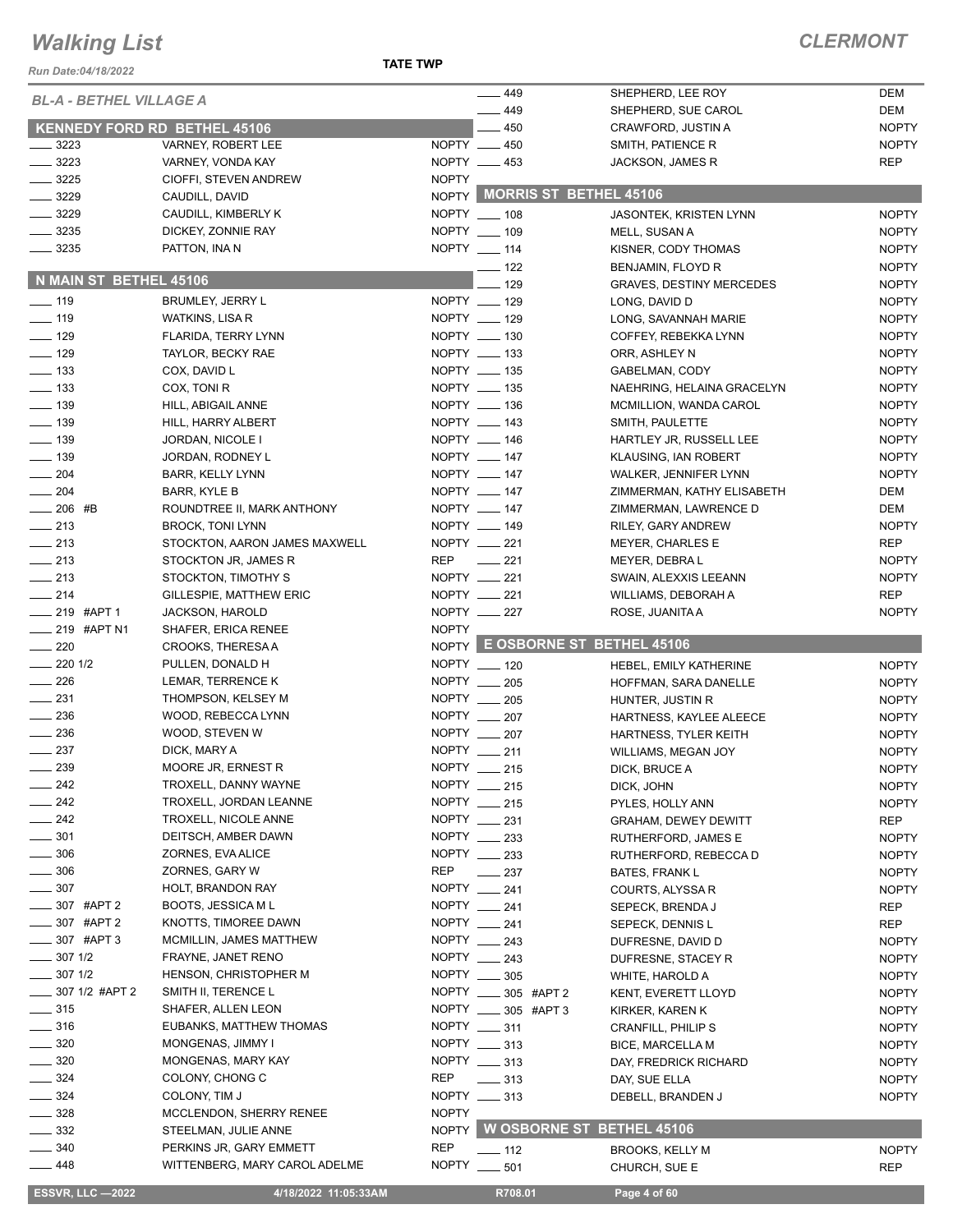# Walking List

## CLERMONT

*Run Date:04/18/2022*

**TATE TWP**

*BL-A - BETHEL VILLAGE A*

### KENNEDY FORD RD BETHEL 45106

| No. | Name | Party |
|---|---|---|
| 3223 | VARNEY, ROBERT LEE | NOPTY |
| 3223 | VARNEY, VONDA KAY | NOPTY |
| 3225 | CIOFFI, STEVEN ANDREW | NOPTY |
| 3229 | CAUDILL, DAVID | NOPTY |
| 3229 | CAUDILL, KIMBERLY K | NOPTY |
| 3235 | DICKEY, ZONNIE RAY | NOPTY |
| 3235 | PATTON, INA N | NOPTY |

### N MAIN ST BETHEL 45106

| No. | Name | Party |
|---|---|---|
| 119 | BRUMLEY, JERRY L | NOPTY |
| 119 | WATKINS, LISA R | NOPTY |
| 129 | FLARIDA, TERRY LYNN | NOPTY |
| 129 | TAYLOR, BECKY RAE | NOPTY |
| 133 | COX, DAVID L | NOPTY |
| 133 | COX, TONI R | NOPTY |
| 139 | HILL, ABIGAIL ANNE | NOPTY |
| 139 | HILL, HARRY ALBERT | NOPTY |
| 139 | JORDAN, NICOLE I | NOPTY |
| 139 | JORDAN, RODNEY L | NOPTY |
| 204 | BARR, KELLY LYNN | NOPTY |
| 204 | BARR, KYLE B | NOPTY |
| 206 #B | ROUNDTREE II, MARK ANTHONY | NOPTY |
| 213 | BROCK, TONI LYNN | NOPTY |
| 213 | STOCKTON, AARON JAMES MAXWELL | NOPTY |
| 213 | STOCKTON JR, JAMES R | REP |
| 213 | STOCKTON, TIMOTHY S | NOPTY |
| 214 | GILLESPIE, MATTHEW ERIC | NOPTY |
| 219 #APT 1 | JACKSON, HAROLD | NOPTY |
| 219 #APT N1 | SHAFER, ERICA RENEE | NOPTY |
| 220 | CROOKS, THERESA A | NOPTY |
| 220 1/2 | PULLEN, DONALD H | NOPTY |
| 226 | LEMAR, TERRENCE K | NOPTY |
| 231 | THOMPSON, KELSEY M | NOPTY |
| 236 | WOOD, REBECCA LYNN | NOPTY |
| 236 | WOOD, STEVEN W | NOPTY |
| 237 | DICK, MARY A | NOPTY |
| 239 | MOORE JR, ERNEST R | NOPTY |
| 242 | TROXELL, DANNY WAYNE | NOPTY |
| 242 | TROXELL, JORDAN LEANNE | NOPTY |
| 242 | TROXELL, NICOLE ANNE | NOPTY |
| 301 | DEITSCH, AMBER DAWN | NOPTY |
| 306 | ZORNES, EVA ALICE | NOPTY |
| 306 | ZORNES, GARY W | REP |
| 307 | HOLT, BRANDON RAY | NOPTY |
| 307 #APT 2 | BOOTS, JESSICA M L | NOPTY |
| 307 #APT 2 | KNOTTS, TIMOREE DAWN | NOPTY |
| 307 #APT 3 | MCMILLIN, JAMES MATTHEW | NOPTY |
| 307 1/2 | FRAYNE, JANET RENO | NOPTY |
| 307 1/2 | HENSON, CHRISTOPHER M | NOPTY |
| 307 1/2 #APT 2 | SMITH II, TERENCE L | NOPTY |
| 315 | SHAFER, ALLEN LEON | NOPTY |
| 316 | EUBANKS, MATTHEW THOMAS | NOPTY |
| 320 | MONGENAS, JIMMY I | NOPTY |
| 320 | MONGENAS, MARY KAY | NOPTY |
| 324 | COLONY, CHONG C | REP |
| 324 | COLONY, TIM J | NOPTY |
| 328 | MCCLENDON, SHERRY RENEE | NOPTY |
| 332 | STEELMAN, JULIE ANNE | NOPTY |
| 340 | PERKINS JR, GARY EMMETT | REP |
| 448 | WITTENBERG, MARY CAROL ADELME | NOPTY |
| 449 | SHEPHERD, LEE ROY | DEM |
| 449 | SHEPHERD, SUE CAROL | DEM |
| 450 | CRAWFORD, JUSTIN A | NOPTY |
| 450 | SMITH, PATIENCE R | NOPTY |
| 453 | JACKSON, JAMES R | REP |

### MORRIS ST BETHEL 45106

| No. | Name | Party |
|---|---|---|
| 108 | JASONTEK, KRISTEN LYNN | NOPTY |
| 109 | MELL, SUSAN A | NOPTY |
| 114 | KISNER, CODY THOMAS | NOPTY |
| 122 | BENJAMIN, FLOYD R | NOPTY |
| 129 | GRAVES, DESTINY MERCEDES | NOPTY |
| 129 | LONG, DAVID D | NOPTY |
| 129 | LONG, SAVANNAH MARIE | NOPTY |
| 130 | COFFEY, REBEKKA LYNN | NOPTY |
| 133 | ORR, ASHLEY N | NOPTY |
| 135 | GABELMAN, CODY | NOPTY |
| 135 | NAEHRING, HELAINA GRACELYN | NOPTY |
| 136 | MCMILLION, WANDA CAROL | NOPTY |
| 143 | SMITH, PAULETTE | NOPTY |
| 146 | HARTLEY JR, RUSSELL LEE | NOPTY |
| 147 | KLAUSING, IAN ROBERT | NOPTY |
| 147 | WALKER, JENNIFER LYNN | NOPTY |
| 147 | ZIMMERMAN, KATHY ELISABETH | DEM |
| 147 | ZIMMERMAN, LAWRENCE D | DEM |
| 149 | RILEY, GARY ANDREW | NOPTY |
| 221 | MEYER, CHARLES E | REP |
| 221 | MEYER, DEBRA L | NOPTY |
| 221 | SWAIN, ALEXXIS LEEANN | NOPTY |
| 221 | WILLIAMS, DEBORAH A | REP |
| 227 | ROSE, JUANITA A | NOPTY |

### E OSBORNE ST BETHEL 45106

| No. | Name | Party |
|---|---|---|
| 120 | HEBEL, EMILY KATHERINE | NOPTY |
| 205 | HOFFMAN, SARA DANELLE | NOPTY |
| 205 | HUNTER, JUSTIN R | NOPTY |
| 207 | HARTNESS, KAYLEE ALEECE | NOPTY |
| 207 | HARTNESS, TYLER KEITH | NOPTY |
| 211 | WILLIAMS, MEGAN JOY | NOPTY |
| 215 | DICK, BRUCE A | NOPTY |
| 215 | DICK, JOHN | NOPTY |
| 215 | PYLES, HOLLY ANN | NOPTY |
| 231 | GRAHAM, DEWEY DEWITT | REP |
| 233 | RUTHERFORD, JAMES E | NOPTY |
| 233 | RUTHERFORD, REBECCA D | NOPTY |
| 237 | BATES, FRANK L | NOPTY |
| 241 | COURTS, ALYSSA R | NOPTY |
| 241 | SEPECK, BRENDA J | REP |
| 241 | SEPECK, DENNIS L | REP |
| 243 | DUFRESNE, DAVID D | NOPTY |
| 243 | DUFRESNE, STACEY R | NOPTY |
| 305 | WHITE, HAROLD A | NOPTY |
| 305 #APT 2 | KENT, EVERETT LLOYD | NOPTY |
| 305 #APT 3 | KIRKER, KAREN K | NOPTY |
| 311 | CRANFILL, PHILIP S | NOPTY |
| 313 | BICE, MARCELLA M | NOPTY |
| 313 | DAY, FREDRICK RICHARD | NOPTY |
| 313 | DAY, SUE ELLA | NOPTY |
| 313 | DEBELL, BRANDEN J | NOPTY |

### W OSBORNE ST BETHEL 45106

| No. | Name | Party |
|---|---|---|
| 112 | BROOKS, KELLY M | NOPTY |
| 501 | CHURCH, SUE E | REP |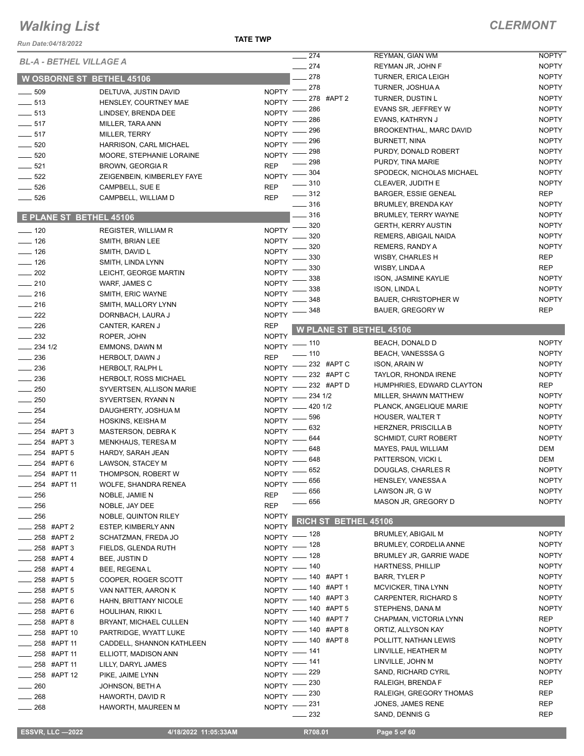# Walking List

## CLERMONT

Run Date:04/18/2022

TATE TWP

### BL-A - BETHEL VILLAGE A

### W OSBORNE ST BETHEL 45106

| No. | Name | Party |
|---|---|---|
| 509 | DELTUVA, JUSTIN DAVID | NOPTY |
| 513 | HENSLEY, COURTNEY MAE | NOPTY |
| 513 | LINDSEY, BRENDA DEE | NOPTY |
| 517 | MILLER, TARA ANN | NOPTY |
| 517 | MILLER, TERRY | NOPTY |
| 520 | HARRISON, CARL MICHAEL | NOPTY |
| 520 | MOORE, STEPHANIE LORAINE | NOPTY |
| 521 | BROWN, GEORGIA R | REP |
| 522 | ZEIGENBEIN, KIMBERLEY FAYE | NOPTY |
| 526 | CAMPBELL, SUE E | REP |
| 526 | CAMPBELL, WILLIAM D | REP |

### E PLANE ST BETHEL 45106

| No. | Name | Party |
|---|---|---|
| 120 | REGISTER, WILLIAM R | NOPTY |
| 126 | SMITH, BRIAN LEE | NOPTY |
| 126 | SMITH, DAVID L | NOPTY |
| 126 | SMITH, LINDA LYNN | NOPTY |
| 202 | LEICHT, GEORGE MARTIN | NOPTY |
| 210 | WARF, JAMES C | NOPTY |
| 216 | SMITH, ERIC WAYNE | NOPTY |
| 216 | SMITH, MALLORY LYNN | NOPTY |
| 222 | DORNBACH, LAURA J | NOPTY |
| 226 | CANTER, KAREN J | REP |
| 232 | ROPER, JOHN | NOPTY |
| 234 1/2 | EMMONS, DAWN M | NOPTY |
| 236 | HERBOLT, DAWN J | REP |
| 236 | HERBOLT, RALPH L | NOPTY |
| 236 | HERBOLT, ROSS MICHAEL | NOPTY |
| 250 | SYVERTSEN, ALLISON MARIE | NOPTY |
| 250 | SYVERTSEN, RYANN N | NOPTY |
| 254 | DAUGHERTY, JOSHUA M | NOPTY |
| 254 | HOSKINS, KEISHA M | NOPTY |
| 254 #APT 3 | MASTERSON, DEBRA K | NOPTY |
| 254 #APT 3 | MENKHAUS, TERESA M | NOPTY |
| 254 #APT 5 | HARDY, SARAH JEAN | NOPTY |
| 254 #APT 6 | LAWSON, STACEY M | NOPTY |
| 254 #APT 11 | THOMPSON, ROBERT W | NOPTY |
| 254 #APT 11 | WOLFE, SHANDRA RENEA | NOPTY |
| 256 | NOBLE, JAMIE N | REP |
| 256 | NOBLE, JAY DEE | REP |
| 256 | NOBLE, QUINTON RILEY | NOPTY |
| 258 #APT 2 | ESTEP, KIMBERLY ANN | NOPTY |
| 258 #APT 2 | SCHATZMAN, FREDA JO | NOPTY |
| 258 #APT 3 | FIELDS, GLENDA RUTH | NOPTY |
| 258 #APT 4 | BEE, JUSTIN D | NOPTY |
| 258 #APT 4 | BEE, REGENA L | NOPTY |
| 258 #APT 5 | COOPER, ROGER SCOTT | NOPTY |
| 258 #APT 5 | VAN NATTER, AARON K | NOPTY |
| 258 #APT 6 | HAHN, BRITTANY NICOLE | NOPTY |
| 258 #APT 6 | HOULIHAN, RIKKI L | NOPTY |
| 258 #APT 8 | BRYANT, MICHAEL CULLEN | NOPTY |
| 258 #APT 10 | PARTRIDGE, WYATT LUKE | NOPTY |
| 258 #APT 11 | CADDELL, SHANNON KATHLEEN | NOPTY |
| 258 #APT 11 | ELLIOTT, MADISON ANN | NOPTY |
| 258 #APT 11 | LILLY, DARYL JAMES | NOPTY |
| 258 #APT 12 | PIKE, JAIME LYNN | NOPTY |
| 260 | JOHNSON, BETH A | NOPTY |
| 268 | HAWORTH, DAVID R | NOPTY |
| 268 | HAWORTH, MAUREEN M | NOPTY |
| 274 | REYMAN, GIAN WM | NOPTY |
| 274 | REYMAN JR, JOHN F | NOPTY |
| 278 | TURNER, ERICA LEIGH | NOPTY |
| 278 | TURNER, JOSHUA A | NOPTY |
| 278 #APT 2 | TURNER, DUSTIN L | NOPTY |
| 286 | EVANS SR, JEFFREY W | NOPTY |
| 286 | EVANS, KATHRYN J | NOPTY |
| 296 | BROOKENTHAL, MARC DAVID | NOPTY |
| 296 | BURNETT, NINA | NOPTY |
| 298 | PURDY, DONALD ROBERT | NOPTY |
| 298 | PURDY, TINA MARIE | NOPTY |
| 304 | SPODECK, NICHOLAS MICHAEL | NOPTY |
| 310 | CLEAVER, JUDITH E | NOPTY |
| 312 | BARGER, ESSIE GENEAL | REP |
| 316 | BRUMLEY, BRENDA KAY | NOPTY |
| 316 | BRUMLEY, TERRY WAYNE | NOPTY |
| 320 | GERTH, KERRY AUSTIN | NOPTY |
| 320 | REMERS, ABIGAIL NAIDA | NOPTY |
| 320 | REMERS, RANDY A | NOPTY |
| 330 | WISBY, CHARLES H | REP |
| 330 | WISBY, LINDA A | REP |
| 338 | ISON, JASMINE KAYLIE | NOPTY |
| 338 | ISON, LINDA L | NOPTY |
| 348 | BAUER, CHRISTOPHER W | NOPTY |
| 348 | BAUER, GREGORY W | REP |

### W PLANE ST BETHEL 45106

| No. | Name | Party |
|---|---|---|
| 110 | BEACH, DONALD D | NOPTY |
| 110 | BEACH, VANESSSA G | NOPTY |
| 232 #APT C | ISON, ARAIN W | NOPTY |
| 232 #APT C | TAYLOR, RHONDA IRENE | NOPTY |
| 232 #APT D | HUMPHRIES, EDWARD CLAYTON | REP |
| 234 1/2 | MILLER, SHAWN MATTHEW | NOPTY |
| 420 1/2 | PLANCK, ANGELIQUE MARIE | NOPTY |
| 596 | HOUSER, WALTER T | NOPTY |
| 632 | HERZNER, PRISCILLA B | NOPTY |
| 644 | SCHMIDT, CURT ROBERT | NOPTY |
| 648 | MAYES, PAUL WILLIAM | DEM |
| 648 | PATTERSON, VICKI L | DEM |
| 652 | DOUGLAS, CHARLES R | NOPTY |
| 656 | HENSLEY, VANESSA A | NOPTY |
| 656 | LAWSON JR, G W | NOPTY |
| 656 | MASON JR, GREGORY D | NOPTY |

### RICH ST BETHEL 45106

| No. | Name | Party |
|---|---|---|
| 128 | BRUMLEY, ABIGAIL M | NOPTY |
| 128 | BRUMLEY, CORDELIA ANNE | NOPTY |
| 128 | BRUMLEY JR, GARRIE WADE | NOPTY |
| 140 | HARTNESS, PHILLIP | NOPTY |
| 140 #APT 1 | BARR, TYLER P | NOPTY |
| 140 #APT 1 | MCVICKER, TINA LYNN | NOPTY |
| 140 #APT 3 | CARPENTER, RICHARD S | NOPTY |
| 140 #APT 5 | STEPHENS, DANA M | NOPTY |
| 140 #APT 7 | CHAPMAN, VICTORIA LYNN | REP |
| 140 #APT 8 | ORTIZ, ALLYSON KAY | NOPTY |
| 140 #APT 8 | POLLITT, NATHAN LEWIS | NOPTY |
| 141 | LINVILLE, HEATHER M | NOPTY |
| 141 | LINVILLE, JOHN M | NOPTY |
| 229 | SAND, RICHARD CYRIL | NOPTY |
| 230 | RALEIGH, BRENDA F | REP |
| 230 | RALEIGH, GREGORY THOMAS | REP |
| 231 | JONES, JAMES RENE | REP |
| 232 | SAND, DENNIS G | REP |

ESSVR, LLC —2022 | 4/18/2022 11:05:33AM | R708.01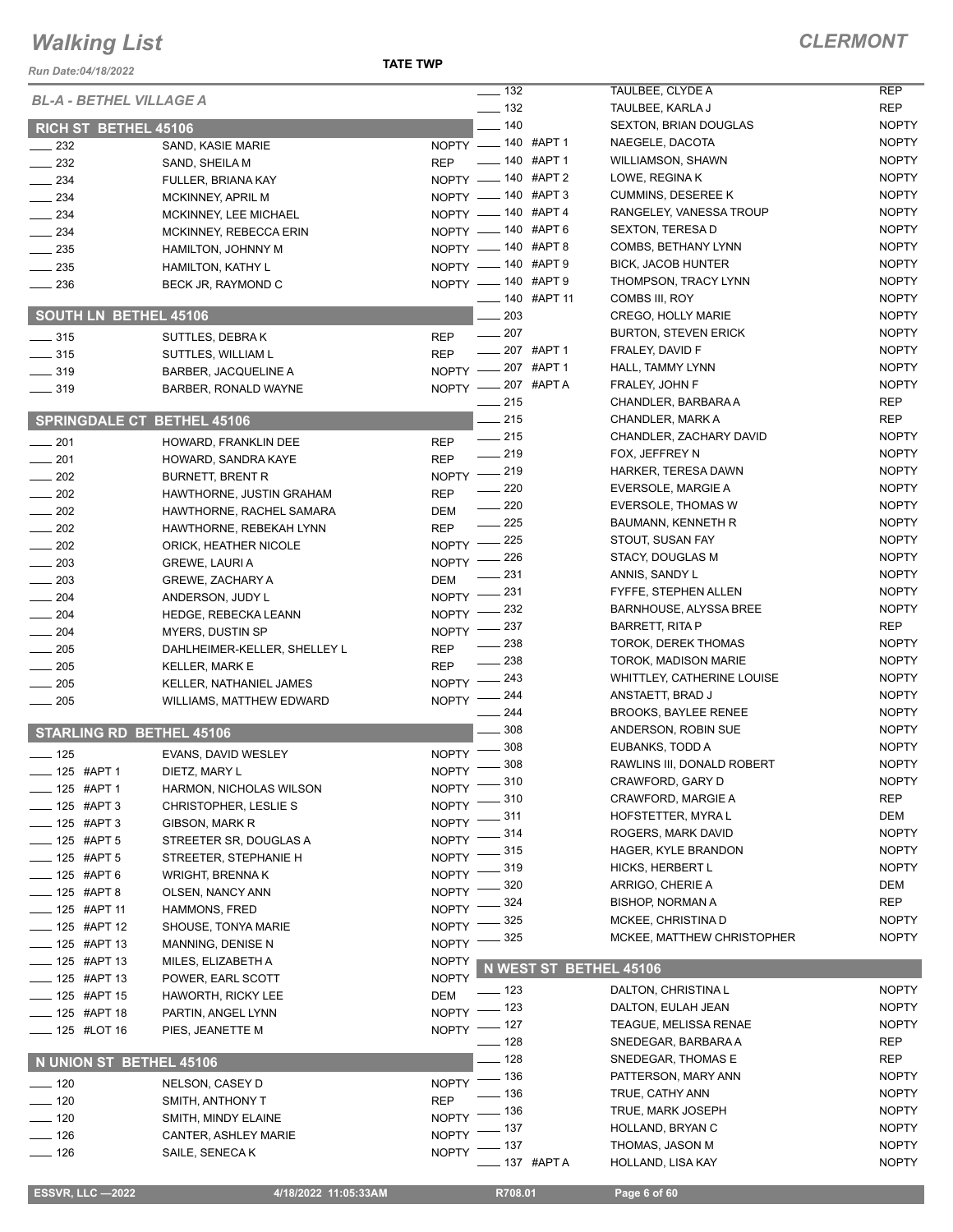# Walking List

## CLERMONT

Run Date:04/18/2022

TATE TWP

### BL-A - BETHEL VILLAGE A

#### RICH ST BETHEL 45106

| No. | Name | Party |
|---|---|---|
| 232 | SAND, KASIE MARIE | NOPTY |
| 232 | SAND, SHEILA M | REP |
| 234 | FULLER, BRIANA KAY | NOPTY |
| 234 | MCKINNEY, APRIL M | NOPTY |
| 234 | MCKINNEY, LEE MICHAEL | NOPTY |
| 234 | MCKINNEY, REBECCA ERIN | NOPTY |
| 235 | HAMILTON, JOHNNY M | NOPTY |
| 235 | HAMILTON, KATHY L | NOPTY |
| 236 | BECK JR, RAYMOND C | NOPTY |

#### SOUTH LN BETHEL 45106

| No. | Name | Party |
|---|---|---|
| 315 | SUTTLES, DEBRA K | REP |
| 315 | SUTTLES, WILLIAM L | REP |
| 319 | BARBER, JACQUELINE A | NOPTY |
| 319 | BARBER, RONALD WAYNE | NOPTY |

#### SPRINGDALE CT BETHEL 45106

| No. | Name | Party |
|---|---|---|
| 201 | HOWARD, FRANKLIN DEE | REP |
| 201 | HOWARD, SANDRA KAYE | REP |
| 202 | BURNETT, BRENT R | NOPTY |
| 202 | HAWTHORNE, JUSTIN GRAHAM | REP |
| 202 | HAWTHORNE, RACHEL SAMARA | DEM |
| 202 | HAWTHORNE, REBEKAH LYNN | REP |
| 202 | ORICK, HEATHER NICOLE | NOPTY |
| 203 | GREWE, LAURI A | NOPTY |
| 203 | GREWE, ZACHARY A | DEM |
| 204 | ANDERSON, JUDY L | NOPTY |
| 204 | HEDGE, REBECKA LEANN | NOPTY |
| 204 | MYERS, DUSTIN SP | NOPTY |
| 205 | DAHLHEIMER-KELLER, SHELLEY L | REP |
| 205 | KELLER, MARK E | REP |
| 205 | KELLER, NATHANIEL JAMES | NOPTY |
| 205 | WILLIAMS, MATTHEW EDWARD | NOPTY |

#### STARLING RD BETHEL 45106

| No. | Name | Party |
|---|---|---|
| 125 | EVANS, DAVID WESLEY | NOPTY |
| 125 #APT 1 | DIETZ, MARY L | NOPTY |
| 125 #APT 1 | HARMON, NICHOLAS WILSON | NOPTY |
| 125 #APT 3 | CHRISTOPHER, LESLIE S | NOPTY |
| 125 #APT 3 | GIBSON, MARK R | NOPTY |
| 125 #APT 5 | STREETER SR, DOUGLAS A | NOPTY |
| 125 #APT 5 | STREETER, STEPHANIE H | NOPTY |
| 125 #APT 6 | WRIGHT, BRENNA K | NOPTY |
| 125 #APT 8 | OLSEN, NANCY ANN | NOPTY |
| 125 #APT 11 | HAMMONS, FRED | NOPTY |
| 125 #APT 12 | SHOUSE, TONYA MARIE | NOPTY |
| 125 #APT 13 | MANNING, DENISE N | NOPTY |
| 125 #APT 13 | MILES, ELIZABETH A | NOPTY |
| 125 #APT 13 | POWER, EARL SCOTT | NOPTY |
| 125 #APT 15 | HAWORTH, RICKY LEE | DEM |
| 125 #APT 18 | PARTIN, ANGEL LYNN | NOPTY |
| 125 #LOT 16 | PIES, JEANETTE M | NOPTY |

#### N UNION ST BETHEL 45106

| No. | Name | Party |
|---|---|---|
| 120 | NELSON, CASEY D | NOPTY |
| 120 | SMITH, ANTHONY T | REP |
| 120 | SMITH, MINDY ELAINE | NOPTY |
| 126 | CANTER, ASHLEY MARIE | NOPTY |
| 126 | SAILE, SENECA K | NOPTY |
| 132 | TAULBEE, CLYDE A | REP |
| 132 | TAULBEE, KARLA J | REP |
| 140 | SEXTON, BRIAN DOUGLAS | NOPTY |
| 140 #APT 1 | NAEGELE, DACOTA | NOPTY |
| 140 #APT 1 | WILLIAMSON, SHAWN | NOPTY |
| 140 #APT 2 | LOWE, REGINA K | NOPTY |
| 140 #APT 3 | CUMMINS, DESEREE K | NOPTY |
| 140 #APT 4 | RANGELEY, VANESSA TROUP | NOPTY |
| 140 #APT 6 | SEXTON, TERESA D | NOPTY |
| 140 #APT 8 | COMBS, BETHANY LYNN | NOPTY |
| 140 #APT 9 | BICK, JACOB HUNTER | NOPTY |
| 140 #APT 9 | THOMPSON, TRACY LYNN | NOPTY |
| 140 #APT 11 | COMBS III, ROY | NOPTY |
| 203 | CREGO, HOLLY MARIE | NOPTY |
| 207 | BURTON, STEVEN ERICK | NOPTY |
| 207 #APT 1 | FRALEY, DAVID F | NOPTY |
| 207 #APT 1 | HALL, TAMMY LYNN | NOPTY |
| 207 #APT A | FRALEY, JOHN F | NOPTY |
| 215 | CHANDLER, BARBARA A | REP |
| 215 | CHANDLER, MARK A | REP |
| 215 | CHANDLER, ZACHARY DAVID | NOPTY |
| 219 | FOX, JEFFREY N | NOPTY |
| 219 | HARKER, TERESA DAWN | NOPTY |
| 220 | EVERSOLE, MARGIE A | NOPTY |
| 220 | EVERSOLE, THOMAS W | NOPTY |
| 225 | BAUMANN, KENNETH R | NOPTY |
| 225 | STOUT, SUSAN FAY | NOPTY |
| 226 | STACY, DOUGLAS M | NOPTY |
| 231 | ANNIS, SANDY L | NOPTY |
| 231 | FYFFE, STEPHEN ALLEN | NOPTY |
| 232 | BARNHOUSE, ALYSSA BREE | NOPTY |
| 237 | BARRETT, RITA P | REP |
| 238 | TOROK, DEREK THOMAS | NOPTY |
| 238 | TOROK, MADISON MARIE | NOPTY |
| 243 | WHITTLEY, CATHERINE LOUISE | NOPTY |
| 244 | ANSTAETT, BRAD J | NOPTY |
| 244 | BROOKS, BAYLEE RENEE | NOPTY |
| 308 | ANDERSON, ROBIN SUE | NOPTY |
| 308 | EUBANKS, TODD A | NOPTY |
| 308 | RAWLINS III, DONALD ROBERT | NOPTY |
| 310 | CRAWFORD, GARY D | NOPTY |
| 310 | CRAWFORD, MARGIE A | REP |
| 311 | HOFSTETTER, MYRA L | DEM |
| 314 | ROGERS, MARK DAVID | NOPTY |
| 315 | HAGER, KYLE BRANDON | NOPTY |
| 319 | HICKS, HERBERT L | NOPTY |
| 320 | ARRIGO, CHERIE A | DEM |
| 324 | BISHOP, NORMAN A | REP |
| 325 | MCKEE, CHRISTINA D | NOPTY |
| 325 | MCKEE, MATTHEW CHRISTOPHER | NOPTY |

#### N WEST ST BETHEL 45106

| No. | Name | Party |
|---|---|---|
| 123 | DALTON, CHRISTINA L | NOPTY |
| 123 | DALTON, EULAH JEAN | NOPTY |
| 127 | TEAGUE, MELISSA RENAE | NOPTY |
| 128 | SNEDEGAR, BARBARA A | REP |
| 128 | SNEDEGAR, THOMAS E | REP |
| 136 | PATTERSON, MARY ANN | NOPTY |
| 136 | TRUE, CATHY ANN | NOPTY |
| 136 | TRUE, MARK JOSEPH | NOPTY |
| 137 | HOLLAND, BRYAN C | NOPTY |
| 137 | THOMAS, JASON M | NOPTY |
| 137 #APT A | HOLLAND, LISA KAY | NOPTY |

ESSVR, LLC —2022 | 4/18/2022 11:05:33AM | R708.01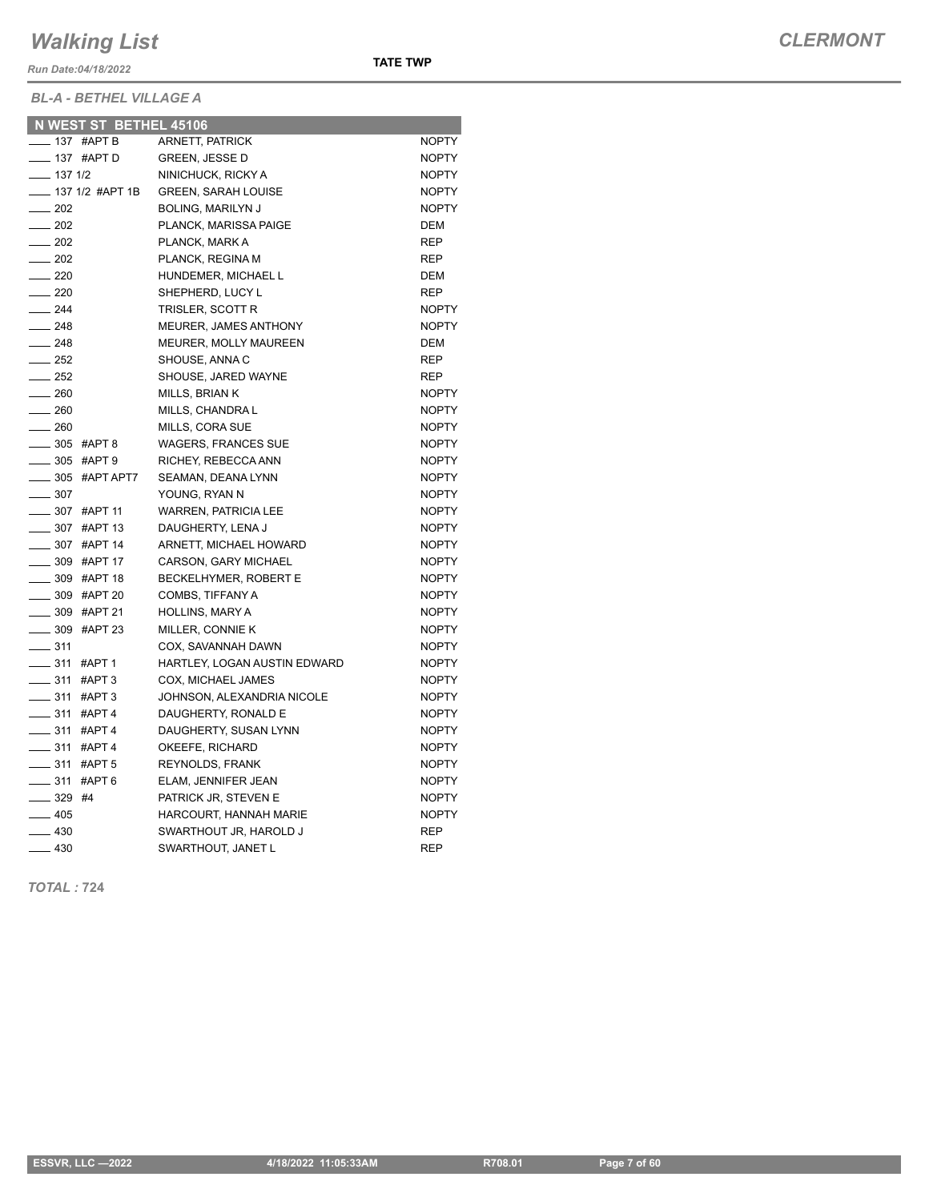# Walking List

*Run Date:04/18/2022*

**TATE TWP**

***CLERMONT***

***BL-A - BETHEL VILLAGE A***

| N WEST ST BETHEL 45106 | | |
|---|---|---|
| ____ 137 #APT B | ARNETT, PATRICK | NOPTY |
| ____ 137 #APT D | GREEN, JESSE D | NOPTY |
| ____ 137 1/2 | NINICHUCK, RICKY A | NOPTY |
| ____ 137 1/2 #APT 1B | GREEN, SARAH LOUISE | NOPTY |
| ____ 202 | BOLING, MARILYN J | NOPTY |
| ____ 202 | PLANCK, MARISSA PAIGE | DEM |
| ____ 202 | PLANCK, MARK A | REP |
| ____ 202 | PLANCK, REGINA M | REP |
| ____ 220 | HUNDEMER, MICHAEL L | DEM |
| ____ 220 | SHEPHERD, LUCY L | REP |
| ____ 244 | TRISLER, SCOTT R | NOPTY |
| ____ 248 | MEURER, JAMES ANTHONY | NOPTY |
| ____ 248 | MEURER, MOLLY MAUREEN | DEM |
| ____ 252 | SHOUSE, ANNA C | REP |
| ____ 252 | SHOUSE, JARED WAYNE | REP |
| ____ 260 | MILLS, BRIAN K | NOPTY |
| ____ 260 | MILLS, CHANDRA L | NOPTY |
| ____ 260 | MILLS, CORA SUE | NOPTY |
| ____ 305 #APT 8 | WAGERS, FRANCES SUE | NOPTY |
| ____ 305 #APT 9 | RICHEY, REBECCA ANN | NOPTY |
| ____ 305 #APT APT7 | SEAMAN, DEANA LYNN | NOPTY |
| ____ 307 | YOUNG, RYAN N | NOPTY |
| ____ 307 #APT 11 | WARREN, PATRICIA LEE | NOPTY |
| ____ 307 #APT 13 | DAUGHERTY, LENA J | NOPTY |
| ____ 307 #APT 14 | ARNETT, MICHAEL HOWARD | NOPTY |
| ____ 309 #APT 17 | CARSON, GARY MICHAEL | NOPTY |
| ____ 309 #APT 18 | BECKELHYMER, ROBERT E | NOPTY |
| ____ 309 #APT 20 | COMBS, TIFFANY A | NOPTY |
| ____ 309 #APT 21 | HOLLINS, MARY A | NOPTY |
| ____ 309 #APT 23 | MILLER, CONNIE K | NOPTY |
| ____ 311 | COX, SAVANNAH DAWN | NOPTY |
| ____ 311 #APT 1 | HARTLEY, LOGAN AUSTIN EDWARD | NOPTY |
| ____ 311 #APT 3 | COX, MICHAEL JAMES | NOPTY |
| ____ 311 #APT 3 | JOHNSON, ALEXANDRIA NICOLE | NOPTY |
| ____ 311 #APT 4 | DAUGHERTY, RONALD E | NOPTY |
| ____ 311 #APT 4 | DAUGHERTY, SUSAN LYNN | NOPTY |
| ____ 311 #APT 4 | OKEEFE, RICHARD | NOPTY |
| ____ 311 #APT 5 | REYNOLDS, FRANK | NOPTY |
| ____ 311 #APT 6 | ELAM, JENNIFER JEAN | NOPTY |
| ____ 329 #4 | PATRICK JR, STEVEN E | NOPTY |
| ____ 405 | HARCOURT, HANNAH MARIE | NOPTY |
| ____ 430 | SWARTHOUT JR, HAROLD J | REP |
| ____ 430 | SWARTHOUT, JANET L | REP |

***TOTAL :*** **724**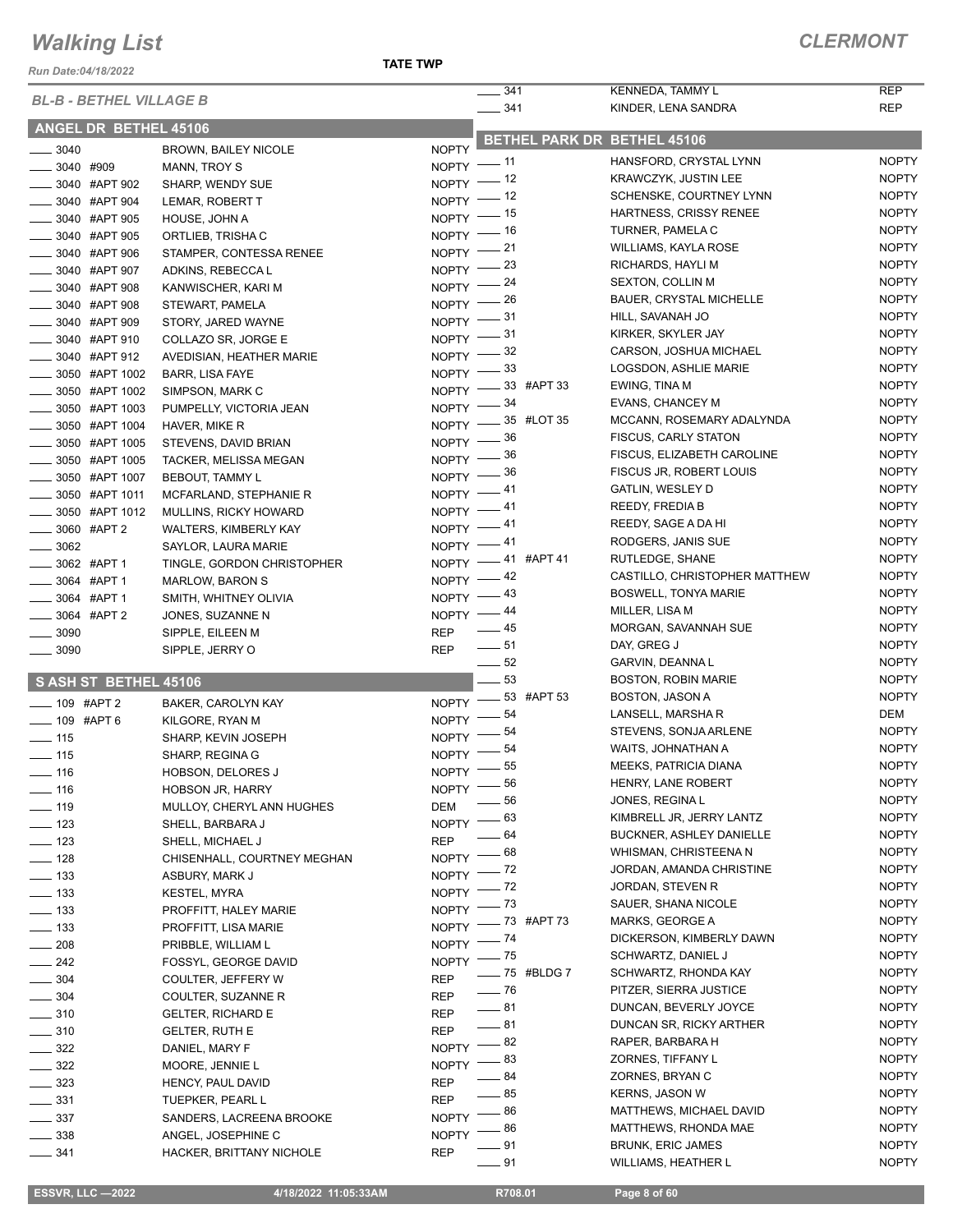# Walking List

**TATE TWP** — **CLERMONT**

*Run Date:04/18/2022*

### BL-B - BETHEL VILLAGE B

## ANGEL DR BETHEL 45106

| No. | Name | Party |
|---|---|---|
| 3040 | BROWN, BAILEY NICOLE | NOPTY |
| 3040 #909 | MANN, TROY S | NOPTY |
| 3040 #APT 902 | SHARP, WENDY SUE | NOPTY |
| 3040 #APT 904 | LEMAR, ROBERT T | NOPTY |
| 3040 #APT 905 | HOUSE, JOHN A | NOPTY |
| 3040 #APT 905 | ORTLIEB, TRISHA C | NOPTY |
| 3040 #APT 906 | STAMPER, CONTESSA RENEE | NOPTY |
| 3040 #APT 907 | ADKINS, REBECCA L | NOPTY |
| 3040 #APT 908 | KANWISCHER, KARI M | NOPTY |
| 3040 #APT 908 | STEWART, PAMELA | NOPTY |
| 3040 #APT 909 | STORY, JARED WAYNE | NOPTY |
| 3040 #APT 910 | COLLAZO SR, JORGE E | NOPTY |
| 3040 #APT 912 | AVEDISIAN, HEATHER MARIE | NOPTY |
| 3050 #APT 1002 | BARR, LISA FAYE | NOPTY |
| 3050 #APT 1002 | SIMPSON, MARK C | NOPTY |
| 3050 #APT 1003 | PUMPELLY, VICTORIA JEAN | NOPTY |
| 3050 #APT 1004 | HAVER, MIKE R | NOPTY |
| 3050 #APT 1005 | STEVENS, DAVID BRIAN | NOPTY |
| 3050 #APT 1005 | TACKER, MELISSA MEGAN | NOPTY |
| 3050 #APT 1007 | BEBOUT, TAMMY L | NOPTY |
| 3050 #APT 1011 | MCFARLAND, STEPHANIE R | NOPTY |
| 3050 #APT 1012 | MULLINS, RICKY HOWARD | NOPTY |
| 3060 #APT 2 | WALTERS, KIMBERLY KAY | NOPTY |
| 3062 | SAYLOR, LAURA MARIE | NOPTY |
| 3062 #APT 1 | TINGLE, GORDON CHRISTOPHER | NOPTY |
| 3064 #APT 1 | MARLOW, BARON S | NOPTY |
| 3064 #APT 1 | SMITH, WHITNEY OLIVIA | NOPTY |
| 3064 #APT 2 | JONES, SUZANNE N | NOPTY |
| 3090 | SIPPLE, EILEEN M | REP |
| 3090 | SIPPLE, JERRY O | REP |

## S ASH ST BETHEL 45106

| No. | Name | Party |
|---|---|---|
| 109 #APT 2 | BAKER, CAROLYN KAY | NOPTY |
| 109 #APT 6 | KILGORE, RYAN M | NOPTY |
| 115 | SHARP, KEVIN JOSEPH | NOPTY |
| 115 | SHARP, REGINA G | NOPTY |
| 116 | HOBSON, DELORES J | NOPTY |
| 116 | HOBSON JR, HARRY | NOPTY |
| 119 | MULLOY, CHERYL ANN HUGHES | DEM |
| 123 | SHELL, BARBARA J | NOPTY |
| 123 | SHELL, MICHAEL J | REP |
| 128 | CHISENHALL, COURTNEY MEGHAN | NOPTY |
| 133 | ASBURY, MARK J | NOPTY |
| 133 | KESTEL, MYRA | NOPTY |
| 133 | PROFFITT, HALEY MARIE | NOPTY |
| 133 | PROFFITT, LISA MARIE | NOPTY |
| 208 | PRIBBLE, WILLIAM L | NOPTY |
| 242 | FOSSYL, GEORGE DAVID | NOPTY |
| 304 | COULTER, JEFFERY W | REP |
| 304 | COULTER, SUZANNE R | REP |
| 310 | GELTER, RICHARD E | REP |
| 310 | GELTER, RUTH E | REP |
| 322 | DANIEL, MARY F | NOPTY |
| 322 | MOORE, JENNIE L | NOPTY |
| 323 | HENCY, PAUL DAVID | REP |
| 331 | TUEPKER, PEARL L | REP |
| 337 | SANDERS, LACREENA BROOKE | NOPTY |
| 338 | ANGEL, JOSEPHINE C | NOPTY |
| 341 | HACKER, BRITTANY NICHOLE | REP |
| 341 | KENNEDA, TAMMY L | REP |
| 341 | KINDER, LENA SANDRA | REP |

## BETHEL PARK DR BETHEL 45106

| No. | Name | Party |
|---|---|---|
| 11 | HANSFORD, CRYSTAL LYNN | NOPTY |
| 12 | KRAWCZYK, JUSTIN LEE | NOPTY |
| 12 | SCHENSKE, COURTNEY LYNN | NOPTY |
| 15 | HARTNESS, CRISSY RENEE | NOPTY |
| 16 | TURNER, PAMELA C | NOPTY |
| 21 | WILLIAMS, KAYLA ROSE | NOPTY |
| 23 | RICHARDS, HAYLI M | NOPTY |
| 24 | SEXTON, COLLIN M | NOPTY |
| 26 | BAUER, CRYSTAL MICHELLE | NOPTY |
| 31 | HILL, SAVANAH JO | NOPTY |
| 31 | KIRKER, SKYLER JAY | NOPTY |
| 32 | CARSON, JOSHUA MICHAEL | NOPTY |
| 33 | LOGSDON, ASHLIE MARIE | NOPTY |
| 33 #APT 33 | EWING, TINA M | NOPTY |
| 34 | EVANS, CHANCEY M | NOPTY |
| 35 #LOT 35 | MCCANN, ROSEMARY ADALYNDA | NOPTY |
| 36 | FISCUS, CARLY STATON | NOPTY |
| 36 | FISCUS, ELIZABETH CAROLINE | NOPTY |
| 36 | FISCUS JR, ROBERT LOUIS | NOPTY |
| 41 | GATLIN, WESLEY D | NOPTY |
| 41 | REEDY, FREDIA B | NOPTY |
| 41 | REEDY, SAGE A DA HI | NOPTY |
| 41 | RODGERS, JANIS SUE | NOPTY |
| 41 #APT 41 | RUTLEDGE, SHANE | NOPTY |
| 42 | CASTILLO, CHRISTOPHER MATTHEW | NOPTY |
| 43 | BOSWELL, TONYA MARIE | NOPTY |
| 44 | MILLER, LISA M | NOPTY |
| 45 | MORGAN, SAVANNAH SUE | NOPTY |
| 51 | DAY, GREG J | NOPTY |
| 52 | GARVIN, DEANNA L | NOPTY |
| 53 | BOSTON, ROBIN MARIE | NOPTY |
| 53 #APT 53 | BOSTON, JASON A | NOPTY |
| 54 | LANSELL, MARSHA R | DEM |
| 54 | STEVENS, SONJA ARLENE | NOPTY |
| 54 | WAITS, JOHNATHAN A | NOPTY |
| 55 | MEEKS, PATRICIA DIANA | NOPTY |
| 56 | HENRY, LANE ROBERT | NOPTY |
| 56 | JONES, REGINA L | NOPTY |
| 63 | KIMBRELL JR, JERRY LANTZ | NOPTY |
| 64 | BUCKNER, ASHLEY DANIELLE | NOPTY |
| 68 | WHISMAN, CHRISTEENA N | NOPTY |
| 72 | JORDAN, AMANDA CHRISTINE | NOPTY |
| 72 | JORDAN, STEVEN R | NOPTY |
| 73 | SAUER, SHANA NICOLE | NOPTY |
| 73 #APT 73 | MARKS, GEORGE A | NOPTY |
| 74 | DICKERSON, KIMBERLY DAWN | NOPTY |
| 75 | SCHWARTZ, DANIEL J | NOPTY |
| 75 #BLDG 7 | SCHWARTZ, RHONDA KAY | NOPTY |
| 76 | PITZER, SIERRA JUSTICE | NOPTY |
| 81 | DUNCAN, BEVERLY JOYCE | NOPTY |
| 81 | DUNCAN SR, RICKY ARTHER | NOPTY |
| 82 | RAPER, BARBARA H | NOPTY |
| 83 | ZORNES, TIFFANY L | NOPTY |
| 84 | ZORNES, BRYAN C | NOPTY |
| 85 | KERNS, JASON W | NOPTY |
| 86 | MATTHEWS, MICHAEL DAVID | NOPTY |
| 86 | MATTHEWS, RHONDA MAE | NOPTY |
| 91 | BRUNK, ERIC JAMES | NOPTY |
| 91 | WILLIAMS, HEATHER L | NOPTY |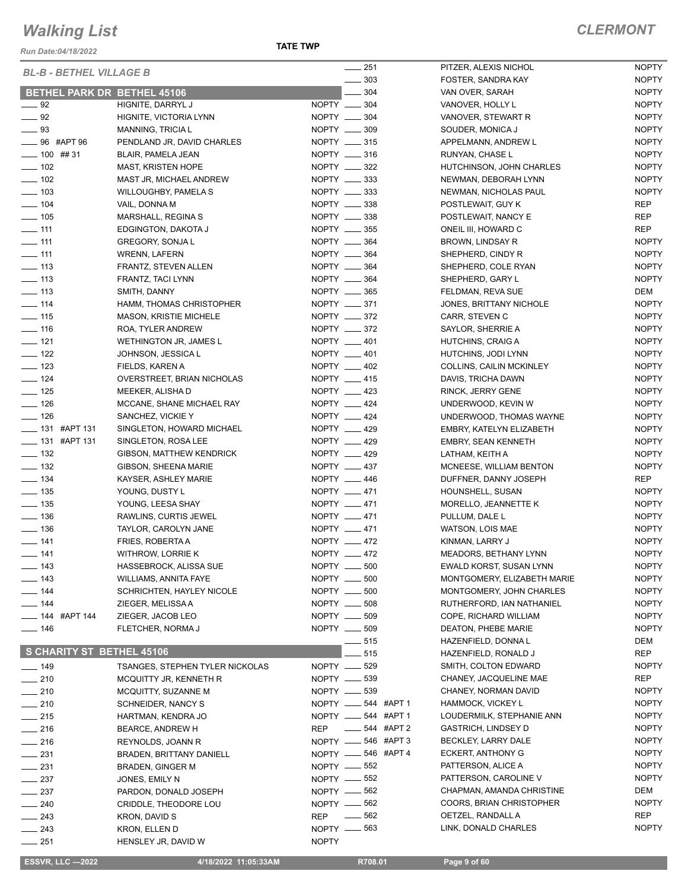# Walking List

**CLERMONT**

Run Date:04/18/2022

**TATE TWP**

*BL-B - BETHEL VILLAGE B*

## BETHEL PARK DR BETHEL 45106

| No. | Name | Party |
|---|---|---|
| ___ 92 | HIGNITE, DARRYL J | NOPTY |
| ___ 92 | HIGNITE, VICTORIA LYNN | NOPTY |
| ___ 93 | MANNING, TRICIA L | NOPTY |
| ___ 96 #APT 96 | PENDLAND JR, DAVID CHARLES | NOPTY |
| ___ 100 ## 31 | BLAIR, PAMELA JEAN | NOPTY |
| ___ 102 | MAST, KRISTEN HOPE | NOPTY |
| ___ 102 | MAST JR, MICHAEL ANDREW | NOPTY |
| ___ 103 | WILLOUGHBY, PAMELA S | NOPTY |
| ___ 104 | VAIL, DONNA M | NOPTY |
| ___ 105 | MARSHALL, REGINA S | NOPTY |
| ___ 111 | EDGINGTON, DAKOTA J | NOPTY |
| ___ 111 | GREGORY, SONJA L | NOPTY |
| ___ 111 | WRENN, LAFERN | NOPTY |
| ___ 113 | FRANTZ, STEVEN ALLEN | NOPTY |
| ___ 113 | FRANTZ, TACI LYNN | NOPTY |
| ___ 113 | SMITH, DANNY | NOPTY |
| ___ 114 | HAMM, THOMAS CHRISTOPHER | NOPTY |
| ___ 115 | MASON, KRISTIE MICHELE | NOPTY |
| ___ 116 | ROA, TYLER ANDREW | NOPTY |
| ___ 121 | WETHINGTON JR, JAMES L | NOPTY |
| ___ 122 | JOHNSON, JESSICA L | NOPTY |
| ___ 123 | FIELDS, KAREN A | NOPTY |
| ___ 124 | OVERSTREET, BRIAN NICHOLAS | NOPTY |
| ___ 125 | MEEKER, ALISHA D | NOPTY |
| ___ 126 | MCCANE, SHANE MICHAEL RAY | NOPTY |
| ___ 126 | SANCHEZ, VICKIE Y | NOPTY |
| ___ 131 #APT 131 | SINGLETON, HOWARD MICHAEL | NOPTY |
| ___ 131 #APT 131 | SINGLETON, ROSA LEE | NOPTY |
| ___ 132 | GIBSON, MATTHEW KENDRICK | NOPTY |
| ___ 132 | GIBSON, SHEENA MARIE | NOPTY |
| ___ 134 | KAYSER, ASHLEY MARIE | NOPTY |
| ___ 135 | YOUNG, DUSTY L | NOPTY |
| ___ 135 | YOUNG, LEESA SHAY | NOPTY |
| ___ 136 | RAWLINS, CURTIS JEWEL | NOPTY |
| ___ 136 | TAYLOR, CAROLYN JANE | NOPTY |
| ___ 141 | FRIES, ROBERTA A | NOPTY |
| ___ 141 | WITHROW, LORRIE K | NOPTY |
| ___ 143 | HASSEBROCK, ALISSA SUE | NOPTY |
| ___ 143 | WILLIAMS, ANNITA FAYE | NOPTY |
| ___ 144 | SCHRICHTEN, HAYLEY NICOLE | NOPTY |
| ___ 144 | ZIEGER, MELISSA A | NOPTY |
| ___ 144 #APT 144 | ZIEGER, JACOB LEO | NOPTY |
| ___ 146 | FLETCHER, NORMA J | NOPTY |

## S CHARITY ST BETHEL 45106

| No. | Name | Party |
|---|---|---|
| ___ 149 | TSANGES, STEPHEN TYLER NICKOLAS | NOPTY |
| ___ 210 | MCQUITTY JR, KENNETH R | NOPTY |
| ___ 210 | MCQUITTY, SUZANNE M | NOPTY |
| ___ 210 | SCHNEIDER, NANCY S | NOPTY |
| ___ 215 | HARTMAN, KENDRA JO | NOPTY |
| ___ 216 | BEARCE, ANDREW H | REP |
| ___ 216 | REYNOLDS, JOANN R | NOPTY |
| ___ 231 | BRADEN, BRITTANY DANIELL | NOPTY |
| ___ 231 | BRADEN, GINGER M | NOPTY |
| ___ 237 | JONES, EMILY N | NOPTY |
| ___ 237 | PARDON, DONALD JOSEPH | NOPTY |
| ___ 240 | CRIDDLE, THEODORE LOU | NOPTY |
| ___ 243 | KRON, DAVID S | REP |
| ___ 243 | KRON, ELLEN D | NOPTY |
| ___ 251 | HENSLEY JR, DAVID W | NOPTY |
| ___ 251 | PITZER, ALEXIS NICHOL | NOPTY |
| ___ 303 | FOSTER, SANDRA KAY | NOPTY |
| ___ 304 | VAN OVER, SARAH | NOPTY |
| ___ 304 | VANOVER, HOLLY L | NOPTY |
| ___ 304 | VANOVER, STEWART R | NOPTY |
| ___ 309 | SOUDER, MONICA J | NOPTY |
| ___ 315 | APPELMANN, ANDREW L | NOPTY |
| ___ 316 | RUNYAN, CHASE L | NOPTY |
| ___ 322 | HUTCHINSON, JOHN CHARLES | NOPTY |
| ___ 333 | NEWMAN, DEBORAH LYNN | NOPTY |
| ___ 333 | NEWMAN, NICHOLAS PAUL | NOPTY |
| ___ 338 | POSTLEWAIT, GUY K | REP |
| ___ 338 | POSTLEWAIT, NANCY E | REP |
| ___ 355 | ONEIL III, HOWARD C | REP |
| ___ 364 | BROWN, LINDSAY R | NOPTY |
| ___ 364 | SHEPHERD, CINDY R | NOPTY |
| ___ 364 | SHEPHERD, COLE RYAN | NOPTY |
| ___ 364 | SHEPHERD, GARY L | NOPTY |
| ___ 365 | FELDMAN, REVA SUE | DEM |
| ___ 371 | JONES, BRITTANY NICHOLE | NOPTY |
| ___ 372 | CARR, STEVEN C | NOPTY |
| ___ 372 | SAYLOR, SHERRIE A | NOPTY |
| ___ 401 | HUTCHINS, CRAIG A | NOPTY |
| ___ 401 | HUTCHINS, JODI LYNN | NOPTY |
| ___ 402 | COLLINS, CAILIN MCKINLEY | NOPTY |
| ___ 415 | DAVIS, TRICHA DAWN | NOPTY |
| ___ 423 | RINCK, JERRY GENE | NOPTY |
| ___ 424 | UNDERWOOD, KEVIN W | NOPTY |
| ___ 424 | UNDERWOOD, THOMAS WAYNE | NOPTY |
| ___ 429 | EMBRY, KATELYN ELIZABETH | NOPTY |
| ___ 429 | EMBRY, SEAN KENNETH | NOPTY |
| ___ 429 | LATHAM, KEITH A | NOPTY |
| ___ 437 | MCNEESE, WILLIAM BENTON | NOPTY |
| ___ 446 | DUFFNER, DANNY JOSEPH | REP |
| ___ 471 | HOUNSHELL, SUSAN | NOPTY |
| ___ 471 | MORELLO, JEANNETTE K | NOPTY |
| ___ 471 | PULLUM, DALE L | NOPTY |
| ___ 471 | WATSON, LOIS MAE | NOPTY |
| ___ 472 | KINMAN, LARRY J | NOPTY |
| ___ 472 | MEADORS, BETHANY LYNN | NOPTY |
| ___ 500 | EWALD KORST, SUSAN LYNN | NOPTY |
| ___ 500 | MONTGOMERY, ELIZABETH MARIE | NOPTY |
| ___ 500 | MONTGOMERY, JOHN CHARLES | NOPTY |
| ___ 508 | RUTHERFORD, IAN NATHANIEL | NOPTY |
| ___ 509 | COPE, RICHARD WILLIAM | NOPTY |
| ___ 509 | DEATON, PHEBE MARIE | NOPTY |
| ___ 515 | HAZENFIELD, DONNA L | DEM |
| ___ 515 | HAZENFIELD, RONALD J | REP |
| ___ 529 | SMITH, COLTON EDWARD | NOPTY |
| ___ 539 | CHANEY, JACQUELINE MAE | REP |
| ___ 539 | CHANEY, NORMAN DAVID | NOPTY |
| ___ 544 #APT 1 | HAMMOCK, VICKEY L | NOPTY |
| ___ 544 #APT 1 | LOUDERMILK, STEPHANIE ANN | NOPTY |
| ___ 544 #APT 2 | GASTRICH, LINDSEY D | NOPTY |
| ___ 546 #APT 3 | BECKLEY, LARRY DALE | NOPTY |
| ___ 546 #APT 4 | ECKERT, ANTHONY G | NOPTY |
| ___ 552 | PATTERSON, ALICE A | NOPTY |
| ___ 552 | PATTERSON, CAROLINE V | NOPTY |
| ___ 562 | CHAPMAN, AMANDA CHRISTINE | DEM |
| ___ 562 | COORS, BRIAN CHRISTOPHER | NOPTY |
| ___ 562 | OETZEL, RANDALL A | REP |
| ___ 563 | LINK, DONALD CHARLES | NOPTY |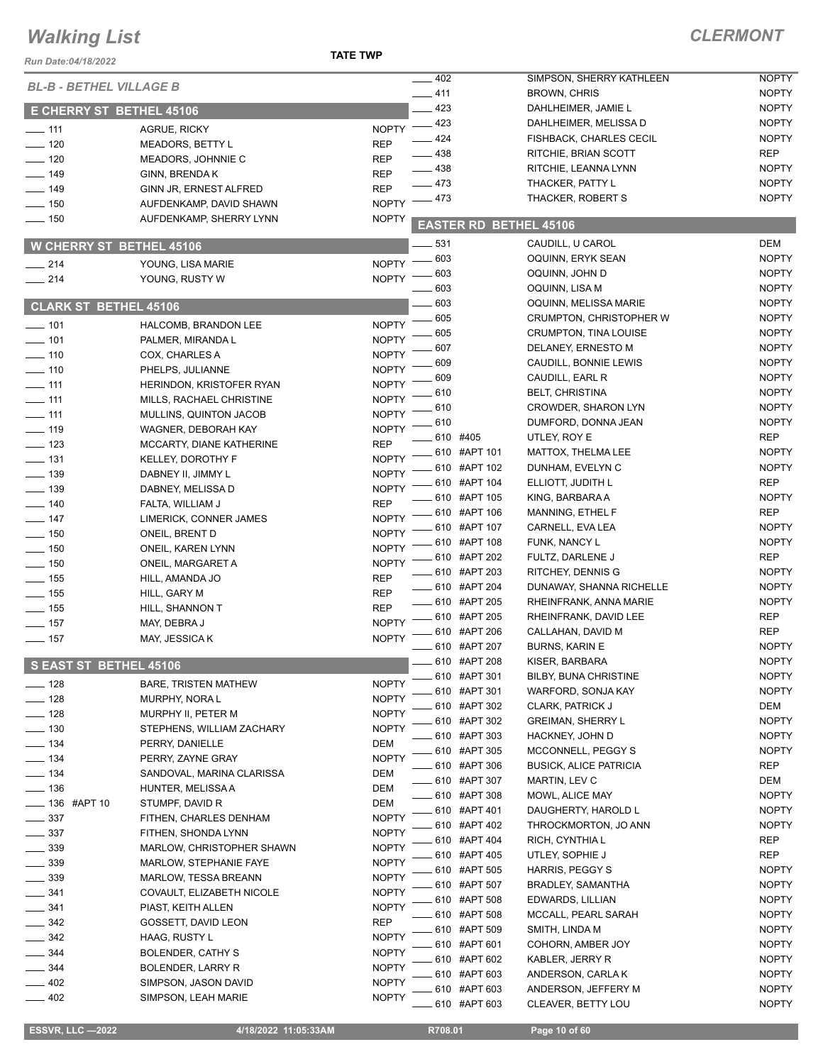# Walking List

## CLERMONT

Run Date:04/18/2022

TATE TWP

### BL-B - BETHEL VILLAGE B

#### E CHERRY ST BETHEL 45106

| | | |
|---|---|---|
| ___ 111 | AGRUE, RICKY | NOPTY |
| ___ 120 | MEADORS, BETTY L | REP |
| ___ 120 | MEADORS, JOHNNIE C | REP |
| ___ 149 | GINN, BRENDA K | REP |
| ___ 149 | GINN JR, ERNEST ALFRED | REP |
| ___ 150 | AUFDENKAMP, DAVID SHAWN | NOPTY |
| ___ 150 | AUFDENKAMP, SHERRY LYNN | NOPTY |

#### W CHERRY ST BETHEL 45106

| | | |
|---|---|---|
| ___ 214 | YOUNG, LISA MARIE | NOPTY |
| ___ 214 | YOUNG, RUSTY W | NOPTY |

#### CLARK ST BETHEL 45106

| | | |
|---|---|---|
| ___ 101 | HALCOMB, BRANDON LEE | NOPTY |
| ___ 101 | PALMER, MIRANDA L | NOPTY |
| ___ 110 | COX, CHARLES A | NOPTY |
| ___ 110 | PHELPS, JULIANNE | NOPTY |
| ___ 111 | HERINDON, KRISTOFER RYAN | NOPTY |
| ___ 111 | MILLS, RACHAEL CHRISTINE | NOPTY |
| ___ 111 | MULLINS, QUINTON JACOB | NOPTY |
| ___ 119 | WAGNER, DEBORAH KAY | NOPTY |
| ___ 123 | MCCARTY, DIANE KATHERINE | REP |
| ___ 131 | KELLEY, DOROTHY F | NOPTY |
| ___ 139 | DABNEY II, JIMMY L | NOPTY |
| ___ 139 | DABNEY, MELISSA D | NOPTY |
| ___ 140 | FALTA, WILLIAM J | REP |
| ___ 147 | LIMERICK, CONNER JAMES | NOPTY |
| ___ 150 | ONEIL, BRENT D | NOPTY |
| ___ 150 | ONEIL, KAREN LYNN | NOPTY |
| ___ 150 | ONEIL, MARGARET A | NOPTY |
| ___ 155 | HILL, AMANDA JO | REP |
| ___ 155 | HILL, GARY M | REP |
| ___ 155 | HILL, SHANNON T | REP |
| ___ 157 | MAY, DEBRA J | NOPTY |
| ___ 157 | MAY, JESSICA K | NOPTY |

#### S EAST ST BETHEL 45106

| | | |
|---|---|---|
| ___ 128 | BARE, TRISTEN MATHEW | NOPTY |
| ___ 128 | MURPHY, NORA L | NOPTY |
| ___ 128 | MURPHY II, PETER M | NOPTY |
| ___ 130 | STEPHENS, WILLIAM ZACHARY | NOPTY |
| ___ 134 | PERRY, DANIELLE | DEM |
| ___ 134 | PERRY, ZAYNE GRAY | NOPTY |
| ___ 134 | SANDOVAL, MARINA CLARISSA | DEM |
| ___ 136 | HUNTER, MELISSA A | DEM |
| ___ 136 #APT 10 | STUMPF, DAVID R | DEM |
| ___ 337 | FITHEN, CHARLES DENHAM | NOPTY |
| ___ 337 | FITHEN, SHONDA LYNN | NOPTY |
| ___ 339 | MARLOW, CHRISTOPHER SHAWN | NOPTY |
| ___ 339 | MARLOW, STEPHANIE FAYE | NOPTY |
| ___ 339 | MARLOW, TESSA BREANN | NOPTY |
| ___ 341 | COVAULT, ELIZABETH NICOLE | NOPTY |
| ___ 341 | PIAST, KEITH ALLEN | NOPTY |
| ___ 342 | GOSSETT, DAVID LEON | REP |
| ___ 342 | HAAG, RUSTY L | NOPTY |
| ___ 344 | BOLENDER, CATHY S | NOPTY |
| ___ 344 | BOLENDER, LARRY R | NOPTY |
| ___ 402 | SIMPSON, JASON DAVID | NOPTY |
| ___ 402 | SIMPSON, LEAH MARIE | NOPTY |
| ___ 402 | SIMPSON, SHERRY KATHLEEN | NOPTY |
| ___ 411 | BROWN, CHRIS | NOPTY |
| ___ 423 | DAHLHEIMER, JAMIE L | NOPTY |
| ___ 423 | DAHLHEIMER, MELISSA D | NOPTY |
| ___ 424 | FISHBACK, CHARLES CECIL | NOPTY |
| ___ 438 | RITCHIE, BRIAN SCOTT | REP |
| ___ 438 | RITCHIE, LEANNA LYNN | NOPTY |
| ___ 473 | THACKER, PATTY L | NOPTY |
| ___ 473 | THACKER, ROBERT S | NOPTY |

#### EASTER RD BETHEL 45106

| | | |
|---|---|---|
| ___ 531 | CAUDILL, U CAROL | DEM |
| ___ 603 | OQUINN, ERYK SEAN | NOPTY |
| ___ 603 | OQUINN, JOHN D | NOPTY |
| ___ 603 | OQUINN, LISA M | NOPTY |
| ___ 603 | OQUINN, MELISSA MARIE | NOPTY |
| ___ 605 | CRUMPTON, CHRISTOPHER W | NOPTY |
| ___ 605 | CRUMPTON, TINA LOUISE | NOPTY |
| ___ 607 | DELANEY, ERNESTO M | NOPTY |
| ___ 609 | CAUDILL, BONNIE LEWIS | NOPTY |
| ___ 609 | CAUDILL, EARL R | NOPTY |
| ___ 610 | BELT, CHRISTINA | NOPTY |
| ___ 610 | CROWDER, SHARON LYN | NOPTY |
| ___ 610 | DUMFORD, DONNA JEAN | NOPTY |
| ___ 610 #405 | UTLEY, ROY E | REP |
| ___ 610 #APT 101 | MATTOX, THELMA LEE | NOPTY |
| ___ 610 #APT 102 | DUNHAM, EVELYN C | NOPTY |
| ___ 610 #APT 104 | ELLIOTT, JUDITH L | REP |
| ___ 610 #APT 105 | KING, BARBARA A | NOPTY |
| ___ 610 #APT 106 | MANNING, ETHEL F | REP |
| ___ 610 #APT 107 | CARNELL, EVA LEA | NOPTY |
| ___ 610 #APT 108 | FUNK, NANCY L | NOPTY |
| ___ 610 #APT 202 | FULTZ, DARLENE J | REP |
| ___ 610 #APT 203 | RITCHEY, DENNIS G | NOPTY |
| ___ 610 #APT 204 | DUNAWAY, SHANNA RICHELLE | NOPTY |
| ___ 610 #APT 205 | RHEINFRANK, ANNA MARIE | NOPTY |
| ___ 610 #APT 205 | RHEINFRANK, DAVID LEE | REP |
| ___ 610 #APT 206 | CALLAHAN, DAVID M | REP |
| ___ 610 #APT 207 | BURNS, KARIN E | NOPTY |
| ___ 610 #APT 208 | KISER, BARBARA | NOPTY |
| ___ 610 #APT 301 | BILBY, BUNA CHRISTINE | NOPTY |
| ___ 610 #APT 301 | WARFORD, SONJA KAY | NOPTY |
| ___ 610 #APT 302 | CLARK, PATRICK J | DEM |
| ___ 610 #APT 302 | GREIMAN, SHERRY L | NOPTY |
| ___ 610 #APT 303 | HACKNEY, JOHN D | NOPTY |
| ___ 610 #APT 305 | MCCONNELL, PEGGY S | NOPTY |
| ___ 610 #APT 306 | BUSICK, ALICE PATRICIA | REP |
| ___ 610 #APT 307 | MARTIN, LEV C | DEM |
| ___ 610 #APT 308 | MOWL, ALICE MAY | NOPTY |
| ___ 610 #APT 401 | DAUGHERTY, HAROLD L | NOPTY |
| ___ 610 #APT 402 | THROCKMORTON, JO ANN | NOPTY |
| ___ 610 #APT 404 | RICH, CYNTHIA L | REP |
| ___ 610 #APT 405 | UTLEY, SOPHIE J | REP |
| ___ 610 #APT 505 | HARRIS, PEGGY S | NOPTY |
| ___ 610 #APT 507 | BRADLEY, SAMANTHA | NOPTY |
| ___ 610 #APT 508 | EDWARDS, LILLIAN | NOPTY |
| ___ 610 #APT 508 | MCCALL, PEARL SARAH | NOPTY |
| ___ 610 #APT 509 | SMITH, LINDA M | NOPTY |
| ___ 610 #APT 601 | COHORN, AMBER JOY | NOPTY |
| ___ 610 #APT 602 | KABLER, JERRY R | NOPTY |
| ___ 610 #APT 603 | ANDERSON, CARLA K | NOPTY |
| ___ 610 #APT 603 | ANDERSON, JEFFERY M | NOPTY |
| ___ 610 #APT 603 | CLEAVER, BETTY LOU | NOPTY |

ESSVR, LLC —2022 4/18/2022 11:05:33AM R708.01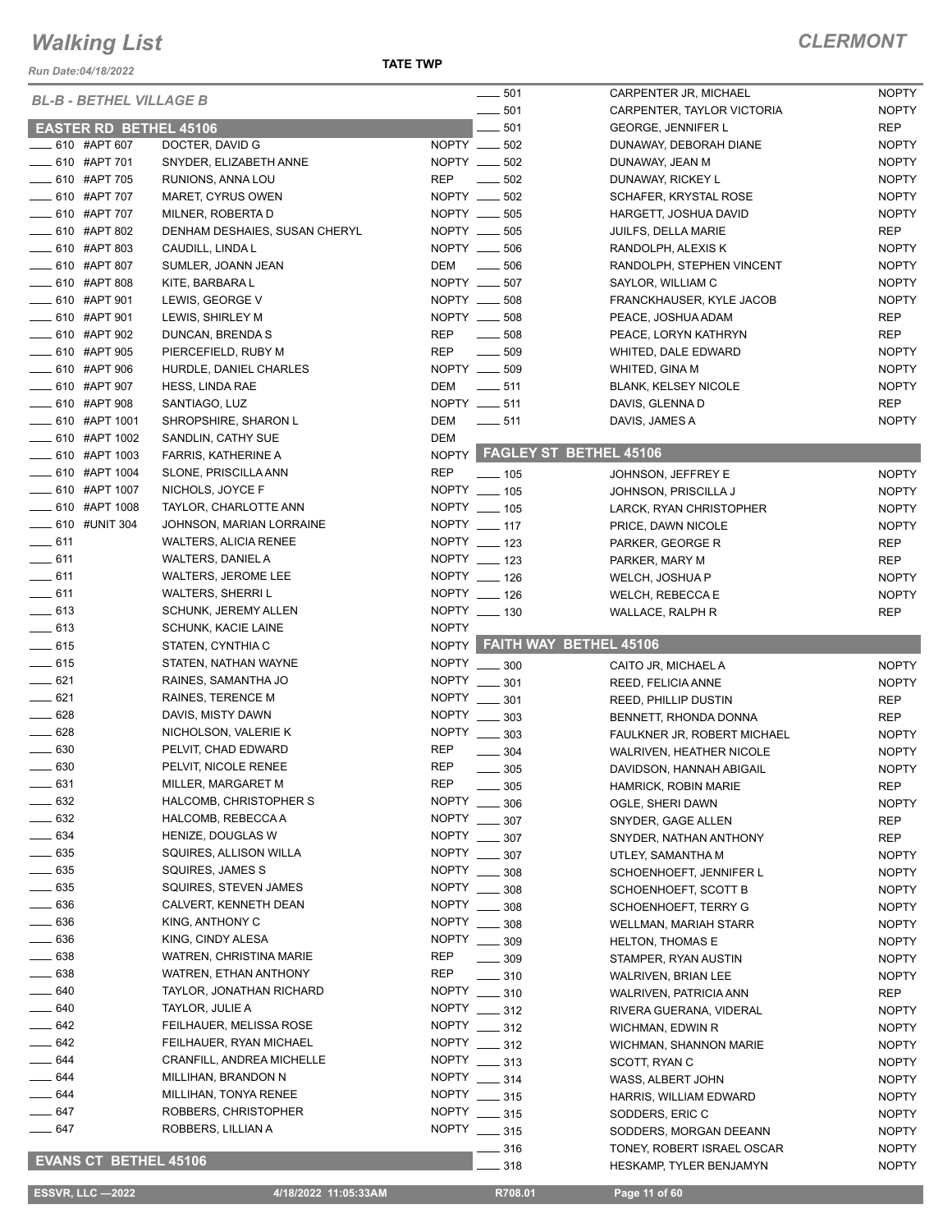# Walking List

**CLERMONT**

Run Date:04/18/2022

**TATE TWP**

*BL-B - BETHEL VILLAGE B*

## EASTER RD BETHEL 45106

| | Address | Name | Party |
|---|---|---|---|
| ___ | 610 #APT 607 | DOCTER, DAVID G | NOPTY |
| ___ | 610 #APT 701 | SNYDER, ELIZABETH ANNE | NOPTY |
| ___ | 610 #APT 705 | RUNIONS, ANNA LOU | REP |
| ___ | 610 #APT 707 | MARET, CYRUS OWEN | NOPTY |
| ___ | 610 #APT 707 | MILNER, ROBERTA D | NOPTY |
| ___ | 610 #APT 802 | DENHAM DESHAIES, SUSAN CHERYL | NOPTY |
| ___ | 610 #APT 803 | CAUDILL, LINDA L | NOPTY |
| ___ | 610 #APT 807 | SUMLER, JOANN JEAN | DEM |
| ___ | 610 #APT 808 | KITE, BARBARA L | NOPTY |
| ___ | 610 #APT 901 | LEWIS, GEORGE V | NOPTY |
| ___ | 610 #APT 901 | LEWIS, SHIRLEY M | NOPTY |
| ___ | 610 #APT 902 | DUNCAN, BRENDA S | REP |
| ___ | 610 #APT 905 | PIERCEFIELD, RUBY M | REP |
| ___ | 610 #APT 906 | HURDLE, DANIEL CHARLES | NOPTY |
| ___ | 610 #APT 907 | HESS, LINDA RAE | DEM |
| ___ | 610 #APT 908 | SANTIAGO, LUZ | NOPTY |
| ___ | 610 #APT 1001 | SHROPSHIRE, SHARON L | DEM |
| ___ | 610 #APT 1002 | SANDLIN, CATHY SUE | DEM |
| ___ | 610 #APT 1003 | FARRIS, KATHERINE A | NOPTY |
| ___ | 610 #APT 1004 | SLONE, PRISCILLA ANN | REP |
| ___ | 610 #APT 1007 | NICHOLS, JOYCE F | NOPTY |
| ___ | 610 #APT 1008 | TAYLOR, CHARLOTTE ANN | NOPTY |
| ___ | 610 #UNIT 304 | JOHNSON, MARIAN LORRAINE | NOPTY |
| ___ | 611 | WALTERS, ALICIA RENEE | NOPTY |
| ___ | 611 | WALTERS, DANIEL A | NOPTY |
| ___ | 611 | WALTERS, JEROME LEE | NOPTY |
| ___ | 611 | WALTERS, SHERRI L | NOPTY |
| ___ | 613 | SCHUNK, JEREMY ALLEN | NOPTY |
| ___ | 613 | SCHUNK, KACIE LAINE | NOPTY |
| ___ | 615 | STATEN, CYNTHIA C | NOPTY |
| ___ | 615 | STATEN, NATHAN WAYNE | NOPTY |
| ___ | 621 | RAINES, SAMANTHA JO | NOPTY |
| ___ | 621 | RAINES, TERENCE M | NOPTY |
| ___ | 628 | DAVIS, MISTY DAWN | NOPTY |
| ___ | 628 | NICHOLSON, VALERIE K | NOPTY |
| ___ | 630 | PELVIT, CHAD EDWARD | REP |
| ___ | 630 | PELVIT, NICOLE RENEE | REP |
| ___ | 631 | MILLER, MARGARET M | REP |
| ___ | 632 | HALCOMB, CHRISTOPHER S | NOPTY |
| ___ | 632 | HALCOMB, REBECCA A | NOPTY |
| ___ | 634 | HENIZE, DOUGLAS W | NOPTY |
| ___ | 635 | SQUIRES, ALLISON WILLA | NOPTY |
| ___ | 635 | SQUIRES, JAMES S | NOPTY |
| ___ | 635 | SQUIRES, STEVEN JAMES | NOPTY |
| ___ | 636 | CALVERT, KENNETH DEAN | NOPTY |
| ___ | 636 | KING, ANTHONY C | NOPTY |
| ___ | 636 | KING, CINDY ALESA | NOPTY |
| ___ | 638 | WATREN, CHRISTINA MARIE | REP |
| ___ | 638 | WATREN, ETHAN ANTHONY | REP |
| ___ | 640 | TAYLOR, JONATHAN RICHARD | NOPTY |
| ___ | 640 | TAYLOR, JULIE A | NOPTY |
| ___ | 642 | FEILHAUER, MELISSA ROSE | NOPTY |
| ___ | 642 | FEILHAUER, RYAN MICHAEL | NOPTY |
| ___ | 644 | CRANFILL, ANDREA MICHELLE | NOPTY |
| ___ | 644 | MILLIHAN, BRANDON N | NOPTY |
| ___ | 644 | MILLIHAN, TONYA RENEE | NOPTY |
| ___ | 647 | ROBBERS, CHRISTOPHER | NOPTY |
| ___ | 647 | ROBBERS, LILLIAN A | NOPTY |

## EVANS CT BETHEL 45106

| | Address | Name | Party |
|---|---|---|---|
| ___ | 501 | CARPENTER JR, MICHAEL | NOPTY |
| ___ | 501 | CARPENTER, TAYLOR VICTORIA | NOPTY |
| ___ | 501 | GEORGE, JENNIFER L | REP |
| ___ | 502 | DUNAWAY, DEBORAH DIANE | NOPTY |
| ___ | 502 | DUNAWAY, JEAN M | NOPTY |
| ___ | 502 | DUNAWAY, RICKEY L | NOPTY |
| ___ | 502 | SCHAFER, KRYSTAL ROSE | NOPTY |
| ___ | 505 | HARGETT, JOSHUA DAVID | NOPTY |
| ___ | 505 | JUILFS, DELLA MARIE | REP |
| ___ | 506 | RANDOLPH, ALEXIS K | NOPTY |
| ___ | 506 | RANDOLPH, STEPHEN VINCENT | NOPTY |
| ___ | 507 | SAYLOR, WILLIAM C | NOPTY |
| ___ | 508 | FRANCKHAUSER, KYLE JACOB | NOPTY |
| ___ | 508 | PEACE, JOSHUA ADAM | REP |
| ___ | 508 | PEACE, LORYN KATHRYN | REP |
| ___ | 509 | WHITED, DALE EDWARD | NOPTY |
| ___ | 509 | WHITED, GINA M | NOPTY |
| ___ | 511 | BLANK, KELSEY NICOLE | NOPTY |
| ___ | 511 | DAVIS, GLENNA D | REP |
| ___ | 511 | DAVIS, JAMES A | NOPTY |

## FAGLEY ST BETHEL 45106

| | Address | Name | Party |
|---|---|---|---|
| ___ | 105 | JOHNSON, JEFFREY E | NOPTY |
| ___ | 105 | JOHNSON, PRISCILLA J | NOPTY |
| ___ | 105 | LARCK, RYAN CHRISTOPHER | NOPTY |
| ___ | 117 | PRICE, DAWN NICOLE | NOPTY |
| ___ | 123 | PARKER, GEORGE R | REP |
| ___ | 123 | PARKER, MARY M | REP |
| ___ | 126 | WELCH, JOSHUA P | NOPTY |
| ___ | 126 | WELCH, REBECCA E | NOPTY |
| ___ | 130 | WALLACE, RALPH R | REP |

## FAITH WAY BETHEL 45106

| | Address | Name | Party |
|---|---|---|---|
| ___ | 300 | CAITO JR, MICHAEL A | NOPTY |
| ___ | 301 | REED, FELICIA ANNE | NOPTY |
| ___ | 301 | REED, PHILLIP DUSTIN | REP |
| ___ | 303 | BENNETT, RHONDA DONNA | REP |
| ___ | 303 | FAULKNER JR, ROBERT MICHAEL | NOPTY |
| ___ | 304 | WALRIVEN, HEATHER NICOLE | NOPTY |
| ___ | 305 | DAVIDSON, HANNAH ABIGAIL | NOPTY |
| ___ | 305 | HAMRICK, ROBIN MARIE | REP |
| ___ | 306 | OGLE, SHERI DAWN | NOPTY |
| ___ | 307 | SNYDER, GAGE ALLEN | REP |
| ___ | 307 | SNYDER, NATHAN ANTHONY | REP |
| ___ | 307 | UTLEY, SAMANTHA M | NOPTY |
| ___ | 308 | SCHOENHOEFT, JENNIFER L | NOPTY |
| ___ | 308 | SCHOENHOEFT, SCOTT B | NOPTY |
| ___ | 308 | SCHOENHOEFT, TERRY G | NOPTY |
| ___ | 308 | WELLMAN, MARIAH STARR | NOPTY |
| ___ | 309 | HELTON, THOMAS E | NOPTY |
| ___ | 309 | STAMPER, RYAN AUSTIN | NOPTY |
| ___ | 310 | WALRIVEN, BRIAN LEE | NOPTY |
| ___ | 310 | WALRIVEN, PATRICIA ANN | REP |
| ___ | 312 | RIVERA GUERANA, VIDERAL | NOPTY |
| ___ | 312 | WICHMAN, EDWIN R | NOPTY |
| ___ | 312 | WICHMAN, SHANNON MARIE | NOPTY |
| ___ | 313 | SCOTT, RYAN C | NOPTY |
| ___ | 314 | WASS, ALBERT JOHN | NOPTY |
| ___ | 315 | HARRIS, WILLIAM EDWARD | NOPTY |
| ___ | 315 | SODDERS, ERIC C | NOPTY |
| ___ | 315 | SODDERS, MORGAN DEEANN | NOPTY |
| ___ | 316 | TONEY, ROBERT ISRAEL OSCAR | NOPTY |
| ___ | 318 | HESKAMP, TYLER BENJAMYN | NOPTY |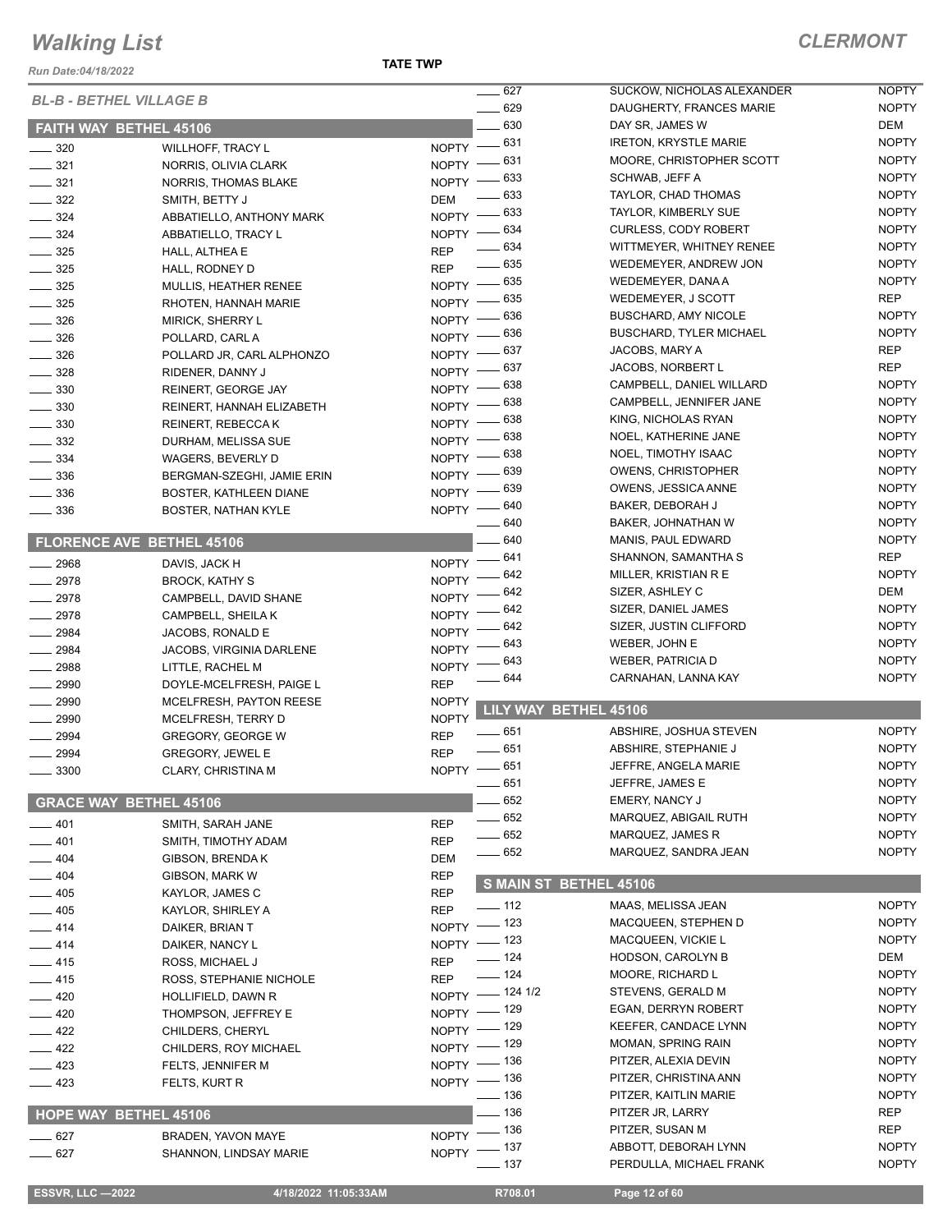# Walking List

## CLERMONT

*Run Date:04/18/2022*

**TATE TWP**

### BL-B - BETHEL VILLAGE B

#### FAITH WAY BETHEL 45106

| No. | Name | Party |
|---|---|---|
| 320 | WILLHOFF, TRACY L | NOPTY |
| 321 | NORRIS, OLIVIA CLARK | NOPTY |
| 321 | NORRIS, THOMAS BLAKE | NOPTY |
| 322 | SMITH, BETTY J | DEM |
| 324 | ABBATIELLO, ANTHONY MARK | NOPTY |
| 324 | ABBATIELLO, TRACY L | NOPTY |
| 325 | HALL, ALTHEA E | REP |
| 325 | HALL, RODNEY D | REP |
| 325 | MULLIS, HEATHER RENEE | NOPTY |
| 325 | RHOTEN, HANNAH MARIE | NOPTY |
| 326 | MIRICK, SHERRY L | NOPTY |
| 326 | POLLARD, CARL A | NOPTY |
| 326 | POLLARD JR, CARL ALPHONZO | NOPTY |
| 328 | RIDENER, DANNY J | NOPTY |
| 330 | REINERT, GEORGE JAY | NOPTY |
| 330 | REINERT, HANNAH ELIZABETH | NOPTY |
| 330 | REINERT, REBECCA K | NOPTY |
| 332 | DURHAM, MELISSA SUE | NOPTY |
| 334 | WAGERS, BEVERLY D | NOPTY |
| 336 | BERGMAN-SZEGHI, JAMIE ERIN | NOPTY |
| 336 | BOSTER, KATHLEEN DIANE | NOPTY |
| 336 | BOSTER, NATHAN KYLE | NOPTY |

#### FLORENCE AVE BETHEL 45106

| No. | Name | Party |
|---|---|---|
| 2968 | DAVIS, JACK H | NOPTY |
| 2978 | BROCK, KATHY S | NOPTY |
| 2978 | CAMPBELL, DAVID SHANE | NOPTY |
| 2978 | CAMPBELL, SHEILA K | NOPTY |
| 2984 | JACOBS, RONALD E | NOPTY |
| 2984 | JACOBS, VIRGINIA DARLENE | NOPTY |
| 2988 | LITTLE, RACHEL M | NOPTY |
| 2990 | DOYLE-MCELFRESH, PAIGE L | REP |
| 2990 | MCELFRESH, PAYTON REESE | NOPTY |
| 2990 | MCELFRESH, TERRY D | NOPTY |
| 2994 | GREGORY, GEORGE W | REP |
| 2994 | GREGORY, JEWEL E | REP |
| 3300 | CLARY, CHRISTINA M | NOPTY |

#### GRACE WAY BETHEL 45106

| No. | Name | Party |
|---|---|---|
| 401 | SMITH, SARAH JANE | REP |
| 401 | SMITH, TIMOTHY ADAM | REP |
| 404 | GIBSON, BRENDA K | DEM |
| 404 | GIBSON, MARK W | REP |
| 405 | KAYLOR, JAMES C | REP |
| 405 | KAYLOR, SHIRLEY A | REP |
| 414 | DAIKER, BRIAN T | NOPTY |
| 414 | DAIKER, NANCY L | NOPTY |
| 415 | ROSS, MICHAEL J | REP |
| 415 | ROSS, STEPHANIE NICHOLE | REP |
| 420 | HOLLIFIELD, DAWN R | NOPTY |
| 420 | THOMPSON, JEFFREY E | NOPTY |
| 422 | CHILDERS, CHERYL | NOPTY |
| 422 | CHILDERS, ROY MICHAEL | NOPTY |
| 423 | FELTS, JENNIFER M | NOPTY |
| 423 | FELTS, KURT R | NOPTY |

#### HOPE WAY BETHEL 45106

| No. | Name | Party |
|---|---|---|
| 627 | BRADEN, YAVON MAYE | NOPTY |
| 627 | SHANNON, LINDSAY MARIE | NOPTY |
| 627 | SUCKOW, NICHOLAS ALEXANDER | NOPTY |
| 629 | DAUGHERTY, FRANCES MARIE | NOPTY |
| 630 | DAY SR, JAMES W | DEM |
| 631 | IRETON, KRYSTLE MARIE | NOPTY |
| 631 | MOORE, CHRISTOPHER SCOTT | NOPTY |
| 633 | SCHWAB, JEFF A | NOPTY |
| 633 | TAYLOR, CHAD THOMAS | NOPTY |
| 633 | TAYLOR, KIMBERLY SUE | NOPTY |
| 634 | CURLESS, CODY ROBERT | NOPTY |
| 634 | WITTMEYER, WHITNEY RENEE | NOPTY |
| 635 | WEDEMEYER, ANDREW JON | NOPTY |
| 635 | WEDEMEYER, DANA A | NOPTY |
| 635 | WEDEMEYER, J SCOTT | REP |
| 636 | BUSCHARD, AMY NICOLE | NOPTY |
| 636 | BUSCHARD, TYLER MICHAEL | NOPTY |
| 637 | JACOBS, MARY A | REP |
| 637 | JACOBS, NORBERT L | REP |
| 638 | CAMPBELL, DANIEL WILLARD | NOPTY |
| 638 | CAMPBELL, JENNIFER JANE | NOPTY |
| 638 | KING, NICHOLAS RYAN | NOPTY |
| 638 | NOEL, KATHERINE JANE | NOPTY |
| 638 | NOEL, TIMOTHY ISAAC | NOPTY |
| 639 | OWENS, CHRISTOPHER | NOPTY |
| 639 | OWENS, JESSICA ANNE | NOPTY |
| 640 | BAKER, DEBORAH J | NOPTY |
| 640 | BAKER, JOHNATHAN W | NOPTY |
| 640 | MANIS, PAUL EDWARD | NOPTY |
| 641 | SHANNON, SAMANTHA S | REP |
| 642 | MILLER, KRISTIAN R E | NOPTY |
| 642 | SIZER, ASHLEY C | DEM |
| 642 | SIZER, DANIEL JAMES | NOPTY |
| 642 | SIZER, JUSTIN CLIFFORD | NOPTY |
| 643 | WEBER, JOHN E | NOPTY |
| 643 | WEBER, PATRICIA D | NOPTY |
| 644 | CARNAHAN, LANNA KAY | NOPTY |

#### LILY WAY BETHEL 45106

| No. | Name | Party |
|---|---|---|
| 651 | ABSHIRE, JOSHUA STEVEN | NOPTY |
| 651 | ABSHIRE, STEPHANIE J | NOPTY |
| 651 | JEFFRE, ANGELA MARIE | NOPTY |
| 651 | JEFFRE, JAMES E | NOPTY |
| 652 | EMERY, NANCY J | NOPTY |
| 652 | MARQUEZ, ABIGAIL RUTH | NOPTY |
| 652 | MARQUEZ, JAMES R | NOPTY |
| 652 | MARQUEZ, SANDRA JEAN | NOPTY |

#### S MAIN ST BETHEL 45106

| No. | Name | Party |
|---|---|---|
| 112 | MAAS, MELISSA JEAN | NOPTY |
| 123 | MACQUEEN, STEPHEN D | NOPTY |
| 123 | MACQUEEN, VICKIE L | NOPTY |
| 124 | HODSON, CAROLYN B | DEM |
| 124 | MOORE, RICHARD L | NOPTY |
| 124 1/2 | STEVENS, GERALD M | NOPTY |
| 129 | EGAN, DERRYN ROBERT | NOPTY |
| 129 | KEEFER, CANDACE LYNN | NOPTY |
| 129 | MOMAN, SPRING RAIN | NOPTY |
| 136 | PITZER, ALEXIA DEVIN | NOPTY |
| 136 | PITZER, CHRISTINA ANN | NOPTY |
| 136 | PITZER, KAITLIN MARIE | NOPTY |
| 136 | PITZER JR, LARRY | REP |
| 136 | PITZER, SUSAN M | REP |
| 137 | ABBOTT, DEBORAH LYNN | NOPTY |
| 137 | PERDULLA, MICHAEL FRANK | NOPTY |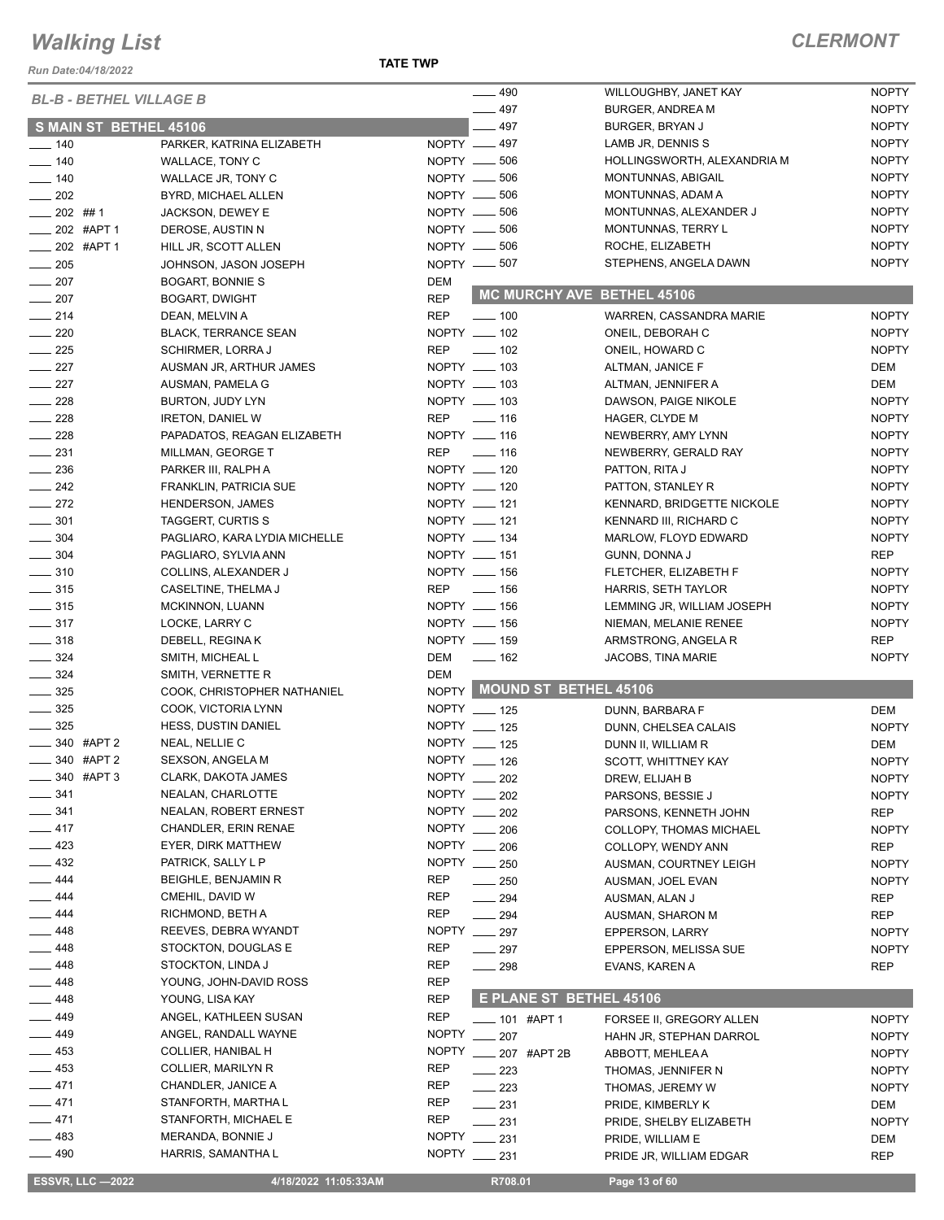# Walking List

**CLERMONT**

Run Date:04/18/2022

**TATE TWP**

## BL-B - BETHEL VILLAGE B

### S MAIN ST BETHEL 45106

| No. | Name | Party |
|---|---|---|
| 140 | PARKER, KATRINA ELIZABETH | NOPTY |
| 140 | WALLACE, TONY C | NOPTY |
| 140 | WALLACE JR, TONY C | NOPTY |
| 202 | BYRD, MICHAEL ALLEN | NOPTY |
| 202 ## 1 | JACKSON, DEWEY E | NOPTY |
| 202 #APT 1 | DEROSE, AUSTIN N | NOPTY |
| 202 #APT 1 | HILL JR, SCOTT ALLEN | NOPTY |
| 205 | JOHNSON, JASON JOSEPH | NOPTY |
| 207 | BOGART, BONNIE S | DEM |
| 207 | BOGART, DWIGHT | REP |
| 214 | DEAN, MELVIN A | REP |
| 220 | BLACK, TERRANCE SEAN | NOPTY |
| 225 | SCHIRMER, LORRA J | REP |
| 227 | AUSMAN JR, ARTHUR JAMES | NOPTY |
| 227 | AUSMAN, PAMELA G | NOPTY |
| 228 | BURTON, JUDY LYN | NOPTY |
| 228 | IRETON, DANIEL W | REP |
| 228 | PAPADATOS, REAGAN ELIZABETH | NOPTY |
| 231 | MILLMAN, GEORGE T | REP |
| 236 | PARKER III, RALPH A | NOPTY |
| 242 | FRANKLIN, PATRICIA SUE | NOPTY |
| 272 | HENDERSON, JAMES | NOPTY |
| 301 | TAGGERT, CURTIS S | NOPTY |
| 304 | PAGLIARO, KARA LYDIA MICHELLE | NOPTY |
| 304 | PAGLIARO, SYLVIA ANN | NOPTY |
| 310 | COLLINS, ALEXANDER J | NOPTY |
| 315 | CASELTINE, THELMA J | REP |
| 315 | MCKINNON, LUANN | NOPTY |
| 317 | LOCKE, LARRY C | NOPTY |
| 318 | DEBELL, REGINA K | NOPTY |
| 324 | SMITH, MICHEAL L | DEM |
| 324 | SMITH, VERNETTE R | DEM |
| 325 | COOK, CHRISTOPHER NATHANIEL | NOPTY |
| 325 | COOK, VICTORIA LYNN | NOPTY |
| 325 | HESS, DUSTIN DANIEL | NOPTY |
| 340 #APT 2 | NEAL, NELLIE C | NOPTY |
| 340 #APT 2 | SEXSON, ANGELA M | NOPTY |
| 340 #APT 3 | CLARK, DAKOTA JAMES | NOPTY |
| 341 | NEALAN, CHARLOTTE | NOPTY |
| 341 | NEALAN, ROBERT ERNEST | NOPTY |
| 417 | CHANDLER, ERIN RENAE | NOPTY |
| 423 | EYER, DIRK MATTHEW | NOPTY |
| 432 | PATRICK, SALLY L P | NOPTY |
| 444 | BEIGHLE, BENJAMIN R | REP |
| 444 | CMEHIL, DAVID W | REP |
| 444 | RICHMOND, BETH A | REP |
| 448 | REEVES, DEBRA WYANDT | NOPTY |
| 448 | STOCKTON, DOUGLAS E | REP |
| 448 | STOCKTON, LINDA J | REP |
| 448 | YOUNG, JOHN-DAVID ROSS | REP |
| 448 | YOUNG, LISA KAY | REP |
| 449 | ANGEL, KATHLEEN SUSAN | REP |
| 449 | ANGEL, RANDALL WAYNE | NOPTY |
| 453 | COLLIER, HANIBAL H | NOPTY |
| 453 | COLLIER, MARILYN R | REP |
| 471 | CHANDLER, JANICE A | REP |
| 471 | STANFORTH, MARTHA L | REP |
| 471 | STANFORTH, MICHAEL E | REP |
| 483 | MERANDA, BONNIE J | NOPTY |
| 490 | HARRIS, SAMANTHA L | NOPTY |
| 490 | WILLOUGHBY, JANET KAY | NOPTY |
| 497 | BURGER, ANDREA M | NOPTY |
| 497 | BURGER, BRYAN J | NOPTY |
| 497 | LAMB JR, DENNIS S | NOPTY |
| 506 | HOLLINGSWORTH, ALEXANDRIA M | NOPTY |
| 506 | MONTUNNAS, ABIGAIL | NOPTY |
| 506 | MONTUNNAS, ADAM A | NOPTY |
| 506 | MONTUNNAS, ALEXANDER J | NOPTY |
| 506 | MONTUNNAS, TERRY L | NOPTY |
| 506 | ROCHE, ELIZABETH | NOPTY |
| 507 | STEPHENS, ANGELA DAWN | NOPTY |

### MC MURCHY AVE BETHEL 45106

| No. | Name | Party |
|---|---|---|
| 100 | WARREN, CASSANDRA MARIE | NOPTY |
| 102 | ONEIL, DEBORAH C | NOPTY |
| 102 | ONEIL, HOWARD C | NOPTY |
| 103 | ALTMAN, JANICE F | DEM |
| 103 | ALTMAN, JENNIFER A | DEM |
| 103 | DAWSON, PAIGE NIKOLE | NOPTY |
| 116 | HAGER, CLYDE M | NOPTY |
| 116 | NEWBERRY, AMY LYNN | NOPTY |
| 116 | NEWBERRY, GERALD RAY | NOPTY |
| 120 | PATTON, RITA J | NOPTY |
| 120 | PATTON, STANLEY R | NOPTY |
| 121 | KENNARD, BRIDGETTE NICKOLE | NOPTY |
| 121 | KENNARD III, RICHARD C | NOPTY |
| 134 | MARLOW, FLOYD EDWARD | NOPTY |
| 151 | GUNN, DONNA J | REP |
| 156 | FLETCHER, ELIZABETH F | NOPTY |
| 156 | HARRIS, SETH TAYLOR | NOPTY |
| 156 | LEMMING JR, WILLIAM JOSEPH | NOPTY |
| 156 | NIEMAN, MELANIE RENEE | NOPTY |
| 159 | ARMSTRONG, ANGELA R | REP |
| 162 | JACOBS, TINA MARIE | NOPTY |

### MOUND ST BETHEL 45106

| No. | Name | Party |
|---|---|---|
| 125 | DUNN, BARBARA F | DEM |
| 125 | DUNN, CHELSEA CALAIS | NOPTY |
| 125 | DUNN II, WILLIAM R | DEM |
| 126 | SCOTT, WHITTNEY KAY | NOPTY |
| 202 | DREW, ELIJAH B | NOPTY |
| 202 | PARSONS, BESSIE J | NOPTY |
| 202 | PARSONS, KENNETH JOHN | REP |
| 206 | COLLOPY, THOMAS MICHAEL | NOPTY |
| 206 | COLLOPY, WENDY ANN | REP |
| 250 | AUSMAN, COURTNEY LEIGH | NOPTY |
| 250 | AUSMAN, JOEL EVAN | NOPTY |
| 294 | AUSMAN, ALAN J | REP |
| 294 | AUSMAN, SHARON M | REP |
| 297 | EPPERSON, LARRY | NOPTY |
| 297 | EPPERSON, MELISSA SUE | NOPTY |
| 298 | EVANS, KAREN A | REP |

### E PLANE ST BETHEL 45106

| No. | Name | Party |
|---|---|---|
| 101 #APT 1 | FORSEE II, GREGORY ALLEN | NOPTY |
| 207 | HAHN JR, STEPHAN DARROL | NOPTY |
| 207 #APT 2B | ABBOTT, MEHLEA A | NOPTY |
| 223 | THOMAS, JENNIFER N | NOPTY |
| 223 | THOMAS, JEREMY W | NOPTY |
| 231 | PRIDE, KIMBERLY K | DEM |
| 231 | PRIDE, SHELBY ELIZABETH | NOPTY |
| 231 | PRIDE, WILLIAM E | DEM |
| 231 | PRIDE JR, WILLIAM EDGAR | REP |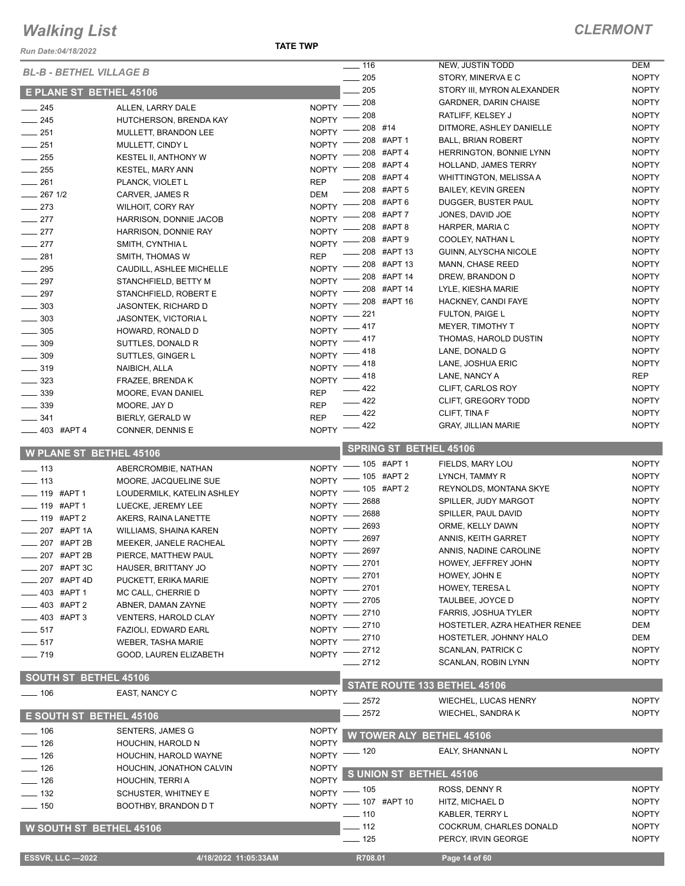# Walking List

## CLERMONT

Run Date:04/18/2022

TATE TWP

### BL-B - BETHEL VILLAGE B

### E PLANE ST BETHEL 45106

| | | |
|---|---|---|
| 245 | ALLEN, LARRY DALE | NOPTY |
| 245 | HUTCHERSON, BRENDA KAY | NOPTY |
| 251 | MULLETT, BRANDON LEE | NOPTY |
| 251 | MULLETT, CINDY L | NOPTY |
| 255 | KESTEL II, ANTHONY W | NOPTY |
| 255 | KESTEL, MARY ANN | NOPTY |
| 261 | PLANCK, VIOLET L | REP |
| 267 1/2 | CARVER, JAMES R | DEM |
| 273 | WILHOIT, CORY RAY | NOPTY |
| 277 | HARRISON, DONNIE JACOB | NOPTY |
| 277 | HARRISON, DONNIE RAY | NOPTY |
| 277 | SMITH, CYNTHIA L | NOPTY |
| 281 | SMITH, THOMAS W | REP |
| 295 | CAUDILL, ASHLEE MICHELLE | NOPTY |
| 297 | STANCHFIELD, BETTY M | NOPTY |
| 297 | STANCHFIELD, ROBERT E | NOPTY |
| 303 | JASONTEK, RICHARD D | NOPTY |
| 303 | JASONTEK, VICTORIA L | NOPTY |
| 305 | HOWARD, RONALD D | NOPTY |
| 309 | SUTTLES, DONALD R | NOPTY |
| 309 | SUTTLES, GINGER L | NOPTY |
| 319 | NAIBICH, ALLA | NOPTY |
| 323 | FRAZEE, BRENDA K | NOPTY |
| 339 | MOORE, EVAN DANIEL | REP |
| 339 | MOORE, JAY D | REP |
| 341 | BIERLY, GERALD W | REP |
| 403 #APT 4 | CONNER, DENNIS E | NOPTY |

### W PLANE ST BETHEL 45106

| | | |
|---|---|---|
| 113 | ABERCROMBIE, NATHAN | NOPTY |
| 113 | MOORE, JACQUELINE SUE | NOPTY |
| 119 #APT 1 | LOUDERMILK, KATELIN ASHLEY | NOPTY |
| 119 #APT 1 | LUECKE, JEREMY LEE | NOPTY |
| 119 #APT 2 | AKERS, RAINA LANETTE | NOPTY |
| 207 #APT 1A | WILLIAMS, SHAINA KAREN | NOPTY |
| 207 #APT 2B | MEEKER, JANELE RACHEAL | NOPTY |
| 207 #APT 2B | PIERCE, MATTHEW PAUL | NOPTY |
| 207 #APT 3C | HAUSER, BRITTANY JO | NOPTY |
| 207 #APT 4D | PUCKETT, ERIKA MARIE | NOPTY |
| 403 #APT 1 | MC CALL, CHERRIE D | NOPTY |
| 403 #APT 2 | ABNER, DAMAN ZAYNE | NOPTY |
| 403 #APT 3 | VENTERS, HAROLD CLAY | NOPTY |
| 517 | FAZIOLI, EDWARD EARL | NOPTY |
| 517 | WEBER, TASHA MARIE | NOPTY |
| 719 | GOOD, LAUREN ELIZABETH | NOPTY |

### SOUTH ST BETHEL 45106

| | | |
|---|---|---|
| 106 | EAST, NANCY C | NOPTY |

### E SOUTH ST BETHEL 45106

| | | |
|---|---|---|
| 106 | SENTERS, JAMES G | NOPTY |
| 126 | HOUCHIN, HAROLD N | NOPTY |
| 126 | HOUCHIN, HAROLD WAYNE | NOPTY |
| 126 | HOUCHIN, JONATHON CALVIN | NOPTY |
| 126 | HOUCHIN, TERRI A | NOPTY |
| 132 | SCHUSTER, WHITNEY E | NOPTY |
| 150 | BOOTHBY, BRANDON D T | NOPTY |

### W SOUTH ST BETHEL 45106

| | | |
|---|---|---|
| 116 | NEW, JUSTIN TODD | DEM |
| 205 | STORY, MINERVA E C | NOPTY |
| 205 | STORY III, MYRON ALEXANDER | NOPTY |
| 208 | GARDNER, DARIN CHAISE | NOPTY |
| 208 | RATLIFF, KELSEY J | NOPTY |
| 208 #14 | DITMORE, ASHLEY DANIELLE | NOPTY |
| 208 #APT 1 | BALL, BRIAN ROBERT | NOPTY |
| 208 #APT 4 | HERRINGTON, BONNIE LYNN | NOPTY |
| 208 #APT 4 | HOLLAND, JAMES TERRY | NOPTY |
| 208 #APT 4 | WHITTINGTON, MELISSA A | NOPTY |
| 208 #APT 5 | BAILEY, KEVIN GREEN | NOPTY |
| 208 #APT 6 | DUGGER, BUSTER PAUL | NOPTY |
| 208 #APT 7 | JONES, DAVID JOE | NOPTY |
| 208 #APT 8 | HARPER, MARIA C | NOPTY |
| 208 #APT 9 | COOLEY, NATHAN L | NOPTY |
| 208 #APT 13 | GUINN, ALYSCHA NICOLE | NOPTY |
| 208 #APT 13 | MANN, CHASE REED | NOPTY |
| 208 #APT 14 | DREW, BRANDON D | NOPTY |
| 208 #APT 14 | LYLE, KIESHA MARIE | NOPTY |
| 208 #APT 16 | HACKNEY, CANDI FAYE | NOPTY |
| 221 | FULTON, PAIGE L | NOPTY |
| 417 | MEYER, TIMOTHY T | NOPTY |
| 417 | THOMAS, HAROLD DUSTIN | NOPTY |
| 418 | LANE, DONALD G | NOPTY |
| 418 | LANE, JOSHUA ERIC | NOPTY |
| 418 | LANE, NANCY A | REP |
| 422 | CLIFT, CARLOS ROY | NOPTY |
| 422 | CLIFT, GREGORY TODD | NOPTY |
| 422 | CLIFT, TINA F | NOPTY |
| 422 | GRAY, JILLIAN MARIE | NOPTY |

### SPRING ST BETHEL 45106

| | | |
|---|---|---|
| 105 #APT 1 | FIELDS, MARY LOU | NOPTY |
| 105 #APT 2 | LYNCH, TAMMY R | NOPTY |
| 105 #APT 2 | REYNOLDS, MONTANA SKYE | NOPTY |
| 2688 | SPILLER, JUDY MARGOT | NOPTY |
| 2688 | SPILLER, PAUL DAVID | NOPTY |
| 2693 | ORME, KELLY DAWN | NOPTY |
| 2697 | ANNIS, KEITH GARRET | NOPTY |
| 2697 | ANNIS, NADINE CAROLINE | NOPTY |
| 2701 | HOWEY, JEFFREY JOHN | NOPTY |
| 2701 | HOWEY, JOHN E | NOPTY |
| 2701 | HOWEY, TERESA L | NOPTY |
| 2705 | TAULBEE, JOYCE D | NOPTY |
| 2710 | FARRIS, JOSHUA TYLER | NOPTY |
| 2710 | HOSTETLER, AZRA HEATHER RENEE | DEM |
| 2710 | HOSTETLER, JOHNNY HALO | DEM |
| 2712 | SCANLAN, PATRICK C | NOPTY |
| 2712 | SCANLAN, ROBIN LYNN | NOPTY |

### STATE ROUTE 133 BETHEL 45106

| | | |
|---|---|---|
| 2572 | WIECHEL, LUCAS HENRY | NOPTY |
| 2572 | WIECHEL, SANDRA K | NOPTY |

### W TOWER ALY BETHEL 45106

| | | |
|---|---|---|
| 120 | EALY, SHANNAN L | NOPTY |

### S UNION ST BETHEL 45106

| | | |
|---|---|---|
| 105 | ROSS, DENNY R | NOPTY |
| 107 #APT 10 | HITZ, MICHAEL D | NOPTY |
| 110 | KABLER, TERRY L | NOPTY |
| 112 | COCKRUM, CHARLES DONALD | NOPTY |
| 125 | PERCY, IRVIN GEORGE | NOPTY |

ESSVR, LLC —2022 4/18/2022 11:05:33AM R708.01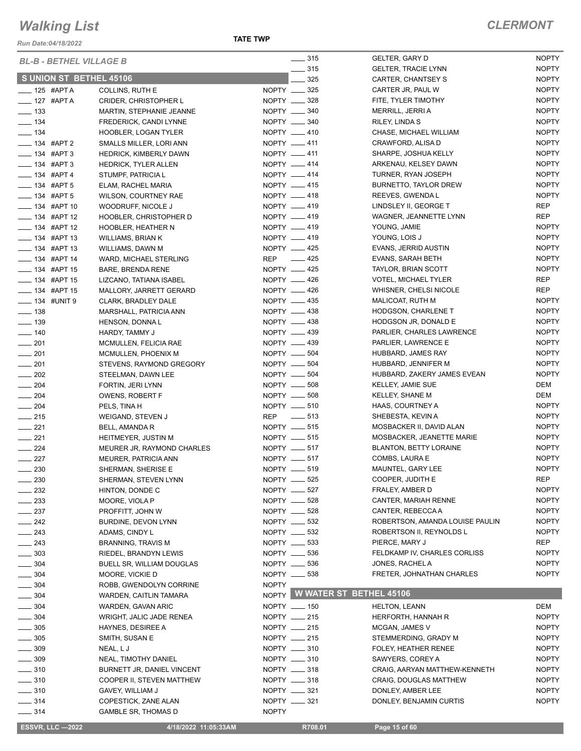# Walking List

**CLERMONT**

Run Date:04/18/2022

**TATE TWP**

*BL-B - BETHEL VILLAGE B*

## S UNION ST BETHEL 45106

| No. | Apt | Name | Party |
|---|---|---|---|
| ____ 125 | #APT A | COLLINS, RUTH E | NOPTY |
| ____ 127 | #APT A | CRIDER, CHRISTOPHER L | NOPTY |
| ____ 133 | | MARTIN, STEPHANIE JEANNE | NOPTY |
| ____ 134 | | FREDERICK, CANDI LYNNE | NOPTY |
| ____ 134 | | HOOBLER, LOGAN TYLER | NOPTY |
| ____ 134 | #APT 2 | SMALLS MILLER, LORI ANN | NOPTY |
| ____ 134 | #APT 3 | HEDRICK, KIMBERLY DAWN | NOPTY |
| ____ 134 | #APT 3 | HEDRICK, TYLER ALLEN | NOPTY |
| ____ 134 | #APT 4 | STUMPF, PATRICIA L | NOPTY |
| ____ 134 | #APT 5 | ELAM, RACHEL MARIA | NOPTY |
| ____ 134 | #APT 5 | WILSON, COURTNEY RAE | NOPTY |
| ____ 134 | #APT 10 | WOODRUFF, NICOLE J | NOPTY |
| ____ 134 | #APT 12 | HOOBLER, CHRISTOPHER D | NOPTY |
| ____ 134 | #APT 12 | HOOBLER, HEATHER N | NOPTY |
| ____ 134 | #APT 13 | WILLIAMS, BRIAN K | NOPTY |
| ____ 134 | #APT 13 | WILLIAMS, DAWN M | NOPTY |
| ____ 134 | #APT 14 | WARD, MICHAEL STERLING | REP |
| ____ 134 | #APT 15 | BARE, BRENDA RENE | NOPTY |
| ____ 134 | #APT 15 | LIZCANO, TATIANA ISABEL | NOPTY |
| ____ 134 | #APT 15 | MALLORY, JARRETT GERARD | NOPTY |
| ____ 134 | #UNIT 9 | CLARK, BRADLEY DALE | NOPTY |
| ____ 138 | | MARSHALL, PATRICIA ANN | NOPTY |
| ____ 139 | | HENSON, DONNA L | NOPTY |
| ____ 140 | | HARDY, TAMMY J | NOPTY |
| ____ 201 | | MCMULLEN, FELICIA RAE | NOPTY |
| ____ 201 | | MCMULLEN, PHOENIX M | NOPTY |
| ____ 201 | | STEVENS, RAYMOND GREGORY | NOPTY |
| ____ 202 | | STEELMAN, DAWN LEE | NOPTY |
| ____ 204 | | FORTIN, JERI LYNN | NOPTY |
| ____ 204 | | OWENS, ROBERT F | NOPTY |
| ____ 204 | | PELS, TINA H | NOPTY |
| ____ 215 | | WEIGAND, STEVEN J | REP |
| ____ 221 | | BELL, AMANDA R | NOPTY |
| ____ 221 | | HEITMEYER, JUSTIN M | NOPTY |
| ____ 224 | | MEURER JR, RAYMOND CHARLES | NOPTY |
| ____ 227 | | MEURER, PATRICIA ANN | NOPTY |
| ____ 230 | | SHERMAN, SHERISE E | NOPTY |
| ____ 230 | | SHERMAN, STEVEN LYNN | NOPTY |
| ____ 232 | | HINTON, DONDE C | NOPTY |
| ____ 233 | | MOORE, VIOLA P | NOPTY |
| ____ 237 | | PROFFITT, JOHN W | NOPTY |
| ____ 242 | | BURDINE, DEVON LYNN | NOPTY |
| ____ 243 | | ADAMS, CINDY L | NOPTY |
| ____ 243 | | BRANNING, TRAVIS M | NOPTY |
| ____ 303 | | RIEDEL, BRANDYN LEWIS | NOPTY |
| ____ 304 | | BUELL SR, WILLIAM DOUGLAS | NOPTY |
| ____ 304 | | MOORE, VICKIE D | NOPTY |
| ____ 304 | | ROBB, GWENDOLYN CORRINE | NOPTY |
| ____ 304 | | WARDEN, CAITLIN TAMARA | NOPTY |
| ____ 304 | | WARDEN, GAVAN ARIC | NOPTY |
| ____ 304 | | WRIGHT, JALIC JADE RENEA | NOPTY |
| ____ 305 | | HAYNES, DESIREE A | NOPTY |
| ____ 305 | | SMITH, SUSAN E | NOPTY |
| ____ 309 | | NEAL, L J | NOPTY |
| ____ 309 | | NEAL, TIMOTHY DANIEL | NOPTY |
| ____ 310 | | BURNETT JR, DANIEL VINCENT | NOPTY |
| ____ 310 | | COOPER II, STEVEN MATTHEW | NOPTY |
| ____ 310 | | GAVEY, WILLIAM J | NOPTY |
| ____ 314 | | COPESTICK, ZANE ALAN | NOPTY |
| ____ 314 | | GAMBLE SR, THOMAS D | NOPTY |
| ____ 315 | | GELTER, GARY D | NOPTY |
| ____ 315 | | GELTER, TRACIE LYNN | NOPTY |
| ____ 325 | | CARTER, CHANTSEY S | NOPTY |
| ____ 325 | | CARTER JR, PAUL W | NOPTY |
| ____ 328 | | FITE, TYLER TIMOTHY | NOPTY |
| ____ 340 | | MERRILL, JERRI A | NOPTY |
| ____ 340 | | RILEY, LINDA S | NOPTY |
| ____ 410 | | CHASE, MICHAEL WILLIAM | NOPTY |
| ____ 411 | | CRAWFORD, ALISA D | NOPTY |
| ____ 411 | | SHARPE, JOSHUA KELLY | NOPTY |
| ____ 414 | | ARKENAU, KELSEY DAWN | NOPTY |
| ____ 414 | | TURNER, RYAN JOSEPH | NOPTY |
| ____ 415 | | BURNETTO, TAYLOR DREW | NOPTY |
| ____ 418 | | REEVES, GWENDA L | NOPTY |
| ____ 419 | | LINDSLEY II, GEORGE T | REP |
| ____ 419 | | WAGNER, JEANNETTE LYNN | REP |
| ____ 419 | | YOUNG, JAMIE | NOPTY |
| ____ 419 | | YOUNG, LOIS J | NOPTY |
| ____ 425 | | EVANS, JERRID AUSTIN | NOPTY |
| ____ 425 | | EVANS, SARAH BETH | NOPTY |
| ____ 425 | | TAYLOR, BRIAN SCOTT | NOPTY |
| ____ 426 | | VOTEL, MICHAEL TYLER | REP |
| ____ 426 | | WHISNER, CHELSI NICOLE | REP |
| ____ 435 | | MALICOAT, RUTH M | NOPTY |
| ____ 438 | | HODGSON, CHARLENE T | NOPTY |
| ____ 438 | | HODGSON JR, DONALD E | NOPTY |
| ____ 439 | | PARLIER, CHARLES LAWRENCE | NOPTY |
| ____ 439 | | PARLIER, LAWRENCE E | NOPTY |
| ____ 504 | | HUBBARD, JAMES RAY | NOPTY |
| ____ 504 | | HUBBARD, JENNIFER M | NOPTY |
| ____ 504 | | HUBBARD, ZAKERY JAMES EVEAN | NOPTY |
| ____ 508 | | KELLEY, JAMIE SUE | DEM |
| ____ 508 | | KELLEY, SHANE M | DEM |
| ____ 510 | | HAAS, COURTNEY A | NOPTY |
| ____ 513 | | SHEBESTA, KEVIN A | NOPTY |
| ____ 515 | | MOSBACKER II, DAVID ALAN | NOPTY |
| ____ 515 | | MOSBACKER, JEANETTE MARIE | NOPTY |
| ____ 517 | | BLANTON, BETTY LORAINE | NOPTY |
| ____ 517 | | COMBS, LAURA E | NOPTY |
| ____ 519 | | MAUNTEL, GARY LEE | NOPTY |
| ____ 525 | | COOPER, JUDITH E | REP |
| ____ 527 | | FRALEY, AMBER D | NOPTY |
| ____ 528 | | CANTER, MARIAH RENNE | NOPTY |
| ____ 528 | | CANTER, REBECCA A | NOPTY |
| ____ 532 | | ROBERTSON, AMANDA LOUISE PAULIN | NOPTY |
| ____ 532 | | ROBERTSON II, REYNOLDS L | NOPTY |
| ____ 533 | | PIERCE, MARY J | REP |
| ____ 536 | | FELDKAMP IV, CHARLES CORLISS | NOPTY |
| ____ 536 | | JONES, RACHEL A | NOPTY |
| ____ 538 | | FRETER, JOHNATHAN CHARLES | NOPTY |

## W WATER ST BETHEL 45106

| No. | Apt | Name | Party |
|---|---|---|---|
| ____ 150 | | HELTON, LEANN | DEM |
| ____ 215 | | HERFORTH, HANNAH R | NOPTY |
| ____ 215 | | MCGAN, JAMES V | NOPTY |
| ____ 215 | | STEMMERDING, GRADY M | NOPTY |
| ____ 310 | | FOLEY, HEATHER RENEE | NOPTY |
| ____ 310 | | SAWYERS, COREY A | NOPTY |
| ____ 318 | | CRAIG, AARYAN MATTHEW-KENNETH | NOPTY |
| ____ 318 | | CRAIG, DOUGLAS MATTHEW | NOPTY |
| ____ 321 | | DONLEY, AMBER LEE | NOPTY |
| ____ 321 | | DONLEY, BENJAMIN CURTIS | NOPTY |

ESSVR, LLC —2022 | 4/18/2022 11:05:33AM | R708.01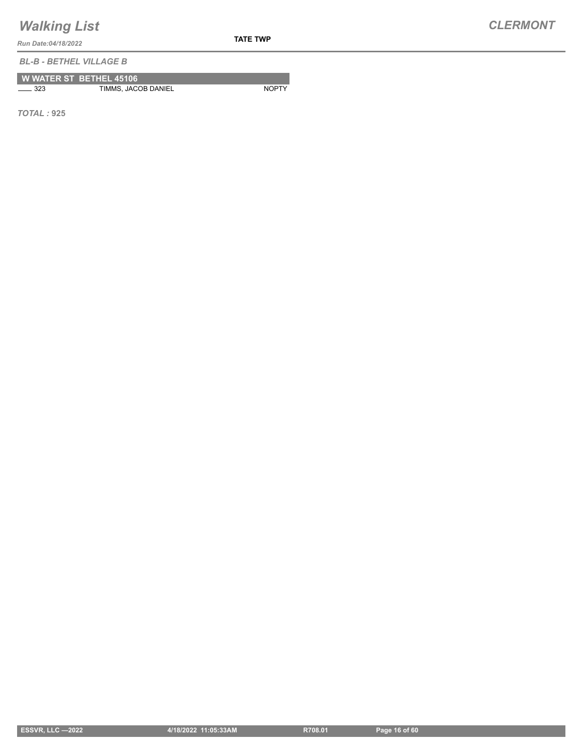*BL-B - BETHEL VILLAGE B*

**W WATER ST BETHEL 45106**

| | | |
|---|---|---|
| ____ 323 | TIMMS, JACOB DANIEL | NOPTY |

***TOTAL :*** **925**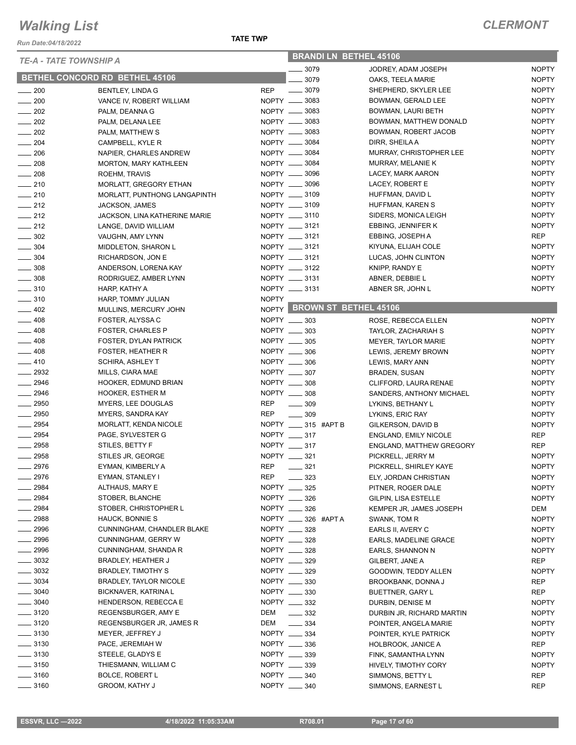# Walking List

**CLERMONT**

Run Date:04/18/2022

**TATE TWP**

*TE-A - TATE TOWNSHIP A*

## BETHEL CONCORD RD BETHEL 45106

| No. | Name | Party |
|---|---|---|
| 200 | BENTLEY, LINDA G | REP |
| 200 | VANCE IV, ROBERT WILLIAM | NOPTY |
| 202 | PALM, DEANNA G | NOPTY |
| 202 | PALM, DELANA LEE | NOPTY |
| 202 | PALM, MATTHEW S | NOPTY |
| 204 | CAMPBELL, KYLE R | NOPTY |
| 206 | NAPIER, CHARLES ANDREW | NOPTY |
| 208 | MORTON, MARY KATHLEEN | NOPTY |
| 208 | ROEHM, TRAVIS | NOPTY |
| 210 | MORLATT, GREGORY ETHAN | NOPTY |
| 210 | MORLATT, PUNTHONG LANGAPINTH | NOPTY |
| 212 | JACKSON, JAMES | NOPTY |
| 212 | JACKSON, LINA KATHERINE MARIE | NOPTY |
| 212 | LANGE, DAVID WILLIAM | NOPTY |
| 302 | VAUGHN, AMY LYNN | NOPTY |
| 304 | MIDDLETON, SHARON L | NOPTY |
| 304 | RICHARDSON, JON E | NOPTY |
| 308 | ANDERSON, LORENA KAY | NOPTY |
| 308 | RODRIGUEZ, AMBER LYNN | NOPTY |
| 310 | HARP, KATHY A | NOPTY |
| 310 | HARP, TOMMY JULIAN | NOPTY |
| 402 | MULLINS, MERCURY JOHN | NOPTY |
| 408 | FOSTER, ALYSSA C | NOPTY |
| 408 | FOSTER, CHARLES P | NOPTY |
| 408 | FOSTER, DYLAN PATRICK | NOPTY |
| 408 | FOSTER, HEATHER R | NOPTY |
| 410 | SCHIRA, ASHLEY T | NOPTY |
| 2932 | MILLS, CIARA MAE | NOPTY |
| 2946 | HOOKER, EDMUND BRIAN | NOPTY |
| 2946 | HOOKER, ESTHER M | NOPTY |
| 2950 | MYERS, LEE DOUGLAS | REP |
| 2950 | MYERS, SANDRA KAY | REP |
| 2954 | MORLATT, KENDA NICOLE | NOPTY |
| 2954 | PAGE, SYLVESTER G | NOPTY |
| 2958 | STILES, BETTY F | NOPTY |
| 2958 | STILES JR, GEORGE | NOPTY |
| 2976 | EYMAN, KIMBERLY A | REP |
| 2976 | EYMAN, STANLEY I | REP |
| 2984 | ALTHAUS, MARY E | NOPTY |
| 2984 | STOBER, BLANCHE | NOPTY |
| 2984 | STOBER, CHRISTOPHER L | NOPTY |
| 2988 | HAUCK, BONNIE S | NOPTY |
| 2996 | CUNNINGHAM, CHANDLER BLAKE | NOPTY |
| 2996 | CUNNINGHAM, GERRY W | NOPTY |
| 2996 | CUNNINGHAM, SHANDA R | NOPTY |
| 3032 | BRADLEY, HEATHER J | NOPTY |
| 3032 | BRADLEY, TIMOTHY S | NOPTY |
| 3034 | BRADLEY, TAYLOR NICOLE | NOPTY |
| 3040 | BICKNAVER, KATRINA L | NOPTY |
| 3040 | HENDERSON, REBECCA E | NOPTY |
| 3120 | REGENSBURGER, AMY E | DEM |
| 3120 | REGENSBURGER JR, JAMES R | DEM |
| 3130 | MEYER, JEFFREY J | NOPTY |
| 3130 | PACE, JEREMIAH W | NOPTY |
| 3130 | STEELE, GLADYS E | NOPTY |
| 3150 | THIESMANN, WILLIAM C | NOPTY |
| 3160 | BOLCE, ROBERT L | NOPTY |
| 3160 | GROOM, KATHY J | NOPTY |

## BRANDI LN BETHEL 45106

| No. | Name | Party |
|---|---|---|
| 3079 | JODREY, ADAM JOSEPH | NOPTY |
| 3079 | OAKS, TEELA MARIE | NOPTY |
| 3079 | SHEPHERD, SKYLER LEE | NOPTY |
| 3083 | BOWMAN, GERALD LEE | NOPTY |
| 3083 | BOWMAN, LAURI BETH | NOPTY |
| 3083 | BOWMAN, MATTHEW DONALD | NOPTY |
| 3083 | BOWMAN, ROBERT JACOB | NOPTY |
| 3084 | DIRR, SHEILA A | NOPTY |
| 3084 | MURRAY, CHRISTOPHER LEE | NOPTY |
| 3084 | MURRAY, MELANIE K | NOPTY |
| 3096 | LACEY, MARK AARON | NOPTY |
| 3096 | LACEY, ROBERT E | NOPTY |
| 3109 | HUFFMAN, DAVID L | NOPTY |
| 3109 | HUFFMAN, KAREN S | NOPTY |
| 3110 | SIDERS, MONICA LEIGH | NOPTY |
| 3121 | EBBING, JENNIFER K | NOPTY |
| 3121 | EBBING, JOSEPH A | REP |
| 3121 | KIYUNA, ELIJAH COLE | NOPTY |
| 3121 | LUCAS, JOHN CLINTON | NOPTY |
| 3122 | KNIPP, RANDY E | NOPTY |
| 3131 | ABNER, DEBBIE L | NOPTY |
| 3131 | ABNER SR, JOHN L | NOPTY |

## BROWN ST BETHEL 45106

| No. | Name | Party |
|---|---|---|
| 303 | ROSE, REBECCA ELLEN | NOPTY |
| 303 | TAYLOR, ZACHARIAH S | NOPTY |
| 305 | MEYER, TAYLOR MARIE | NOPTY |
| 306 | LEWIS, JEREMY BROWN | NOPTY |
| 306 | LEWIS, MARY ANN | NOPTY |
| 307 | BRADEN, SUSAN | NOPTY |
| 308 | CLIFFORD, LAURA RENAE | NOPTY |
| 308 | SANDERS, ANTHONY MICHAEL | NOPTY |
| 309 | LYKINS, BETHANY L | NOPTY |
| 309 | LYKINS, ERIC RAY | NOPTY |
| 315 #APT B | GILKERSON, DAVID B | NOPTY |
| 317 | ENGLAND, EMILY NICOLE | REP |
| 317 | ENGLAND, MATTHEW GREGORY | REP |
| 321 | PICKRELL, JERRY M | NOPTY |
| 321 | PICKRELL, SHIRLEY KAYE | NOPTY |
| 323 | ELY, JORDAN CHRISTIAN | NOPTY |
| 325 | PITNER, ROGER DALE | NOPTY |
| 326 | GILPIN, LISA ESTELLE | NOPTY |
| 326 | KEMPER JR, JAMES JOSEPH | DEM |
| 326 #APT A | SWANK, TOM R | NOPTY |
| 328 | EARLS II, AVERY C | NOPTY |
| 328 | EARLS, MADELINE GRACE | NOPTY |
| 328 | EARLS, SHANNON N | NOPTY |
| 329 | GILBERT, JANE A | REP |
| 329 | GOODWIN, TEDDY ALLEN | NOPTY |
| 330 | BROOKBANK, DONNA J | REP |
| 330 | BUETTNER, GARY L | REP |
| 332 | DURBIN, DENISE M | NOPTY |
| 332 | DURBIN JR, RICHARD MARTIN | NOPTY |
| 334 | POINTER, ANGELA MARIE | NOPTY |
| 334 | POINTER, KYLE PATRICK | NOPTY |
| 336 | HOLBROOK, JANICE A | REP |
| 339 | FINK, SAMANTHA LYNN | NOPTY |
| 339 | HIVELY, TIMOTHY CORY | NOPTY |
| 340 | SIMMONS, BETTY L | REP |
| 340 | SIMMONS, EARNEST L | REP |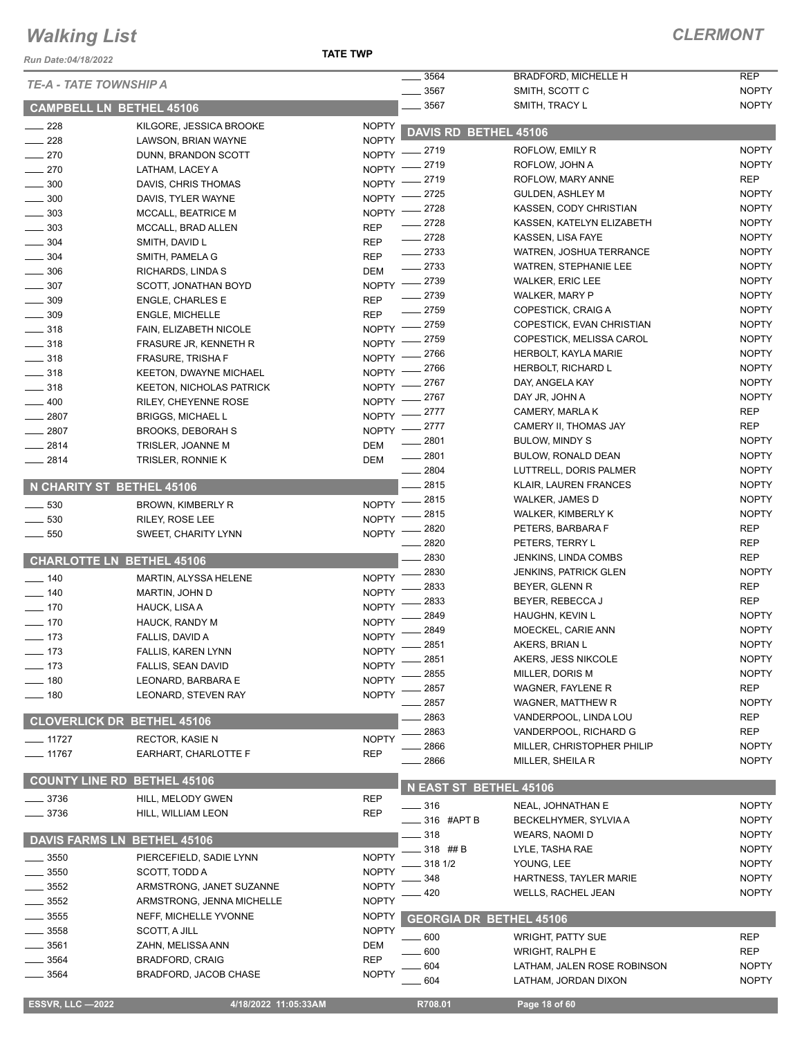# Walking List

## CLERMONT

Run Date:04/18/2022

TATE TWP

*TE-A - TATE TOWNSHIP A*

### CAMPBELL LN BETHEL 45106

| No. | Name | Party |
|---|---|---|
| 228 | KILGORE, JESSICA BROOKE | NOPTY |
| 228 | LAWSON, BRIAN WAYNE | NOPTY |
| 270 | DUNN, BRANDON SCOTT | NOPTY |
| 270 | LATHAM, LACEY A | NOPTY |
| 300 | DAVIS, CHRIS THOMAS | NOPTY |
| 300 | DAVIS, TYLER WAYNE | NOPTY |
| 303 | MCCALL, BEATRICE M | NOPTY |
| 303 | MCCALL, BRAD ALLEN | REP |
| 304 | SMITH, DAVID L | REP |
| 304 | SMITH, PAMELA G | REP |
| 306 | RICHARDS, LINDA S | DEM |
| 307 | SCOTT, JONATHAN BOYD | NOPTY |
| 309 | ENGLE, CHARLES E | REP |
| 309 | ENGLE, MICHELLE | REP |
| 318 | FAIN, ELIZABETH NICOLE | NOPTY |
| 318 | FRASURE JR, KENNETH R | NOPTY |
| 318 | FRASURE, TRISHA F | NOPTY |
| 318 | KEETON, DWAYNE MICHAEL | NOPTY |
| 318 | KEETON, NICHOLAS PATRICK | NOPTY |
| 400 | RILEY, CHEYENNE ROSE | NOPTY |
| 2807 | BRIGGS, MICHAEL L | NOPTY |
| 2807 | BROOKS, DEBORAH S | NOPTY |
| 2814 | TRISLER, JOANNE M | DEM |
| 2814 | TRISLER, RONNIE K | DEM |

### N CHARITY ST BETHEL 45106

| No. | Name | Party |
|---|---|---|
| 530 | BROWN, KIMBERLY R | NOPTY |
| 530 | RILEY, ROSE LEE | NOPTY |
| 550 | SWEET, CHARITY LYNN | NOPTY |

### CHARLOTTE LN BETHEL 45106

| No. | Name | Party |
|---|---|---|
| 140 | MARTIN, ALYSSA HELENE | NOPTY |
| 140 | MARTIN, JOHN D | NOPTY |
| 170 | HAUCK, LISA A | NOPTY |
| 170 | HAUCK, RANDY M | NOPTY |
| 173 | FALLIS, DAVID A | NOPTY |
| 173 | FALLIS, KAREN LYNN | NOPTY |
| 173 | FALLIS, SEAN DAVID | NOPTY |
| 180 | LEONARD, BARBARA E | NOPTY |
| 180 | LEONARD, STEVEN RAY | NOPTY |

### CLOVERLICK DR BETHEL 45106

| No. | Name | Party |
|---|---|---|
| 11727 | RECTOR, KASIE N | NOPTY |
| 11767 | EARHART, CHARLOTTE F | REP |

### COUNTY LINE RD BETHEL 45106

| No. | Name | Party |
|---|---|---|
| 3736 | HILL, MELODY GWEN | REP |
| 3736 | HILL, WILLIAM LEON | REP |

### DAVIS FARMS LN BETHEL 45106

| No. | Name | Party |
|---|---|---|
| 3550 | PIERCEFIELD, SADIE LYNN | NOPTY |
| 3550 | SCOTT, TODD A | NOPTY |
| 3552 | ARMSTRONG, JANET SUZANNE | NOPTY |
| 3552 | ARMSTRONG, JENNA MICHELLE | NOPTY |
| 3555 | NEFF, MICHELLE YVONNE | NOPTY |
| 3558 | SCOTT, A JILL | NOPTY |
| 3561 | ZAHN, MELISSA ANN | DEM |
| 3564 | BRADFORD, CRAIG | REP |
| 3564 | BRADFORD, JACOB CHASE | NOPTY |
| 3564 | BRADFORD, MICHELLE H | REP |
| 3567 | SMITH, SCOTT C | NOPTY |
| 3567 | SMITH, TRACY L | NOPTY |

### DAVIS RD BETHEL 45106

| No. | Name | Party |
|---|---|---|
| 2719 | ROFLOW, EMILY R | NOPTY |
| 2719 | ROFLOW, JOHN A | NOPTY |
| 2719 | ROFLOW, MARY ANNE | REP |
| 2725 | GULDEN, ASHLEY M | NOPTY |
| 2728 | KASSEN, CODY CHRISTIAN | NOPTY |
| 2728 | KASSEN, KATELYN ELIZABETH | NOPTY |
| 2728 | KASSEN, LISA FAYE | NOPTY |
| 2733 | WATREN, JOSHUA TERRANCE | NOPTY |
| 2733 | WATREN, STEPHANIE LEE | NOPTY |
| 2739 | WALKER, ERIC LEE | NOPTY |
| 2739 | WALKER, MARY P | NOPTY |
| 2759 | COPESTICK, CRAIG A | NOPTY |
| 2759 | COPESTICK, EVAN CHRISTIAN | NOPTY |
| 2759 | COPESTICK, MELISSA CAROL | NOPTY |
| 2766 | HERBOLT, KAYLA MARIE | NOPTY |
| 2766 | HERBOLT, RICHARD L | NOPTY |
| 2767 | DAY, ANGELA KAY | NOPTY |
| 2767 | DAY JR, JOHN A | NOPTY |
| 2777 | CAMERY, MARLA K | REP |
| 2777 | CAMERY II, THOMAS JAY | REP |
| 2801 | BULOW, MINDY S | NOPTY |
| 2801 | BULOW, RONALD DEAN | NOPTY |
| 2804 | LUTTRELL, DORIS PALMER | NOPTY |
| 2815 | KLAIR, LAUREN FRANCES | NOPTY |
| 2815 | WALKER, JAMES D | NOPTY |
| 2815 | WALKER, KIMBERLY K | NOPTY |
| 2820 | PETERS, BARBARA F | REP |
| 2820 | PETERS, TERRY L | REP |
| 2830 | JENKINS, LINDA COMBS | REP |
| 2830 | JENKINS, PATRICK GLEN | NOPTY |
| 2833 | BEYER, GLENN R | REP |
| 2833 | BEYER, REBECCA J | REP |
| 2849 | HAUGHN, KEVIN L | NOPTY |
| 2849 | MOECKEL, CARIE ANN | NOPTY |
| 2851 | AKERS, BRIAN L | NOPTY |
| 2851 | AKERS, JESS NIKCOLE | NOPTY |
| 2855 | MILLER, DORIS M | NOPTY |
| 2857 | WAGNER, FAYLENE R | REP |
| 2857 | WAGNER, MATTHEW R | NOPTY |
| 2863 | VANDERPOOL, LINDA LOU | REP |
| 2863 | VANDERPOOL, RICHARD G | REP |
| 2866 | MILLER, CHRISTOPHER PHILIP | NOPTY |
| 2866 | MILLER, SHEILA R | NOPTY |

### N EAST ST BETHEL 45106

| No. | Name | Party |
|---|---|---|
| 316 | NEAL, JOHNATHAN E | NOPTY |
| 316 #APT B | BECKELHYMER, SYLVIA A | NOPTY |
| 318 | WEARS, NAOMI D | NOPTY |
| 318 ## B | LYLE, TASHA RAE | NOPTY |
| 318 1/2 | YOUNG, LEE | NOPTY |
| 348 | HARTNESS, TAYLER MARIE | NOPTY |
| 420 | WELLS, RACHEL JEAN | NOPTY |

### GEORGIA DR BETHEL 45106

| No. | Name | Party |
|---|---|---|
| 600 | WRIGHT, PATTY SUE | REP |
| 600 | WRIGHT, RALPH E | REP |
| 604 | LATHAM, JALEN ROSE ROBINSON | NOPTY |
| 604 | LATHAM, JORDAN DIXON | NOPTY |

ESSVR, LLC —2022 4/18/2022 11:05:33AM R708.01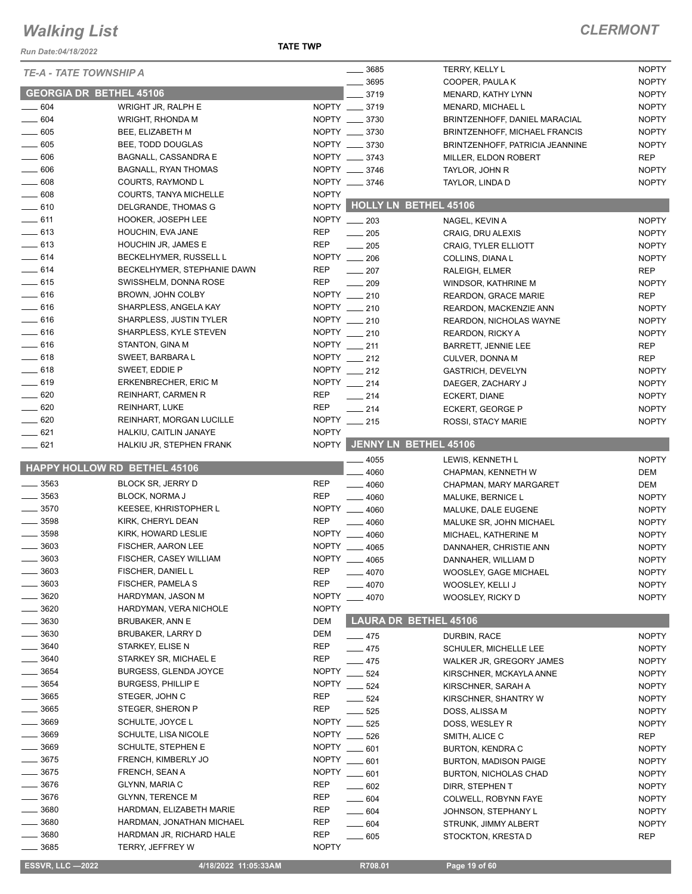# Walking List

## CLERMONT

**TATE TWP**

*TE-A - TATE TOWNSHIP A*

### GEORGIA DR BETHEL 45106

| No. | Name | Party |
|---|---|---|
| 604 | WRIGHT JR, RALPH E | NOPTY |
| 604 | WRIGHT, RHONDA M | NOPTY |
| 605 | BEE, ELIZABETH M | NOPTY |
| 605 | BEE, TODD DOUGLAS | NOPTY |
| 606 | BAGNALL, CASSANDRA E | NOPTY |
| 606 | BAGNALL, RYAN THOMAS | NOPTY |
| 608 | COURTS, RAYMOND L | NOPTY |
| 608 | COURTS, TANYA MICHELLE | NOPTY |
| 610 | DELGRANDE, THOMAS G | NOPTY |
| 611 | HOOKER, JOSEPH LEE | NOPTY |
| 613 | HOUCHIN, EVA JANE | REP |
| 613 | HOUCHIN JR, JAMES E | REP |
| 614 | BECKELHYMER, RUSSELL L | NOPTY |
| 614 | BECKELHYMER, STEPHANIE DAWN | REP |
| 615 | SWISSHELM, DONNA ROSE | REP |
| 616 | BROWN, JOHN COLBY | NOPTY |
| 616 | SHARPLESS, ANGELA KAY | NOPTY |
| 616 | SHARPLESS, JUSTIN TYLER | NOPTY |
| 616 | SHARPLESS, KYLE STEVEN | NOPTY |
| 616 | STANTON, GINA M | NOPTY |
| 618 | SWEET, BARBARA L | NOPTY |
| 618 | SWEET, EDDIE P | NOPTY |
| 619 | ERKENBRECHER, ERIC M | NOPTY |
| 620 | REINHART, CARMEN R | REP |
| 620 | REINHART, LUKE | REP |
| 620 | REINHART, MORGAN LUCILLE | NOPTY |
| 621 | HALKIU, CAITLIN JANAYE | NOPTY |
| 621 | HALKIU JR, STEPHEN FRANK | NOPTY |

### HAPPY HOLLOW RD BETHEL 45106

| No. | Name | Party |
|---|---|---|
| 3563 | BLOCK SR, JERRY D | REP |
| 3563 | BLOCK, NORMA J | REP |
| 3570 | KEESEE, KHRISTOPHER L | NOPTY |
| 3598 | KIRK, CHERYL DEAN | REP |
| 3598 | KIRK, HOWARD LESLIE | NOPTY |
| 3603 | FISCHER, AARON LEE | NOPTY |
| 3603 | FISCHER, CASEY WILLIAM | NOPTY |
| 3603 | FISCHER, DANIEL L | REP |
| 3603 | FISCHER, PAMELA S | REP |
| 3620 | HARDYMAN, JASON M | NOPTY |
| 3620 | HARDYMAN, VERA NICHOLE | NOPTY |
| 3630 | BRUBAKER, ANN E | DEM |
| 3630 | BRUBAKER, LARRY D | DEM |
| 3640 | STARKEY, ELISE N | REP |
| 3640 | STARKEY SR, MICHAEL E | REP |
| 3654 | BURGESS, GLENDA JOYCE | NOPTY |
| 3654 | BURGESS, PHILLIP E | NOPTY |
| 3665 | STEGER, JOHN C | REP |
| 3665 | STEGER, SHERON P | REP |
| 3669 | SCHULTE, JOYCE L | NOPTY |
| 3669 | SCHULTE, LISA NICOLE | NOPTY |
| 3669 | SCHULTE, STEPHEN E | NOPTY |
| 3675 | FRENCH, KIMBERLY JO | NOPTY |
| 3675 | FRENCH, SEAN A | NOPTY |
| 3676 | GLYNN, MARIA C | REP |
| 3676 | GLYNN, TERENCE M | REP |
| 3680 | HARDMAN, ELIZABETH MARIE | REP |
| 3680 | HARDMAN, JONATHAN MICHAEL | REP |
| 3680 | HARDMAN JR, RICHARD HALE | REP |
| 3685 | TERRY, JEFFREY W | NOPTY |
| 3685 | TERRY, KELLY L | NOPTY |
| 3695 | COOPER, PAULA K | NOPTY |
| 3719 | MENARD, KATHY LYNN | NOPTY |
| 3719 | MENARD, MICHAEL L | NOPTY |
| 3730 | BRINTZENHOFF, DANIEL MARACIAL | NOPTY |
| 3730 | BRINTZENHOFF, MICHAEL FRANCIS | NOPTY |
| 3730 | BRINTZENHOFF, PATRICIA JEANNINE | NOPTY |
| 3743 | MILLER, ELDON ROBERT | REP |
| 3746 | TAYLOR, JOHN R | NOPTY |
| 3746 | TAYLOR, LINDA D | NOPTY |

### HOLLY LN BETHEL 45106

| No. | Name | Party |
|---|---|---|
| 203 | NAGEL, KEVIN A | NOPTY |
| 205 | CRAIG, DRU ALEXIS | NOPTY |
| 205 | CRAIG, TYLER ELLIOTT | NOPTY |
| 206 | COLLINS, DIANA L | NOPTY |
| 207 | RALEIGH, ELMER | REP |
| 209 | WINDSOR, KATHRINE M | NOPTY |
| 210 | REARDON, GRACE MARIE | REP |
| 210 | REARDON, MACKENZIE ANN | NOPTY |
| 210 | REARDON, NICHOLAS WAYNE | NOPTY |
| 210 | REARDON, RICKY A | NOPTY |
| 211 | BARRETT, JENNIE LEE | REP |
| 212 | CULVER, DONNA M | REP |
| 212 | GASTRICH, DEVELYN | NOPTY |
| 214 | DAEGER, ZACHARY J | NOPTY |
| 214 | ECKERT, DIANE | NOPTY |
| 214 | ECKERT, GEORGE P | NOPTY |
| 215 | ROSSI, STACY MARIE | NOPTY |

### JENNY LN BETHEL 45106

| No. | Name | Party |
|---|---|---|
| 4055 | LEWIS, KENNETH L | NOPTY |
| 4060 | CHAPMAN, KENNETH W | DEM |
| 4060 | CHAPMAN, MARY MARGARET | DEM |
| 4060 | MALUKE, BERNICE L | NOPTY |
| 4060 | MALUKE, DALE EUGENE | NOPTY |
| 4060 | MALUKE SR, JOHN MICHAEL | NOPTY |
| 4060 | MICHAEL, KATHERINE M | NOPTY |
| 4065 | DANNAHER, CHRISTIE ANN | NOPTY |
| 4065 | DANNAHER, WILLIAM D | NOPTY |
| 4070 | WOOSLEY, GAGE MICHAEL | NOPTY |
| 4070 | WOOSLEY, KELLI J | NOPTY |
| 4070 | WOOSLEY, RICKY D | NOPTY |

### LAURA DR BETHEL 45106

| No. | Name | Party |
|---|---|---|
| 475 | DURBIN, RACE | NOPTY |
| 475 | SCHULER, MICHELLE LEE | NOPTY |
| 475 | WALKER JR, GREGORY JAMES | NOPTY |
| 524 | KIRSCHNER, MCKAYLA ANNE | NOPTY |
| 524 | KIRSCHNER, SARAH A | NOPTY |
| 524 | KIRSCHNER, SHANTRY W | NOPTY |
| 525 | DOSS, ALISSA M | NOPTY |
| 525 | DOSS, WESLEY R | NOPTY |
| 526 | SMITH, ALICE C | REP |
| 601 | BURTON, KENDRA C | NOPTY |
| 601 | BURTON, MADISON PAIGE | NOPTY |
| 601 | BURTON, NICHOLAS CHAD | NOPTY |
| 602 | DIRR, STEPHEN T | NOPTY |
| 604 | COLWELL, ROBYNN FAYE | NOPTY |
| 604 | JOHNSON, STEPHANY L | NOPTY |
| 604 | STRUNK, JIMMY ALBERT | NOPTY |
| 605 | STOCKTON, KRESTA D | REP |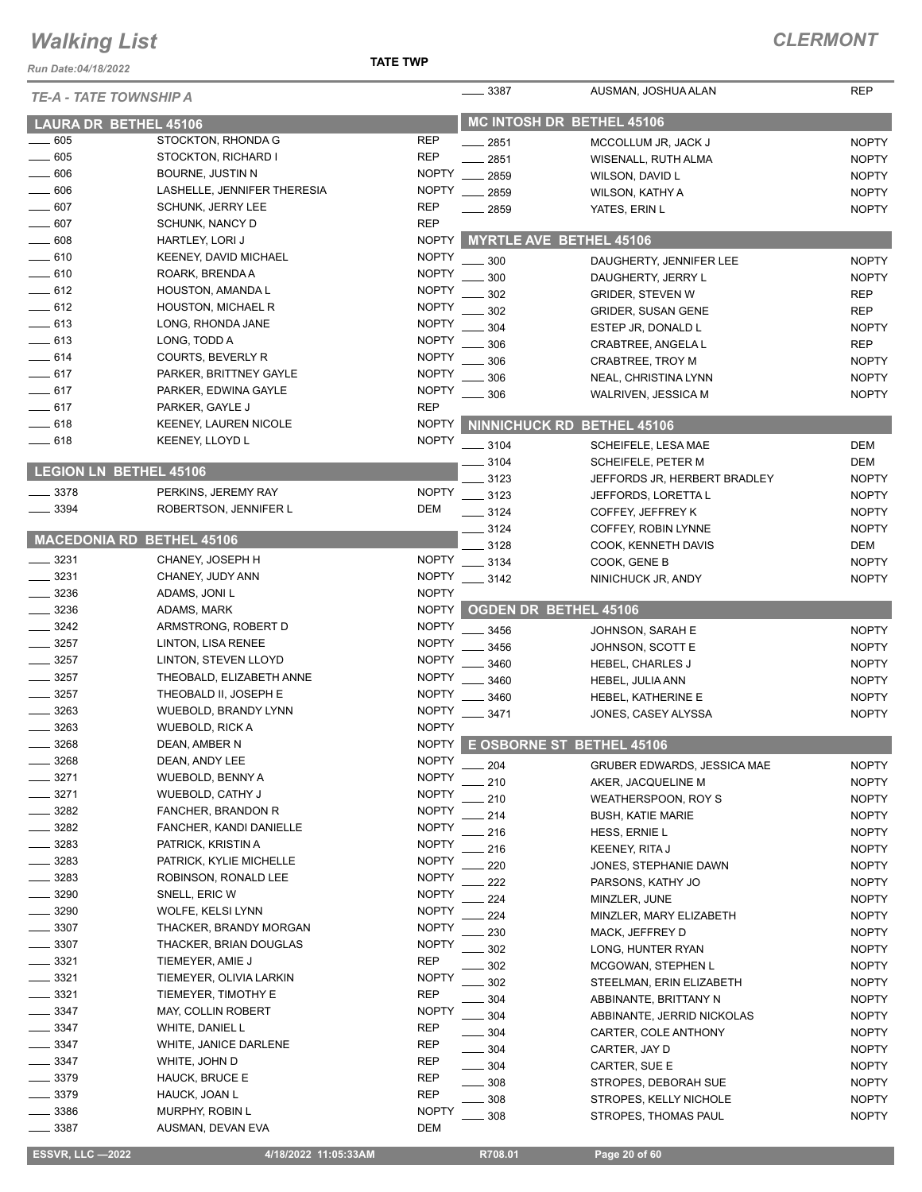# Walking List

## CLERMONT

Run Date:04/18/2022

**TATE TWP**

*TE-A - TATE TOWNSHIP A*

### LAURA DR BETHEL 45106

| No. | Name | Party |
|---|---|---|
| 605 | STOCKTON, RHONDA G | REP |
| 605 | STOCKTON, RICHARD I | REP |
| 606 | BOURNE, JUSTIN N | NOPTY |
| 606 | LASHELLE, JENNIFER THERESIA | NOPTY |
| 607 | SCHUNK, JERRY LEE | REP |
| 607 | SCHUNK, NANCY D | REP |
| 608 | HARTLEY, LORI J | NOPTY |
| 610 | KEENEY, DAVID MICHAEL | NOPTY |
| 610 | ROARK, BRENDA A | NOPTY |
| 612 | HOUSTON, AMANDA L | NOPTY |
| 612 | HOUSTON, MICHAEL R | NOPTY |
| 613 | LONG, RHONDA JANE | NOPTY |
| 613 | LONG, TODD A | NOPTY |
| 614 | COURTS, BEVERLY R | NOPTY |
| 617 | PARKER, BRITTNEY GAYLE | NOPTY |
| 617 | PARKER, EDWINA GAYLE | NOPTY |
| 617 | PARKER, GAYLE J | REP |
| 618 | KEENEY, LAUREN NICOLE | NOPTY |
| 618 | KEENEY, LLOYD L | NOPTY |

### LEGION LN BETHEL 45106

| No. | Name | Party |
|---|---|---|
| 3378 | PERKINS, JEREMY RAY | NOPTY |
| 3394 | ROBERTSON, JENNIFER L | DEM |

### MACEDONIA RD BETHEL 45106

| No. | Name | Party |
|---|---|---|
| 3231 | CHANEY, JOSEPH H | NOPTY |
| 3231 | CHANEY, JUDY ANN | NOPTY |
| 3236 | ADAMS, JONI L | NOPTY |
| 3236 | ADAMS, MARK | NOPTY |
| 3242 | ARMSTRONG, ROBERT D | NOPTY |
| 3257 | LINTON, LISA RENEE | NOPTY |
| 3257 | LINTON, STEVEN LLOYD | NOPTY |
| 3257 | THEOBALD, ELIZABETH ANNE | NOPTY |
| 3257 | THEOBALD II, JOSEPH E | NOPTY |
| 3263 | WUEBOLD, BRANDY LYNN | NOPTY |
| 3263 | WUEBOLD, RICK A | NOPTY |
| 3268 | DEAN, AMBER N | NOPTY |
| 3268 | DEAN, ANDY LEE | NOPTY |
| 3271 | WUEBOLD, BENNY A | NOPTY |
| 3271 | WUEBOLD, CATHY J | NOPTY |
| 3282 | FANCHER, BRANDON R | NOPTY |
| 3282 | FANCHER, KANDI DANIELLE | NOPTY |
| 3283 | PATRICK, KRISTIN A | NOPTY |
| 3283 | PATRICK, KYLIE MICHELLE | NOPTY |
| 3283 | ROBINSON, RONALD LEE | NOPTY |
| 3290 | SNELL, ERIC W | NOPTY |
| 3290 | WOLFE, KELSI LYNN | NOPTY |
| 3307 | THACKER, BRANDY MORGAN | NOPTY |
| 3307 | THACKER, BRIAN DOUGLAS | NOPTY |
| 3321 | TIEMEYER, AMIE J | REP |
| 3321 | TIEMEYER, OLIVIA LARKIN | NOPTY |
| 3321 | TIEMEYER, TIMOTHY E | REP |
| 3347 | MAY, COLLIN ROBERT | NOPTY |
| 3347 | WHITE, DANIEL L | REP |
| 3347 | WHITE, JANICE DARLENE | REP |
| 3347 | WHITE, JOHN D | REP |
| 3379 | HAUCK, BRUCE E | REP |
| 3379 | HAUCK, JOAN L | REP |
| 3386 | MURPHY, ROBIN L | NOPTY |
| 3387 | AUSMAN, DEVAN EVA | DEM |
| 3387 | AUSMAN, JOSHUA ALAN | REP |

### MC INTOSH DR BETHEL 45106

| No. | Name | Party |
|---|---|---|
| 2851 | MCCOLLUM JR, JACK J | NOPTY |
| 2851 | WISENALL, RUTH ALMA | NOPTY |
| 2859 | WILSON, DAVID L | NOPTY |
| 2859 | WILSON, KATHY A | NOPTY |
| 2859 | YATES, ERIN L | NOPTY |

### MYRTLE AVE BETHEL 45106

| No. | Name | Party |
|---|---|---|
| 300 | DAUGHERTY, JENNIFER LEE | NOPTY |
| 300 | DAUGHERTY, JERRY L | NOPTY |
| 302 | GRIDER, STEVEN W | REP |
| 302 | GRIDER, SUSAN GENE | REP |
| 304 | ESTEP JR, DONALD L | NOPTY |
| 306 | CRABTREE, ANGELA L | REP |
| 306 | CRABTREE, TROY M | NOPTY |
| 306 | NEAL, CHRISTINA LYNN | NOPTY |
| 306 | WALRIVEN, JESSICA M | NOPTY |

### NINNICHUCK RD BETHEL 45106

| No. | Name | Party |
|---|---|---|
| 3104 | SCHEIFELE, LESA MAE | DEM |
| 3104 | SCHEIFELE, PETER M | DEM |
| 3123 | JEFFORDS JR, HERBERT BRADLEY | NOPTY |
| 3123 | JEFFORDS, LORETTA L | NOPTY |
| 3124 | COFFEY, JEFFREY K | NOPTY |
| 3124 | COFFEY, ROBIN LYNNE | NOPTY |
| 3128 | COOK, KENNETH DAVIS | DEM |
| 3134 | COOK, GENE B | NOPTY |
| 3142 | NINICHUCK JR, ANDY | NOPTY |

### OGDEN DR BETHEL 45106

| No. | Name | Party |
|---|---|---|
| 3456 | JOHNSON, SARAH E | NOPTY |
| 3456 | JOHNSON, SCOTT E | NOPTY |
| 3460 | HEBEL, CHARLES J | NOPTY |
| 3460 | HEBEL, JULIA ANN | NOPTY |
| 3460 | HEBEL, KATHERINE E | NOPTY |
| 3471 | JONES, CASEY ALYSSA | NOPTY |

### E OSBORNE ST BETHEL 45106

| No. | Name | Party |
|---|---|---|
| 204 | GRUBER EDWARDS, JESSICA MAE | NOPTY |
| 210 | AKER, JACQUELINE M | NOPTY |
| 210 | WEATHERSPOON, ROY S | NOPTY |
| 214 | BUSH, KATIE MARIE | NOPTY |
| 216 | HESS, ERNIE L | NOPTY |
| 216 | KEENEY, RITA J | NOPTY |
| 220 | JONES, STEPHANIE DAWN | NOPTY |
| 222 | PARSONS, KATHY JO | NOPTY |
| 224 | MINZLER, JUNE | NOPTY |
| 224 | MINZLER, MARY ELIZABETH | NOPTY |
| 230 | MACK, JEFFREY D | NOPTY |
| 302 | LONG, HUNTER RYAN | NOPTY |
| 302 | MCGOWAN, STEPHEN L | NOPTY |
| 302 | STEELMAN, ERIN ELIZABETH | NOPTY |
| 304 | ABBINANTE, BRITTANY N | NOPTY |
| 304 | ABBINANTE, JERRID NICKOLAS | NOPTY |
| 304 | CARTER, COLE ANTHONY | NOPTY |
| 304 | CARTER, JAY D | NOPTY |
| 304 | CARTER, SUE E | NOPTY |
| 308 | STROPES, DEBORAH SUE | NOPTY |
| 308 | STROPES, KELLY NICHOLE | NOPTY |
| 308 | STROPES, THOMAS PAUL | NOPTY |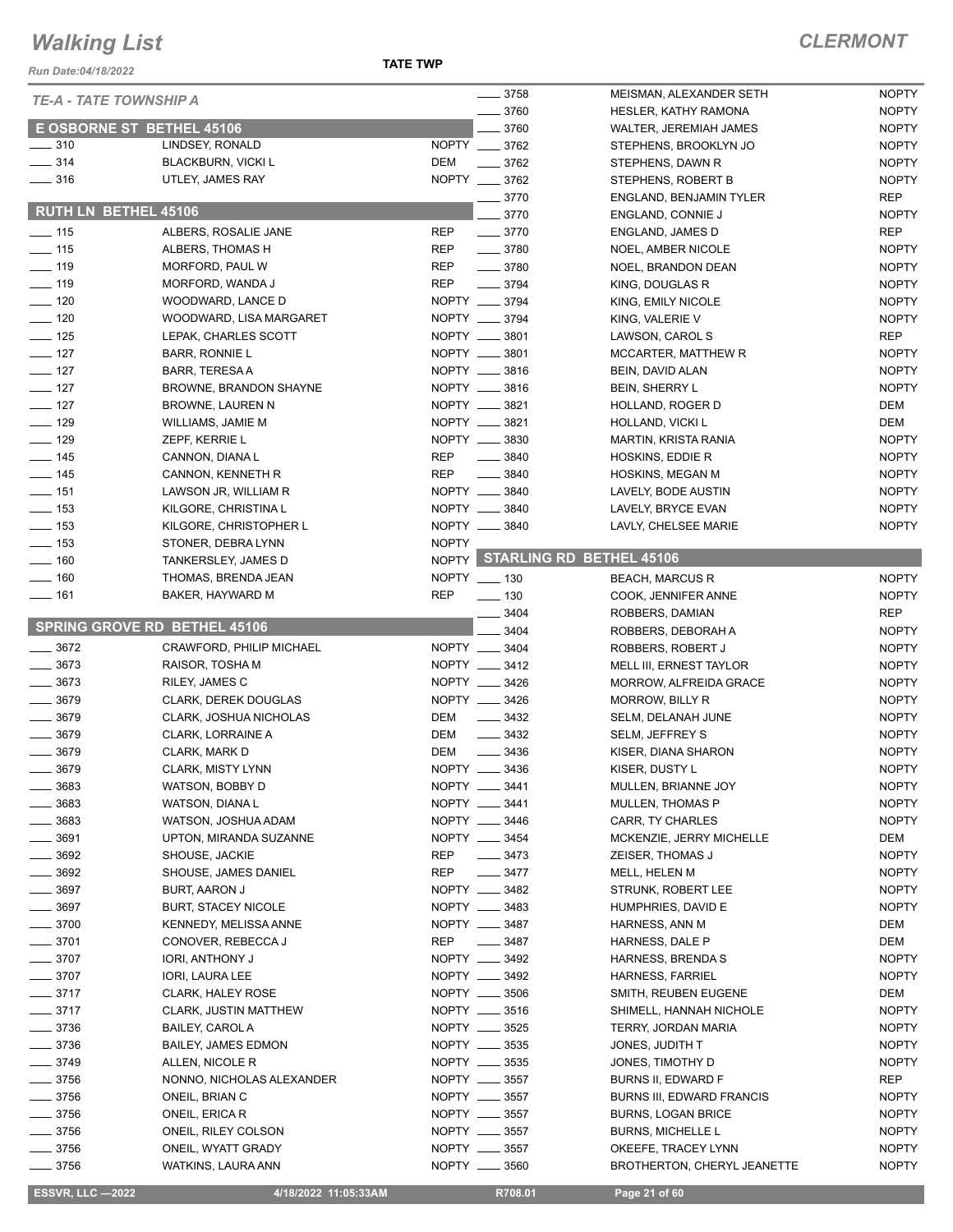# Walking List

## CLERMONT

TATE TWP

*TE-A - TATE TOWNSHIP A*

### E OSBORNE ST BETHEL 45106

| No. | Name | Party |
|---|---|---|
| 310 | LINDSEY, RONALD | NOPTY |
| 314 | BLACKBURN, VICKI L | DEM |
| 316 | UTLEY, JAMES RAY | NOPTY |

### RUTH LN BETHEL 45106

| No. | Name | Party |
|---|---|---|
| 115 | ALBERS, ROSALIE JANE | REP |
| 115 | ALBERS, THOMAS H | REP |
| 119 | MORFORD, PAUL W | REP |
| 119 | MORFORD, WANDA J | REP |
| 120 | WOODWARD, LANCE D | NOPTY |
| 120 | WOODWARD, LISA MARGARET | NOPTY |
| 125 | LEPAK, CHARLES SCOTT | NOPTY |
| 127 | BARR, RONNIE L | NOPTY |
| 127 | BARR, TERESA A | NOPTY |
| 127 | BROWNE, BRANDON SHAYNE | NOPTY |
| 127 | BROWNE, LAUREN N | NOPTY |
| 129 | WILLIAMS, JAMIE M | NOPTY |
| 129 | ZEPF, KERRIE L | NOPTY |
| 145 | CANNON, DIANA L | REP |
| 145 | CANNON, KENNETH R | REP |
| 151 | LAWSON JR, WILLIAM R | NOPTY |
| 153 | KILGORE, CHRISTINA L | NOPTY |
| 153 | KILGORE, CHRISTOPHER L | NOPTY |
| 153 | STONER, DEBRA LYNN | NOPTY |
| 160 | TANKERSLEY, JAMES D | NOPTY |
| 160 | THOMAS, BRENDA JEAN | NOPTY |
| 161 | BAKER, HAYWARD M | REP |

### SPRING GROVE RD BETHEL 45106

| No. | Name | Party |
|---|---|---|
| 3672 | CRAWFORD, PHILIP MICHAEL | NOPTY |
| 3673 | RAISOR, TOSHA M | NOPTY |
| 3673 | RILEY, JAMES C | NOPTY |
| 3679 | CLARK, DEREK DOUGLAS | NOPTY |
| 3679 | CLARK, JOSHUA NICHOLAS | DEM |
| 3679 | CLARK, LORRAINE A | DEM |
| 3679 | CLARK, MARK D | DEM |
| 3679 | CLARK, MISTY LYNN | NOPTY |
| 3683 | WATSON, BOBBY D | NOPTY |
| 3683 | WATSON, DIANA L | NOPTY |
| 3683 | WATSON, JOSHUA ADAM | NOPTY |
| 3691 | UPTON, MIRANDA SUZANNE | NOPTY |
| 3692 | SHOUSE, JACKIE | REP |
| 3692 | SHOUSE, JAMES DANIEL | REP |
| 3697 | BURT, AARON J | NOPTY |
| 3697 | BURT, STACEY NICOLE | NOPTY |
| 3700 | KENNEDY, MELISSA ANNE | NOPTY |
| 3701 | CONOVER, REBECCA J | REP |
| 3707 | IORI, ANTHONY J | NOPTY |
| 3707 | IORI, LAURA LEE | NOPTY |
| 3717 | CLARK, HALEY ROSE | NOPTY |
| 3717 | CLARK, JUSTIN MATTHEW | NOPTY |
| 3736 | BAILEY, CAROL A | NOPTY |
| 3736 | BAILEY, JAMES EDMON | NOPTY |
| 3749 | ALLEN, NICOLE R | NOPTY |
| 3756 | NONNO, NICHOLAS ALEXANDER | NOPTY |
| 3756 | ONEIL, BRIAN C | NOPTY |
| 3756 | ONEIL, ERICA R | NOPTY |
| 3756 | ONEIL, RILEY COLSON | NOPTY |
| 3756 | ONEIL, WYATT GRADY | NOPTY |
| 3756 | WATKINS, LAURA ANN | NOPTY |
| 3758 | MEISMAN, ALEXANDER SETH | NOPTY |
| 3760 | HESLER, KATHY RAMONA | NOPTY |
| 3760 | WALTER, JEREMIAH JAMES | NOPTY |
| 3762 | STEPHENS, BROOKLYN JO | NOPTY |
| 3762 | STEPHENS, DAWN R | NOPTY |
| 3762 | STEPHENS, ROBERT B | NOPTY |
| 3770 | ENGLAND, BENJAMIN TYLER | REP |
| 3770 | ENGLAND, CONNIE J | NOPTY |
| 3770 | ENGLAND, JAMES D | REP |
| 3780 | NOEL, AMBER NICOLE | NOPTY |
| 3780 | NOEL, BRANDON DEAN | NOPTY |
| 3794 | KING, DOUGLAS R | NOPTY |
| 3794 | KING, EMILY NICOLE | NOPTY |
| 3794 | KING, VALERIE V | NOPTY |
| 3801 | LAWSON, CAROL S | REP |
| 3801 | MCCARTER, MATTHEW R | NOPTY |
| 3816 | BEIN, DAVID ALAN | NOPTY |
| 3816 | BEIN, SHERRY L | NOPTY |
| 3821 | HOLLAND, ROGER D | DEM |
| 3821 | HOLLAND, VICKI L | DEM |
| 3830 | MARTIN, KRISTA RANIA | NOPTY |
| 3840 | HOSKINS, EDDIE R | NOPTY |
| 3840 | HOSKINS, MEGAN M | NOPTY |
| 3840 | LAVELY, BODE AUSTIN | NOPTY |
| 3840 | LAVELY, BRYCE EVAN | NOPTY |
| 3840 | LAVLY, CHELSEE MARIE | NOPTY |

### STARLING RD BETHEL 45106

| No. | Name | Party |
|---|---|---|
| 130 | BEACH, MARCUS R | NOPTY |
| 130 | COOK, JENNIFER ANNE | NOPTY |
| 3404 | ROBBERS, DAMIAN | REP |
| 3404 | ROBBERS, DEBORAH A | NOPTY |
| 3404 | ROBBERS, ROBERT J | NOPTY |
| 3412 | MELL III, ERNEST TAYLOR | NOPTY |
| 3426 | MORROW, ALFREIDA GRACE | NOPTY |
| 3426 | MORROW, BILLY R | NOPTY |
| 3432 | SELM, DELANAH JUNE | NOPTY |
| 3432 | SELM, JEFFREY S | NOPTY |
| 3436 | KISER, DIANA SHARON | NOPTY |
| 3436 | KISER, DUSTY L | NOPTY |
| 3441 | MULLEN, BRIANNE JOY | NOPTY |
| 3441 | MULLEN, THOMAS P | NOPTY |
| 3446 | CARR, TY CHARLES | NOPTY |
| 3454 | MCKENZIE, JERRY MICHELLE | DEM |
| 3473 | ZEISER, THOMAS J | NOPTY |
| 3477 | MELL, HELEN M | NOPTY |
| 3482 | STRUNK, ROBERT LEE | NOPTY |
| 3483 | HUMPHRIES, DAVID E | NOPTY |
| 3487 | HARNESS, ANN M | DEM |
| 3487 | HARNESS, DALE P | DEM |
| 3492 | HARNESS, BRENDA S | NOPTY |
| 3492 | HARNESS, FARRIEL | NOPTY |
| 3506 | SMITH, REUBEN EUGENE | DEM |
| 3516 | SHIMELL, HANNAH NICHOLE | NOPTY |
| 3525 | TERRY, JORDAN MARIA | NOPTY |
| 3535 | JONES, JUDITH T | NOPTY |
| 3535 | JONES, TIMOTHY D | NOPTY |
| 3557 | BURNS II, EDWARD F | REP |
| 3557 | BURNS III, EDWARD FRANCIS | NOPTY |
| 3557 | BURNS, LOGAN BRICE | NOPTY |
| 3557 | BURNS, MICHELLE L | NOPTY |
| 3557 | OKEEFE, TRACEY LYNN | NOPTY |
| 3560 | BROTHERTON, CHERYL JEANETTE | NOPTY |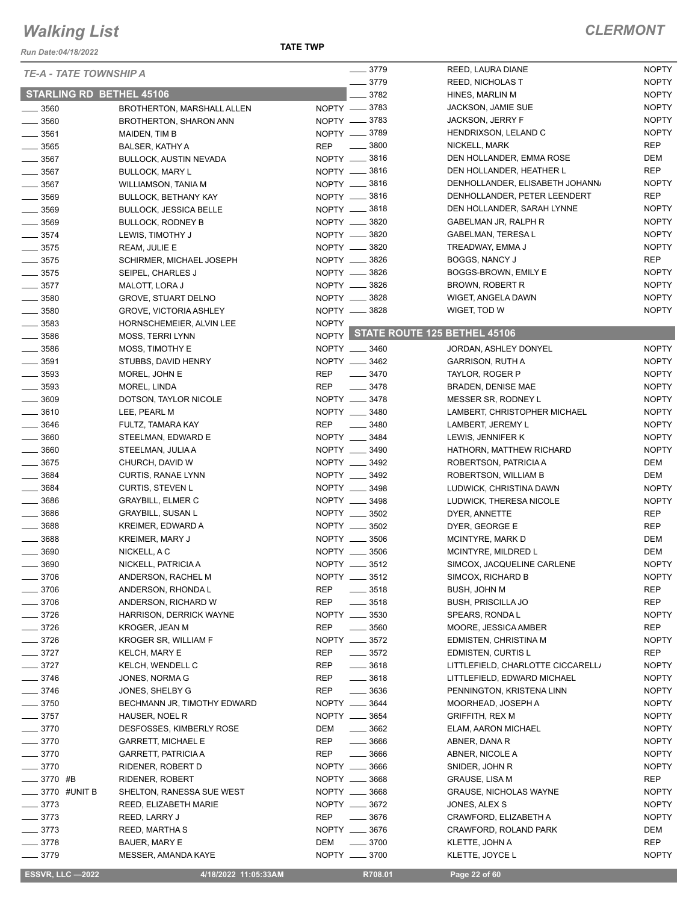# Walking List

**TATE TWP**

## TE-A - TATE TOWNSHIP A

### STARLING RD BETHEL 45106

| No. | Name | Party |
|---|---|---|
| 3560 | BROTHERTON, MARSHALL ALLEN | NOPTY |
| 3560 | BROTHERTON, SHARON ANN | NOPTY |
| 3561 | MAIDEN, TIM B | NOPTY |
| 3565 | BALSER, KATHY A | REP |
| 3567 | BULLOCK, AUSTIN NEVADA | NOPTY |
| 3567 | BULLOCK, MARY L | NOPTY |
| 3567 | WILLIAMSON, TANIA M | NOPTY |
| 3569 | BULLOCK, BETHANY KAY | NOPTY |
| 3569 | BULLOCK, JESSICA BELLE | NOPTY |
| 3569 | BULLOCK, RODNEY B | NOPTY |
| 3574 | LEWIS, TIMOTHY J | NOPTY |
| 3575 | REAM, JULIE E | NOPTY |
| 3575 | SCHIRMER, MICHAEL JOSEPH | NOPTY |
| 3575 | SEIPEL, CHARLES J | NOPTY |
| 3577 | MALOTT, LORA J | NOPTY |
| 3580 | GROVE, STUART DELNO | NOPTY |
| 3580 | GROVE, VICTORIA ASHLEY | NOPTY |
| 3583 | HORNSCHEMEIER, ALVIN LEE | NOPTY |
| 3586 | MOSS, TERRI LYNN | NOPTY |
| 3586 | MOSS, TIMOTHY E | NOPTY |
| 3591 | STUBBS, DAVID HENRY | NOPTY |
| 3593 | MOREL, JOHN E | REP |
| 3593 | MOREL, LINDA | REP |
| 3609 | DOTSON, TAYLOR NICOLE | NOPTY |
| 3610 | LEE, PEARL M | NOPTY |
| 3646 | FULTZ, TAMARA KAY | REP |
| 3660 | STEELMAN, EDWARD E | NOPTY |
| 3660 | STEELMAN, JULIA A | NOPTY |
| 3675 | CHURCH, DAVID W | NOPTY |
| 3684 | CURTIS, RANAE LYNN | NOPTY |
| 3684 | CURTIS, STEVEN L | NOPTY |
| 3686 | GRAYBILL, ELMER C | NOPTY |
| 3686 | GRAYBILL, SUSAN L | NOPTY |
| 3688 | KREIMER, EDWARD A | NOPTY |
| 3688 | KREIMER, MARY J | NOPTY |
| 3690 | NICKELL, A C | NOPTY |
| 3690 | NICKELL, PATRICIA A | NOPTY |
| 3706 | ANDERSON, RACHEL M | NOPTY |
| 3706 | ANDERSON, RHONDA L | REP |
| 3706 | ANDERSON, RICHARD W | REP |
| 3726 | HARRISON, DERRICK WAYNE | NOPTY |
| 3726 | KROGER, JEAN M | REP |
| 3726 | KROGER SR, WILLIAM F | NOPTY |
| 3727 | KELCH, MARY E | REP |
| 3727 | KELCH, WENDELL C | REP |
| 3746 | JONES, NORMA G | REP |
| 3746 | JONES, SHELBY G | REP |
| 3750 | BECHMANN JR, TIMOTHY EDWARD | NOPTY |
| 3757 | HAUSER, NOEL R | NOPTY |
| 3770 | DESFOSSES, KIMBERLY ROSE | DEM |
| 3770 | GARRETT, MICHAEL E | REP |
| 3770 | GARRETT, PATRICIA A | REP |
| 3770 | RIDENER, ROBERT D | NOPTY |
| 3770 #B | RIDENER, ROBERT | NOPTY |
| 3770 #UNIT B | SHELTON, RANESSA SUE WEST | NOPTY |
| 3773 | REED, ELIZABETH MARIE | NOPTY |
| 3773 | REED, LARRY J | REP |
| 3773 | REED, MARTHA S | NOPTY |
| 3778 | BAUER, MARY E | DEM |
| 3779 | MESSER, AMANDA KAYE | NOPTY |
| 3779 | REED, LAURA DIANE | NOPTY |
| 3779 | REED, NICHOLAS T | NOPTY |
| 3782 | HINES, MARLIN M | NOPTY |
| 3783 | JACKSON, JAMIE SUE | NOPTY |
| 3783 | JACKSON, JERRY F | NOPTY |
| 3789 | HENDRIXSON, LELAND C | NOPTY |
| 3800 | NICKELL, MARK | REP |
| 3816 | DEN HOLLANDER, EMMA ROSE | DEM |
| 3816 | DEN HOLLANDER, HEATHER L | REP |
| 3816 | DENHOLLANDER, ELISABETH JOHANN/ | NOPTY |
| 3816 | DENHOLLANDER, PETER LEENDERT | REP |
| 3818 | DEN HOLLANDER, SARAH LYNNE | NOPTY |
| 3820 | GABELMAN JR, RALPH R | NOPTY |
| 3820 | GABELMAN, TERESA L | NOPTY |
| 3820 | TREADWAY, EMMA J | NOPTY |
| 3826 | BOGGS, NANCY J | REP |
| 3826 | BOGGS-BROWN, EMILY E | NOPTY |
| 3826 | BROWN, ROBERT R | NOPTY |
| 3828 | WIGET, ANGELA DAWN | NOPTY |
| 3828 | WIGET, TOD W | NOPTY |

### STATE ROUTE 125 BETHEL 45106

| No. | Name | Party |
|---|---|---|
| 3460 | JORDAN, ASHLEY DONYEL | NOPTY |
| 3462 | GARRISON, RUTH A | NOPTY |
| 3470 | TAYLOR, ROGER P | NOPTY |
| 3478 | BRADEN, DENISE MAE | NOPTY |
| 3478 | MESSER SR, RODNEY L | NOPTY |
| 3480 | LAMBERT, CHRISTOPHER MICHAEL | NOPTY |
| 3480 | LAMBERT, JEREMY L | NOPTY |
| 3484 | LEWIS, JENNIFER K | NOPTY |
| 3490 | HATHORN, MATTHEW RICHARD | NOPTY |
| 3492 | ROBERTSON, PATRICIA A | DEM |
| 3492 | ROBERTSON, WILLIAM B | DEM |
| 3498 | LUDWICK, CHRISTINA DAWN | NOPTY |
| 3498 | LUDWICK, THERESA NICOLE | NOPTY |
| 3502 | DYER, ANNETTE | REP |
| 3502 | DYER, GEORGE E | REP |
| 3506 | MCINTYRE, MARK D | DEM |
| 3506 | MCINTYRE, MILDRED L | DEM |
| 3512 | SIMCOX, JACQUELINE CARLENE | NOPTY |
| 3512 | SIMCOX, RICHARD B | NOPTY |
| 3518 | BUSH, JOHN M | REP |
| 3518 | BUSH, PRISCILLA JO | REP |
| 3530 | SPEARS, RONDA L | NOPTY |
| 3560 | MOORE, JESSICA AMBER | REP |
| 3572 | EDMISTEN, CHRISTINA M | NOPTY |
| 3572 | EDMISTEN, CURTIS L | REP |
| 3618 | LITTLEFIELD, CHARLOTTE CICCARELL/ | NOPTY |
| 3618 | LITTLEFIELD, EDWARD MICHAEL | NOPTY |
| 3636 | PENNINGTON, KRISTENA LINN | NOPTY |
| 3644 | MOORHEAD, JOSEPH A | NOPTY |
| 3654 | GRIFFITH, REX M | NOPTY |
| 3662 | ELAM, AARON MICHAEL | NOPTY |
| 3666 | ABNER, DANA R | NOPTY |
| 3666 | ABNER, NICOLE A | NOPTY |
| 3666 | SNIDER, JOHN R | NOPTY |
| 3668 | GRAUSE, LISA M | REP |
| 3668 | GRAUSE, NICHOLAS WAYNE | NOPTY |
| 3672 | JONES, ALEX S | NOPTY |
| 3676 | CRAWFORD, ELIZABETH A | NOPTY |
| 3676 | CRAWFORD, ROLAND PARK | DEM |
| 3700 | KLETTE, JOHN A | REP |
| 3700 | KLETTE, JOYCE L | NOPTY |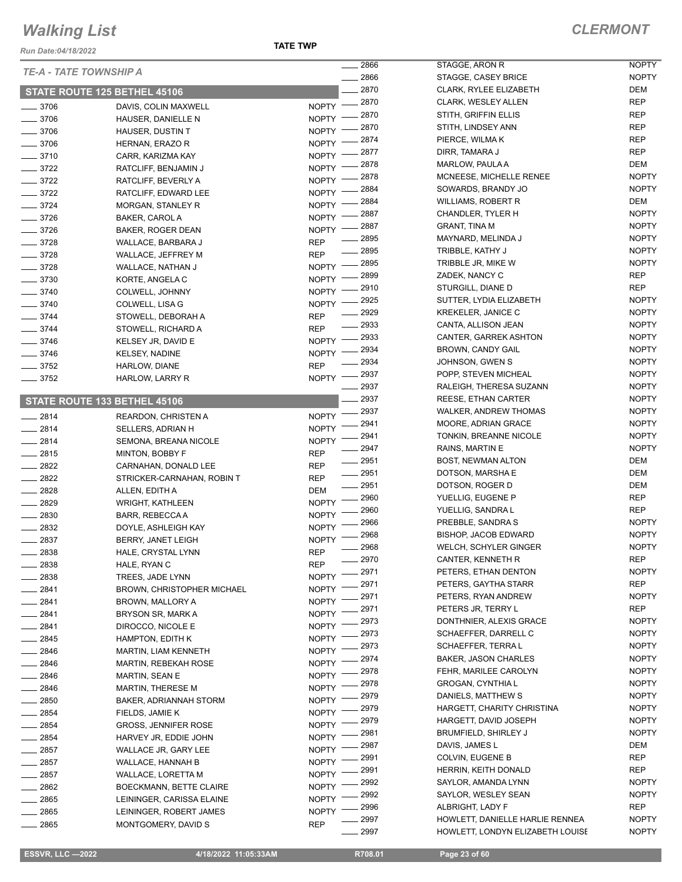# Walking List

**CLERMONT**

Run Date:04/18/2022

**TATE TWP**

*TE-A - TATE TOWNSHIP A*

## STATE ROUTE 125 BETHEL 45106

| No. | Name | Party |
|---|---|---|
| 3706 | DAVIS, COLIN MAXWELL | NOPTY |
| 3706 | HAUSER, DANIELLE N | NOPTY |
| 3706 | HAUSER, DUSTIN T | NOPTY |
| 3706 | HERNAN, ERAZO R | NOPTY |
| 3710 | CARR, KARIZMA KAY | NOPTY |
| 3722 | RATCLIFF, BENJAMIN J | NOPTY |
| 3722 | RATCLIFF, BEVERLY A | NOPTY |
| 3722 | RATCLIFF, EDWARD LEE | NOPTY |
| 3724 | MORGAN, STANLEY R | NOPTY |
| 3726 | BAKER, CAROL A | NOPTY |
| 3726 | BAKER, ROGER DEAN | NOPTY |
| 3728 | WALLACE, BARBARA J | REP |
| 3728 | WALLACE, JEFFREY M | REP |
| 3728 | WALLACE, NATHAN J | NOPTY |
| 3730 | KORTE, ANGELA C | NOPTY |
| 3740 | COLWELL, JOHNNY | NOPTY |
| 3740 | COLWELL, LISA G | NOPTY |
| 3744 | STOWELL, DEBORAH A | REP |
| 3744 | STOWELL, RICHARD A | REP |
| 3746 | KELSEY JR, DAVID E | NOPTY |
| 3746 | KELSEY, NADINE | NOPTY |
| 3752 | HARLOW, DIANE | REP |
| 3752 | HARLOW, LARRY R | NOPTY |

## STATE ROUTE 133 BETHEL 45106

| No. | Name | Party |
|---|---|---|
| 2814 | REARDON, CHRISTEN A | NOPTY |
| 2814 | SELLERS, ADRIAN H | NOPTY |
| 2814 | SEMONA, BREANA NICOLE | NOPTY |
| 2815 | MINTON, BOBBY F | REP |
| 2822 | CARNAHAN, DONALD LEE | REP |
| 2822 | STRICKER-CARNAHAN, ROBIN T | REP |
| 2828 | ALLEN, EDITH A | DEM |
| 2829 | WRIGHT, KATHLEEN | NOPTY |
| 2830 | BARR, REBECCA A | NOPTY |
| 2832 | DOYLE, ASHLEIGH KAY | NOPTY |
| 2837 | BERRY, JANET LEIGH | NOPTY |
| 2838 | HALE, CRYSTAL LYNN | REP |
| 2838 | HALE, RYAN C | REP |
| 2838 | TREES, JADE LYNN | NOPTY |
| 2841 | BROWN, CHRISTOPHER MICHAEL | NOPTY |
| 2841 | BROWN, MALLORY A | NOPTY |
| 2841 | BRYSON SR, MARK A | NOPTY |
| 2841 | DIROCCO, NICOLE E | NOPTY |
| 2845 | HAMPTON, EDITH K | NOPTY |
| 2846 | MARTIN, LIAM KENNETH | NOPTY |
| 2846 | MARTIN, REBEKAH ROSE | NOPTY |
| 2846 | MARTIN, SEAN E | NOPTY |
| 2846 | MARTIN, THERESE M | NOPTY |
| 2850 | BAKER, ADRIANNAH STORM | NOPTY |
| 2854 | FIELDS, JAMIE K | NOPTY |
| 2854 | GROSS, JENNIFER ROSE | NOPTY |
| 2854 | HARVEY JR, EDDIE JOHN | NOPTY |
| 2857 | WALLACE JR, GARY LEE | NOPTY |
| 2857 | WALLACE, HANNAH B | NOPTY |
| 2857 | WALLACE, LORETTA M | NOPTY |
| 2862 | BOECKMANN, BETTE CLAIRE | NOPTY |
| 2865 | LEININGER, CARISSA ELAINE | NOPTY |
| 2865 | LEININGER, ROBERT JAMES | NOPTY |
| 2865 | MONTGOMERY, DAVID S | REP |
| 2866 | STAGGE, ARON R | NOPTY |
| 2866 | STAGGE, CASEY BRICE | NOPTY |
| 2870 | CLARK, RYLEE ELIZABETH | DEM |
| 2870 | CLARK, WESLEY ALLEN | REP |
| 2870 | STITH, GRIFFIN ELLIS | REP |
| 2870 | STITH, LINDSEY ANN | REP |
| 2874 | PIERCE, WILMA K | REP |
| 2877 | DIRR, TAMARA J | REP |
| 2878 | MARLOW, PAULA A | DEM |
| 2878 | MCNEESE, MICHELLE RENEE | NOPTY |
| 2884 | SOWARDS, BRANDY JO | NOPTY |
| 2884 | WILLIAMS, ROBERT R | DEM |
| 2887 | CHANDLER, TYLER H | NOPTY |
| 2887 | GRANT, TINA M | NOPTY |
| 2895 | MAYNARD, MELINDA J | NOPTY |
| 2895 | TRIBBLE, KATHY J | NOPTY |
| 2895 | TRIBBLE JR, MIKE W | NOPTY |
| 2899 | ZADEK, NANCY C | REP |
| 2910 | STURGILL, DIANE D | REP |
| 2925 | SUTTER, LYDIA ELIZABETH | NOPTY |
| 2929 | KREKELER, JANICE C | NOPTY |
| 2933 | CANTA, ALLISON JEAN | NOPTY |
| 2933 | CANTER, GARREK ASHTON | NOPTY |
| 2934 | BROWN, CANDY GAIL | NOPTY |
| 2934 | JOHNSON, GWEN S | NOPTY |
| 2937 | POPP, STEVEN MICHEAL | NOPTY |
| 2937 | RALEIGH, THERESA SUZANN | NOPTY |
| 2937 | REESE, ETHAN CARTER | NOPTY |
| 2937 | WALKER, ANDREW THOMAS | NOPTY |
| 2941 | MOORE, ADRIAN GRACE | NOPTY |
| 2941 | TONKIN, BREANNE NICOLE | NOPTY |
| 2947 | RAINS, MARTIN E | NOPTY |
| 2951 | BOST, NEWMAN ALTON | DEM |
| 2951 | DOTSON, MARSHA E | DEM |
| 2951 | DOTSON, ROGER D | DEM |
| 2960 | YUELLIG, EUGENE P | REP |
| 2960 | YUELLIG, SANDRA L | REP |
| 2966 | PREBBLE, SANDRA S | NOPTY |
| 2968 | BISHOP, JACOB EDWARD | NOPTY |
| 2968 | WELCH, SCHYLER GINGER | NOPTY |
| 2970 | CANTER, KENNETH R | REP |
| 2971 | PETERS, ETHAN DENTON | NOPTY |
| 2971 | PETERS, GAYTHA STARR | REP |
| 2971 | PETERS, RYAN ANDREW | NOPTY |
| 2971 | PETERS JR, TERRY L | REP |
| 2973 | DONTHNIER, ALEXIS GRACE | NOPTY |
| 2973 | SCHAEFFER, DARRELL C | NOPTY |
| 2973 | SCHAEFFER, TERRA L | NOPTY |
| 2974 | BAKER, JASON CHARLES | NOPTY |
| 2978 | FEHR, MARILEE CAROLYN | NOPTY |
| 2978 | GROGAN, CYNTHIA L | NOPTY |
| 2979 | DANIELS, MATTHEW S | NOPTY |
| 2979 | HARGETT, CHARITY CHRISTINA | NOPTY |
| 2979 | HARGETT, DAVID JOSEPH | NOPTY |
| 2981 | BRUMFIELD, SHIRLEY J | NOPTY |
| 2987 | DAVIS, JAMES L | DEM |
| 2991 | COLVIN, EUGENE B | REP |
| 2991 | HERRIN, KEITH DONALD | REP |
| 2992 | SAYLOR, AMANDA LYNN | NOPTY |
| 2992 | SAYLOR, WESLEY SEAN | NOPTY |
| 2996 | ALBRIGHT, LADY F | REP |
| 2997 | HOWLETT, DANIELLE HARLIE RENNEA | NOPTY |
| 2997 | HOWLETT, LONDYN ELIZABETH LOUISE | NOPTY |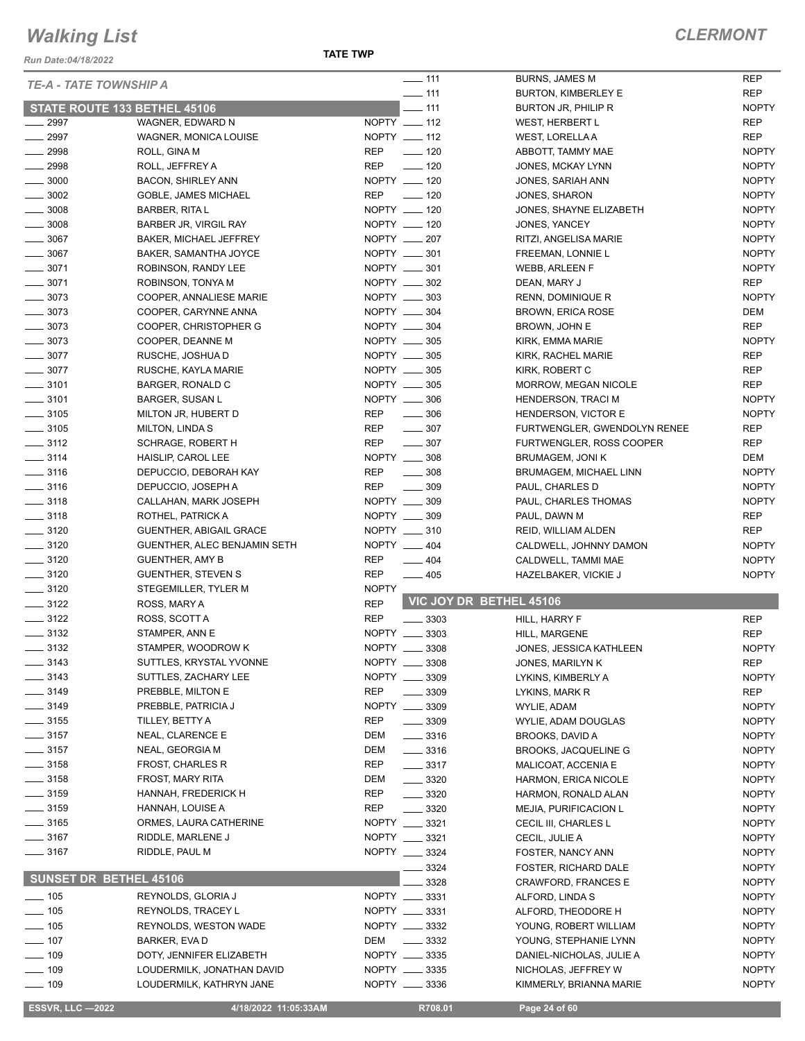# Walking List

## CLERMONT

*Run Date:04/18/2022*

**TATE TWP**

### TE-A - TATE TOWNSHIP A

#### STATE ROUTE 133 BETHEL 45106

| No. | Name | Party |
|---|---|---|
| ____ 2997 | WAGNER, EDWARD N | NOPTY |
| ____ 2997 | WAGNER, MONICA LOUISE | NOPTY |
| ____ 2998 | ROLL, GINA M | REP |
| ____ 2998 | ROLL, JEFFREY A | REP |
| ____ 3000 | BACON, SHIRLEY ANN | NOPTY |
| ____ 3002 | GOBLE, JAMES MICHAEL | REP |
| ____ 3008 | BARBER, RITA L | NOPTY |
| ____ 3008 | BARBER JR, VIRGIL RAY | NOPTY |
| ____ 3067 | BAKER, MICHAEL JEFFREY | NOPTY |
| ____ 3067 | BAKER, SAMANTHA JOYCE | NOPTY |
| ____ 3071 | ROBINSON, RANDY LEE | NOPTY |
| ____ 3071 | ROBINSON, TONYA M | NOPTY |
| ____ 3073 | COOPER, ANNALIESE MARIE | NOPTY |
| ____ 3073 | COOPER, CARYNNE ANNA | NOPTY |
| ____ 3073 | COOPER, CHRISTOPHER G | NOPTY |
| ____ 3073 | COOPER, DEANNE M | NOPTY |
| ____ 3077 | RUSCHE, JOSHUA D | NOPTY |
| ____ 3077 | RUSCHE, KAYLA MARIE | NOPTY |
| ____ 3101 | BARGER, RONALD C | NOPTY |
| ____ 3101 | BARGER, SUSAN L | NOPTY |
| ____ 3105 | MILTON JR, HUBERT D | REP |
| ____ 3105 | MILTON, LINDA S | REP |
| ____ 3112 | SCHRAGE, ROBERT H | REP |
| ____ 3114 | HAISLIP, CAROL LEE | NOPTY |
| ____ 3116 | DEPUCCIO, DEBORAH KAY | REP |
| ____ 3116 | DEPUCCIO, JOSEPH A | REP |
| ____ 3118 | CALLAHAN, MARK JOSEPH | NOPTY |
| ____ 3118 | ROTHEL, PATRICK A | NOPTY |
| ____ 3120 | GUENTHER, ABIGAIL GRACE | NOPTY |
| ____ 3120 | GUENTHER, ALEC BENJAMIN SETH | NOPTY |
| ____ 3120 | GUENTHER, AMY B | REP |
| ____ 3120 | GUENTHER, STEVEN S | REP |
| ____ 3120 | STEGEMILLER, TYLER M | NOPTY |
| ____ 3122 | ROSS, MARY A | REP |
| ____ 3122 | ROSS, SCOTT A | REP |
| ____ 3132 | STAMPER, ANN E | NOPTY |
| ____ 3132 | STAMPER, WOODROW K | NOPTY |
| ____ 3143 | SUTTLES, KRYSTAL YVONNE | NOPTY |
| ____ 3143 | SUTTLES, ZACHARY LEE | NOPTY |
| ____ 3149 | PREBBLE, MILTON E | REP |
| ____ 3149 | PREBBLE, PATRICIA J | NOPTY |
| ____ 3155 | TILLEY, BETTY A | REP |
| ____ 3157 | NEAL, CLARENCE E | DEM |
| ____ 3157 | NEAL, GEORGIA M | DEM |
| ____ 3158 | FROST, CHARLES R | REP |
| ____ 3158 | FROST, MARY RITA | DEM |
| ____ 3159 | HANNAH, FREDERICK H | REP |
| ____ 3159 | HANNAH, LOUISE A | REP |
| ____ 3165 | ORMES, LAURA CATHERINE | NOPTY |
| ____ 3167 | RIDDLE, MARLENE J | NOPTY |
| ____ 3167 | RIDDLE, PAUL M | NOPTY |

#### SUNSET DR BETHEL 45106

| No. | Name | Party |
|---|---|---|
| ____ 105 | REYNOLDS, GLORIA J | NOPTY |
| ____ 105 | REYNOLDS, TRACEY L | NOPTY |
| ____ 105 | REYNOLDS, WESTON WADE | NOPTY |
| ____ 107 | BARKER, EVA D | DEM |
| ____ 109 | DOTY, JENNIFER ELIZABETH | NOPTY |
| ____ 109 | LOUDERMILK, JONATHAN DAVID | NOPTY |
| ____ 109 | LOUDERMILK, KATHRYN JANE | NOPTY |
| ____ 111 | BURNS, JAMES M | REP |
| ____ 111 | BURTON, KIMBERLEY E | REP |
| ____ 111 | BURTON JR, PHILIP R | NOPTY |
| ____ 112 | WEST, HERBERT L | REP |
| ____ 112 | WEST, LORELLA A | REP |
| ____ 120 | ABBOTT, TAMMY MAE | NOPTY |
| ____ 120 | JONES, MCKAY LYNN | NOPTY |
| ____ 120 | JONES, SARIAH ANN | NOPTY |
| ____ 120 | JONES, SHARON | NOPTY |
| ____ 120 | JONES, SHAYNE ELIZABETH | NOPTY |
| ____ 120 | JONES, YANCEY | NOPTY |
| ____ 207 | RITZI, ANGELISA MARIE | NOPTY |
| ____ 301 | FREEMAN, LONNIE L | NOPTY |
| ____ 301 | WEBB, ARLEEN F | NOPTY |
| ____ 302 | DEAN, MARY J | REP |
| ____ 303 | RENN, DOMINIQUE R | NOPTY |
| ____ 304 | BROWN, ERICA ROSE | DEM |
| ____ 304 | BROWN, JOHN E | REP |
| ____ 305 | KIRK, EMMA MARIE | NOPTY |
| ____ 305 | KIRK, RACHEL MARIE | REP |
| ____ 305 | KIRK, ROBERT C | REP |
| ____ 305 | MORROW, MEGAN NICOLE | REP |
| ____ 306 | HENDERSON, TRACI M | NOPTY |
| ____ 306 | HENDERSON, VICTOR E | NOPTY |
| ____ 307 | FURTWENGLER, GWENDOLYN RENEE | REP |
| ____ 307 | FURTWENGLER, ROSS COOPER | REP |
| ____ 308 | BRUMAGEM, JONI K | DEM |
| ____ 308 | BRUMAGEM, MICHAEL LINN | NOPTY |
| ____ 309 | PAUL, CHARLES D | NOPTY |
| ____ 309 | PAUL, CHARLES THOMAS | NOPTY |
| ____ 309 | PAUL, DAWN M | REP |
| ____ 310 | REID, WILLIAM ALDEN | REP |
| ____ 404 | CALDWELL, JOHNNY DAMON | NOPTY |
| ____ 404 | CALDWELL, TAMMI MAE | NOPTY |
| ____ 405 | HAZELBAKER, VICKIE J | NOPTY |

#### VIC JOY DR BETHEL 45106

| No. | Name | Party |
|---|---|---|
| ____ 3303 | HILL, HARRY F | REP |
| ____ 3303 | HILL, MARGENE | REP |
| ____ 3308 | JONES, JESSICA KATHLEEN | NOPTY |
| ____ 3308 | JONES, MARILYN K | REP |
| ____ 3309 | LYKINS, KIMBERLY A | NOPTY |
| ____ 3309 | LYKINS, MARK R | REP |
| ____ 3309 | WYLIE, ADAM | NOPTY |
| ____ 3309 | WYLIE, ADAM DOUGLAS | NOPTY |
| ____ 3316 | BROOKS, DAVID A | NOPTY |
| ____ 3316 | BROOKS, JACQUELINE G | NOPTY |
| ____ 3317 | MALICOAT, ACCENIA E | NOPTY |
| ____ 3320 | HARMON, ERICA NICOLE | NOPTY |
| ____ 3320 | HARMON, RONALD ALAN | NOPTY |
| ____ 3320 | MEJIA, PURIFICACION L | NOPTY |
| ____ 3321 | CECIL III, CHARLES L | NOPTY |
| ____ 3321 | CECIL, JULIE A | NOPTY |
| ____ 3324 | FOSTER, NANCY ANN | NOPTY |
| ____ 3324 | FOSTER, RICHARD DALE | NOPTY |
| ____ 3328 | CRAWFORD, FRANCES E | NOPTY |
| ____ 3331 | ALFORD, LINDA S | NOPTY |
| ____ 3331 | ALFORD, THEODORE H | NOPTY |
| ____ 3332 | YOUNG, ROBERT WILLIAM | NOPTY |
| ____ 3332 | YOUNG, STEPHANIE LYNN | NOPTY |
| ____ 3335 | DANIEL-NICHOLAS, JULIE A | NOPTY |
| ____ 3335 | NICHOLAS, JEFFREY W | NOPTY |
| ____ 3336 | KIMMERLY, BRIANNA MARIE | NOPTY |

ESSVR, LLC —2022 | 4/18/2022 11:05:33AM | R708.01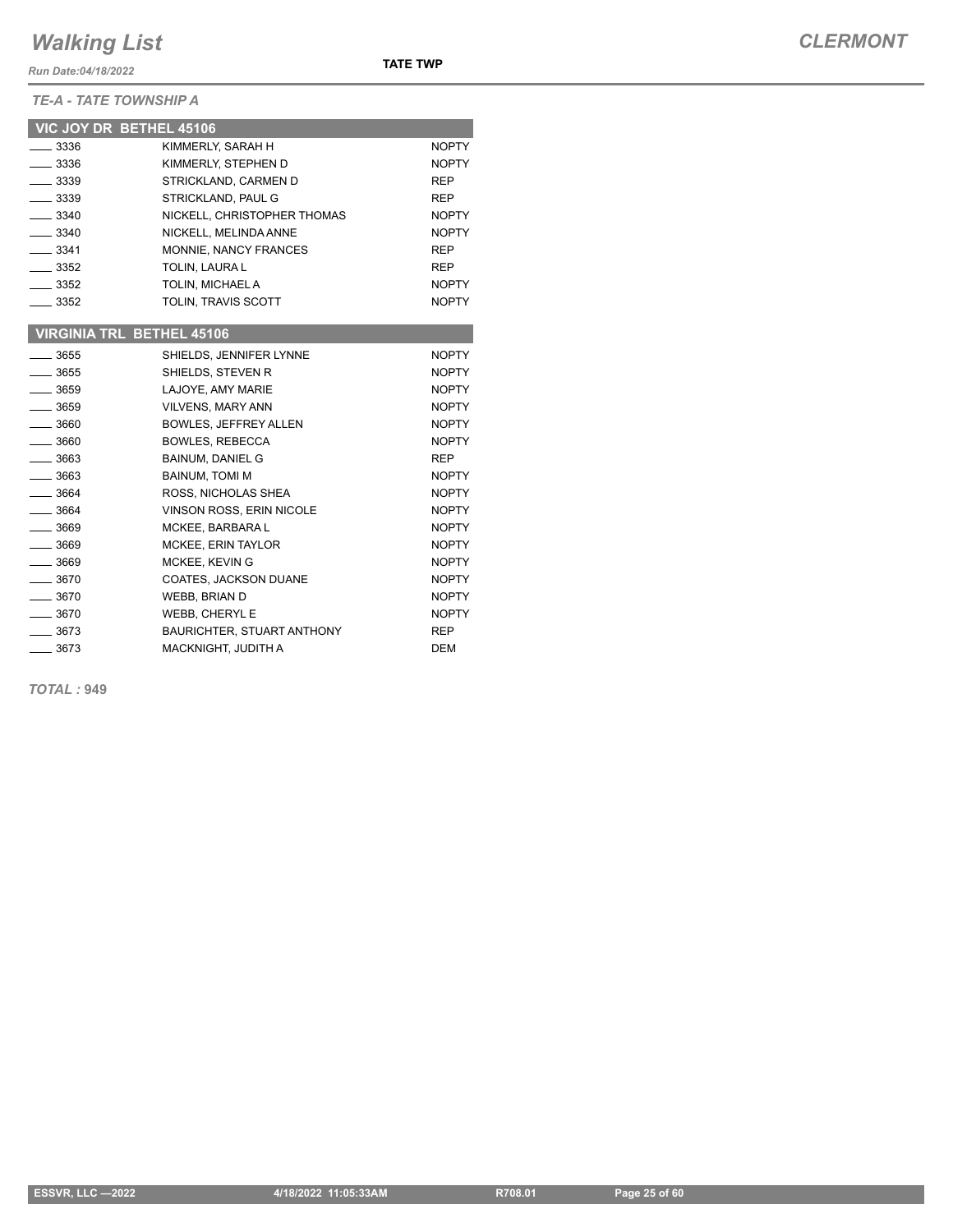*TE-A - TATE TOWNSHIP A*

## VIC JOY DR BETHEL 45106

| | | |
|---|---|---|
| ____ 3336 | KIMMERLY, SARAH H | NOPTY |
| ____ 3336 | KIMMERLY, STEPHEN D | NOPTY |
| ____ 3339 | STRICKLAND, CARMEN D | REP |
| ____ 3339 | STRICKLAND, PAUL G | REP |
| ____ 3340 | NICKELL, CHRISTOPHER THOMAS | NOPTY |
| ____ 3340 | NICKELL, MELINDA ANNE | NOPTY |
| ____ 3341 | MONNIE, NANCY FRANCES | REP |
| ____ 3352 | TOLIN, LAURA L | REP |
| ____ 3352 | TOLIN, MICHAEL A | NOPTY |
| ____ 3352 | TOLIN, TRAVIS SCOTT | NOPTY |

## VIRGINIA TRL BETHEL 45106

| | | |
|---|---|---|
| ____ 3655 | SHIELDS, JENNIFER LYNNE | NOPTY |
| ____ 3655 | SHIELDS, STEVEN R | NOPTY |
| ____ 3659 | LAJOYE, AMY MARIE | NOPTY |
| ____ 3659 | VILVENS, MARY ANN | NOPTY |
| ____ 3660 | BOWLES, JEFFREY ALLEN | NOPTY |
| ____ 3660 | BOWLES, REBECCA | NOPTY |
| ____ 3663 | BAINUM, DANIEL G | REP |
| ____ 3663 | BAINUM, TOMI M | NOPTY |
| ____ 3664 | ROSS, NICHOLAS SHEA | NOPTY |
| ____ 3664 | VINSON ROSS, ERIN NICOLE | NOPTY |
| ____ 3669 | MCKEE, BARBARA L | NOPTY |
| ____ 3669 | MCKEE, ERIN TAYLOR | NOPTY |
| ____ 3669 | MCKEE, KEVIN G | NOPTY |
| ____ 3670 | COATES, JACKSON DUANE | NOPTY |
| ____ 3670 | WEBB, BRIAN D | NOPTY |
| ____ 3670 | WEBB, CHERYL E | NOPTY |
| ____ 3673 | BAURICHTER, STUART ANTHONY | REP |
| ____ 3673 | MACKNIGHT, JUDITH A | DEM |

***TOTAL :* 949**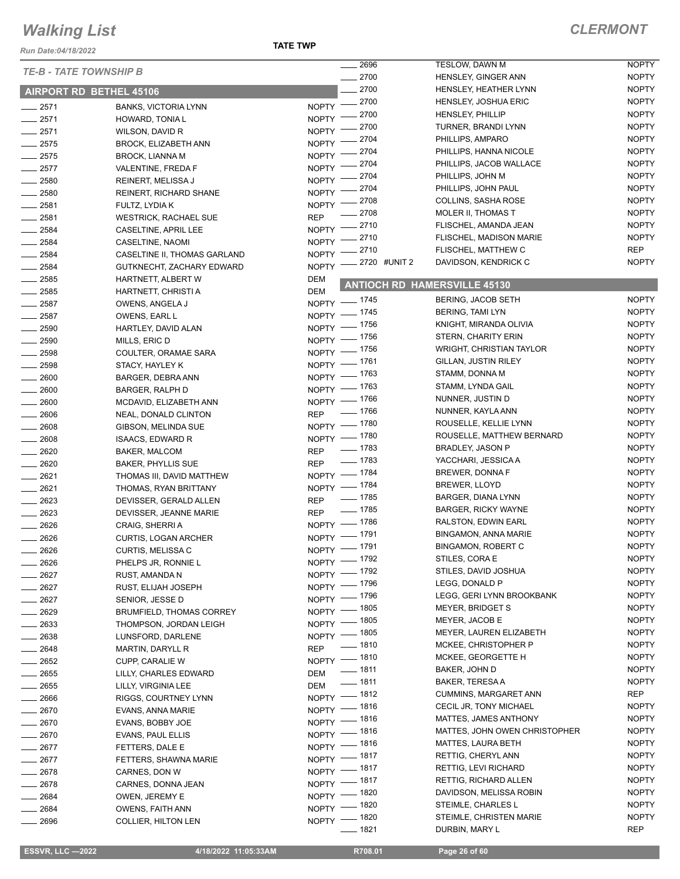# Walking List

## CLERMONT

Run Date:04/18/2022

TATE TWP

### TE-B - TATE TOWNSHIP B

### AIRPORT RD BETHEL 45106

| No. | Name | Party |
|---|---|---|
| 2571 | BANKS, VICTORIA LYNN | NOPTY |
| 2571 | HOWARD, TONIA L | NOPTY |
| 2571 | WILSON, DAVID R | NOPTY |
| 2575 | BROCK, ELIZABETH ANN | NOPTY |
| 2575 | BROCK, LIANNA M | NOPTY |
| 2577 | VALENTINE, FREDA F | NOPTY |
| 2580 | REINERT, MELISSA J | NOPTY |
| 2580 | REINERT, RICHARD SHANE | NOPTY |
| 2581 | FULTZ, LYDIA K | NOPTY |
| 2581 | WESTRICK, RACHAEL SUE | REP |
| 2584 | CASELTINE, APRIL LEE | NOPTY |
| 2584 | CASELTINE, NAOMI | NOPTY |
| 2584 | CASELTINE II, THOMAS GARLAND | NOPTY |
| 2584 | GUTKNECHT, ZACHARY EDWARD | NOPTY |
| 2585 | HARTNETT, ALBERT W | DEM |
| 2585 | HARTNETT, CHRISTI A | DEM |
| 2587 | OWENS, ANGELA J | NOPTY |
| 2587 | OWENS, EARL L | NOPTY |
| 2590 | HARTLEY, DAVID ALAN | NOPTY |
| 2590 | MILLS, ERIC D | NOPTY |
| 2598 | COULTER, ORAMAE SARA | NOPTY |
| 2598 | STACY, HAYLEY K | NOPTY |
| 2600 | BARGER, DEBRA ANN | NOPTY |
| 2600 | BARGER, RALPH D | NOPTY |
| 2600 | MCDAVID, ELIZABETH ANN | NOPTY |
| 2606 | NEAL, DONALD CLINTON | REP |
| 2608 | GIBSON, MELINDA SUE | NOPTY |
| 2608 | ISAACS, EDWARD R | NOPTY |
| 2620 | BAKER, MALCOM | REP |
| 2620 | BAKER, PHYLLIS SUE | REP |
| 2621 | THOMAS III, DAVID MATTHEW | NOPTY |
| 2621 | THOMAS, RYAN BRITTANY | NOPTY |
| 2623 | DEVISSER, GERALD ALLEN | REP |
| 2623 | DEVISSER, JEANNE MARIE | REP |
| 2626 | CRAIG, SHERRI A | NOPTY |
| 2626 | CURTIS, LOGAN ARCHER | NOPTY |
| 2626 | CURTIS, MELISSA C | NOPTY |
| 2626 | PHELPS JR, RONNIE L | NOPTY |
| 2627 | RUST, AMANDA N | NOPTY |
| 2627 | RUST, ELIJAH JOSEPH | NOPTY |
| 2627 | SENIOR, JESSE D | NOPTY |
| 2629 | BRUMFIELD, THOMAS CORREY | NOPTY |
| 2633 | THOMPSON, JORDAN LEIGH | NOPTY |
| 2638 | LUNSFORD, DARLENE | NOPTY |
| 2648 | MARTIN, DARYLL R | REP |
| 2652 | CUPP, CARALIE W | NOPTY |
| 2655 | LILLY, CHARLES EDWARD | DEM |
| 2655 | LILLY, VIRGINIA LEE | DEM |
| 2666 | RIGGS, COURTNEY LYNN | NOPTY |
| 2670 | EVANS, ANNA MARIE | NOPTY |
| 2670 | EVANS, BOBBY JOE | NOPTY |
| 2670 | EVANS, PAUL ELLIS | NOPTY |
| 2677 | FETTERS, DALE E | NOPTY |
| 2677 | FETTERS, SHAWNA MARIE | NOPTY |
| 2678 | CARNES, DON W | NOPTY |
| 2678 | CARNES, DONNA JEAN | NOPTY |
| 2684 | OWEN, JEREMY E | NOPTY |
| 2684 | OWENS, FAITH ANN | NOPTY |
| 2696 | COLLIER, HILTON LEN | NOPTY |
| 2696 | TESLOW, DAWN M | NOPTY |
| 2700 | HENSLEY, GINGER ANN | NOPTY |
| 2700 | HENSLEY, HEATHER LYNN | NOPTY |
| 2700 | HENSLEY, JOSHUA ERIC | NOPTY |
| 2700 | HENSLEY, PHILLIP | NOPTY |
| 2700 | TURNER, BRANDI LYNN | NOPTY |
| 2704 | PHILLIPS, AMPARO | NOPTY |
| 2704 | PHILLIPS, HANNA NICOLE | NOPTY |
| 2704 | PHILLIPS, JACOB WALLACE | NOPTY |
| 2704 | PHILLIPS, JOHN M | NOPTY |
| 2704 | PHILLIPS, JOHN PAUL | NOPTY |
| 2708 | COLLINS, SASHA ROSE | NOPTY |
| 2708 | MOLER II, THOMAS T | NOPTY |
| 2710 | FLISCHEL, AMANDA JEAN | NOPTY |
| 2710 | FLISCHEL, MADISON MARIE | NOPTY |
| 2710 | FLISCHEL, MATTHEW C | REP |
| 2720 #UNIT 2 | DAVIDSON, KENDRICK C | NOPTY |

### ANTIOCH RD HAMERSVILLE 45130

| No. | Name | Party |
|---|---|---|
| 1745 | BERING, JACOB SETH | NOPTY |
| 1745 | BERING, TAMI LYN | NOPTY |
| 1756 | KNIGHT, MIRANDA OLIVIA | NOPTY |
| 1756 | STERN, CHARITY ERIN | NOPTY |
| 1756 | WRIGHT, CHRISTIAN TAYLOR | NOPTY |
| 1761 | GILLAN, JUSTIN RILEY | NOPTY |
| 1763 | STAMM, DONNA M | NOPTY |
| 1763 | STAMM, LYNDA GAIL | NOPTY |
| 1766 | NUNNER, JUSTIN D | NOPTY |
| 1766 | NUNNER, KAYLA ANN | NOPTY |
| 1780 | ROUSELLE, KELLIE LYNN | NOPTY |
| 1780 | ROUSELLE, MATTHEW BERNARD | NOPTY |
| 1783 | BRADLEY, JASON P | NOPTY |
| 1783 | YACCHARI, JESSICA A | NOPTY |
| 1784 | BREWER, DONNA F | NOPTY |
| 1784 | BREWER, LLOYD | NOPTY |
| 1785 | BARGER, DIANA LYNN | NOPTY |
| 1785 | BARGER, RICKY WAYNE | NOPTY |
| 1786 | RALSTON, EDWIN EARL | NOPTY |
| 1791 | BINGAMON, ANNA MARIE | NOPTY |
| 1791 | BINGAMON, ROBERT C | NOPTY |
| 1792 | STILES, CORA E | NOPTY |
| 1792 | STILES, DAVID JOSHUA | NOPTY |
| 1796 | LEGG, DONALD P | NOPTY |
| 1796 | LEGG, GERI LYNN BROOKBANK | NOPTY |
| 1805 | MEYER, BRIDGET S | NOPTY |
| 1805 | MEYER, JACOB E | NOPTY |
| 1805 | MEYER, LAUREN ELIZABETH | NOPTY |
| 1810 | MCKEE, CHRISTOPHER P | NOPTY |
| 1810 | MCKEE, GEORGETTE H | NOPTY |
| 1811 | BAKER, JOHN D | NOPTY |
| 1811 | BAKER, TERESA A | NOPTY |
| 1812 | CUMMINS, MARGARET ANN | REP |
| 1816 | CECIL JR, TONY MICHAEL | NOPTY |
| 1816 | MATTES, JAMES ANTHONY | NOPTY |
| 1816 | MATTES, JOHN OWEN CHRISTOPHER | NOPTY |
| 1816 | MATTES, LAURA BETH | NOPTY |
| 1817 | RETTIG, CHERYL ANN | NOPTY |
| 1817 | RETTIG, LEVI RICHARD | NOPTY |
| 1817 | RETTIG, RICHARD ALLEN | NOPTY |
| 1820 | DAVIDSON, MELISSA ROBIN | NOPTY |
| 1820 | STEIMLE, CHARLES L | NOPTY |
| 1820 | STEIMLE, CHRISTEN MARIE | NOPTY |
| 1821 | DURBIN, MARY L | REP |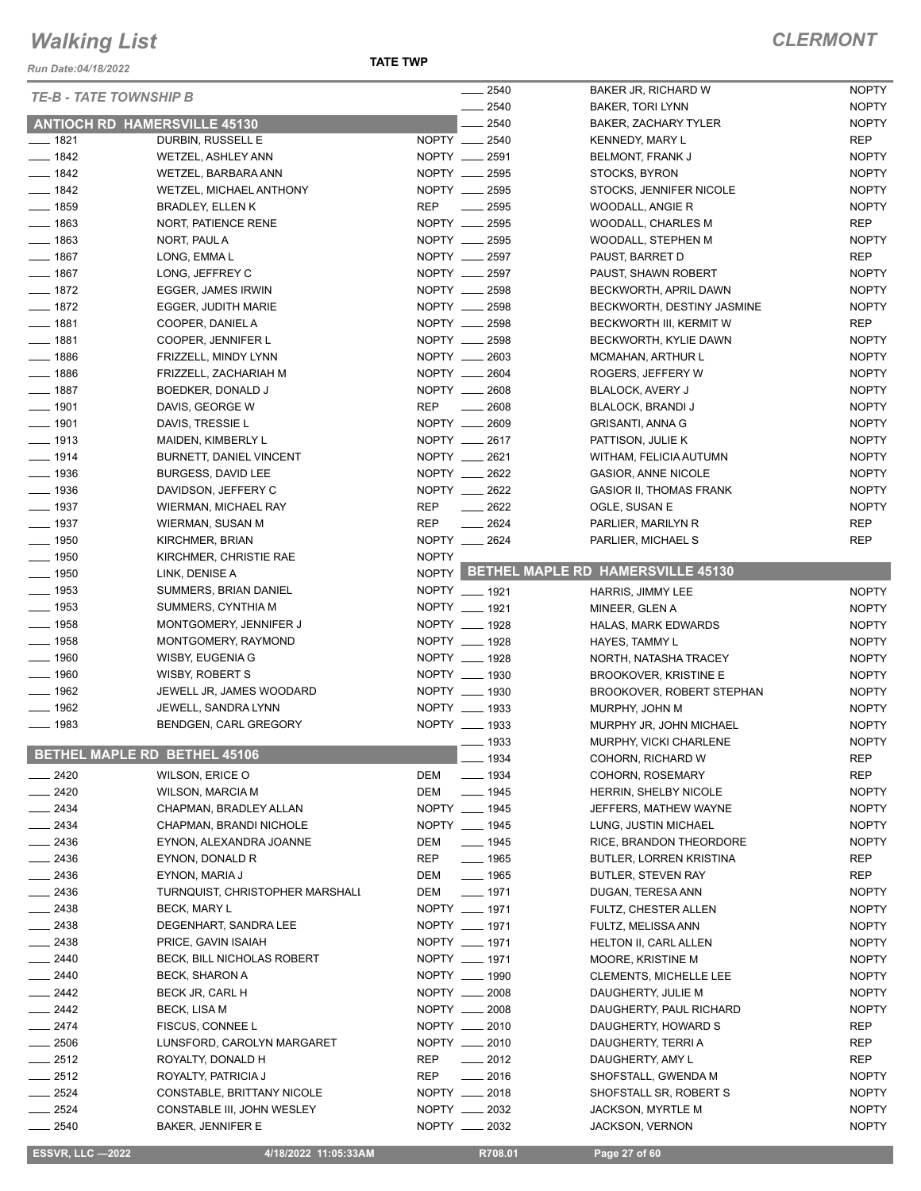# Walking List

## CLERMONT

*Run Date:04/18/2022*

**TATE TWP**

*TE-B - TATE TOWNSHIP B*

### ANTIOCH RD HAMERSVILLE 45130

| No. | Name | Party |
|---|---|---|
| 1821 | DURBIN, RUSSELL E | NOPTY |
| 1842 | WETZEL, ASHLEY ANN | NOPTY |
| 1842 | WETZEL, BARBARA ANN | NOPTY |
| 1842 | WETZEL, MICHAEL ANTHONY | NOPTY |
| 1859 | BRADLEY, ELLEN K | REP |
| 1863 | NORT, PATIENCE RENE | NOPTY |
| 1863 | NORT, PAUL A | NOPTY |
| 1867 | LONG, EMMA L | NOPTY |
| 1867 | LONG, JEFFREY C | NOPTY |
| 1872 | EGGER, JAMES IRWIN | NOPTY |
| 1872 | EGGER, JUDITH MARIE | NOPTY |
| 1881 | COOPER, DANIEL A | NOPTY |
| 1881 | COOPER, JENNIFER L | NOPTY |
| 1886 | FRIZZELL, MINDY LYNN | NOPTY |
| 1886 | FRIZZELL, ZACHARIAH M | NOPTY |
| 1887 | BOEDKER, DONALD J | NOPTY |
| 1901 | DAVIS, GEORGE W | REP |
| 1901 | DAVIS, TRESSIE L | NOPTY |
| 1913 | MAIDEN, KIMBERLY L | NOPTY |
| 1914 | BURNETT, DANIEL VINCENT | NOPTY |
| 1936 | BURGESS, DAVID LEE | NOPTY |
| 1936 | DAVIDSON, JEFFERY C | NOPTY |
| 1937 | WIERMAN, MICHAEL RAY | REP |
| 1937 | WIERMAN, SUSAN M | REP |
| 1950 | KIRCHMER, BRIAN | NOPTY |
| 1950 | KIRCHMER, CHRISTIE RAE | NOPTY |
| 1950 | LINK, DENISE A | NOPTY |
| 1953 | SUMMERS, BRIAN DANIEL | NOPTY |
| 1953 | SUMMERS, CYNTHIA M | NOPTY |
| 1958 | MONTGOMERY, JENNIFER J | NOPTY |
| 1958 | MONTGOMERY, RAYMOND | NOPTY |
| 1960 | WISBY, EUGENIA G | NOPTY |
| 1960 | WISBY, ROBERT S | NOPTY |
| 1962 | JEWELL JR, JAMES WOODARD | NOPTY |
| 1962 | JEWELL, SANDRA LYNN | NOPTY |
| 1983 | BENDGEN, CARL GREGORY | NOPTY |

### BETHEL MAPLE RD BETHEL 45106

| No. | Name | Party |
|---|---|---|
| 2420 | WILSON, ERICE O | DEM |
| 2420 | WILSON, MARCIA M | DEM |
| 2434 | CHAPMAN, BRADLEY ALLAN | NOPTY |
| 2434 | CHAPMAN, BRANDI NICHOLE | NOPTY |
| 2436 | EYNON, ALEXANDRA JOANNE | DEM |
| 2436 | EYNON, DONALD R | REP |
| 2436 | EYNON, MARIA J | DEM |
| 2436 | TURNQUIST, CHRISTOPHER MARSHALL | DEM |
| 2438 | BECK, MARY L | NOPTY |
| 2438 | DEGENHART, SANDRA LEE | NOPTY |
| 2438 | PRICE, GAVIN ISAIAH | NOPTY |
| 2440 | BECK, BILL NICHOLAS ROBERT | NOPTY |
| 2440 | BECK, SHARON A | NOPTY |
| 2442 | BECK JR, CARL H | NOPTY |
| 2442 | BECK, LISA M | NOPTY |
| 2474 | FISCUS, CONNEE L | NOPTY |
| 2506 | LUNSFORD, CAROLYN MARGARET | NOPTY |
| 2512 | ROYALTY, DONALD H | REP |
| 2512 | ROYALTY, PATRICIA J | REP |
| 2524 | CONSTABLE, BRITTANY NICOLE | NOPTY |
| 2524 | CONSTABLE III, JOHN WESLEY | NOPTY |
| 2540 | BAKER, JENNIFER E | NOPTY |
| 2540 | BAKER JR, RICHARD W | NOPTY |
| 2540 | BAKER, TORI LYNN | NOPTY |
| 2540 | BAKER, ZACHARY TYLER | NOPTY |
| 2540 | KENNEDY, MARY L | REP |
| 2591 | BELMONT, FRANK J | NOPTY |
| 2595 | STOCKS, BYRON | NOPTY |
| 2595 | STOCKS, JENNIFER NICOLE | NOPTY |
| 2595 | WOODALL, ANGIE R | NOPTY |
| 2595 | WOODALL, CHARLES M | REP |
| 2595 | WOODALL, STEPHEN M | NOPTY |
| 2597 | PAUST, BARRET D | REP |
| 2597 | PAUST, SHAWN ROBERT | NOPTY |
| 2598 | BECKWORTH, APRIL DAWN | NOPTY |
| 2598 | BECKWORTH, DESTINY JASMINE | NOPTY |
| 2598 | BECKWORTH III, KERMIT W | REP |
| 2598 | BECKWORTH, KYLIE DAWN | NOPTY |
| 2603 | MCMAHAN, ARTHUR L | NOPTY |
| 2604 | ROGERS, JEFFERY W | NOPTY |
| 2608 | BLALOCK, AVERY J | NOPTY |
| 2608 | BLALOCK, BRANDI J | NOPTY |
| 2609 | GRISANTI, ANNA G | NOPTY |
| 2617 | PATTISON, JULIE K | NOPTY |
| 2621 | WITHAM, FELICIA AUTUMN | NOPTY |
| 2622 | GASIOR, ANNE NICOLE | NOPTY |
| 2622 | GASIOR II, THOMAS FRANK | NOPTY |
| 2622 | OGLE, SUSAN E | NOPTY |
| 2624 | PARLIER, MARILYN R | REP |
| 2624 | PARLIER, MICHAEL S | REP |

### BETHEL MAPLE RD HAMERSVILLE 45130

| No. | Name | Party |
|---|---|---|
| 1921 | HARRIS, JIMMY LEE | NOPTY |
| 1921 | MINEER, GLEN A | NOPTY |
| 1928 | HALAS, MARK EDWARDS | NOPTY |
| 1928 | HAYES, TAMMY L | NOPTY |
| 1928 | NORTH, NATASHA TRACEY | NOPTY |
| 1930 | BROOKOVER, KRISTINE E | NOPTY |
| 1930 | BROOKOVER, ROBERT STEPHAN | NOPTY |
| 1933 | MURPHY, JOHN M | NOPTY |
| 1933 | MURPHY JR, JOHN MICHAEL | NOPTY |
| 1933 | MURPHY, VICKI CHARLENE | NOPTY |
| 1934 | COHORN, RICHARD W | REP |
| 1934 | COHORN, ROSEMARY | REP |
| 1945 | HERRIN, SHELBY NICOLE | NOPTY |
| 1945 | JEFFERS, MATHEW WAYNE | NOPTY |
| 1945 | LUNG, JUSTIN MICHAEL | NOPTY |
| 1945 | RICE, BRANDON THEORDORE | NOPTY |
| 1965 | BUTLER, LORREN KRISTINA | REP |
| 1965 | BUTLER, STEVEN RAY | REP |
| 1971 | DUGAN, TERESA ANN | NOPTY |
| 1971 | FULTZ, CHESTER ALLEN | NOPTY |
| 1971 | FULTZ, MELISSA ANN | NOPTY |
| 1971 | HELTON II, CARL ALLEN | NOPTY |
| 1971 | MOORE, KRISTINE M | NOPTY |
| 1990 | CLEMENTS, MICHELLE LEE | NOPTY |
| 2008 | DAUGHERTY, JULIE M | NOPTY |
| 2008 | DAUGHERTY, PAUL RICHARD | NOPTY |
| 2010 | DAUGHERTY, HOWARD S | REP |
| 2010 | DAUGHERTY, TERRI A | REP |
| 2012 | DAUGHERTY, AMY L | REP |
| 2016 | SHOFSTALL, GWENDA M | NOPTY |
| 2018 | SHOFSTALL SR, ROBERT S | NOPTY |
| 2032 | JACKSON, MYRTLE M | NOPTY |
| 2032 | JACKSON, VERNON | NOPTY |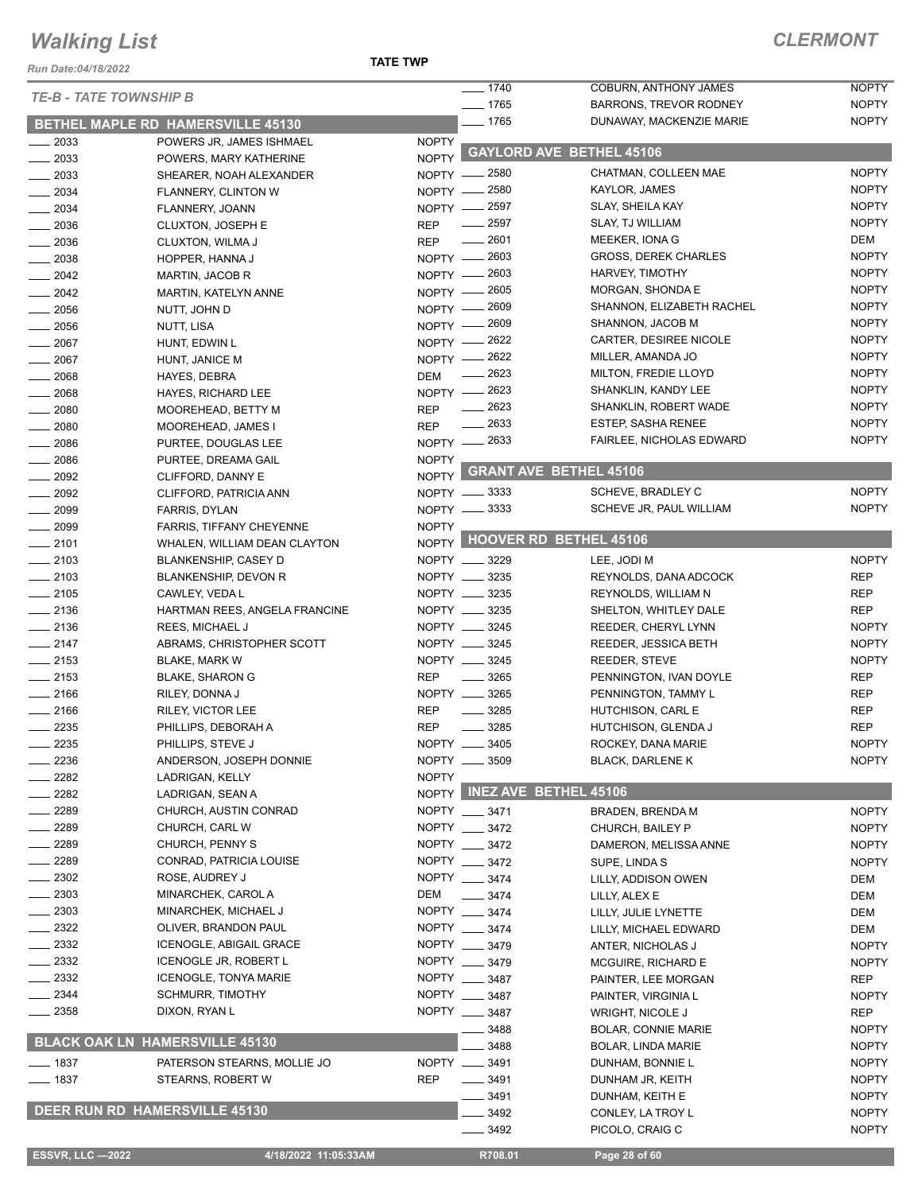# Walking List

## CLERMONT

Run Date:04/18/2022

TATE TWP

### TE-B - TATE TOWNSHIP B

### BETHEL MAPLE RD HAMERSVILLE 45130

| No. | Name | Party |
|---|---|---|
| 2033 | POWERS JR, JAMES ISHMAEL | NOPTY |
| 2033 | POWERS, MARY KATHERINE | NOPTY |
| 2033 | SHEARER, NOAH ALEXANDER | NOPTY |
| 2034 | FLANNERY, CLINTON W | NOPTY |
| 2034 | FLANNERY, JOANN | NOPTY |
| 2036 | CLUXTON, JOSEPH E | REP |
| 2036 | CLUXTON, WILMA J | REP |
| 2038 | HOPPER, HANNA J | NOPTY |
| 2042 | MARTIN, JACOB R | NOPTY |
| 2042 | MARTIN, KATELYN ANNE | NOPTY |
| 2056 | NUTT, JOHN D | NOPTY |
| 2056 | NUTT, LISA | NOPTY |
| 2067 | HUNT, EDWIN L | NOPTY |
| 2067 | HUNT, JANICE M | NOPTY |
| 2068 | HAYES, DEBRA | DEM |
| 2068 | HAYES, RICHARD LEE | NOPTY |
| 2080 | MOOREHEAD, BETTY M | REP |
| 2080 | MOOREHEAD, JAMES I | REP |
| 2086 | PURTEE, DOUGLAS LEE | NOPTY |
| 2086 | PURTEE, DREAMA GAIL | NOPTY |
| 2092 | CLIFFORD, DANNY E | NOPTY |
| 2092 | CLIFFORD, PATRICIA ANN | NOPTY |
| 2099 | FARRIS, DYLAN | NOPTY |
| 2099 | FARRIS, TIFFANY CHEYENNE | NOPTY |
| 2101 | WHALEN, WILLIAM DEAN CLAYTON | NOPTY |
| 2103 | BLANKENSHIP, CASEY D | NOPTY |
| 2103 | BLANKENSHIP, DEVON R | NOPTY |
| 2105 | CAWLEY, VEDA L | NOPTY |
| 2136 | HARTMAN REES, ANGELA FRANCINE | NOPTY |
| 2136 | REES, MICHAEL J | NOPTY |
| 2147 | ABRAMS, CHRISTOPHER SCOTT | NOPTY |
| 2153 | BLAKE, MARK W | NOPTY |
| 2153 | BLAKE, SHARON G | REP |
| 2166 | RILEY, DONNA J | NOPTY |
| 2166 | RILEY, VICTOR LEE | REP |
| 2235 | PHILLIPS, DEBORAH A | REP |
| 2235 | PHILLIPS, STEVE J | NOPTY |
| 2236 | ANDERSON, JOSEPH DONNIE | NOPTY |
| 2282 | LADRIGAN, KELLY | NOPTY |
| 2282 | LADRIGAN, SEAN A | NOPTY |
| 2289 | CHURCH, AUSTIN CONRAD | NOPTY |
| 2289 | CHURCH, CARL W | NOPTY |
| 2289 | CHURCH, PENNY S | NOPTY |
| 2289 | CONRAD, PATRICIA LOUISE | NOPTY |
| 2302 | ROSE, AUDREY J | NOPTY |
| 2303 | MINARCHEK, CAROL A | DEM |
| 2303 | MINARCHEK, MICHAEL J | NOPTY |
| 2322 | OLIVER, BRANDON PAUL | NOPTY |
| 2332 | ICENOGLE, ABIGAIL GRACE | NOPTY |
| 2332 | ICENOGLE JR, ROBERT L | NOPTY |
| 2332 | ICENOGLE, TONYA MARIE | NOPTY |
| 2344 | SCHMURR, TIMOTHY | NOPTY |
| 2358 | DIXON, RYAN L | NOPTY |

### BLACK OAK LN HAMERSVILLE 45130

| No. | Name | Party |
|---|---|---|
| 1837 | PATERSON STEARNS, MOLLIE JO | NOPTY |
| 1837 | STEARNS, ROBERT W | REP |

### DEER RUN RD HAMERSVILLE 45130

| No. | Name | Party |
|---|---|---|
| 1740 | COBURN, ANTHONY JAMES | NOPTY |
| 1765 | BARRONS, TREVOR RODNEY | NOPTY |
| 1765 | DUNAWAY, MACKENZIE MARIE | NOPTY |

### GAYLORD AVE BETHEL 45106

| No. | Name | Party |
|---|---|---|
| 2580 | CHATMAN, COLLEEN MAE | NOPTY |
| 2580 | KAYLOR, JAMES | NOPTY |
| 2597 | SLAY, SHEILA KAY | NOPTY |
| 2597 | SLAY, TJ WILLIAM | NOPTY |
| 2601 | MEEKER, IONA G | DEM |
| 2603 | GROSS, DEREK CHARLES | NOPTY |
| 2603 | HARVEY, TIMOTHY | NOPTY |
| 2605 | MORGAN, SHONDA E | NOPTY |
| 2609 | SHANNON, ELIZABETH RACHEL | NOPTY |
| 2609 | SHANNON, JACOB M | NOPTY |
| 2622 | CARTER, DESIREE NICOLE | NOPTY |
| 2622 | MILLER, AMANDA JO | NOPTY |
| 2623 | MILTON, FREDIE LLOYD | NOPTY |
| 2623 | SHANKLIN, KANDY LEE | NOPTY |
| 2623 | SHANKLIN, ROBERT WADE | NOPTY |
| 2633 | ESTEP, SASHA RENEE | NOPTY |
| 2633 | FAIRLEE, NICHOLAS EDWARD | NOPTY |

### GRANT AVE BETHEL 45106

| No. | Name | Party |
|---|---|---|
| 3333 | SCHEVE, BRADLEY C | NOPTY |
| 3333 | SCHEVE JR, PAUL WILLIAM | NOPTY |

### HOOVER RD BETHEL 45106

| No. | Name | Party |
|---|---|---|
| 3229 | LEE, JODI M | NOPTY |
| 3235 | REYNOLDS, DANA ADCOCK | REP |
| 3235 | REYNOLDS, WILLIAM N | REP |
| 3235 | SHELTON, WHITLEY DALE | REP |
| 3245 | REEDER, CHERYL LYNN | NOPTY |
| 3245 | REEDER, JESSICA BETH | NOPTY |
| 3245 | REEDER, STEVE | NOPTY |
| 3265 | PENNINGTON, IVAN DOYLE | REP |
| 3265 | PENNINGTON, TAMMY L | REP |
| 3285 | HUTCHISON, CARL E | REP |
| 3285 | HUTCHISON, GLENDA J | REP |
| 3405 | ROCKEY, DANA MARIE | NOPTY |
| 3509 | BLACK, DARLENE K | NOPTY |

### INEZ AVE BETHEL 45106

| No. | Name | Party |
|---|---|---|
| 3471 | BRADEN, BRENDA M | NOPTY |
| 3472 | CHURCH, BAILEY P | NOPTY |
| 3472 | DAMERON, MELISSA ANNE | NOPTY |
| 3472 | SUPE, LINDA S | NOPTY |
| 3474 | LILLY, ADDISON OWEN | DEM |
| 3474 | LILLY, ALEX E | DEM |
| 3474 | LILLY, JULIE LYNETTE | DEM |
| 3474 | LILLY, MICHAEL EDWARD | DEM |
| 3479 | ANTER, NICHOLAS J | NOPTY |
| 3479 | MCGUIRE, RICHARD E | NOPTY |
| 3487 | PAINTER, LEE MORGAN | REP |
| 3487 | PAINTER, VIRGINIA L | NOPTY |
| 3487 | WRIGHT, NICOLE J | REP |
| 3488 | BOLAR, CONNIE MARIE | NOPTY |
| 3488 | BOLAR, LINDA MARIE | NOPTY |
| 3491 | DUNHAM, BONNIE L | NOPTY |
| 3491 | DUNHAM JR, KEITH | NOPTY |
| 3491 | DUNHAM, KEITH E | NOPTY |
| 3492 | CONLEY, LA TROY L | NOPTY |
| 3492 | PICOLO, CRAIG C | NOPTY |

ESSVR, LLC —2022 | 4/18/2022 11:05:33AM | R708.01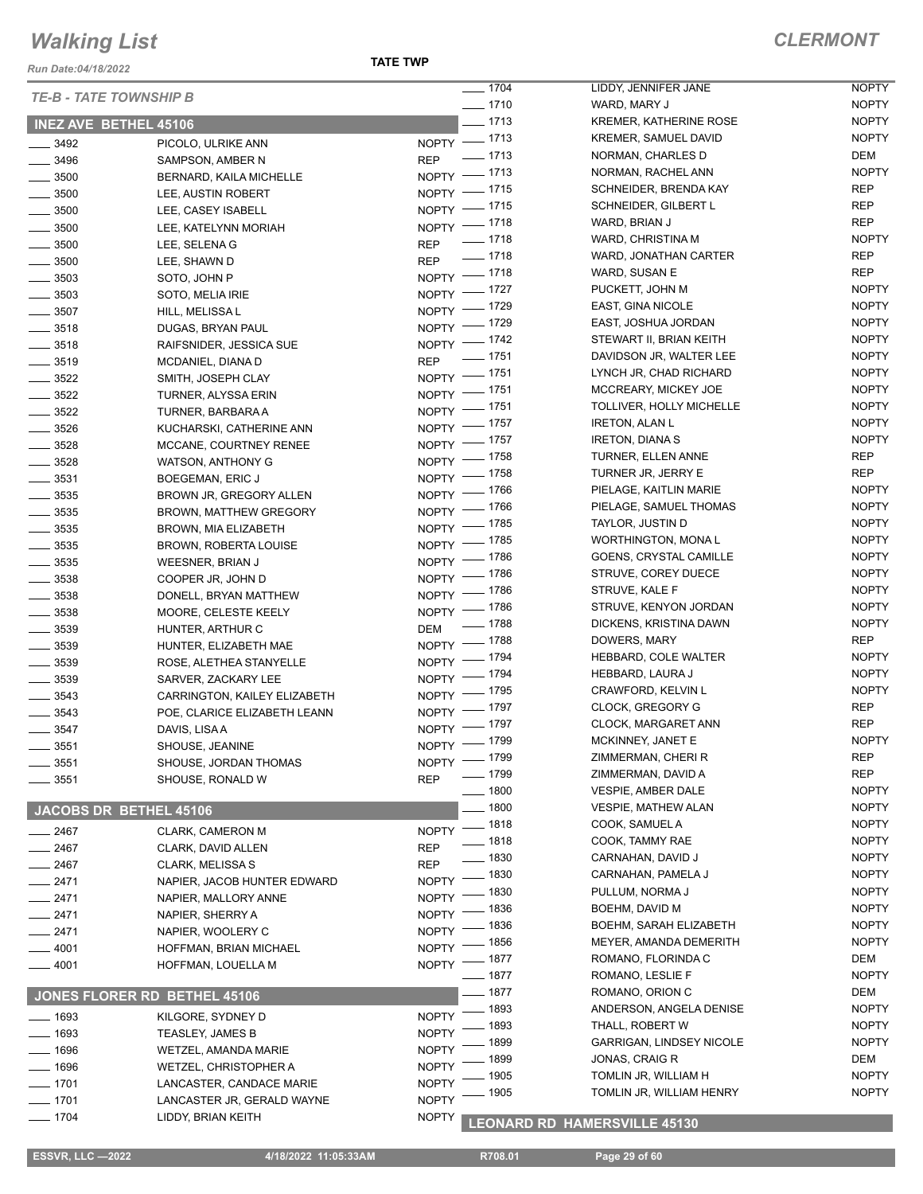# Walking List

**CLERMONT**

Run Date:04/18/2022

**TATE TWP**

*TE-B - TATE TOWNSHIP B*

## INEZ AVE BETHEL 45106

| No. | Name | Party |
|---|---|---|
| 3492 | PICOLO, ULRIKE ANN | NOPTY |
| 3496 | SAMPSON, AMBER N | REP |
| 3500 | BERNARD, KAILA MICHELLE | NOPTY |
| 3500 | LEE, AUSTIN ROBERT | NOPTY |
| 3500 | LEE, CASEY ISABELL | NOPTY |
| 3500 | LEE, KATELYNN MORIAH | NOPTY |
| 3500 | LEE, SELENA G | REP |
| 3500 | LEE, SHAWN D | REP |
| 3503 | SOTO, JOHN P | NOPTY |
| 3503 | SOTO, MELIA IRIE | NOPTY |
| 3507 | HILL, MELISSA L | NOPTY |
| 3518 | DUGAS, BRYAN PAUL | NOPTY |
| 3518 | RAIFSNIDER, JESSICA SUE | NOPTY |
| 3519 | MCDANIEL, DIANA D | REP |
| 3522 | SMITH, JOSEPH CLAY | NOPTY |
| 3522 | TURNER, ALYSSA ERIN | NOPTY |
| 3522 | TURNER, BARBARA A | NOPTY |
| 3526 | KUCHARSKI, CATHERINE ANN | NOPTY |
| 3528 | MCCANE, COURTNEY RENEE | NOPTY |
| 3528 | WATSON, ANTHONY G | NOPTY |
| 3531 | BOEGEMAN, ERIC J | NOPTY |
| 3535 | BROWN JR, GREGORY ALLEN | NOPTY |
| 3535 | BROWN, MATTHEW GREGORY | NOPTY |
| 3535 | BROWN, MIA ELIZABETH | NOPTY |
| 3535 | BROWN, ROBERTA LOUISE | NOPTY |
| 3535 | WEESNER, BRIAN J | NOPTY |
| 3538 | COOPER JR, JOHN D | NOPTY |
| 3538 | DONELL, BRYAN MATTHEW | NOPTY |
| 3538 | MOORE, CELESTE KEELY | NOPTY |
| 3539 | HUNTER, ARTHUR C | DEM |
| 3539 | HUNTER, ELIZABETH MAE | NOPTY |
| 3539 | ROSE, ALETHEA STANYELLE | NOPTY |
| 3539 | SARVER, ZACKARY LEE | NOPTY |
| 3543 | CARRINGTON, KAILEY ELIZABETH | NOPTY |
| 3543 | POE, CLARICE ELIZABETH LEANN | NOPTY |
| 3547 | DAVIS, LISA A | NOPTY |
| 3551 | SHOUSE, JEANINE | NOPTY |
| 3551 | SHOUSE, JORDAN THOMAS | NOPTY |
| 3551 | SHOUSE, RONALD W | REP |

## JACOBS DR BETHEL 45106

| No. | Name | Party |
|---|---|---|
| 2467 | CLARK, CAMERON M | NOPTY |
| 2467 | CLARK, DAVID ALLEN | REP |
| 2467 | CLARK, MELISSA S | REP |
| 2471 | NAPIER, JACOB HUNTER EDWARD | NOPTY |
| 2471 | NAPIER, MALLORY ANNE | NOPTY |
| 2471 | NAPIER, SHERRY A | NOPTY |
| 2471 | NAPIER, WOOLERY C | NOPTY |
| 4001 | HOFFMAN, BRIAN MICHAEL | NOPTY |
| 4001 | HOFFMAN, LOUELLA M | NOPTY |

## JONES FLORER RD BETHEL 45106

| No. | Name | Party |
|---|---|---|
| 1693 | KILGORE, SYDNEY D | NOPTY |
| 1693 | TEASLEY, JAMES B | NOPTY |
| 1696 | WETZEL, AMANDA MARIE | NOPTY |
| 1696 | WETZEL, CHRISTOPHER A | NOPTY |
| 1701 | LANCASTER, CANDACE MARIE | NOPTY |
| 1701 | LANCASTER JR, GERALD WAYNE | NOPTY |
| 1704 | LIDDY, BRIAN KEITH | NOPTY |
| 1704 | LIDDY, JENNIFER JANE | NOPTY |
| 1710 | WARD, MARY J | NOPTY |
| 1713 | KREMER, KATHERINE ROSE | NOPTY |
| 1713 | KREMER, SAMUEL DAVID | NOPTY |
| 1713 | NORMAN, CHARLES D | DEM |
| 1713 | NORMAN, RACHEL ANN | NOPTY |
| 1715 | SCHNEIDER, BRENDA KAY | REP |
| 1715 | SCHNEIDER, GILBERT L | REP |
| 1718 | WARD, BRIAN J | REP |
| 1718 | WARD, CHRISTINA M | NOPTY |
| 1718 | WARD, JONATHAN CARTER | REP |
| 1718 | WARD, SUSAN E | REP |
| 1727 | PUCKETT, JOHN M | NOPTY |
| 1729 | EAST, GINA NICOLE | NOPTY |
| 1729 | EAST, JOSHUA JORDAN | NOPTY |
| 1742 | STEWART II, BRIAN KEITH | NOPTY |
| 1751 | DAVIDSON JR, WALTER LEE | NOPTY |
| 1751 | LYNCH JR, CHAD RICHARD | NOPTY |
| 1751 | MCCREARY, MICKEY JOE | NOPTY |
| 1751 | TOLLIVER, HOLLY MICHELLE | NOPTY |
| 1757 | IRETON, ALAN L | NOPTY |
| 1757 | IRETON, DIANA S | NOPTY |
| 1758 | TURNER, ELLEN ANNE | REP |
| 1758 | TURNER JR, JERRY E | REP |
| 1766 | PIELAGE, KAITLIN MARIE | NOPTY |
| 1766 | PIELAGE, SAMUEL THOMAS | NOPTY |
| 1785 | TAYLOR, JUSTIN D | NOPTY |
| 1785 | WORTHINGTON, MONA L | NOPTY |
| 1786 | GOENS, CRYSTAL CAMILLE | NOPTY |
| 1786 | STRUVE, COREY DUECE | NOPTY |
| 1786 | STRUVE, KALE F | NOPTY |
| 1786 | STRUVE, KENYON JORDAN | NOPTY |
| 1788 | DICKENS, KRISTINA DAWN | NOPTY |
| 1788 | DOWERS, MARY | REP |
| 1794 | HEBBARD, COLE WALTER | NOPTY |
| 1794 | HEBBARD, LAURA J | NOPTY |
| 1795 | CRAWFORD, KELVIN L | NOPTY |
| 1797 | CLOCK, GREGORY G | REP |
| 1797 | CLOCK, MARGARET ANN | REP |
| 1799 | MCKINNEY, JANET E | NOPTY |
| 1799 | ZIMMERMAN, CHERI R | REP |
| 1799 | ZIMMERMAN, DAVID A | REP |
| 1800 | VESPIE, AMBER DALE | NOPTY |
| 1800 | VESPIE, MATHEW ALAN | NOPTY |
| 1818 | COOK, SAMUEL A | NOPTY |
| 1818 | COOK, TAMMY RAE | NOPTY |
| 1830 | CARNAHAN, DAVID J | NOPTY |
| 1830 | CARNAHAN, PAMELA J | NOPTY |
| 1830 | PULLUM, NORMA J | NOPTY |
| 1836 | BOEHM, DAVID M | NOPTY |
| 1836 | BOEHM, SARAH ELIZABETH | NOPTY |
| 1856 | MEYER, AMANDA DEMERITH | NOPTY |
| 1877 | ROMANO, FLORINDA C | DEM |
| 1877 | ROMANO, LESLIE F | NOPTY |
| 1877 | ROMANO, ORION C | DEM |
| 1893 | ANDERSON, ANGELA DENISE | NOPTY |
| 1893 | THALL, ROBERT W | NOPTY |
| 1899 | GARRIGAN, LINDSEY NICOLE | NOPTY |
| 1899 | JONAS, CRAIG R | DEM |
| 1905 | TOMLIN JR, WILLIAM H | NOPTY |
| 1905 | TOMLIN JR, WILLIAM HENRY | NOPTY |

## LEONARD RD HAMERSVILLE 45130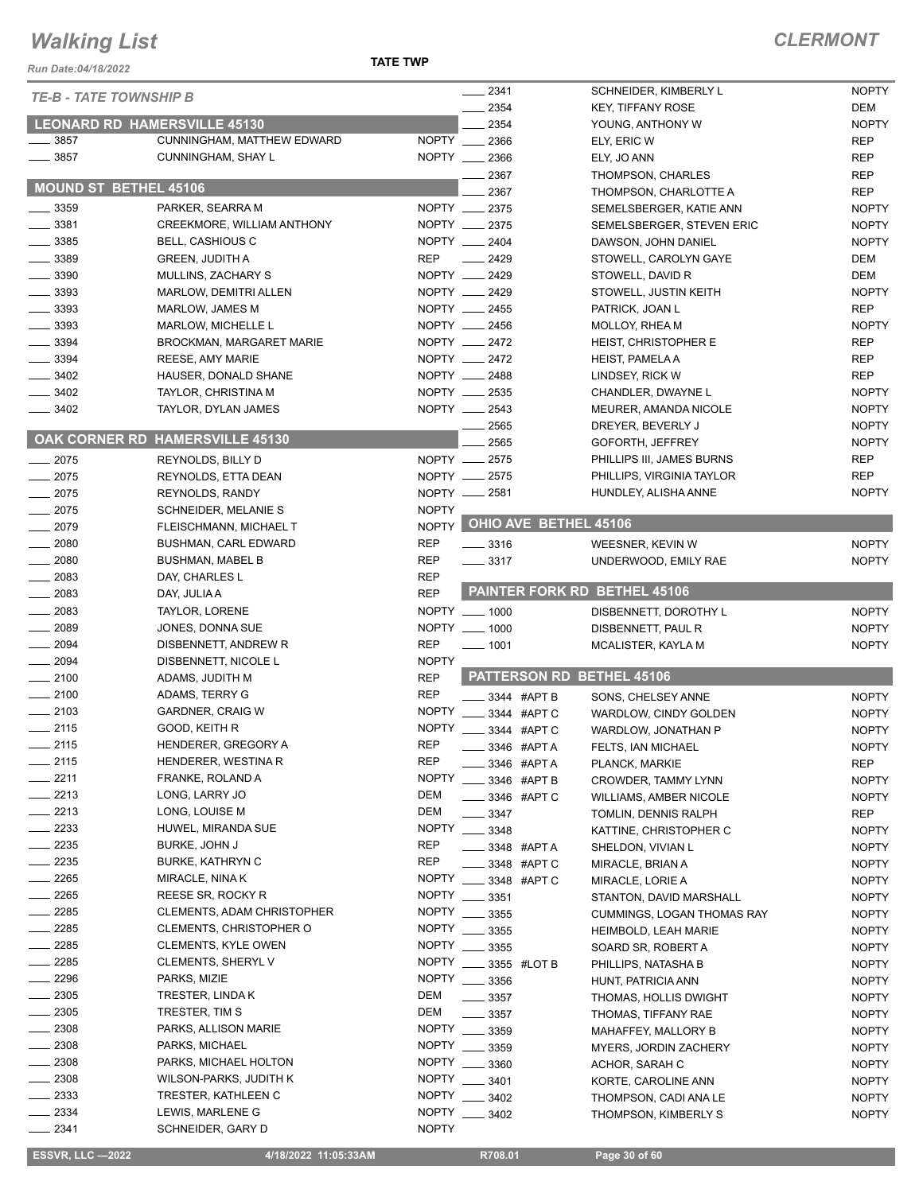# Walking List

## CLERMONT

Run Date:04/18/2022

TATE TWP

### TE-B - TATE TOWNSHIP B

### LEONARD RD HAMERSVILLE 45130

| No. | Name | Party |
|---|---|---|
| 3857 | CUNNINGHAM, MATTHEW EDWARD | NOPTY |
| 3857 | CUNNINGHAM, SHAY L | NOPTY |

### MOUND ST BETHEL 45106

| No. | Name | Party |
|---|---|---|
| 3359 | PARKER, SEARRA M | NOPTY |
| 3381 | CREEKMORE, WILLIAM ANTHONY | NOPTY |
| 3385 | BELL, CASHIOUS C | NOPTY |
| 3389 | GREEN, JUDITH A | REP |
| 3390 | MULLINS, ZACHARY S | NOPTY |
| 3393 | MARLOW, DEMITRI ALLEN | NOPTY |
| 3393 | MARLOW, JAMES M | NOPTY |
| 3393 | MARLOW, MICHELLE L | NOPTY |
| 3394 | BROCKMAN, MARGARET MARIE | NOPTY |
| 3394 | REESE, AMY MARIE | NOPTY |
| 3402 | HAUSER, DONALD SHANE | NOPTY |
| 3402 | TAYLOR, CHRISTINA M | NOPTY |
| 3402 | TAYLOR, DYLAN JAMES | NOPTY |

### OAK CORNER RD HAMERSVILLE 45130

| No. | Name | Party |
|---|---|---|
| 2075 | REYNOLDS, BILLY D | NOPTY |
| 2075 | REYNOLDS, ETTA DEAN | NOPTY |
| 2075 | REYNOLDS, RANDY | NOPTY |
| 2075 | SCHNEIDER, MELANIE S | NOPTY |
| 2079 | FLEISCHMANN, MICHAEL T | NOPTY |
| 2080 | BUSHMAN, CARL EDWARD | REP |
| 2080 | BUSHMAN, MABEL B | REP |
| 2083 | DAY, CHARLES L | REP |
| 2083 | DAY, JULIA A | REP |
| 2083 | TAYLOR, LORENE | NOPTY |
| 2089 | JONES, DONNA SUE | NOPTY |
| 2094 | DISBENNETT, ANDREW R | REP |
| 2094 | DISBENNETT, NICOLE L | NOPTY |
| 2100 | ADAMS, JUDITH M | REP |
| 2100 | ADAMS, TERRY G | REP |
| 2103 | GARDNER, CRAIG W | NOPTY |
| 2115 | GOOD, KEITH R | NOPTY |
| 2115 | HENDERER, GREGORY A | REP |
| 2115 | HENDERER, WESTINA R | REP |
| 2211 | FRANKE, ROLAND A | NOPTY |
| 2213 | LONG, LARRY JO | DEM |
| 2213 | LONG, LOUISE M | DEM |
| 2233 | HUWEL, MIRANDA SUE | NOPTY |
| 2235 | BURKE, JOHN J | REP |
| 2235 | BURKE, KATHRYN C | REP |
| 2265 | MIRACLE, NINA K | NOPTY |
| 2265 | REESE SR, ROCKY R | NOPTY |
| 2285 | CLEMENTS, ADAM CHRISTOPHER | NOPTY |
| 2285 | CLEMENTS, CHRISTOPHER O | NOPTY |
| 2285 | CLEMENTS, KYLE OWEN | NOPTY |
| 2285 | CLEMENTS, SHERYL V | NOPTY |
| 2296 | PARKS, MIZIE | NOPTY |
| 2305 | TRESTER, LINDA K | DEM |
| 2305 | TRESTER, TIM S | DEM |
| 2308 | PARKS, ALLISON MARIE | NOPTY |
| 2308 | PARKS, MICHAEL | NOPTY |
| 2308 | PARKS, MICHAEL HOLTON | NOPTY |
| 2308 | WILSON-PARKS, JUDITH K | NOPTY |
| 2333 | TRESTER, KATHLEEN C | NOPTY |
| 2334 | LEWIS, MARLENE G | NOPTY |
| 2341 | SCHNEIDER, GARY D | NOPTY |
| 2341 | SCHNEIDER, KIMBERLY L | NOPTY |
| 2354 | KEY, TIFFANY ROSE | DEM |
| 2354 | YOUNG, ANTHONY W | NOPTY |
| 2366 | ELY, ERIC W | REP |
| 2366 | ELY, JO ANN | REP |
| 2367 | THOMPSON, CHARLES | REP |
| 2367 | THOMPSON, CHARLOTTE A | REP |
| 2375 | SEMELSBERGER, KATIE ANN | NOPTY |
| 2375 | SEMELSBERGER, STEVEN ERIC | NOPTY |
| 2404 | DAWSON, JOHN DANIEL | NOPTY |
| 2429 | STOWELL, CAROLYN GAYE | DEM |
| 2429 | STOWELL, DAVID R | DEM |
| 2429 | STOWELL, JUSTIN KEITH | NOPTY |
| 2455 | PATRICK, JOAN L | REP |
| 2456 | MOLLOY, RHEA M | NOPTY |
| 2472 | HEIST, CHRISTOPHER E | REP |
| 2472 | HEIST, PAMELA A | REP |
| 2488 | LINDSEY, RICK W | REP |
| 2535 | CHANDLER, DWAYNE L | NOPTY |
| 2543 | MEURER, AMANDA NICOLE | NOPTY |
| 2565 | DREYER, BEVERLY J | NOPTY |
| 2565 | GOFORTH, JEFFREY | NOPTY |
| 2575 | PHILLIPS III, JAMES BURNS | REP |
| 2575 | PHILLIPS, VIRGINIA TAYLOR | REP |
| 2581 | HUNDLEY, ALISHA ANNE | NOPTY |

### OHIO AVE BETHEL 45106

| No. | Name | Party |
|---|---|---|
| 3316 | WEESNER, KEVIN W | NOPTY |
| 3317 | UNDERWOOD, EMILY RAE | NOPTY |

### PAINTER FORK RD BETHEL 45106

| No. | Name | Party |
|---|---|---|
| 1000 | DISBENNETT, DOROTHY L | NOPTY |
| 1000 | DISBENNETT, PAUL R | NOPTY |
| 1001 | MCALISTER, KAYLA M | NOPTY |

### PATTERSON RD BETHEL 45106

| No. | Name | Party |
|---|---|---|
| 3344 #APT B | SONS, CHELSEY ANNE | NOPTY |
| 3344 #APT C | WARDLOW, CINDY GOLDEN | NOPTY |
| 3344 #APT C | WARDLOW, JONATHAN P | NOPTY |
| 3346 #APT A | FELTS, IAN MICHAEL | NOPTY |
| 3346 #APT A | PLANCK, MARKIE | REP |
| 3346 #APT B | CROWDER, TAMMY LYNN | NOPTY |
| 3346 #APT C | WILLIAMS, AMBER NICOLE | NOPTY |
| 3347 | TOMLIN, DENNIS RALPH | REP |
| 3348 | KATTINE, CHRISTOPHER C | NOPTY |
| 3348 #APT A | SHELDON, VIVIAN L | NOPTY |
| 3348 #APT C | MIRACLE, BRIAN A | NOPTY |
| 3348 #APT C | MIRACLE, LORIE A | NOPTY |
| 3351 | STANTON, DAVID MARSHALL | NOPTY |
| 3355 | CUMMINGS, LOGAN THOMAS RAY | NOPTY |
| 3355 | HEIMBOLD, LEAH MARIE | NOPTY |
| 3355 | SOARD SR, ROBERT A | NOPTY |
| 3355 #LOT B | PHILLIPS, NATASHA B | NOPTY |
| 3356 | HUNT, PATRICIA ANN | NOPTY |
| 3357 | THOMAS, HOLLIS DWIGHT | NOPTY |
| 3357 | THOMAS, TIFFANY RAE | NOPTY |
| 3359 | MAHAFFEY, MALLORY B | NOPTY |
| 3359 | MYERS, JORDIN ZACHERY | NOPTY |
| 3360 | ACHOR, SARAH C | NOPTY |
| 3401 | KORTE, CAROLINE ANN | NOPTY |
| 3402 | THOMPSON, CADI ANA LE | NOPTY |
| 3402 | THOMPSON, KIMBERLY S | NOPTY |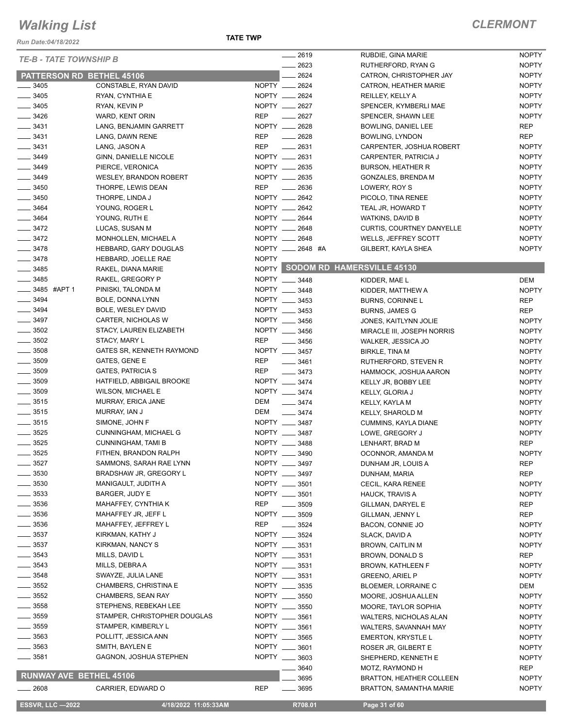# Walking List

**CLERMONT**

Run Date:04/18/2022

**TATE TWP**

*TE-B - TATE TOWNSHIP B*

## PATTERSON RD BETHEL 45106

| No. | Name | Party |
|---|---|---|
| 3405 | CONSTABLE, RYAN DAVID | NOPTY |
| 3405 | RYAN, CYNTHIA E | NOPTY |
| 3405 | RYAN, KEVIN P | NOPTY |
| 3426 | WARD, KENT ORIN | REP |
| 3431 | LANG, BENJAMIN GARRETT | NOPTY |
| 3431 | LANG, DAWN RENE | REP |
| 3431 | LANG, JASON A | REP |
| 3449 | GINN, DANIELLE NICOLE | NOPTY |
| 3449 | PIERCE, VERONICA | NOPTY |
| 3449 | WESLEY, BRANDON ROBERT | NOPTY |
| 3450 | THORPE, LEWIS DEAN | REP |
| 3450 | THORPE, LINDA J | NOPTY |
| 3464 | YOUNG, ROGER L | NOPTY |
| 3464 | YOUNG, RUTH E | NOPTY |
| 3472 | LUCAS, SUSAN M | NOPTY |
| 3472 | MONHOLLEN, MICHAEL A | NOPTY |
| 3478 | HEBBARD, GARY DOUGLAS | NOPTY |
| 3478 | HEBBARD, JOELLE RAE | NOPTY |
| 3485 | RAKEL, DIANA MARIE | NOPTY |
| 3485 | RAKEL, GREGORY P | NOPTY |
| 3485 #APT 1 | PINISKI, TALONDA M | NOPTY |
| 3494 | BOLE, DONNA LYNN | NOPTY |
| 3494 | BOLE, WESLEY DAVID | NOPTY |
| 3497 | CARTER, NICHOLAS W | NOPTY |
| 3502 | STACY, LAUREN ELIZABETH | NOPTY |
| 3502 | STACY, MARY L | REP |
| 3508 | GATES SR, KENNETH RAYMOND | NOPTY |
| 3509 | GATES, GENE E | REP |
| 3509 | GATES, PATRICIA S | REP |
| 3509 | HATFIELD, ABBIGAIL BROOKE | NOPTY |
| 3509 | WILSON, MICHAEL E | NOPTY |
| 3515 | MURRAY, ERICA JANE | DEM |
| 3515 | MURRAY, IAN J | DEM |
| 3515 | SIMONE, JOHN F | NOPTY |
| 3525 | CUNNINGHAM, MICHAEL G | NOPTY |
| 3525 | CUNNINGHAM, TAMI B | NOPTY |
| 3525 | FITHEN, BRANDON RALPH | NOPTY |
| 3527 | SAMMONS, SARAH RAE LYNN | NOPTY |
| 3530 | BRADSHAW JR, GREGORY L | NOPTY |
| 3530 | MANIGAULT, JUDITH A | NOPTY |
| 3533 | BARGER, JUDY E | NOPTY |
| 3536 | MAHAFFEY, CYNTHIA K | REP |
| 3536 | MAHAFFEY JR, JEFF L | NOPTY |
| 3536 | MAHAFFEY, JEFFREY L | REP |
| 3537 | KIRKMAN, KATHY J | NOPTY |
| 3537 | KIRKMAN, NANCY S | NOPTY |
| 3543 | MILLS, DAVID L | NOPTY |
| 3543 | MILLS, DEBRA A | NOPTY |
| 3548 | SWAYZE, JULIA LANE | NOPTY |
| 3552 | CHAMBERS, CHRISTINA E | NOPTY |
| 3552 | CHAMBERS, SEAN RAY | NOPTY |
| 3558 | STEPHENS, REBEKAH LEE | NOPTY |
| 3559 | STAMPER, CHRISTOPHER DOUGLAS | NOPTY |
| 3559 | STAMPER, KIMBERLY L | NOPTY |
| 3563 | POLLITT, JESSICA ANN | NOPTY |
| 3563 | SMITH, BAYLEN E | NOPTY |
| 3581 | GAGNON, JOSHUA STEPHEN | NOPTY |

## RUNWAY AVE BETHEL 45106

| No. | Name | Party |
|---|---|---|
| 2608 | CARRIER, EDWARD O | REP |
| 2619 | RUBDIE, GINA MARIE | NOPTY |
| 2623 | RUTHERFORD, RYAN G | NOPTY |
| 2624 | CATRON, CHRISTOPHER JAY | NOPTY |
| 2624 | CATRON, HEATHER MARIE | NOPTY |
| 2624 | REILLEY, KELLY A | NOPTY |
| 2627 | SPENCER, KYMBERLI MAE | NOPTY |
| 2627 | SPENCER, SHAWN LEE | NOPTY |
| 2628 | BOWLING, DANIEL LEE | REP |
| 2628 | BOWLING, LYNDON | REP |
| 2631 | CARPENTER, JOSHUA ROBERT | NOPTY |
| 2631 | CARPENTER, PATRICIA J | NOPTY |
| 2635 | BURSON, HEATHER R | NOPTY |
| 2635 | GONZALES, BRENDA M | NOPTY |
| 2636 | LOWERY, ROY S | NOPTY |
| 2642 | PICOLO, TINA RENEE | NOPTY |
| 2642 | TEAL JR, HOWARD T | NOPTY |
| 2644 | WATKINS, DAVID B | NOPTY |
| 2648 | CURTIS, COURTNEY DANYELLE | NOPTY |
| 2648 | WELLS, JEFFREY SCOTT | NOPTY |
| 2648 #A | GILBERT, KAYLA SHEA | NOPTY |

## SODOM RD HAMERSVILLE 45130

| No. | Name | Party |
|---|---|---|
| 3448 | KIDDER, MAE L | DEM |
| 3448 | KIDDER, MATTHEW A | NOPTY |
| 3453 | BURNS, CORINNE L | REP |
| 3453 | BURNS, JAMES G | REP |
| 3456 | JONES, KAITLYNN JOLIE | NOPTY |
| 3456 | MIRACLE III, JOSEPH NORRIS | NOPTY |
| 3456 | WALKER, JESSICA JO | NOPTY |
| 3457 | BIRKLE, TINA M | NOPTY |
| 3461 | RUTHERFORD, STEVEN R | NOPTY |
| 3473 | HAMMOCK, JOSHUA AARON | NOPTY |
| 3474 | KELLY JR, BOBBY LEE | NOPTY |
| 3474 | KELLY, GLORIA J | NOPTY |
| 3474 | KELLY, KAYLA M | NOPTY |
| 3474 | KELLY, SHAROLD M | NOPTY |
| 3487 | CUMMINS, KAYLA DIANE | NOPTY |
| 3487 | LOWE, GREGORY J | NOPTY |
| 3488 | LENHART, BRAD M | REP |
| 3490 | OCONNOR, AMANDA M | NOPTY |
| 3497 | DUNHAM JR, LOUIS A | REP |
| 3497 | DUNHAM, MARIA | REP |
| 3501 | CECIL, KARA RENEE | NOPTY |
| 3501 | HAUCK, TRAVIS A | NOPTY |
| 3509 | GILLMAN, DARYEL E | REP |
| 3509 | GILLMAN, JENNY L | REP |
| 3524 | BACON, CONNIE JO | NOPTY |
| 3524 | SLACK, DAVID A | NOPTY |
| 3531 | BROWN, CAITLIN M | NOPTY |
| 3531 | BROWN, DONALD S | REP |
| 3531 | BROWN, KATHLEEN F | NOPTY |
| 3531 | GREENO, ARIEL P | NOPTY |
| 3535 | BLOEMER, LORRAINE C | DEM |
| 3550 | MOORE, JOSHUA ALLEN | NOPTY |
| 3550 | MOORE, TAYLOR SOPHIA | NOPTY |
| 3561 | WALTERS, NICHOLAS ALAN | NOPTY |
| 3561 | WALTERS, SAVANNAH MAY | NOPTY |
| 3565 | EMERTON, KRYSTLE L | NOPTY |
| 3601 | ROSER JR, GILBERT E | NOPTY |
| 3603 | SHEPHERD, KENNETH E | NOPTY |
| 3640 | MOTZ, RAYMOND H | REP |
| 3695 | BRATTON, HEATHER COLLEEN | NOPTY |
| 3695 | BRATTON, SAMANTHA MARIE | NOPTY |

ESSVR, LLC —2022 | 4/18/2022 11:05:33AM | R708.01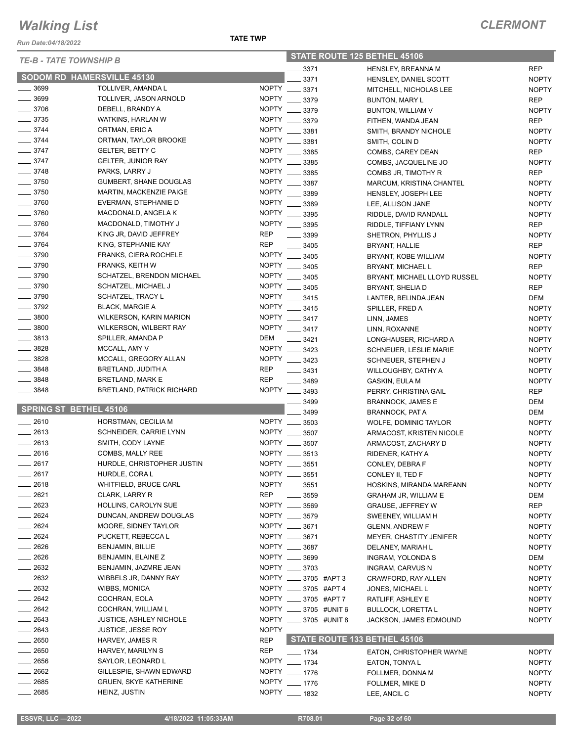# Walking List

## CLERMONT

*Run Date:04/18/2022*

**TATE TWP**

*TE-B - TATE TOWNSHIP B*

### SODOM RD HAMERSVILLE 45130

| No. | Name | Party |
|---|---|---|
| 3699 | TOLLIVER, AMANDA L | NOPTY |
| 3699 | TOLLIVER, JASON ARNOLD | NOPTY |
| 3706 | DEBELL, BRANDY A | NOPTY |
| 3735 | WATKINS, HARLAN W | NOPTY |
| 3744 | ORTMAN, ERIC A | NOPTY |
| 3744 | ORTMAN, TAYLOR BROOKE | NOPTY |
| 3747 | GELTER, BETTY C | NOPTY |
| 3747 | GELTER, JUNIOR RAY | NOPTY |
| 3748 | PARKS, LARRY J | NOPTY |
| 3750 | GUMBERT, SHANE DOUGLAS | NOPTY |
| 3750 | MARTIN, MACKENZIE PAIGE | NOPTY |
| 3760 | EVERMAN, STEPHANIE D | NOPTY |
| 3760 | MACDONALD, ANGELA K | NOPTY |
| 3760 | MACDONALD, TIMOTHY J | NOPTY |
| 3764 | KING JR, DAVID JEFFREY | REP |
| 3764 | KING, STEPHANIE KAY | REP |
| 3790 | FRANKS, CIERA ROCHELE | NOPTY |
| 3790 | FRANKS, KEITH W | NOPTY |
| 3790 | SCHATZEL, BRENDON MICHAEL | NOPTY |
| 3790 | SCHATZEL, MICHAEL J | NOPTY |
| 3790 | SCHATZEL, TRACY L | NOPTY |
| 3792 | BLACK, MARGIE A | NOPTY |
| 3800 | WILKERSON, KARIN MARION | NOPTY |
| 3800 | WILKERSON, WILBERT RAY | NOPTY |
| 3813 | SPILLER, AMANDA P | DEM |
| 3828 | MCCALL, AMY V | NOPTY |
| 3828 | MCCALL, GREGORY ALLAN | NOPTY |
| 3848 | BRETLAND, JUDITH A | REP |
| 3848 | BRETLAND, MARK E | REP |
| 3848 | BRETLAND, PATRICK RICHARD | NOPTY |

### SPRING ST BETHEL 45106

| No. | Name | Party |
|---|---|---|
| 2610 | HORSTMAN, CECILIA M | NOPTY |
| 2613 | SCHNEIDER, CARRIE LYNN | NOPTY |
| 2613 | SMITH, CODY LAYNE | NOPTY |
| 2616 | COMBS, MALLY REE | NOPTY |
| 2617 | HURDLE, CHRISTOPHER JUSTIN | NOPTY |
| 2617 | HURDLE, CORA L | NOPTY |
| 2618 | WHITFIELD, BRUCE CARL | NOPTY |
| 2621 | CLARK, LARRY R | REP |
| 2623 | HOLLINS, CAROLYN SUE | NOPTY |
| 2624 | DUNCAN, ANDREW DOUGLAS | NOPTY |
| 2624 | MOORE, SIDNEY TAYLOR | NOPTY |
| 2624 | PUCKETT, REBECCA L | NOPTY |
| 2626 | BENJAMIN, BILLIE | NOPTY |
| 2626 | BENJAMIN, ELAINE Z | NOPTY |
| 2632 | BENJAMIN, JAZMRE JEAN | NOPTY |
| 2632 | WIBBELS JR, DANNY RAY | NOPTY |
| 2632 | WIBBS, MONICA | NOPTY |
| 2642 | COCHRAN, EOLA | NOPTY |
| 2642 | COCHRAN, WILLIAM L | NOPTY |
| 2643 | JUSTICE, ASHLEY NICHOLE | NOPTY |
| 2643 | JUSTICE, JESSE ROY | NOPTY |
| 2650 | HARVEY, JAMES R | REP |
| 2650 | HARVEY, MARILYN S | REP |
| 2656 | SAYLOR, LEONARD L | NOPTY |
| 2662 | GILLESPIE, SHAWN EDWARD | NOPTY |
| 2685 | GRUEN, SKYE KATHERINE | NOPTY |
| 2685 | HEINZ, JUSTIN | NOPTY |

### STATE ROUTE 125 BETHEL 45106

| No. | Name | Party |
|---|---|---|
| 3371 | HENSLEY, BREANNA M | REP |
| 3371 | HENSLEY, DANIEL SCOTT | NOPTY |
| 3371 | MITCHELL, NICHOLAS LEE | NOPTY |
| 3379 | BUNTON, MARY L | REP |
| 3379 | BUNTON, WILLIAM V | NOPTY |
| 3379 | FITHEN, WANDA JEAN | REP |
| 3381 | SMITH, BRANDY NICHOLE | NOPTY |
| 3381 | SMITH, COLIN D | NOPTY |
| 3385 | COMBS, CAREY DEAN | REP |
| 3385 | COMBS, JACQUELINE JO | NOPTY |
| 3385 | COMBS JR, TIMOTHY R | REP |
| 3387 | MARCUM, KRISTINA CHANTEL | NOPTY |
| 3389 | HENSLEY, JOSEPH LEE | NOPTY |
| 3389 | LEE, ALLISON JANE | NOPTY |
| 3395 | RIDDLE, DAVID RANDALL | NOPTY |
| 3395 | RIDDLE, TIFFIANY LYNN | REP |
| 3399 | SHETRON, PHYLLIS J | NOPTY |
| 3405 | BRYANT, HALLIE | REP |
| 3405 | BRYANT, KOBE WILLIAM | NOPTY |
| 3405 | BRYANT, MICHAEL L | REP |
| 3405 | BRYANT, MICHAEL LLOYD RUSSEL | NOPTY |
| 3405 | BRYANT, SHELIA D | REP |
| 3415 | LANTER, BELINDA JEAN | DEM |
| 3415 | SPILLER, FRED A | NOPTY |
| 3417 | LINN, JAMES | NOPTY |
| 3417 | LINN, ROXANNE | NOPTY |
| 3421 | LONGHAUSER, RICHARD A | NOPTY |
| 3423 | SCHNEUER, LESLIE MARIE | NOPTY |
| 3423 | SCHNEUER, STEPHEN J | NOPTY |
| 3431 | WILLOUGHBY, CATHY A | NOPTY |
| 3489 | GASKIN, EULA M | NOPTY |
| 3493 | PERRY, CHRISTINA GAIL | REP |
| 3499 | BRANNOCK, JAMES E | DEM |
| 3499 | BRANNOCK, PAT A | DEM |
| 3503 | WOLFE, DOMINIC TAYLOR | NOPTY |
| 3507 | ARMACOST, KRISTEN NICOLE | NOPTY |
| 3507 | ARMACOST, ZACHARY D | NOPTY |
| 3513 | RIDENER, KATHY A | NOPTY |
| 3551 | CONLEY, DEBRA F | NOPTY |
| 3551 | CONLEY II, TED F | NOPTY |
| 3551 | HOSKINS, MIRANDA MAREANN | NOPTY |
| 3559 | GRAHAM JR, WILLIAM E | DEM |
| 3569 | GRAUSE, JEFFREY W | REP |
| 3579 | SWEENEY, WILLIAM H | NOPTY |
| 3671 | GLENN, ANDREW F | NOPTY |
| 3671 | MEYER, CHASTITY JENIFER | NOPTY |
| 3687 | DELANEY, MARIAH L | NOPTY |
| 3699 | INGRAM, YOLONDA S | DEM |
| 3703 | INGRAM, CARVUS N | NOPTY |
| 3705 #APT 3 | CRAWFORD, RAY ALLEN | NOPTY |
| 3705 #APT 4 | JONES, MICHAEL L | NOPTY |
| 3705 #APT 7 | RATLIFF, ASHLEY E | NOPTY |
| 3705 #UNIT 6 | BULLOCK, LORETTA L | NOPTY |
| 3705 #UNIT 8 | JACKSON, JAMES EDMOUND | NOPTY |

### STATE ROUTE 133 BETHEL 45106

| No. | Name | Party |
|---|---|---|
| 1734 | EATON, CHRISTOPHER WAYNE | NOPTY |
| 1734 | EATON, TONYA L | NOPTY |
| 1776 | FOLLMER, DONNA M | NOPTY |
| 1776 | FOLLMER, MIKE D | NOPTY |
| 1832 | LEE, ANCIL C | NOPTY |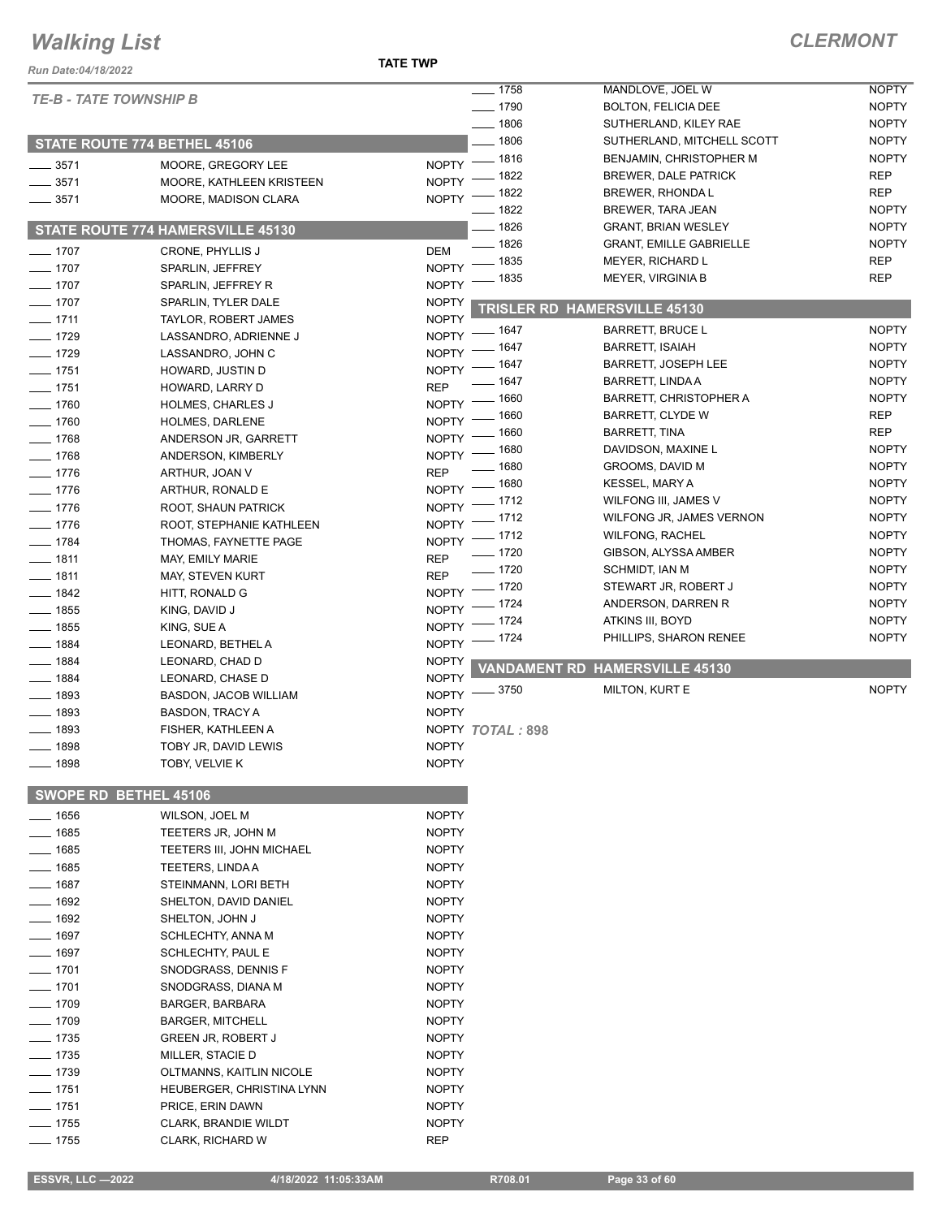# Walking List

**CLERMONT**

Run Date:04/18/2022

**TATE TWP**

*TE-B - TATE TOWNSHIP B*

## STATE ROUTE 774 BETHEL 45106

| No. | Name | Party |
|---|---|---|
| 3571 | MOORE, GREGORY LEE | NOPTY |
| 3571 | MOORE, KATHLEEN KRISTEEN | NOPTY |
| 3571 | MOORE, MADISON CLARA | NOPTY |

## STATE ROUTE 774 HAMERSVILLE 45130

| No. | Name | Party |
|---|---|---|
| 1707 | CRONE, PHYLLIS J | DEM |
| 1707 | SPARLIN, JEFFREY | NOPTY |
| 1707 | SPARLIN, JEFFREY R | NOPTY |
| 1707 | SPARLIN, TYLER DALE | NOPTY |
| 1711 | TAYLOR, ROBERT JAMES | NOPTY |
| 1729 | LASSANDRO, ADRIENNE J | NOPTY |
| 1729 | LASSANDRO, JOHN C | NOPTY |
| 1751 | HOWARD, JUSTIN D | NOPTY |
| 1751 | HOWARD, LARRY D | REP |
| 1760 | HOLMES, CHARLES J | NOPTY |
| 1760 | HOLMES, DARLENE | NOPTY |
| 1768 | ANDERSON JR, GARRETT | NOPTY |
| 1768 | ANDERSON, KIMBERLY | NOPTY |
| 1776 | ARTHUR, JOAN V | REP |
| 1776 | ARTHUR, RONALD E | NOPTY |
| 1776 | ROOT, SHAUN PATRICK | NOPTY |
| 1776 | ROOT, STEPHANIE KATHLEEN | NOPTY |
| 1784 | THOMAS, FAYNETTE PAGE | NOPTY |
| 1811 | MAY, EMILY MARIE | REP |
| 1811 | MAY, STEVEN KURT | REP |
| 1842 | HITT, RONALD G | NOPTY |
| 1855 | KING, DAVID J | NOPTY |
| 1855 | KING, SUE A | NOPTY |
| 1884 | LEONARD, BETHEL A | NOPTY |
| 1884 | LEONARD, CHAD D | NOPTY |
| 1884 | LEONARD, CHASE D | NOPTY |
| 1893 | BASDON, JACOB WILLIAM | NOPTY |
| 1893 | BASDON, TRACY A | NOPTY |
| 1893 | FISHER, KATHLEEN A | NOPTY |
| 1898 | TOBY JR, DAVID LEWIS | NOPTY |
| 1898 | TOBY, VELVIE K | NOPTY |

## SWOPE RD BETHEL 45106

| No. | Name | Party |
|---|---|---|
| 1656 | WILSON, JOEL M | NOPTY |
| 1685 | TEETERS JR, JOHN M | NOPTY |
| 1685 | TEETERS III, JOHN MICHAEL | NOPTY |
| 1685 | TEETERS, LINDA A | NOPTY |
| 1687 | STEINMANN, LORI BETH | NOPTY |
| 1692 | SHELTON, DAVID DANIEL | NOPTY |
| 1692 | SHELTON, JOHN J | NOPTY |
| 1697 | SCHLECHTY, ANNA M | NOPTY |
| 1697 | SCHLECHTY, PAUL E | NOPTY |
| 1701 | SNODGRASS, DENNIS F | NOPTY |
| 1701 | SNODGRASS, DIANA M | NOPTY |
| 1709 | BARGER, BARBARA | NOPTY |
| 1709 | BARGER, MITCHELL | NOPTY |
| 1735 | GREEN JR, ROBERT J | NOPTY |
| 1735 | MILLER, STACIE D | NOPTY |
| 1739 | OLTMANNS, KAITLIN NICOLE | NOPTY |
| 1751 | HEUBERGER, CHRISTINA LYNN | NOPTY |
| 1751 | PRICE, ERIN DAWN | NOPTY |
| 1755 | CLARK, BRANDIE WILDT | NOPTY |
| 1755 | CLARK, RICHARD W | REP |
| 1758 | MANDLOVE, JOEL W | NOPTY |
| 1790 | BOLTON, FELICIA DEE | NOPTY |
| 1806 | SUTHERLAND, KILEY RAE | NOPTY |
| 1806 | SUTHERLAND, MITCHELL SCOTT | NOPTY |
| 1816 | BENJAMIN, CHRISTOPHER M | NOPTY |
| 1822 | BREWER, DALE PATRICK | REP |
| 1822 | BREWER, RHONDA L | REP |
| 1822 | BREWER, TARA JEAN | NOPTY |
| 1826 | GRANT, BRIAN WESLEY | NOPTY |
| 1826 | GRANT, EMILLE GABRIELLE | NOPTY |
| 1835 | MEYER, RICHARD L | REP |
| 1835 | MEYER, VIRGINIA B | REP |

## TRISLER RD HAMERSVILLE 45130

| No. | Name | Party |
|---|---|---|
| 1647 | BARRETT, BRUCE L | NOPTY |
| 1647 | BARRETT, ISAIAH | NOPTY |
| 1647 | BARRETT, JOSEPH LEE | NOPTY |
| 1647 | BARRETT, LINDA A | NOPTY |
| 1660 | BARRETT, CHRISTOPHER A | NOPTY |
| 1660 | BARRETT, CLYDE W | REP |
| 1660 | BARRETT, TINA | REP |
| 1680 | DAVIDSON, MAXINE L | NOPTY |
| 1680 | GROOMS, DAVID M | NOPTY |
| 1680 | KESSEL, MARY A | NOPTY |
| 1712 | WILFONG III, JAMES V | NOPTY |
| 1712 | WILFONG JR, JAMES VERNON | NOPTY |
| 1712 | WILFONG, RACHEL | NOPTY |
| 1720 | GIBSON, ALYSSA AMBER | NOPTY |
| 1720 | SCHMIDT, IAN M | NOPTY |
| 1720 | STEWART JR, ROBERT J | NOPTY |
| 1724 | ANDERSON, DARREN R | NOPTY |
| 1724 | ATKINS III, BOYD | NOPTY |
| 1724 | PHILLIPS, SHARON RENEE | NOPTY |

## VANDAMENT RD HAMERSVILLE 45130

| No. | Name | Party |
|---|---|---|
| 3750 | MILTON, KURT E | NOPTY |

*TOTAL :* **898**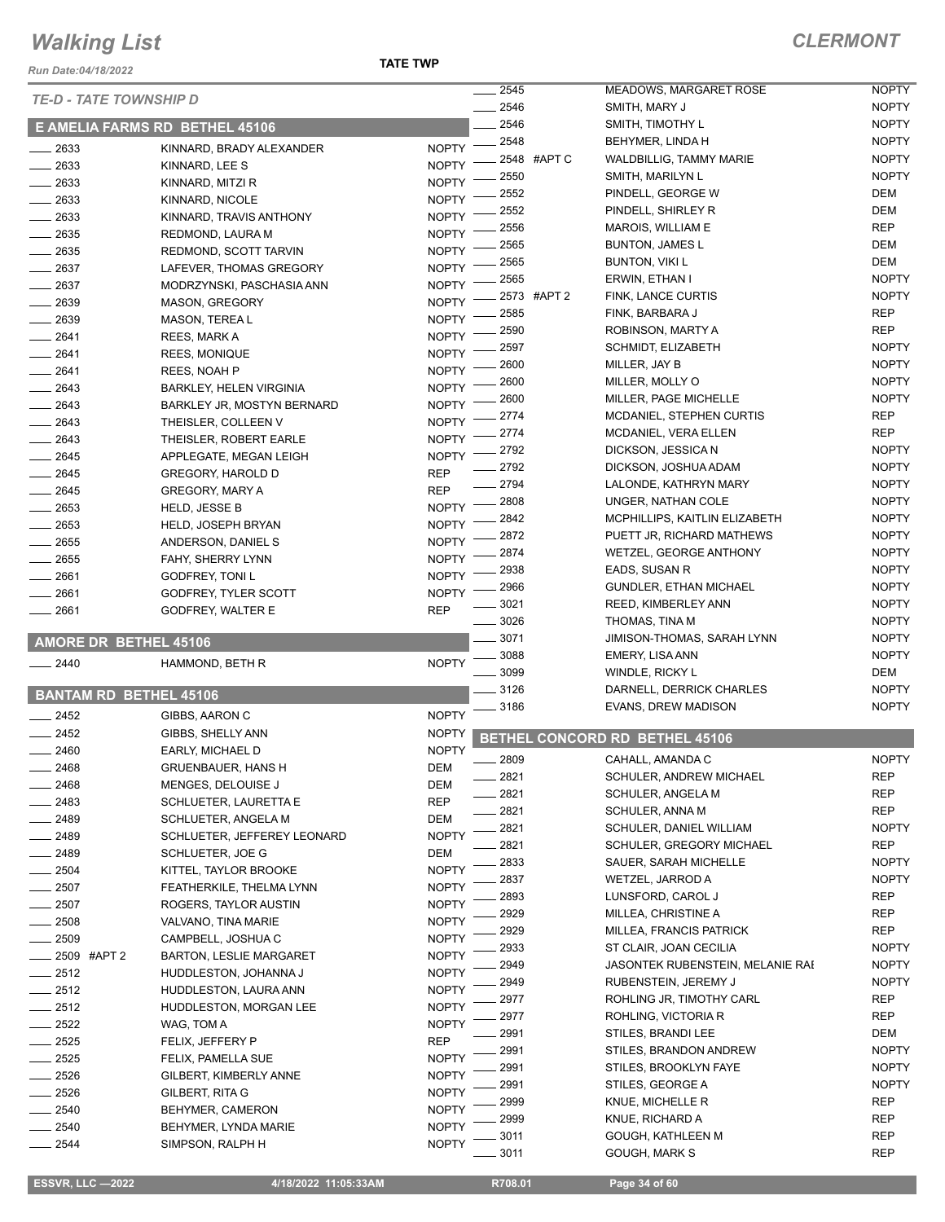# Walking List

**CLERMONT**

Run Date:04/18/2022

**TATE TWP**

*TE-D - TATE TOWNSHIP D*

## E AMELIA FARMS RD BETHEL 45106

| No. | Name | Party |
|---|---|---|
| 2633 | KINNARD, BRADY ALEXANDER | NOPTY |
| 2633 | KINNARD, LEE S | NOPTY |
| 2633 | KINNARD, MITZI R | NOPTY |
| 2633 | KINNARD, NICOLE | NOPTY |
| 2633 | KINNARD, TRAVIS ANTHONY | NOPTY |
| 2635 | REDMOND, LAURA M | NOPTY |
| 2635 | REDMOND, SCOTT TARVIN | NOPTY |
| 2637 | LAFEVER, THOMAS GREGORY | NOPTY |
| 2637 | MODRZYNSKI, PASCHASIA ANN | NOPTY |
| 2639 | MASON, GREGORY | NOPTY |
| 2639 | MASON, TEREA L | NOPTY |
| 2641 | REES, MARK A | NOPTY |
| 2641 | REES, MONIQUE | NOPTY |
| 2641 | REES, NOAH P | NOPTY |
| 2643 | BARKLEY, HELEN VIRGINIA | NOPTY |
| 2643 | BARKLEY JR, MOSTYN BERNARD | NOPTY |
| 2643 | THEISLER, COLLEEN V | NOPTY |
| 2643 | THEISLER, ROBERT EARLE | NOPTY |
| 2645 | APPLEGATE, MEGAN LEIGH | NOPTY |
| 2645 | GREGORY, HAROLD D | REP |
| 2645 | GREGORY, MARY A | REP |
| 2653 | HELD, JESSE B | NOPTY |
| 2653 | HELD, JOSEPH BRYAN | NOPTY |
| 2655 | ANDERSON, DANIEL S | NOPTY |
| 2655 | FAHY, SHERRY LYNN | NOPTY |
| 2661 | GODFREY, TONI L | NOPTY |
| 2661 | GODFREY, TYLER SCOTT | NOPTY |
| 2661 | GODFREY, WALTER E | REP |

## AMORE DR BETHEL 45106

| No. | Name | Party |
|---|---|---|
| 2440 | HAMMOND, BETH R | NOPTY |

## BANTAM RD BETHEL 45106

| No. | Name | Party |
|---|---|---|
| 2452 | GIBBS, AARON C | NOPTY |
| 2452 | GIBBS, SHELLY ANN | NOPTY |
| 2460 | EARLY, MICHAEL D | NOPTY |
| 2468 | GRUENBAUER, HANS H | DEM |
| 2468 | MENGES, DELOUISE J | DEM |
| 2483 | SCHLUETER, LAURETTA E | REP |
| 2489 | SCHLUETER, ANGELA M | DEM |
| 2489 | SCHLUETER, JEFFEREY LEONARD | NOPTY |
| 2489 | SCHLUETER, JOE G | DEM |
| 2504 | KITTEL, TAYLOR BROOKE | NOPTY |
| 2507 | FEATHERKILE, THELMA LYNN | NOPTY |
| 2507 | ROGERS, TAYLOR AUSTIN | NOPTY |
| 2508 | VALVANO, TINA MARIE | NOPTY |
| 2509 | CAMPBELL, JOSHUA C | NOPTY |
| 2509 #APT 2 | BARTON, LESLIE MARGARET | NOPTY |
| 2512 | HUDDLESTON, JOHANNA J | NOPTY |
| 2512 | HUDDLESTON, LAURA ANN | NOPTY |
| 2512 | HUDDLESTON, MORGAN LEE | NOPTY |
| 2522 | WAG, TOM A | NOPTY |
| 2525 | FELIX, JEFFERY P | REP |
| 2525 | FELIX, PAMELLA SUE | NOPTY |
| 2526 | GILBERT, KIMBERLY ANNE | NOPTY |
| 2526 | GILBERT, RITA G | NOPTY |
| 2540 | BEHYMER, CAMERON | NOPTY |
| 2540 | BEHYMER, LYNDA MARIE | NOPTY |
| 2544 | SIMPSON, RALPH H | NOPTY |
| 2545 | MEADOWS, MARGARET ROSE | NOPTY |
| 2546 | SMITH, MARY J | NOPTY |
| 2546 | SMITH, TIMOTHY L | NOPTY |
| 2548 | BEHYMER, LINDA H | NOPTY |
| 2548 #APT C | WALDBILLIG, TAMMY MARIE | NOPTY |
| 2550 | SMITH, MARILYN L | NOPTY |
| 2552 | PINDELL, GEORGE W | DEM |
| 2552 | PINDELL, SHIRLEY R | DEM |
| 2556 | MAROIS, WILLIAM E | REP |
| 2565 | BUNTON, JAMES L | DEM |
| 2565 | BUNTON, VIKI L | DEM |
| 2565 | ERWIN, ETHAN I | NOPTY |
| 2573 #APT 2 | FINK, LANCE CURTIS | NOPTY |
| 2585 | FINK, BARBARA J | REP |
| 2590 | ROBINSON, MARTY A | REP |
| 2597 | SCHMIDT, ELIZABETH | NOPTY |
| 2600 | MILLER, JAY B | NOPTY |
| 2600 | MILLER, MOLLY O | NOPTY |
| 2600 | MILLER, PAGE MICHELLE | NOPTY |
| 2774 | MCDANIEL, STEPHEN CURTIS | REP |
| 2774 | MCDANIEL, VERA ELLEN | REP |
| 2792 | DICKSON, JESSICA N | NOPTY |
| 2792 | DICKSON, JOSHUA ADAM | NOPTY |
| 2794 | LALONDE, KATHRYN MARY | NOPTY |
| 2808 | UNGER, NATHAN COLE | NOPTY |
| 2842 | MCPHILLIPS, KAITLIN ELIZABETH | NOPTY |
| 2872 | PUETT JR, RICHARD MATHEWS | NOPTY |
| 2874 | WETZEL, GEORGE ANTHONY | NOPTY |
| 2938 | EADS, SUSAN R | NOPTY |
| 2966 | GUNDLER, ETHAN MICHAEL | NOPTY |
| 3021 | REED, KIMBERLEY ANN | NOPTY |
| 3026 | THOMAS, TINA M | NOPTY |
| 3071 | JIMISON-THOMAS, SARAH LYNN | NOPTY |
| 3088 | EMERY, LISA ANN | NOPTY |
| 3099 | WINDLE, RICKY L | DEM |
| 3126 | DARNELL, DERRICK CHARLES | NOPTY |
| 3186 | EVANS, DREW MADISON | NOPTY |

## BETHEL CONCORD RD BETHEL 45106

| No. | Name | Party |
|---|---|---|
| 2809 | CAHALL, AMANDA C | NOPTY |
| 2821 | SCHULER, ANDREW MICHAEL | REP |
| 2821 | SCHULER, ANGELA M | REP |
| 2821 | SCHULER, ANNA M | REP |
| 2821 | SCHULER, DANIEL WILLIAM | NOPTY |
| 2821 | SCHULER, GREGORY MICHAEL | REP |
| 2833 | SAUER, SARAH MICHELLE | NOPTY |
| 2837 | WETZEL, JARROD A | NOPTY |
| 2893 | LUNSFORD, CAROL J | REP |
| 2929 | MILLEA, CHRISTINE A | REP |
| 2929 | MILLEA, FRANCIS PATRICK | REP |
| 2933 | ST CLAIR, JOAN CECILIA | NOPTY |
| 2949 | JASONTEK RUBENSTEIN, MELANIE RAI | NOPTY |
| 2949 | RUBENSTEIN, JEREMY J | NOPTY |
| 2977 | ROHLING JR, TIMOTHY CARL | REP |
| 2977 | ROHLING, VICTORIA R | REP |
| 2991 | STILES, BRANDI LEE | DEM |
| 2991 | STILES, BRANDON ANDREW | NOPTY |
| 2991 | STILES, BROOKLYN FAYE | NOPTY |
| 2991 | STILES, GEORGE A | NOPTY |
| 2999 | KNUE, MICHELLE R | REP |
| 2999 | KNUE, RICHARD A | REP |
| 3011 | GOUGH, KATHLEEN M | REP |
| 3011 | GOUGH, MARK S | REP |

ESSVR, LLC —2022 | 4/18/2022 11:05:33AM | R708.01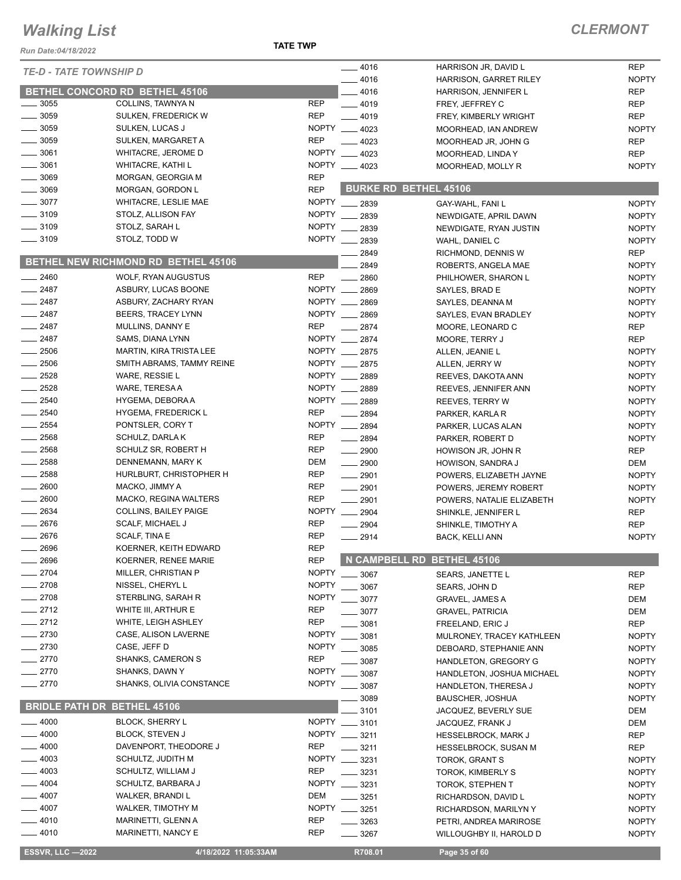# Walking List

**CLERMONT**

Run Date:04/18/2022

**TATE TWP**

*TE-D - TATE TOWNSHIP D*

## BETHEL CONCORD RD BETHEL 45106

| No. | Name | Party |
|---|---|---|
| ____ 3055 | COLLINS, TAWNYA N | REP |
| ____ 3059 | SULKEN, FREDERICK W | REP |
| ____ 3059 | SULKEN, LUCAS J | NOPTY |
| ____ 3059 | SULKEN, MARGARET A | REP |
| ____ 3061 | WHITACRE, JEROME D | NOPTY |
| ____ 3061 | WHITACRE, KATHI L | NOPTY |
| ____ 3069 | MORGAN, GEORGIA M | REP |
| ____ 3069 | MORGAN, GORDON L | REP |
| ____ 3077 | WHITACRE, LESLIE MAE | NOPTY |
| ____ 3109 | STOLZ, ALLISON FAY | NOPTY |
| ____ 3109 | STOLZ, SARAH L | NOPTY |
| ____ 3109 | STOLZ, TODD W | NOPTY |

## BETHEL NEW RICHMOND RD BETHEL 45106

| No. | Name | Party |
|---|---|---|
| ____ 2460 | WOLF, RYAN AUGUSTUS | REP |
| ____ 2487 | ASBURY, LUCAS BOONE | NOPTY |
| ____ 2487 | ASBURY, ZACHARY RYAN | NOPTY |
| ____ 2487 | BEERS, TRACEY LYNN | NOPTY |
| ____ 2487 | MULLINS, DANNY E | REP |
| ____ 2487 | SAMS, DIANA LYNN | NOPTY |
| ____ 2506 | MARTIN, KIRA TRISTA LEE | NOPTY |
| ____ 2506 | SMITH ABRAMS, TAMMY REINE | NOPTY |
| ____ 2528 | WARE, RESSIE L | NOPTY |
| ____ 2528 | WARE, TERESA A | NOPTY |
| ____ 2540 | HYGEMA, DEBORA A | NOPTY |
| ____ 2540 | HYGEMA, FREDERICK L | REP |
| ____ 2554 | PONTSLER, CORY T | NOPTY |
| ____ 2568 | SCHULZ, DARLA K | REP |
| ____ 2568 | SCHULZ SR, ROBERT H | REP |
| ____ 2588 | DENNEMANN, MARY K | DEM |
| ____ 2588 | HURLBURT, CHRISTOPHER H | REP |
| ____ 2600 | MACKO, JIMMY A | REP |
| ____ 2600 | MACKO, REGINA WALTERS | REP |
| ____ 2634 | COLLINS, BAILEY PAIGE | NOPTY |
| ____ 2676 | SCALF, MICHAEL J | REP |
| ____ 2676 | SCALF, TINA E | REP |
| ____ 2696 | KOERNER, KEITH EDWARD | REP |
| ____ 2696 | KOERNER, RENEE MARIE | REP |
| ____ 2704 | MILLER, CHRISTIAN P | NOPTY |
| ____ 2708 | NISSEL, CHERYL L | NOPTY |
| ____ 2708 | STERBLING, SARAH R | NOPTY |
| ____ 2712 | WHITE III, ARTHUR E | REP |
| ____ 2712 | WHITE, LEIGH ASHLEY | REP |
| ____ 2730 | CASE, ALISON LAVERNE | NOPTY |
| ____ 2730 | CASE, JEFF D | NOPTY |
| ____ 2770 | SHANKS, CAMERON S | REP |
| ____ 2770 | SHANKS, DAWN Y | NOPTY |
| ____ 2770 | SHANKS, OLIVIA CONSTANCE | NOPTY |

## BRIDLE PATH DR BETHEL 45106

| No. | Name | Party |
|---|---|---|
| ____ 4000 | BLOCK, SHERRY L | NOPTY |
| ____ 4000 | BLOCK, STEVEN J | NOPTY |
| ____ 4000 | DAVENPORT, THEODORE J | REP |
| ____ 4003 | SCHULTZ, JUDITH M | NOPTY |
| ____ 4003 | SCHULTZ, WILLIAM J | REP |
| ____ 4004 | SCHULTZ, BARBARA J | NOPTY |
| ____ 4007 | WALKER, BRANDI L | DEM |
| ____ 4007 | WALKER, TIMOTHY M | NOPTY |
| ____ 4010 | MARINETTI, GLENN A | REP |
| ____ 4010 | MARINETTI, NANCY E | REP |
| ____ 4016 | HARRISON JR, DAVID L | REP |
| ____ 4016 | HARRISON, GARRET RILEY | NOPTY |
| ____ 4016 | HARRISON, JENNIFER L | REP |
| ____ 4019 | FREY, JEFFREY C | REP |
| ____ 4019 | FREY, KIMBERLY WRIGHT | REP |
| ____ 4023 | MOORHEAD, IAN ANDREW | NOPTY |
| ____ 4023 | MOORHEAD JR, JOHN G | REP |
| ____ 4023 | MOORHEAD, LINDA Y | REP |
| ____ 4023 | MOORHEAD, MOLLY R | NOPTY |

## BURKE RD BETHEL 45106

| No. | Name | Party |
|---|---|---|
| ____ 2839 | GAY-WAHL, FANI L | NOPTY |
| ____ 2839 | NEWDIGATE, APRIL DAWN | NOPTY |
| ____ 2839 | NEWDIGATE, RYAN JUSTIN | NOPTY |
| ____ 2839 | WAHL, DANIEL C | NOPTY |
| ____ 2849 | RICHMOND, DENNIS W | REP |
| ____ 2849 | ROBERTS, ANGELA MAE | NOPTY |
| ____ 2860 | PHILHOWER, SHARON L | NOPTY |
| ____ 2869 | SAYLES, BRAD E | NOPTY |
| ____ 2869 | SAYLES, DEANNA M | NOPTY |
| ____ 2869 | SAYLES, EVAN BRADLEY | NOPTY |
| ____ 2874 | MOORE, LEONARD C | REP |
| ____ 2874 | MOORE, TERRY J | REP |
| ____ 2875 | ALLEN, JEANIE L | NOPTY |
| ____ 2875 | ALLEN, JERRY W | NOPTY |
| ____ 2889 | REEVES, DAKOTA ANN | NOPTY |
| ____ 2889 | REEVES, JENNIFER ANN | NOPTY |
| ____ 2889 | REEVES, TERRY W | NOPTY |
| ____ 2894 | PARKER, KARLA R | NOPTY |
| ____ 2894 | PARKER, LUCAS ALAN | NOPTY |
| ____ 2894 | PARKER, ROBERT D | NOPTY |
| ____ 2900 | HOWISON JR, JOHN R | REP |
| ____ 2900 | HOWISON, SANDRA J | DEM |
| ____ 2901 | POWERS, ELIZABETH JAYNE | NOPTY |
| ____ 2901 | POWERS, JEREMY ROBERT | NOPTY |
| ____ 2901 | POWERS, NATALIE ELIZABETH | NOPTY |
| ____ 2904 | SHINKLE, JENNIFER L | REP |
| ____ 2904 | SHINKLE, TIMOTHY A | REP |
| ____ 2914 | BACK, KELLI ANN | NOPTY |

## N CAMPBELL RD BETHEL 45106

| No. | Name | Party |
|---|---|---|
| ____ 3067 | SEARS, JANETTE L | REP |
| ____ 3067 | SEARS, JOHN D | REP |
| ____ 3077 | GRAVEL, JAMES A | DEM |
| ____ 3077 | GRAVEL, PATRICIA | DEM |
| ____ 3081 | FREELAND, ERIC J | REP |
| ____ 3081 | MULRONEY, TRACEY KATHLEEN | NOPTY |
| ____ 3085 | DEBOARD, STEPHANIE ANN | NOPTY |
| ____ 3087 | HANDLETON, GREGORY G | NOPTY |
| ____ 3087 | HANDLETON, JOSHUA MICHAEL | NOPTY |
| ____ 3087 | HANDLETON, THERESA J | NOPTY |
| ____ 3089 | BAUSCHER, JOSHUA | NOPTY |
| ____ 3101 | JACQUEZ, BEVERLY SUE | DEM |
| ____ 3101 | JACQUEZ, FRANK J | DEM |
| ____ 3211 | HESSELBROCK, MARK J | REP |
| ____ 3211 | HESSELBROCK, SUSAN M | REP |
| ____ 3231 | TOROK, GRANT S | NOPTY |
| ____ 3231 | TOROK, KIMBERLY S | NOPTY |
| ____ 3231 | TOROK, STEPHEN T | NOPTY |
| ____ 3251 | RICHARDSON, DAVID L | NOPTY |
| ____ 3251 | RICHARDSON, MARILYN Y | NOPTY |
| ____ 3263 | PETRI, ANDREA MARIROSE | NOPTY |
| ____ 3267 | WILLOUGHBY II, HAROLD D | NOPTY |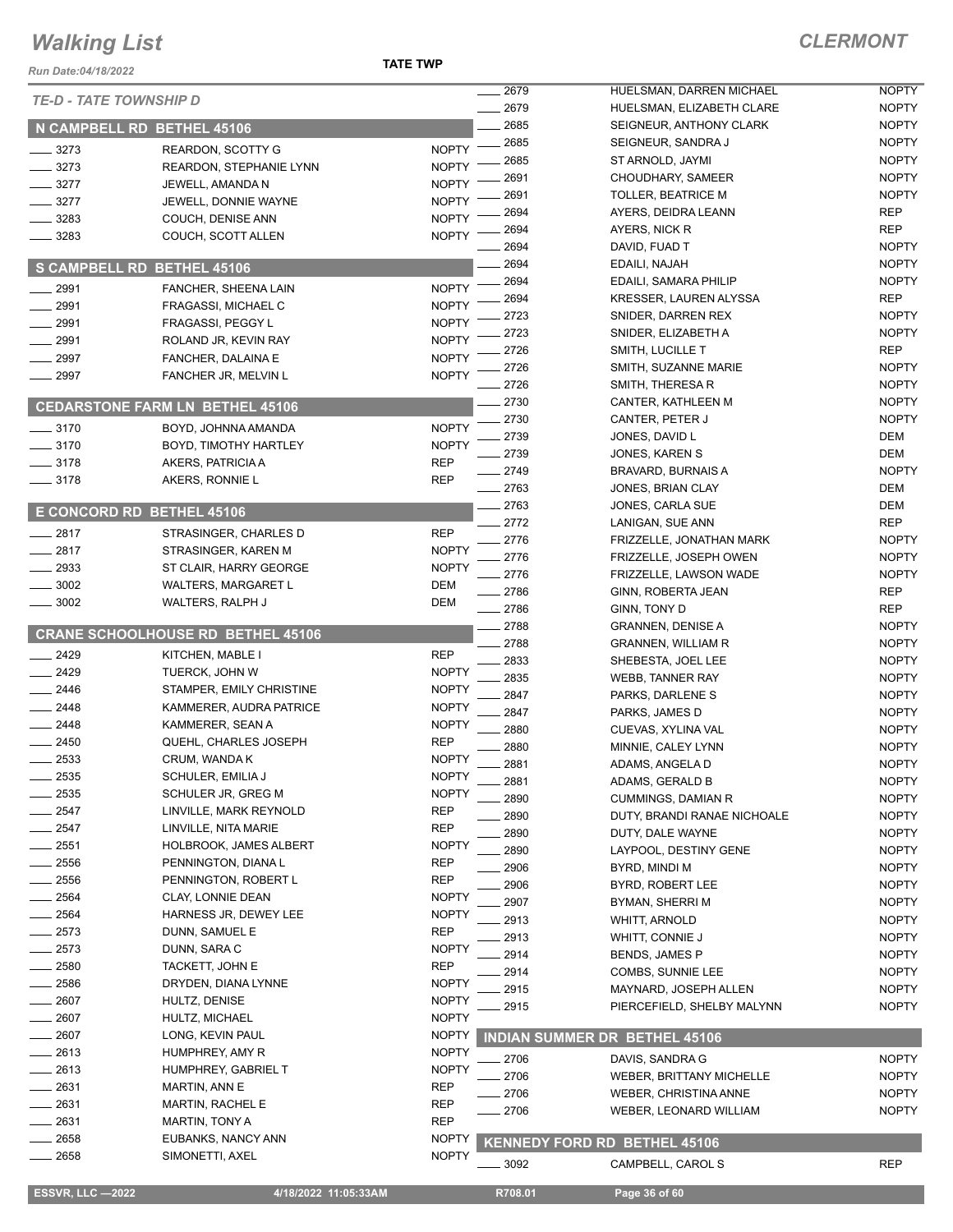# Walking List

**CLERMONT**

Run Date:04/18/2022

**TATE TWP**

*TE-D - TATE TOWNSHIP D*

## N CAMPBELL RD BETHEL 45106

| No. | Name | Party |
|---|---|---|
| ____ 3273 | REARDON, SCOTTY G | NOPTY |
| ____ 3273 | REARDON, STEPHANIE LYNN | NOPTY |
| ____ 3277 | JEWELL, AMANDA N | NOPTY |
| ____ 3277 | JEWELL, DONNIE WAYNE | NOPTY |
| ____ 3283 | COUCH, DENISE ANN | NOPTY |
| ____ 3283 | COUCH, SCOTT ALLEN | NOPTY |

## S CAMPBELL RD BETHEL 45106

| No. | Name | Party |
|---|---|---|
| ____ 2991 | FANCHER, SHEENA LAIN | NOPTY |
| ____ 2991 | FRAGASSI, MICHAEL C | NOPTY |
| ____ 2991 | FRAGASSI, PEGGY L | NOPTY |
| ____ 2991 | ROLAND JR, KEVIN RAY | NOPTY |
| ____ 2997 | FANCHER, DALAINA E | NOPTY |
| ____ 2997 | FANCHER JR, MELVIN L | NOPTY |

## CEDARSTONE FARM LN BETHEL 45106

| No. | Name | Party |
|---|---|---|
| ____ 3170 | BOYD, JOHNNA AMANDA | NOPTY |
| ____ 3170 | BOYD, TIMOTHY HARTLEY | NOPTY |
| ____ 3178 | AKERS, PATRICIA A | REP |
| ____ 3178 | AKERS, RONNIE L | REP |

## E CONCORD RD BETHEL 45106

| No. | Name | Party |
|---|---|---|
| ____ 2817 | STRASINGER, CHARLES D | REP |
| ____ 2817 | STRASINGER, KAREN M | NOPTY |
| ____ 2933 | ST CLAIR, HARRY GEORGE | NOPTY |
| ____ 3002 | WALTERS, MARGARET L | DEM |
| ____ 3002 | WALTERS, RALPH J | DEM |

## CRANE SCHOOLHOUSE RD BETHEL 45106

| No. | Name | Party |
|---|---|---|
| ____ 2429 | KITCHEN, MABLE I | REP |
| ____ 2429 | TUERCK, JOHN W | NOPTY |
| ____ 2446 | STAMPER, EMILY CHRISTINE | NOPTY |
| ____ 2448 | KAMMERER, AUDRA PATRICE | NOPTY |
| ____ 2448 | KAMMERER, SEAN A | NOPTY |
| ____ 2450 | QUEHL, CHARLES JOSEPH | REP |
| ____ 2533 | CRUM, WANDA K | NOPTY |
| ____ 2535 | SCHULER, EMILIA J | NOPTY |
| ____ 2535 | SCHULER JR, GREG M | NOPTY |
| ____ 2547 | LINVILLE, MARK REYNOLD | REP |
| ____ 2547 | LINVILLE, NITA MARIE | REP |
| ____ 2551 | HOLBROOK, JAMES ALBERT | NOPTY |
| ____ 2556 | PENNINGTON, DIANA L | REP |
| ____ 2556 | PENNINGTON, ROBERT L | REP |
| ____ 2564 | CLAY, LONNIE DEAN | NOPTY |
| ____ 2564 | HARNESS JR, DEWEY LEE | NOPTY |
| ____ 2573 | DUNN, SAMUEL E | REP |
| ____ 2573 | DUNN, SARA C | NOPTY |
| ____ 2580 | TACKETT, JOHN E | REP |
| ____ 2586 | DRYDEN, DIANA LYNNE | NOPTY |
| ____ 2607 | HULTZ, DENISE | NOPTY |
| ____ 2607 | HULTZ, MICHAEL | NOPTY |
| ____ 2607 | LONG, KEVIN PAUL | NOPTY |
| ____ 2613 | HUMPHREY, AMY R | NOPTY |
| ____ 2613 | HUMPHREY, GABRIEL T | NOPTY |
| ____ 2631 | MARTIN, ANN E | REP |
| ____ 2631 | MARTIN, RACHEL E | REP |
| ____ 2631 | MARTIN, TONY A | REP |
| ____ 2658 | EUBANKS, NANCY ANN | NOPTY |
| ____ 2658 | SIMONETTI, AXEL | NOPTY |
| ____ 2679 | HUELSMAN, DARREN MICHAEL | NOPTY |
| ____ 2679 | HUELSMAN, ELIZABETH CLARE | NOPTY |
| ____ 2685 | SEIGNEUR, ANTHONY CLARK | NOPTY |
| ____ 2685 | SEIGNEUR, SANDRA J | NOPTY |
| ____ 2685 | ST ARNOLD, JAYMI | NOPTY |
| ____ 2691 | CHOUDHARY, SAMEER | NOPTY |
| ____ 2691 | TOLLER, BEATRICE M | NOPTY |
| ____ 2694 | AYERS, DEIDRA LEANN | REP |
| ____ 2694 | AYERS, NICK R | REP |
| ____ 2694 | DAVID, FUAD T | NOPTY |
| ____ 2694 | EDAILI, NAJAH | NOPTY |
| ____ 2694 | EDAILI, SAMARA PHILIP | NOPTY |
| ____ 2694 | KRESSER, LAUREN ALYSSA | REP |
| ____ 2723 | SNIDER, DARREN REX | NOPTY |
| ____ 2723 | SNIDER, ELIZABETH A | NOPTY |
| ____ 2726 | SMITH, LUCILLE T | REP |
| ____ 2726 | SMITH, SUZANNE MARIE | NOPTY |
| ____ 2726 | SMITH, THERESA R | NOPTY |
| ____ 2730 | CANTER, KATHLEEN M | NOPTY |
| ____ 2730 | CANTER, PETER J | NOPTY |
| ____ 2739 | JONES, DAVID L | DEM |
| ____ 2739 | JONES, KAREN S | DEM |
| ____ 2749 | BRAVARD, BURNAIS A | NOPTY |
| ____ 2763 | JONES, BRIAN CLAY | DEM |
| ____ 2763 | JONES, CARLA SUE | DEM |
| ____ 2772 | LANIGAN, SUE ANN | REP |
| ____ 2776 | FRIZZELLE, JONATHAN MARK | NOPTY |
| ____ 2776 | FRIZZELLE, JOSEPH OWEN | NOPTY |
| ____ 2776 | FRIZZELLE, LAWSON WADE | NOPTY |
| ____ 2786 | GINN, ROBERTA JEAN | REP |
| ____ 2786 | GINN, TONY D | REP |
| ____ 2788 | GRANNEN, DENISE A | NOPTY |
| ____ 2788 | GRANNEN, WILLIAM R | NOPTY |
| ____ 2833 | SHEBESTA, JOEL LEE | NOPTY |
| ____ 2835 | WEBB, TANNER RAY | NOPTY |
| ____ 2847 | PARKS, DARLENE S | NOPTY |
| ____ 2847 | PARKS, JAMES D | NOPTY |
| ____ 2880 | CUEVAS, XYLINA VAL | NOPTY |
| ____ 2880 | MINNIE, CALEY LYNN | NOPTY |
| ____ 2881 | ADAMS, ANGELA D | NOPTY |
| ____ 2881 | ADAMS, GERALD B | NOPTY |
| ____ 2890 | CUMMINGS, DAMIAN R | NOPTY |
| ____ 2890 | DUTY, BRANDI RANAE NICHOALE | NOPTY |
| ____ 2890 | DUTY, DALE WAYNE | NOPTY |
| ____ 2890 | LAYPOOL, DESTINY GENE | NOPTY |
| ____ 2906 | BYRD, MINDI M | NOPTY |
| ____ 2906 | BYRD, ROBERT LEE | NOPTY |
| ____ 2907 | BYMAN, SHERRI M | NOPTY |
| ____ 2913 | WHITT, ARNOLD | NOPTY |
| ____ 2913 | WHITT, CONNIE J | NOPTY |
| ____ 2914 | BENDS, JAMES P | NOPTY |
| ____ 2914 | COMBS, SUNNIE LEE | NOPTY |
| ____ 2915 | MAYNARD, JOSEPH ALLEN | NOPTY |
| ____ 2915 | PIERCEFIELD, SHELBY MALYNN | NOPTY |

## INDIAN SUMMER DR BETHEL 45106

| No. | Name | Party |
|---|---|---|
| ____ 2706 | DAVIS, SANDRA G | NOPTY |
| ____ 2706 | WEBER, BRITTANY MICHELLE | NOPTY |
| ____ 2706 | WEBER, CHRISTINA ANNE | NOPTY |
| ____ 2706 | WEBER, LEONARD WILLIAM | NOPTY |

## KENNEDY FORD RD BETHEL 45106

| No. | Name | Party |
|---|---|---|
| ____ 3092 | CAMPBELL, CAROL S | REP |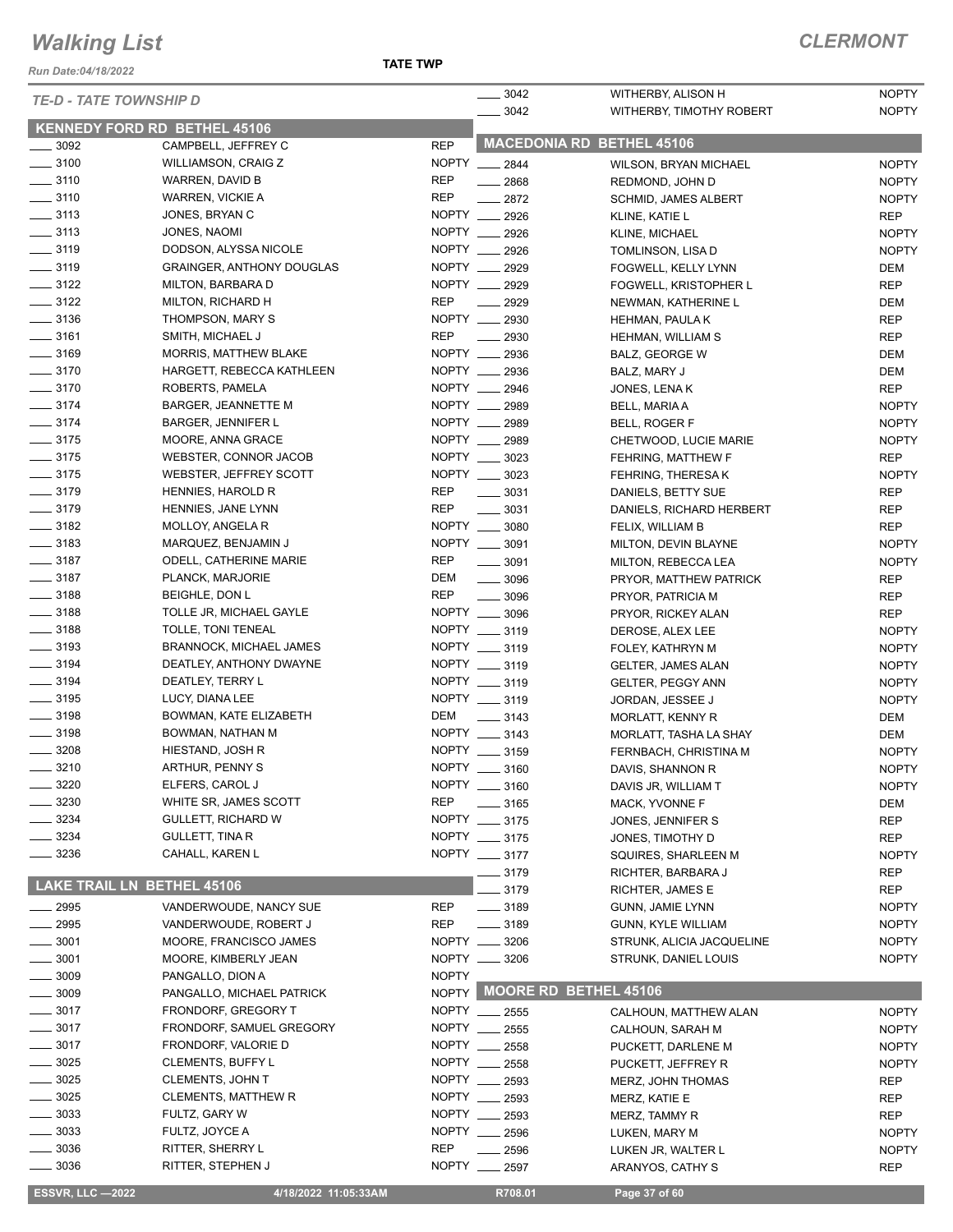# Walking List

**CLERMONT**

Run Date:04/18/2022

**TATE TWP**

*TE-D - TATE TOWNSHIP D*

## KENNEDY FORD RD BETHEL 45106

| No. | Name | Party |
|---|---|---|
| ___ 3092 | CAMPBELL, JEFFREY C | REP |
| ___ 3100 | WILLIAMSON, CRAIG Z | NOPTY |
| ___ 3110 | WARREN, DAVID B | REP |
| ___ 3110 | WARREN, VICKIE A | REP |
| ___ 3113 | JONES, BRYAN C | NOPTY |
| ___ 3113 | JONES, NAOMI | NOPTY |
| ___ 3119 | DODSON, ALYSSA NICOLE | NOPTY |
| ___ 3119 | GRAINGER, ANTHONY DOUGLAS | NOPTY |
| ___ 3122 | MILTON, BARBARA D | NOPTY |
| ___ 3122 | MILTON, RICHARD H | REP |
| ___ 3136 | THOMPSON, MARY S | NOPTY |
| ___ 3161 | SMITH, MICHAEL J | REP |
| ___ 3169 | MORRIS, MATTHEW BLAKE | NOPTY |
| ___ 3170 | HARGETT, REBECCA KATHLEEN | NOPTY |
| ___ 3170 | ROBERTS, PAMELA | NOPTY |
| ___ 3174 | BARGER, JEANNETTE M | NOPTY |
| ___ 3174 | BARGER, JENNIFER L | NOPTY |
| ___ 3175 | MOORE, ANNA GRACE | NOPTY |
| ___ 3175 | WEBSTER, CONNOR JACOB | NOPTY |
| ___ 3175 | WEBSTER, JEFFREY SCOTT | NOPTY |
| ___ 3179 | HENNIES, HAROLD R | REP |
| ___ 3179 | HENNIES, JANE LYNN | REP |
| ___ 3182 | MOLLOY, ANGELA R | NOPTY |
| ___ 3183 | MARQUEZ, BENJAMIN J | NOPTY |
| ___ 3187 | ODELL, CATHERINE MARIE | REP |
| ___ 3187 | PLANCK, MARJORIE | DEM |
| ___ 3188 | BEIGHLE, DON L | REP |
| ___ 3188 | TOLLE JR, MICHAEL GAYLE | NOPTY |
| ___ 3188 | TOLLE, TONI TENEAL | NOPTY |
| ___ 3193 | BRANNOCK, MICHAEL JAMES | NOPTY |
| ___ 3194 | DEATLEY, ANTHONY DWAYNE | NOPTY |
| ___ 3194 | DEATLEY, TERRY L | NOPTY |
| ___ 3195 | LUCY, DIANA LEE | NOPTY |
| ___ 3198 | BOWMAN, KATE ELIZABETH | DEM |
| ___ 3198 | BOWMAN, NATHAN M | NOPTY |
| ___ 3208 | HIESTAND, JOSH R | NOPTY |
| ___ 3210 | ARTHUR, PENNY S | NOPTY |
| ___ 3220 | ELFERS, CAROL J | NOPTY |
| ___ 3230 | WHITE SR, JAMES SCOTT | REP |
| ___ 3234 | GULLETT, RICHARD W | NOPTY |
| ___ 3234 | GULLETT, TINA R | NOPTY |
| ___ 3236 | CAHALL, KAREN L | NOPTY |

## LAKE TRAIL LN BETHEL 45106

| No. | Name | Party |
|---|---|---|
| ___ 2995 | VANDERWOUDE, NANCY SUE | REP |
| ___ 2995 | VANDERWOUDE, ROBERT J | REP |
| ___ 3001 | MOORE, FRANCISCO JAMES | NOPTY |
| ___ 3001 | MOORE, KIMBERLY JEAN | NOPTY |
| ___ 3009 | PANGALLO, DION A | NOPTY |
| ___ 3009 | PANGALLO, MICHAEL PATRICK | NOPTY |
| ___ 3017 | FRONDORF, GREGORY T | NOPTY |
| ___ 3017 | FRONDORF, SAMUEL GREGORY | NOPTY |
| ___ 3017 | FRONDORF, VALORIE D | NOPTY |
| ___ 3025 | CLEMENTS, BUFFY L | NOPTY |
| ___ 3025 | CLEMENTS, JOHN T | NOPTY |
| ___ 3025 | CLEMENTS, MATTHEW R | NOPTY |
| ___ 3033 | FULTZ, GARY W | NOPTY |
| ___ 3033 | FULTZ, JOYCE A | NOPTY |
| ___ 3036 | RITTER, SHERRY L | REP |
| ___ 3036 | RITTER, STEPHEN J | NOPTY |
| ___ 3042 | WITHERBY, ALISON H | NOPTY |
| ___ 3042 | WITHERBY, TIMOTHY ROBERT | NOPTY |

## MACEDONIA RD BETHEL 45106

| No. | Name | Party |
|---|---|---|
| ___ 2844 | WILSON, BRYAN MICHAEL | NOPTY |
| ___ 2868 | REDMOND, JOHN D | NOPTY |
| ___ 2872 | SCHMID, JAMES ALBERT | NOPTY |
| ___ 2926 | KLINE, KATIE L | REP |
| ___ 2926 | KLINE, MICHAEL | NOPTY |
| ___ 2926 | TOMLINSON, LISA D | NOPTY |
| ___ 2929 | FOGWELL, KELLY LYNN | DEM |
| ___ 2929 | FOGWELL, KRISTOPHER L | REP |
| ___ 2929 | NEWMAN, KATHERINE L | DEM |
| ___ 2930 | HEHMAN, PAULA K | REP |
| ___ 2930 | HEHMAN, WILLIAM S | REP |
| ___ 2936 | BALZ, GEORGE W | DEM |
| ___ 2936 | BALZ, MARY J | DEM |
| ___ 2946 | JONES, LENA K | REP |
| ___ 2989 | BELL, MARIA A | NOPTY |
| ___ 2989 | BELL, ROGER F | NOPTY |
| ___ 2989 | CHETWOOD, LUCIE MARIE | NOPTY |
| ___ 3023 | FEHRING, MATTHEW F | REP |
| ___ 3023 | FEHRING, THERESA K | NOPTY |
| ___ 3031 | DANIELS, BETTY SUE | REP |
| ___ 3031 | DANIELS, RICHARD HERBERT | REP |
| ___ 3080 | FELIX, WILLIAM B | REP |
| ___ 3091 | MILTON, DEVIN BLAYNE | NOPTY |
| ___ 3091 | MILTON, REBECCA LEA | NOPTY |
| ___ 3096 | PRYOR, MATTHEW PATRICK | REP |
| ___ 3096 | PRYOR, PATRICIA M | REP |
| ___ 3096 | PRYOR, RICKEY ALAN | REP |
| ___ 3119 | DEROSE, ALEX LEE | NOPTY |
| ___ 3119 | FOLEY, KATHRYN M | NOPTY |
| ___ 3119 | GELTER, JAMES ALAN | NOPTY |
| ___ 3119 | GELTER, PEGGY ANN | NOPTY |
| ___ 3119 | JORDAN, JESSEE J | NOPTY |
| ___ 3143 | MORLATT, KENNY R | DEM |
| ___ 3143 | MORLATT, TASHA LA SHAY | DEM |
| ___ 3159 | FERNBACH, CHRISTINA M | NOPTY |
| ___ 3160 | DAVIS, SHANNON R | NOPTY |
| ___ 3160 | DAVIS JR, WILLIAM T | NOPTY |
| ___ 3165 | MACK, YVONNE F | DEM |
| ___ 3175 | JONES, JENNIFER S | REP |
| ___ 3175 | JONES, TIMOTHY D | REP |
| ___ 3177 | SQUIRES, SHARLEEN M | NOPTY |
| ___ 3179 | RICHTER, BARBARA J | REP |
| ___ 3179 | RICHTER, JAMES E | REP |
| ___ 3189 | GUNN, JAMIE LYNN | NOPTY |
| ___ 3189 | GUNN, KYLE WILLIAM | NOPTY |
| ___ 3206 | STRUNK, ALICIA JACQUELINE | NOPTY |
| ___ 3206 | STRUNK, DANIEL LOUIS | NOPTY |

## MOORE RD BETHEL 45106

| No. | Name | Party |
|---|---|---|
| ___ 2555 | CALHOUN, MATTHEW ALAN | NOPTY |
| ___ 2555 | CALHOUN, SARAH M | NOPTY |
| ___ 2558 | PUCKETT, DARLENE M | NOPTY |
| ___ 2558 | PUCKETT, JEFFREY R | NOPTY |
| ___ 2593 | MERZ, JOHN THOMAS | REP |
| ___ 2593 | MERZ, KATIE E | REP |
| ___ 2593 | MERZ, TAMMY R | REP |
| ___ 2596 | LUKEN, MARY M | NOPTY |
| ___ 2596 | LUKEN JR, WALTER L | NOPTY |
| ___ 2597 | ARANYOS, CATHY S | REP |

ESSVR, LLC —2022 4/18/2022 11:05:33AM R708.01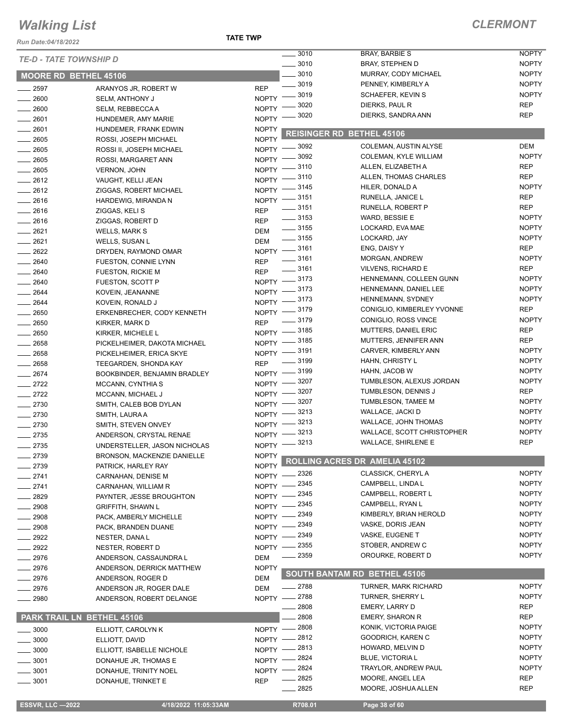# Walking List

**CLERMONT**

Run Date:04/18/2022

**TATE TWP**

*TE-D - TATE TOWNSHIP D*

## MOORE RD BETHEL 45106

| No. | Name | Party |
|---|---|---|
| 2597 | ARANYOS JR, ROBERT W | REP |
| 2600 | SELM, ANTHONY J | NOPTY |
| 2600 | SELM, REBBECCA A | NOPTY |
| 2601 | HUNDEMER, AMY MARIE | NOPTY |
| 2601 | HUNDEMER, FRANK EDWIN | NOPTY |
| 2605 | ROSSI, JOSEPH MICHAEL | NOPTY |
| 2605 | ROSSI II, JOSEPH MICHAEL | NOPTY |
| 2605 | ROSSI, MARGARET ANN | NOPTY |
| 2605 | VERNON, JOHN | NOPTY |
| 2612 | VAUGHT, KELLI JEAN | NOPTY |
| 2612 | ZIGGAS, ROBERT MICHAEL | NOPTY |
| 2616 | HARDEWIG, MIRANDA N | NOPTY |
| 2616 | ZIGGAS, KELI S | REP |
| 2616 | ZIGGAS, ROBERT D | REP |
| 2621 | WELLS, MARK S | DEM |
| 2621 | WELLS, SUSAN L | DEM |
| 2622 | DRYDEN, RAYMOND OMAR | NOPTY |
| 2640 | FUESTON, CONNIE LYNN | REP |
| 2640 | FUESTON, RICKIE M | REP |
| 2640 | FUESTON, SCOTT P | NOPTY |
| 2644 | KOVEIN, JEANANNE | NOPTY |
| 2644 | KOVEIN, RONALD J | NOPTY |
| 2650 | ERKENBRECHER, CODY KENNETH | NOPTY |
| 2650 | KIRKER, MARK D | REP |
| 2650 | KIRKER, MICHELE L | NOPTY |
| 2658 | PICKELHEIMER, DAKOTA MICHAEL | NOPTY |
| 2658 | PICKELHEIMER, ERICA SKYE | NOPTY |
| 2658 | TEEGARDEN, SHONDA KAY | REP |
| 2674 | BOOKBINDER, BENJAMIN BRADLEY | NOPTY |
| 2722 | MCCANN, CYNTHIA S | NOPTY |
| 2722 | MCCANN, MICHAEL J | NOPTY |
| 2730 | SMITH, CALEB BOB DYLAN | NOPTY |
| 2730 | SMITH, LAURA A | NOPTY |
| 2730 | SMITH, STEVEN ONVEY | NOPTY |
| 2735 | ANDERSON, CRYSTAL RENAE | NOPTY |
| 2735 | UNDERSTELLER, JASON NICHOLAS | NOPTY |
| 2739 | BRONSON, MACKENZIE DANIELLE | NOPTY |
| 2739 | PATRICK, HARLEY RAY | NOPTY |
| 2741 | CARNAHAN, DENISE M | NOPTY |
| 2741 | CARNAHAN, WILLIAM R | NOPTY |
| 2829 | PAYNTER, JESSE BROUGHTON | NOPTY |
| 2908 | GRIFFITH, SHAWN L | NOPTY |
| 2908 | PACK, AMBERLY MICHELLE | NOPTY |
| 2908 | PACK, BRANDEN DUANE | NOPTY |
| 2922 | NESTER, DANA L | NOPTY |
| 2922 | NESTER, ROBERT D | NOPTY |
| 2976 | ANDERSON, CASSAUNDRA L | DEM |
| 2976 | ANDERSON, DERRICK MATTHEW | NOPTY |
| 2976 | ANDERSON, ROGER D | DEM |
| 2976 | ANDERSON JR, ROGER DALE | DEM |
| 2980 | ANDERSON, ROBERT DELANGE | NOPTY |

## PARK TRAIL LN BETHEL 45106

| No. | Name | Party |
|---|---|---|
| 3000 | ELLIOTT, CAROLYN K | NOPTY |
| 3000 | ELLIOTT, DAVID | NOPTY |
| 3000 | ELLIOTT, ISABELLE NICHOLE | NOPTY |
| 3001 | DONAHUE JR, THOMAS E | NOPTY |
| 3001 | DONAHUE, TRINITY NOEL | NOPTY |
| 3001 | DONAHUE, TRINKET E | REP |
| 3010 | BRAY, BARBIE S | NOPTY |
| 3010 | BRAY, STEPHEN D | NOPTY |
| 3010 | MURRAY, CODY MICHAEL | NOPTY |
| 3019 | PENNEY, KIMBERLY A | NOPTY |
| 3019 | SCHAEFER, KEVIN S | NOPTY |
| 3020 | DIERKS, PAUL R | REP |
| 3020 | DIERKS, SANDRA ANN | REP |

## REISINGER RD BETHEL 45106

| No. | Name | Party |
|---|---|---|
| 3092 | COLEMAN, AUSTIN ALYSE | DEM |
| 3092 | COLEMAN, KYLE WILLIAM | NOPTY |
| 3110 | ALLEN, ELIZABETH A | REP |
| 3110 | ALLEN, THOMAS CHARLES | REP |
| 3145 | HILER, DONALD A | NOPTY |
| 3151 | RUNELLA, JANICE L | REP |
| 3151 | RUNELLA, ROBERT P | REP |
| 3153 | WARD, BESSIE E | NOPTY |
| 3155 | LOCKARD, EVA MAE | NOPTY |
| 3155 | LOCKARD, JAY | NOPTY |
| 3161 | ENG, DAISY Y | REP |
| 3161 | MORGAN, ANDREW | NOPTY |
| 3161 | VILVENS, RICHARD E | REP |
| 3173 | HENNEMANN, COLLEEN GUNN | NOPTY |
| 3173 | HENNEMANN, DANIEL LEE | NOPTY |
| 3173 | HENNEMANN, SYDNEY | NOPTY |
| 3179 | CONIGLIO, KIMBERLEY YVONNE | REP |
| 3179 | CONIGLIO, ROSS VINCE | NOPTY |
| 3185 | MUTTERS, DANIEL ERIC | REP |
| 3185 | MUTTERS, JENNIFER ANN | REP |
| 3191 | CARVER, KIMBERLY ANN | NOPTY |
| 3199 | HAHN, CHRISTY L | NOPTY |
| 3199 | HAHN, JACOB W | NOPTY |
| 3207 | TUMBLESON, ALEXUS JORDAN | NOPTY |
| 3207 | TUMBLESON, DENNIS J | REP |
| 3207 | TUMBLESON, TAMEE M | NOPTY |
| 3213 | WALLACE, JACKI D | NOPTY |
| 3213 | WALLACE, JOHN THOMAS | NOPTY |
| 3213 | WALLACE, SCOTT CHRISTOPHER | NOPTY |
| 3213 | WALLACE, SHIRLENE E | REP |

## ROLLING ACRES DR AMELIA 45102

| No. | Name | Party |
|---|---|---|
| 2326 | CLASSICK, CHERYL A | NOPTY |
| 2345 | CAMPBELL, LINDA L | NOPTY |
| 2345 | CAMPBELL, ROBERT L | NOPTY |
| 2345 | CAMPBELL, RYAN L | NOPTY |
| 2349 | KIMBERLY, BRIAN HEROLD | NOPTY |
| 2349 | VASKE, DORIS JEAN | NOPTY |
| 2349 | VASKE, EUGENE T | NOPTY |
| 2355 | STOBER, ANDREW C | NOPTY |
| 2359 | OROURKE, ROBERT D | NOPTY |

## SOUTH BANTAM RD BETHEL 45106

| No. | Name | Party |
|---|---|---|
| 2788 | TURNER, MARK RICHARD | NOPTY |
| 2788 | TURNER, SHERRY L | NOPTY |
| 2808 | EMERY, LARRY D | REP |
| 2808 | EMERY, SHARON R | REP |
| 2808 | KONIK, VICTORIA PAIGE | NOPTY |
| 2812 | GOODRICH, KAREN C | NOPTY |
| 2813 | HOWARD, MELVIN D | NOPTY |
| 2824 | BLUE, VICTORIA L | NOPTY |
| 2824 | TRAYLOR, ANDREW PAUL | NOPTY |
| 2825 | MOORE, ANGEL LEA | REP |
| 2825 | MOORE, JOSHUA ALLEN | REP |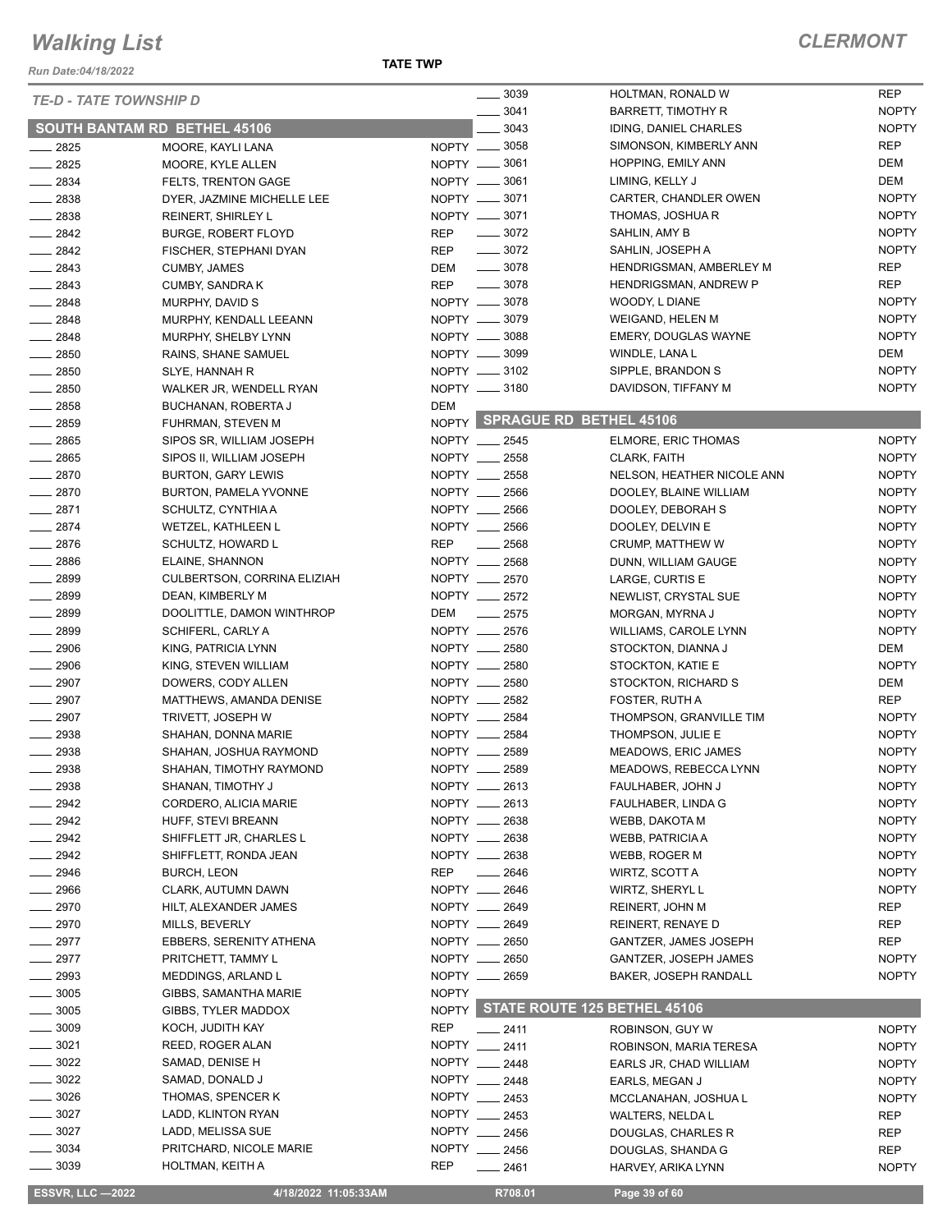# Walking List

**CLERMONT**

Run Date:04/18/2022

**TATE TWP**

*TE-D - TATE TOWNSHIP D*

## SOUTH BANTAM RD BETHEL 45106

| No. | Name | Party |
|---|---|---|
| 2825 | MOORE, KAYLI LANA | NOPTY |
| 2825 | MOORE, KYLE ALLEN | NOPTY |
| 2834 | FELTS, TRENTON GAGE | NOPTY |
| 2838 | DYER, JAZMINE MICHELLE LEE | NOPTY |
| 2838 | REINERT, SHIRLEY L | NOPTY |
| 2842 | BURGE, ROBERT FLOYD | REP |
| 2842 | FISCHER, STEPHANI DYAN | REP |
| 2843 | CUMBY, JAMES | DEM |
| 2843 | CUMBY, SANDRA K | REP |
| 2848 | MURPHY, DAVID S | NOPTY |
| 2848 | MURPHY, KENDALL LEEANN | NOPTY |
| 2848 | MURPHY, SHELBY LYNN | NOPTY |
| 2850 | RAINS, SHANE SAMUEL | NOPTY |
| 2850 | SLYE, HANNAH R | NOPTY |
| 2850 | WALKER JR, WENDELL RYAN | NOPTY |
| 2858 | BUCHANAN, ROBERTA J | DEM |
| 2859 | FUHRMAN, STEVEN M | NOPTY |
| 2865 | SIPOS SR, WILLIAM JOSEPH | NOPTY |
| 2865 | SIPOS II, WILLIAM JOSEPH | NOPTY |
| 2870 | BURTON, GARY LEWIS | NOPTY |
| 2870 | BURTON, PAMELA YVONNE | NOPTY |
| 2871 | SCHULTZ, CYNTHIA A | NOPTY |
| 2874 | WETZEL, KATHLEEN L | NOPTY |
| 2876 | SCHULTZ, HOWARD L | REP |
| 2886 | ELAINE, SHANNON | NOPTY |
| 2899 | CULBERTSON, CORRINA ELIZIAH | NOPTY |
| 2899 | DEAN, KIMBERLY M | NOPTY |
| 2899 | DOOLITTLE, DAMON WINTHROP | DEM |
| 2899 | SCHIFERL, CARLY A | NOPTY |
| 2906 | KING, PATRICIA LYNN | NOPTY |
| 2906 | KING, STEVEN WILLIAM | NOPTY |
| 2907 | DOWERS, CODY ALLEN | NOPTY |
| 2907 | MATTHEWS, AMANDA DENISE | NOPTY |
| 2907 | TRIVETT, JOSEPH W | NOPTY |
| 2938 | SHAHAN, DONNA MARIE | NOPTY |
| 2938 | SHAHAN, JOSHUA RAYMOND | NOPTY |
| 2938 | SHAHAN, TIMOTHY RAYMOND | NOPTY |
| 2938 | SHANAN, TIMOTHY J | NOPTY |
| 2942 | CORDERO, ALICIA MARIE | NOPTY |
| 2942 | HUFF, STEVI BREANN | NOPTY |
| 2942 | SHIFFLETT JR, CHARLES L | NOPTY |
| 2942 | SHIFFLETT, RONDA JEAN | NOPTY |
| 2946 | BURCH, LEON | REP |
| 2966 | CLARK, AUTUMN DAWN | NOPTY |
| 2970 | HILT, ALEXANDER JAMES | NOPTY |
| 2970 | MILLS, BEVERLY | NOPTY |
| 2977 | EBBERS, SERENITY ATHENA | NOPTY |
| 2977 | PRITCHETT, TAMMY L | NOPTY |
| 2993 | MEDDINGS, ARLAND L | NOPTY |
| 3005 | GIBBS, SAMANTHA MARIE | NOPTY |
| 3005 | GIBBS, TYLER MADDOX | NOPTY |
| 3009 | KOCH, JUDITH KAY | REP |
| 3021 | REED, ROGER ALAN | NOPTY |
| 3022 | SAMAD, DENISE H | NOPTY |
| 3022 | SAMAD, DONALD J | NOPTY |
| 3026 | THOMAS, SPENCER K | NOPTY |
| 3027 | LADD, KLINTON RYAN | NOPTY |
| 3027 | LADD, MELISSA SUE | NOPTY |
| 3034 | PRITCHARD, NICOLE MARIE | NOPTY |
| 3039 | HOLTMAN, KEITH A | REP |
| 3039 | HOLTMAN, RONALD W | REP |
| 3041 | BARRETT, TIMOTHY R | NOPTY |
| 3043 | IDING, DANIEL CHARLES | NOPTY |
| 3058 | SIMONSON, KIMBERLY ANN | REP |
| 3061 | HOPPING, EMILY ANN | DEM |
| 3061 | LIMING, KELLY J | DEM |
| 3071 | CARTER, CHANDLER OWEN | NOPTY |
| 3071 | THOMAS, JOSHUA R | NOPTY |
| 3072 | SAHLIN, AMY B | NOPTY |
| 3072 | SAHLIN, JOSEPH A | NOPTY |
| 3078 | HENDRIGSMAN, AMBERLEY M | REP |
| 3078 | HENDRIGSMAN, ANDREW P | REP |
| 3078 | WOODY, L DIANE | NOPTY |
| 3079 | WEIGAND, HELEN M | NOPTY |
| 3088 | EMERY, DOUGLAS WAYNE | NOPTY |
| 3099 | WINDLE, LANA L | DEM |
| 3102 | SIPPLE, BRANDON S | NOPTY |
| 3180 | DAVIDSON, TIFFANY M | NOPTY |

## SPRAGUE RD BETHEL 45106

| No. | Name | Party |
|---|---|---|
| 2545 | ELMORE, ERIC THOMAS | NOPTY |
| 2558 | CLARK, FAITH | NOPTY |
| 2558 | NELSON, HEATHER NICOLE ANN | NOPTY |
| 2566 | DOOLEY, BLAINE WILLIAM | NOPTY |
| 2566 | DOOLEY, DEBORAH S | NOPTY |
| 2566 | DOOLEY, DELVIN E | NOPTY |
| 2568 | CRUMP, MATTHEW W | NOPTY |
| 2568 | DUNN, WILLIAM GAUGE | NOPTY |
| 2570 | LARGE, CURTIS E | NOPTY |
| 2572 | NEWLIST, CRYSTAL SUE | NOPTY |
| 2575 | MORGAN, MYRNA J | NOPTY |
| 2576 | WILLIAMS, CAROLE LYNN | NOPTY |
| 2580 | STOCKTON, DIANNA J | DEM |
| 2580 | STOCKTON, KATIE E | NOPTY |
| 2580 | STOCKTON, RICHARD S | DEM |
| 2582 | FOSTER, RUTH A | REP |
| 2584 | THOMPSON, GRANVILLE TIM | NOPTY |
| 2584 | THOMPSON, JULIE E | NOPTY |
| 2589 | MEADOWS, ERIC JAMES | NOPTY |
| 2589 | MEADOWS, REBECCA LYNN | NOPTY |
| 2613 | FAULHABER, JOHN J | NOPTY |
| 2613 | FAULHABER, LINDA G | NOPTY |
| 2638 | WEBB, DAKOTA M | NOPTY |
| 2638 | WEBB, PATRICIA A | NOPTY |
| 2638 | WEBB, ROGER M | NOPTY |
| 2646 | WIRTZ, SCOTT A | NOPTY |
| 2646 | WIRTZ, SHERYL L | NOPTY |
| 2649 | REINERT, JOHN M | REP |
| 2649 | REINERT, RENAYE D | REP |
| 2650 | GANTZER, JAMES JOSEPH | REP |
| 2650 | GANTZER, JOSEPH JAMES | NOPTY |
| 2659 | BAKER, JOSEPH RANDALL | NOPTY |

## STATE ROUTE 125 BETHEL 45106

| No. | Name | Party |
|---|---|---|
| 2411 | ROBINSON, GUY W | NOPTY |
| 2411 | ROBINSON, MARIA TERESA | NOPTY |
| 2448 | EARLS JR, CHAD WILLIAM | NOPTY |
| 2448 | EARLS, MEGAN J | NOPTY |
| 2453 | MCCLANAHAN, JOSHUA L | NOPTY |
| 2453 | WALTERS, NELDA L | REP |
| 2456 | DOUGLAS, CHARLES R | REP |
| 2456 | DOUGLAS, SHANDA G | REP |
| 2461 | HARVEY, ARIKA LYNN | NOPTY |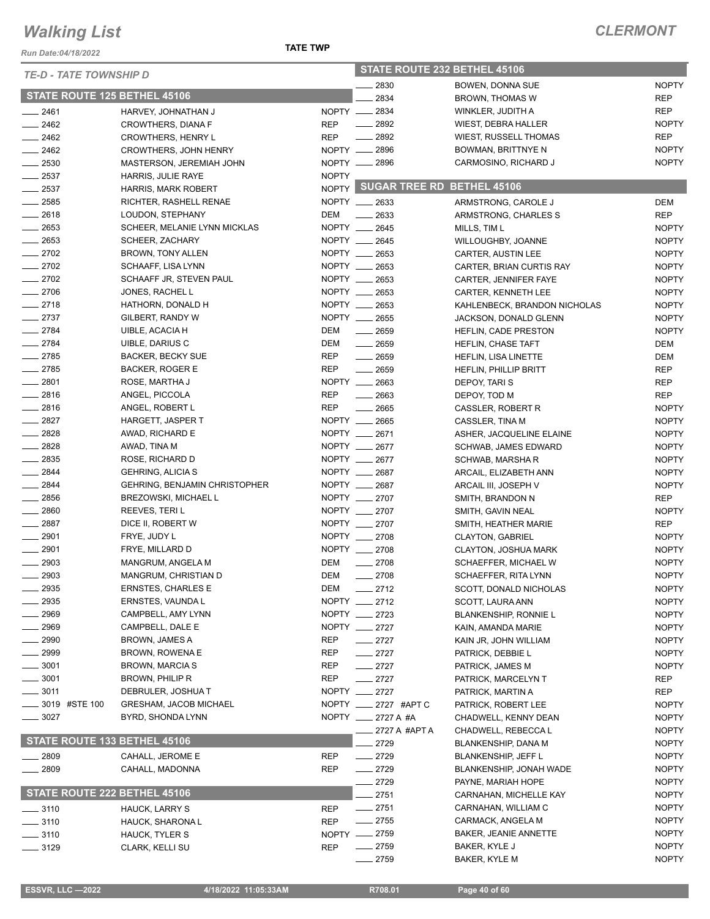# Walking List

**CLERMONT**

*Run Date:04/18/2022*

**TATE TWP**

*TE-D - TATE TOWNSHIP D*

## STATE ROUTE 125 BETHEL 45106

| No. | Name | Party |
|---|---|---|
| 2461 | HARVEY, JOHNATHAN J | NOPTY |
| 2462 | CROWTHERS, DIANA F | REP |
| 2462 | CROWTHERS, HENRY L | REP |
| 2462 | CROWTHERS, JOHN HENRY | NOPTY |
| 2530 | MASTERSON, JEREMIAH JOHN | NOPTY |
| 2537 | HARRIS, JULIE RAYE | NOPTY |
| 2537 | HARRIS, MARK ROBERT | NOPTY |
| 2585 | RICHTER, RASHELL RENAE | NOPTY |
| 2618 | LOUDON, STEPHANY | DEM |
| 2653 | SCHEER, MELANIE LYNN MICKLAS | NOPTY |
| 2653 | SCHEER, ZACHARY | NOPTY |
| 2702 | BROWN, TONY ALLEN | NOPTY |
| 2702 | SCHAAFF, LISA LYNN | NOPTY |
| 2702 | SCHAAFF JR, STEVEN PAUL | NOPTY |
| 2706 | JONES, RACHEL L | NOPTY |
| 2718 | HATHORN, DONALD H | NOPTY |
| 2737 | GILBERT, RANDY W | NOPTY |
| 2784 | UIBLE, ACACIA H | DEM |
| 2784 | UIBLE, DARIUS C | DEM |
| 2785 | BACKER, BECKY SUE | REP |
| 2785 | BACKER, ROGER E | REP |
| 2801 | ROSE, MARTHA J | NOPTY |
| 2816 | ANGEL, PICCOLA | REP |
| 2816 | ANGEL, ROBERT L | REP |
| 2827 | HARGETT, JASPER T | NOPTY |
| 2828 | AWAD, RICHARD E | NOPTY |
| 2828 | AWAD, TINA M | NOPTY |
| 2835 | ROSE, RICHARD D | NOPTY |
| 2844 | GEHRING, ALICIA S | NOPTY |
| 2844 | GEHRING, BENJAMIN CHRISTOPHER | NOPTY |
| 2856 | BREZOWSKI, MICHAEL L | NOPTY |
| 2860 | REEVES, TERI L | NOPTY |
| 2887 | DICE II, ROBERT W | NOPTY |
| 2901 | FRYE, JUDY L | NOPTY |
| 2901 | FRYE, MILLARD D | NOPTY |
| 2903 | MANGRUM, ANGELA M | DEM |
| 2903 | MANGRUM, CHRISTIAN D | DEM |
| 2935 | ERNSTES, CHARLES E | DEM |
| 2935 | ERNSTES, VAUNDA L | NOPTY |
| 2969 | CAMPBELL, AMY LYNN | NOPTY |
| 2969 | CAMPBELL, DALE E | NOPTY |
| 2990 | BROWN, JAMES A | REP |
| 2999 | BROWN, ROWENA E | REP |
| 3001 | BROWN, MARCIA S | REP |
| 3001 | BROWN, PHILIP R | REP |
| 3011 | DEBRULER, JOSHUA T | NOPTY |
| 3019 #STE 100 | GRESHAM, JACOB MICHAEL | NOPTY |
| 3027 | BYRD, SHONDA LYNN | NOPTY |

## STATE ROUTE 133 BETHEL 45106

| No. | Name | Party |
|---|---|---|
| 2809 | CAHALL, JEROME E | REP |
| 2809 | CAHALL, MADONNA | REP |

## STATE ROUTE 222 BETHEL 45106

| No. | Name | Party |
|---|---|---|
| 3110 | HAUCK, LARRY S | REP |
| 3110 | HAUCK, SHARONA L | REP |
| 3110 | HAUCK, TYLER S | NOPTY |
| 3129 | CLARK, KELLI SU | REP |

## STATE ROUTE 232 BETHEL 45106

| No. | Name | Party |
|---|---|---|
| 2830 | BOWEN, DONNA SUE | NOPTY |
| 2834 | BROWN, THOMAS W | REP |
| 2834 | WINKLER, JUDITH A | REP |
| 2892 | WIEST, DEBRA HALLER | NOPTY |
| 2892 | WIEST, RUSSELL THOMAS | REP |
| 2896 | BOWMAN, BRITTNYE N | NOPTY |
| 2896 | CARMOSINO, RICHARD J | NOPTY |

## SUGAR TREE RD BETHEL 45106

| No. | Name | Party |
|---|---|---|
| 2633 | ARMSTRONG, CAROLE J | DEM |
| 2633 | ARMSTRONG, CHARLES S | REP |
| 2645 | MILLS, TIM L | NOPTY |
| 2645 | WILLOUGHBY, JOANNE | NOPTY |
| 2653 | CARTER, AUSTIN LEE | NOPTY |
| 2653 | CARTER, BRIAN CURTIS RAY | NOPTY |
| 2653 | CARTER, JENNIFER FAYE | NOPTY |
| 2653 | CARTER, KENNETH LEE | NOPTY |
| 2653 | KAHLENBECK, BRANDON NICHOLAS | NOPTY |
| 2655 | JACKSON, DONALD GLENN | NOPTY |
| 2659 | HEFLIN, CADE PRESTON | NOPTY |
| 2659 | HEFLIN, CHASE TAFT | DEM |
| 2659 | HEFLIN, LISA LINETTE | DEM |
| 2659 | HEFLIN, PHILLIP BRITT | REP |
| 2663 | DEPOY, TARI S | REP |
| 2663 | DEPOY, TOD M | REP |
| 2665 | CASSLER, ROBERT R | NOPTY |
| 2665 | CASSLER, TINA M | NOPTY |
| 2671 | ASHER, JACQUELINE ELAINE | NOPTY |
| 2677 | SCHWAB, JAMES EDWARD | NOPTY |
| 2677 | SCHWAB, MARSHA R | NOPTY |
| 2687 | ARCAIL, ELIZABETH ANN | NOPTY |
| 2687 | ARCAIL III, JOSEPH V | NOPTY |
| 2707 | SMITH, BRANDON N | REP |
| 2707 | SMITH, GAVIN NEAL | NOPTY |
| 2707 | SMITH, HEATHER MARIE | REP |
| 2708 | CLAYTON, GABRIEL | NOPTY |
| 2708 | CLAYTON, JOSHUA MARK | NOPTY |
| 2708 | SCHAEFFER, MICHAEL W | NOPTY |
| 2708 | SCHAEFFER, RITA LYNN | NOPTY |
| 2712 | SCOTT, DONALD NICHOLAS | NOPTY |
| 2712 | SCOTT, LAURA ANN | NOPTY |
| 2723 | BLANKENSHIP, RONNIE L | NOPTY |
| 2727 | KAIN, AMANDA MARIE | NOPTY |
| 2727 | KAIN JR, JOHN WILLIAM | NOPTY |
| 2727 | PATRICK, DEBBIE L | NOPTY |
| 2727 | PATRICK, JAMES M | NOPTY |
| 2727 | PATRICK, MARCELYN T | REP |
| 2727 | PATRICK, MARTIN A | REP |
| 2727 #APT C | PATRICK, ROBERT LEE | NOPTY |
| 2727 A #A | CHADWELL, KENNY DEAN | NOPTY |
| 2727 A #APT A | CHADWELL, REBECCA L | NOPTY |
| 2729 | BLANKENSHIP, DANA M | NOPTY |
| 2729 | BLANKENSHIP, JEFF L | NOPTY |
| 2729 | BLANKENSHIP, JONAH WADE | NOPTY |
| 2729 | PAYNE, MARIAH HOPE | NOPTY |
| 2751 | CARNAHAN, MICHELLE KAY | NOPTY |
| 2751 | CARNAHAN, WILLIAM C | NOPTY |
| 2755 | CARMACK, ANGELA M | NOPTY |
| 2759 | BAKER, JEANIE ANNETTE | NOPTY |
| 2759 | BAKER, KYLE J | NOPTY |
| 2759 | BAKER, KYLE M | NOPTY |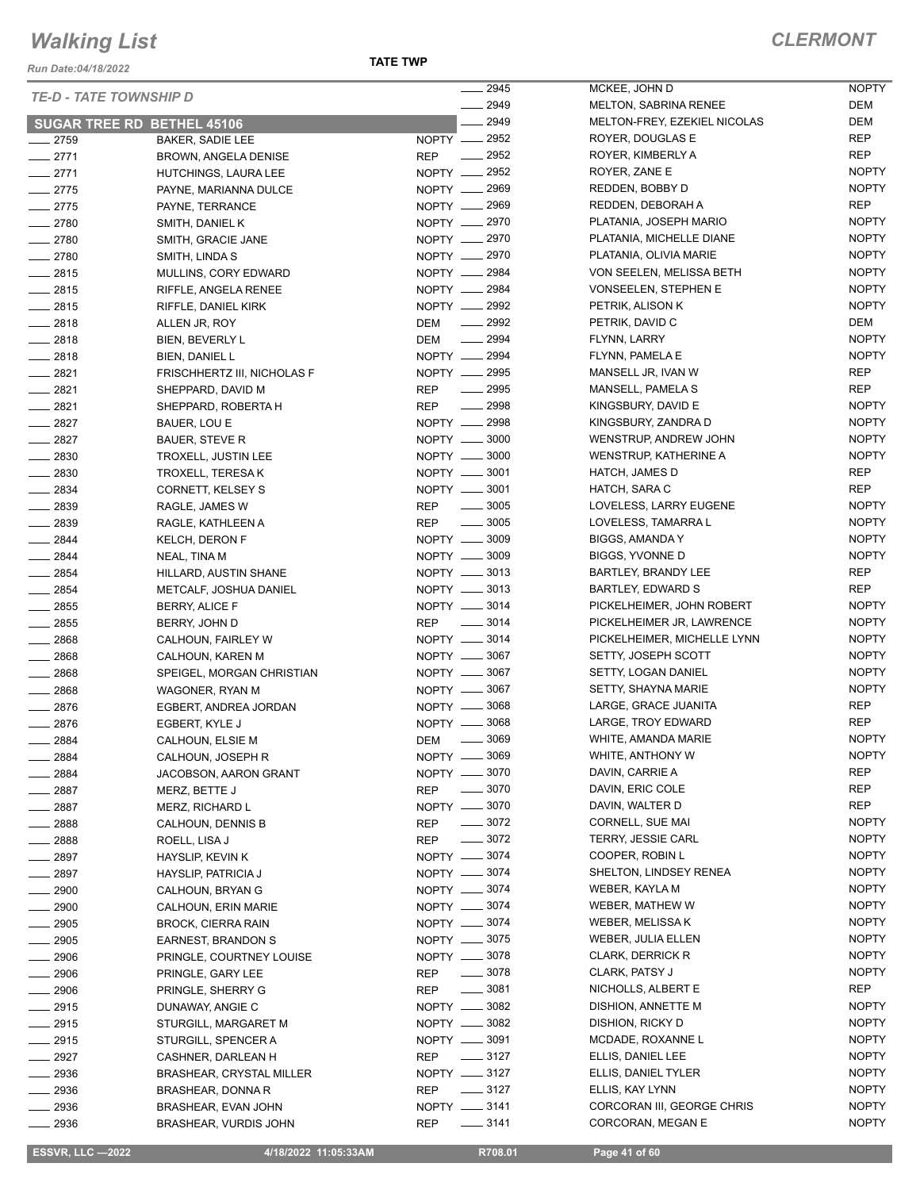# Walking List

**CLERMONT**

*Run Date:04/18/2022*

**TATE TWP**

*TE-D - TATE TOWNSHIP D*

### SUGAR TREE RD BETHEL 45106

| No. | Name | Party |
|---|---|---|
| 2759 | BAKER, SADIE LEE | NOPTY |
| 2771 | BROWN, ANGELA DENISE | REP |
| 2771 | HUTCHINGS, LAURA LEE | NOPTY |
| 2775 | PAYNE, MARIANNA DULCE | NOPTY |
| 2775 | PAYNE, TERRANCE | NOPTY |
| 2780 | SMITH, DANIEL K | NOPTY |
| 2780 | SMITH, GRACIE JANE | NOPTY |
| 2780 | SMITH, LINDA S | NOPTY |
| 2815 | MULLINS, CORY EDWARD | NOPTY |
| 2815 | RIFFLE, ANGELA RENEE | NOPTY |
| 2815 | RIFFLE, DANIEL KIRK | NOPTY |
| 2818 | ALLEN JR, ROY | DEM |
| 2818 | BIEN, BEVERLY L | DEM |
| 2818 | BIEN, DANIEL L | NOPTY |
| 2821 | FRISCHHERTZ III, NICHOLAS F | NOPTY |
| 2821 | SHEPPARD, DAVID M | REP |
| 2821 | SHEPPARD, ROBERTA H | REP |
| 2827 | BAUER, LOU E | NOPTY |
| 2827 | BAUER, STEVE R | NOPTY |
| 2830 | TROXELL, JUSTIN LEE | NOPTY |
| 2830 | TROXELL, TERESA K | NOPTY |
| 2834 | CORNETT, KELSEY S | NOPTY |
| 2839 | RAGLE, JAMES W | REP |
| 2839 | RAGLE, KATHLEEN A | REP |
| 2844 | KELCH, DERON F | NOPTY |
| 2844 | NEAL, TINA M | NOPTY |
| 2854 | HILLARD, AUSTIN SHANE | NOPTY |
| 2854 | METCALF, JOSHUA DANIEL | NOPTY |
| 2855 | BERRY, ALICE F | NOPTY |
| 2855 | BERRY, JOHN D | REP |
| 2868 | CALHOUN, FAIRLEY W | NOPTY |
| 2868 | CALHOUN, KAREN M | NOPTY |
| 2868 | SPEIGEL, MORGAN CHRISTIAN | NOPTY |
| 2868 | WAGONER, RYAN M | NOPTY |
| 2876 | EGBERT, ANDREA JORDAN | NOPTY |
| 2876 | EGBERT, KYLE J | NOPTY |
| 2884 | CALHOUN, ELSIE M | DEM |
| 2884 | CALHOUN, JOSEPH R | NOPTY |
| 2884 | JACOBSON, AARON GRANT | NOPTY |
| 2887 | MERZ, BETTE J | REP |
| 2887 | MERZ, RICHARD L | NOPTY |
| 2888 | CALHOUN, DENNIS B | REP |
| 2888 | ROELL, LISA J | REP |
| 2897 | HAYSLIP, KEVIN K | NOPTY |
| 2897 | HAYSLIP, PATRICIA J | NOPTY |
| 2900 | CALHOUN, BRYAN G | NOPTY |
| 2900 | CALHOUN, ERIN MARIE | NOPTY |
| 2905 | BROCK, CIERRA RAIN | NOPTY |
| 2905 | EARNEST, BRANDON S | NOPTY |
| 2906 | PRINGLE, COURTNEY LOUISE | NOPTY |
| 2906 | PRINGLE, GARY LEE | REP |
| 2906 | PRINGLE, SHERRY G | REP |
| 2915 | DUNAWAY, ANGIE C | NOPTY |
| 2915 | STURGILL, MARGARET M | NOPTY |
| 2915 | STURGILL, SPENCER A | NOPTY |
| 2927 | CASHNER, DARLEAN H | REP |
| 2936 | BRASHEAR, CRYSTAL MILLER | NOPTY |
| 2936 | BRASHEAR, DONNA R | REP |
| 2936 | BRASHEAR, EVAN JOHN | NOPTY |
| 2936 | BRASHEAR, VURDIS JOHN | REP |
| 2945 | MCKEE, JOHN D | NOPTY |
| 2949 | MELTON, SABRINA RENEE | DEM |
| 2949 | MELTON-FREY, EZEKIEL NICOLAS | DEM |
| 2952 | ROYER, DOUGLAS E | REP |
| 2952 | ROYER, KIMBERLY A | REP |
| 2952 | ROYER, ZANE E | NOPTY |
| 2969 | REDDEN, BOBBY D | NOPTY |
| 2969 | REDDEN, DEBORAH A | REP |
| 2970 | PLATANIA, JOSEPH MARIO | NOPTY |
| 2970 | PLATANIA, MICHELLE DIANE | NOPTY |
| 2970 | PLATANIA, OLIVIA MARIE | NOPTY |
| 2984 | VON SEELEN, MELISSA BETH | NOPTY |
| 2984 | VONSEELEN, STEPHEN E | NOPTY |
| 2992 | PETRIK, ALISON K | NOPTY |
| 2992 | PETRIK, DAVID C | DEM |
| 2994 | FLYNN, LARRY | NOPTY |
| 2994 | FLYNN, PAMELA E | NOPTY |
| 2995 | MANSELL JR, IVAN W | REP |
| 2995 | MANSELL, PAMELA S | REP |
| 2998 | KINGSBURY, DAVID E | NOPTY |
| 2998 | KINGSBURY, ZANDRA D | NOPTY |
| 3000 | WENSTRUP, ANDREW JOHN | NOPTY |
| 3000 | WENSTRUP, KATHERINE A | NOPTY |
| 3001 | HATCH, JAMES D | REP |
| 3001 | HATCH, SARA C | REP |
| 3005 | LOVELESS, LARRY EUGENE | NOPTY |
| 3005 | LOVELESS, TAMARRA L | NOPTY |
| 3009 | BIGGS, AMANDA Y | NOPTY |
| 3009 | BIGGS, YVONNE D | NOPTY |
| 3013 | BARTLEY, BRANDY LEE | REP |
| 3013 | BARTLEY, EDWARD S | REP |
| 3014 | PICKELHEIMER, JOHN ROBERT | NOPTY |
| 3014 | PICKELHEIMER JR, LAWRENCE | NOPTY |
| 3014 | PICKELHEIMER, MICHELLE LYNN | NOPTY |
| 3067 | SETTY, JOSEPH SCOTT | NOPTY |
| 3067 | SETTY, LOGAN DANIEL | NOPTY |
| 3067 | SETTY, SHAYNA MARIE | NOPTY |
| 3068 | LARGE, GRACE JUANITA | REP |
| 3068 | LARGE, TROY EDWARD | REP |
| 3069 | WHITE, AMANDA MARIE | NOPTY |
| 3069 | WHITE, ANTHONY W | NOPTY |
| 3070 | DAVIN, CARRIE A | REP |
| 3070 | DAVIN, ERIC COLE | REP |
| 3070 | DAVIN, WALTER D | REP |
| 3072 | CORNELL, SUE MAI | NOPTY |
| 3072 | TERRY, JESSIE CARL | NOPTY |
| 3074 | COOPER, ROBIN L | NOPTY |
| 3074 | SHELTON, LINDSEY RENEA | NOPTY |
| 3074 | WEBER, KAYLA M | NOPTY |
| 3074 | WEBER, MATHEW W | NOPTY |
| 3074 | WEBER, MELISSA K | NOPTY |
| 3075 | WEBER, JULIA ELLEN | NOPTY |
| 3078 | CLARK, DERRICK R | NOPTY |
| 3078 | CLARK, PATSY J | NOPTY |
| 3081 | NICHOLLS, ALBERT E | REP |
| 3082 | DISHION, ANNETTE M | NOPTY |
| 3082 | DISHION, RICKY D | NOPTY |
| 3091 | MCDADE, ROXANNE L | NOPTY |
| 3127 | ELLIS, DANIEL LEE | NOPTY |
| 3127 | ELLIS, DANIEL TYLER | NOPTY |
| 3127 | ELLIS, KAY LYNN | NOPTY |
| 3141 | CORCORAN III, GEORGE CHRIS | NOPTY |
| 3141 | CORCORAN, MEGAN E | NOPTY |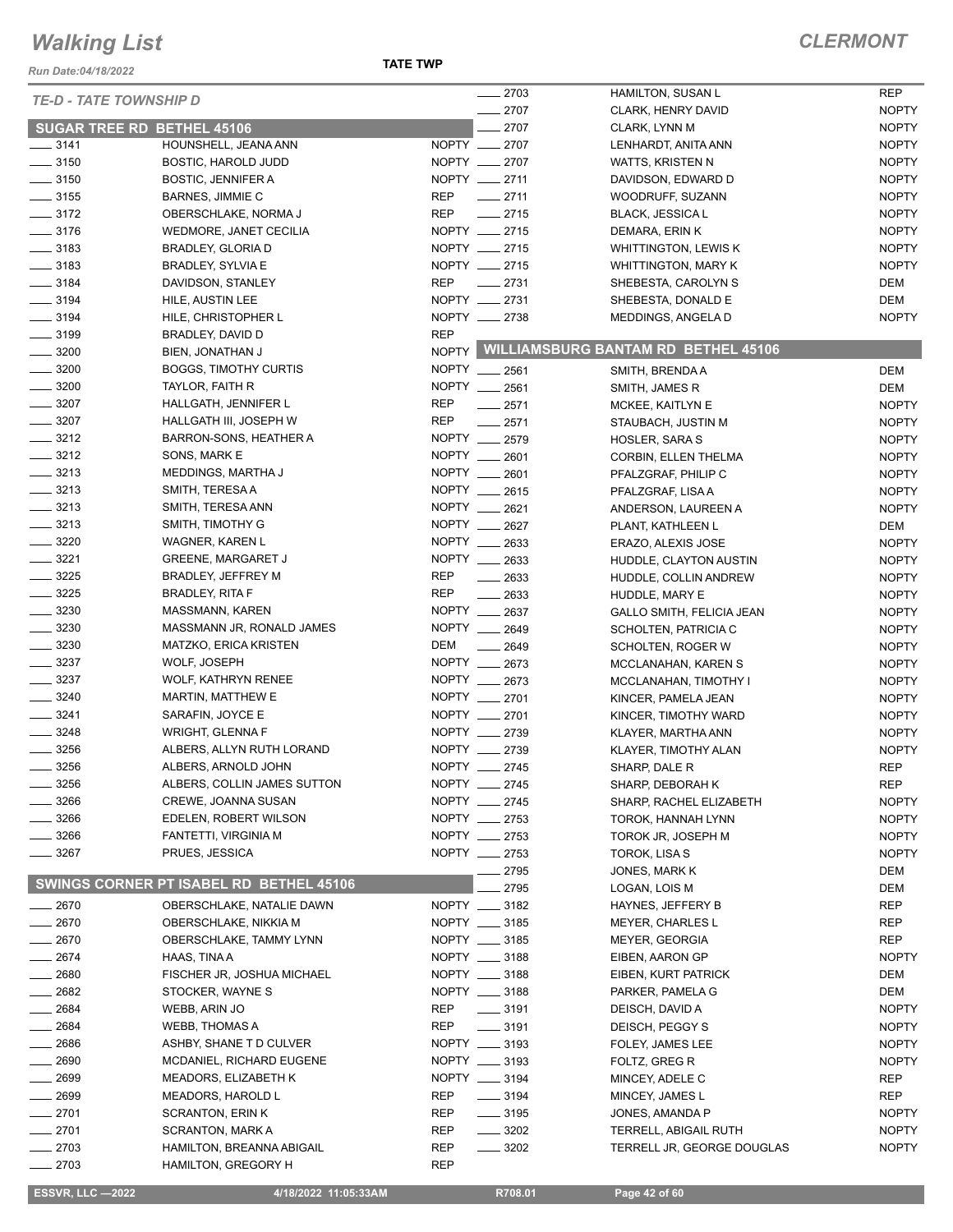# Walking List

**CLERMONT**

Run Date:04/18/2022

**TATE TWP**

*TE-D - TATE TOWNSHIP D*

## SUGAR TREE RD BETHEL 45106

| No. | Name | Party |
|---|---|---|
| ____ 3141 | HOUNSHELL, JEANA ANN | NOPTY |
| ____ 3150 | BOSTIC, HAROLD JUDD | NOPTY |
| ____ 3150 | BOSTIC, JENNIFER A | NOPTY |
| ____ 3155 | BARNES, JIMMIE C | REP |
| ____ 3172 | OBERSCHLAKE, NORMA J | REP |
| ____ 3176 | WEDMORE, JANET CECILIA | NOPTY |
| ____ 3183 | BRADLEY, GLORIA D | NOPTY |
| ____ 3183 | BRADLEY, SYLVIA E | NOPTY |
| ____ 3184 | DAVIDSON, STANLEY | REP |
| ____ 3194 | HILE, AUSTIN LEE | NOPTY |
| ____ 3194 | HILE, CHRISTOPHER L | NOPTY |
| ____ 3199 | BRADLEY, DAVID D | REP |
| ____ 3200 | BIEN, JONATHAN J | NOPTY |
| ____ 3200 | BOGGS, TIMOTHY CURTIS | NOPTY |
| ____ 3200 | TAYLOR, FAITH R | NOPTY |
| ____ 3207 | HALLGATH, JENNIFER L | REP |
| ____ 3207 | HALLGATH III, JOSEPH W | REP |
| ____ 3212 | BARRON-SONS, HEATHER A | NOPTY |
| ____ 3212 | SONS, MARK E | NOPTY |
| ____ 3213 | MEDDINGS, MARTHA J | NOPTY |
| ____ 3213 | SMITH, TERESA A | NOPTY |
| ____ 3213 | SMITH, TERESA ANN | NOPTY |
| ____ 3213 | SMITH, TIMOTHY G | NOPTY |
| ____ 3220 | WAGNER, KAREN L | NOPTY |
| ____ 3221 | GREENE, MARGARET J | NOPTY |
| ____ 3225 | BRADLEY, JEFFREY M | REP |
| ____ 3225 | BRADLEY, RITA F | REP |
| ____ 3230 | MASSMANN, KAREN | NOPTY |
| ____ 3230 | MASSMANN JR, RONALD JAMES | NOPTY |
| ____ 3230 | MATZKO, ERICA KRISTEN | DEM |
| ____ 3237 | WOLF, JOSEPH | NOPTY |
| ____ 3237 | WOLF, KATHRYN RENEE | NOPTY |
| ____ 3240 | MARTIN, MATTHEW E | NOPTY |
| ____ 3241 | SARAFIN, JOYCE E | NOPTY |
| ____ 3248 | WRIGHT, GLENNA F | NOPTY |
| ____ 3256 | ALBERS, ALLYN RUTH LORAND | NOPTY |
| ____ 3256 | ALBERS, ARNOLD JOHN | NOPTY |
| ____ 3256 | ALBERS, COLLIN JAMES SUTTON | NOPTY |
| ____ 3266 | CREWE, JOANNA SUSAN | NOPTY |
| ____ 3266 | EDELEN, ROBERT WILSON | NOPTY |
| ____ 3266 | FANTETTI, VIRGINIA M | NOPTY |
| ____ 3267 | PRUES, JESSICA | NOPTY |

## SWINGS CORNER PT ISABEL RD BETHEL 45106

| No. | Name | Party |
|---|---|---|
| ____ 2670 | OBERSCHLAKE, NATALIE DAWN | NOPTY |
| ____ 2670 | OBERSCHLAKE, NIKKIA M | NOPTY |
| ____ 2670 | OBERSCHLAKE, TAMMY LYNN | NOPTY |
| ____ 2674 | HAAS, TINA A | NOPTY |
| ____ 2680 | FISCHER JR, JOSHUA MICHAEL | NOPTY |
| ____ 2682 | STOCKER, WAYNE S | NOPTY |
| ____ 2684 | WEBB, ARIN JO | REP |
| ____ 2684 | WEBB, THOMAS A | REP |
| ____ 2686 | ASHBY, SHANE T D CULVER | NOPTY |
| ____ 2690 | MCDANIEL, RICHARD EUGENE | NOPTY |
| ____ 2699 | MEADORS, ELIZABETH K | NOPTY |
| ____ 2699 | MEADORS, HAROLD L | REP |
| ____ 2701 | SCRANTON, ERIN K | REP |
| ____ 2701 | SCRANTON, MARK A | REP |
| ____ 2703 | HAMILTON, BREANNA ABIGAIL | REP |
| ____ 2703 | HAMILTON, GREGORY H | REP |
| ____ 2703 | HAMILTON, SUSAN L | REP |
| ____ 2707 | CLARK, HENRY DAVID | NOPTY |
| ____ 2707 | CLARK, LYNN M | NOPTY |
| ____ 2707 | LENHARDT, ANITA ANN | NOPTY |
| ____ 2707 | WATTS, KRISTEN N | NOPTY |
| ____ 2711 | DAVIDSON, EDWARD D | NOPTY |
| ____ 2711 | WOODRUFF, SUZANN | NOPTY |
| ____ 2715 | BLACK, JESSICA L | NOPTY |
| ____ 2715 | DEMARA, ERIN K | NOPTY |
| ____ 2715 | WHITTINGTON, LEWIS K | NOPTY |
| ____ 2715 | WHITTINGTON, MARY K | NOPTY |
| ____ 2731 | SHEBESTA, CAROLYN S | DEM |
| ____ 2731 | SHEBESTA, DONALD E | DEM |
| ____ 2738 | MEDDINGS, ANGELA D | NOPTY |

## WILLIAMSBURG BANTAM RD BETHEL 45106

| No. | Name | Party |
|---|---|---|
| ____ 2561 | SMITH, BRENDA A | DEM |
| ____ 2561 | SMITH, JAMES R | DEM |
| ____ 2571 | MCKEE, KAITLYN E | NOPTY |
| ____ 2571 | STAUBACH, JUSTIN M | NOPTY |
| ____ 2579 | HOSLER, SARA S | NOPTY |
| ____ 2601 | CORBIN, ELLEN THELMA | NOPTY |
| ____ 2601 | PFALZGRAF, PHILIP C | NOPTY |
| ____ 2615 | PFALZGRAF, LISA A | NOPTY |
| ____ 2621 | ANDERSON, LAUREEN A | NOPTY |
| ____ 2627 | PLANT, KATHLEEN L | DEM |
| ____ 2633 | ERAZO, ALEXIS JOSE | NOPTY |
| ____ 2633 | HUDDLE, CLAYTON AUSTIN | NOPTY |
| ____ 2633 | HUDDLE, COLLIN ANDREW | NOPTY |
| ____ 2633 | HUDDLE, MARY E | NOPTY |
| ____ 2637 | GALLO SMITH, FELICIA JEAN | NOPTY |
| ____ 2649 | SCHOLTEN, PATRICIA C | NOPTY |
| ____ 2649 | SCHOLTEN, ROGER W | NOPTY |
| ____ 2673 | MCCLANAHAN, KAREN S | NOPTY |
| ____ 2673 | MCCLANAHAN, TIMOTHY I | NOPTY |
| ____ 2701 | KINCER, PAMELA JEAN | NOPTY |
| ____ 2701 | KINCER, TIMOTHY WARD | NOPTY |
| ____ 2739 | KLAYER, MARTHA ANN | NOPTY |
| ____ 2739 | KLAYER, TIMOTHY ALAN | NOPTY |
| ____ 2745 | SHARP, DALE R | REP |
| ____ 2745 | SHARP, DEBORAH K | REP |
| ____ 2745 | SHARP, RACHEL ELIZABETH | NOPTY |
| ____ 2753 | TOROK, HANNAH LYNN | NOPTY |
| ____ 2753 | TOROK JR, JOSEPH M | NOPTY |
| ____ 2753 | TOROK, LISA S | NOPTY |
| ____ 2795 | JONES, MARK K | DEM |
| ____ 2795 | LOGAN, LOIS M | DEM |
| ____ 3182 | HAYNES, JEFFERY B | REP |
| ____ 3185 | MEYER, CHARLES L | REP |
| ____ 3185 | MEYER, GEORGIA | REP |
| ____ 3188 | EIBEN, AARON GP | NOPTY |
| ____ 3188 | EIBEN, KURT PATRICK | DEM |
| ____ 3188 | PARKER, PAMELA G | DEM |
| ____ 3191 | DEISCH, DAVID A | NOPTY |
| ____ 3191 | DEISCH, PEGGY S | NOPTY |
| ____ 3193 | FOLEY, JAMES LEE | NOPTY |
| ____ 3193 | FOLTZ, GREG R | NOPTY |
| ____ 3194 | MINCEY, ADELE C | REP |
| ____ 3194 | MINCEY, JAMES L | REP |
| ____ 3195 | JONES, AMANDA P | NOPTY |
| ____ 3202 | TERRELL, ABIGAIL RUTH | NOPTY |
| ____ 3202 | TERRELL JR, GEORGE DOUGLAS | NOPTY |

ESSVR, LLC —2022 | 4/18/2022 11:05:33AM | R708.01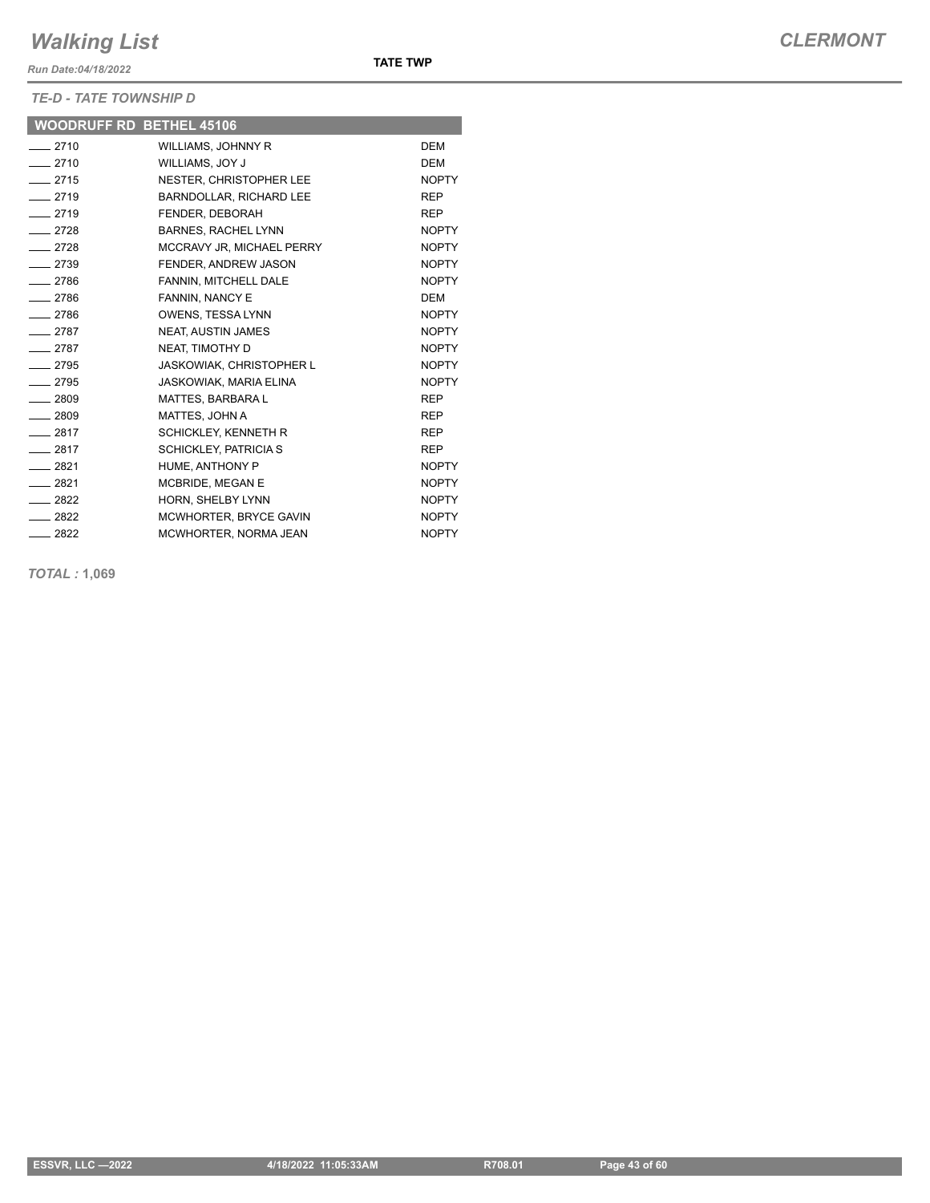# Walking List

**TATE TWP**

*Run Date:04/18/2022*

*TE-D - TATE TOWNSHIP D*

## WOODRUFF RD BETHEL 45106

| | | |
|---|---|---|
| ____ 2710 | WILLIAMS, JOHNNY R | DEM |
| ____ 2710 | WILLIAMS, JOY J | DEM |
| ____ 2715 | NESTER, CHRISTOPHER LEE | NOPTY |
| ____ 2719 | BARNDOLLAR, RICHARD LEE | REP |
| ____ 2719 | FENDER, DEBORAH | REP |
| ____ 2728 | BARNES, RACHEL LYNN | NOPTY |
| ____ 2728 | MCCRAVY JR, MICHAEL PERRY | NOPTY |
| ____ 2739 | FENDER, ANDREW JASON | NOPTY |
| ____ 2786 | FANNIN, MITCHELL DALE | NOPTY |
| ____ 2786 | FANNIN, NANCY E | DEM |
| ____ 2786 | OWENS, TESSA LYNN | NOPTY |
| ____ 2787 | NEAT, AUSTIN JAMES | NOPTY |
| ____ 2787 | NEAT, TIMOTHY D | NOPTY |
| ____ 2795 | JASKOWIAK, CHRISTOPHER L | NOPTY |
| ____ 2795 | JASKOWIAK, MARIA ELINA | NOPTY |
| ____ 2809 | MATTES, BARBARA L | REP |
| ____ 2809 | MATTES, JOHN A | REP |
| ____ 2817 | SCHICKLEY, KENNETH R | REP |
| ____ 2817 | SCHICKLEY, PATRICIA S | REP |
| ____ 2821 | HUME, ANTHONY P | NOPTY |
| ____ 2821 | MCBRIDE, MEGAN E | NOPTY |
| ____ 2822 | HORN, SHELBY LYNN | NOPTY |
| ____ 2822 | MCWHORTER, BRYCE GAVIN | NOPTY |
| ____ 2822 | MCWHORTER, NORMA JEAN | NOPTY |

*TOTAL :* **1,069**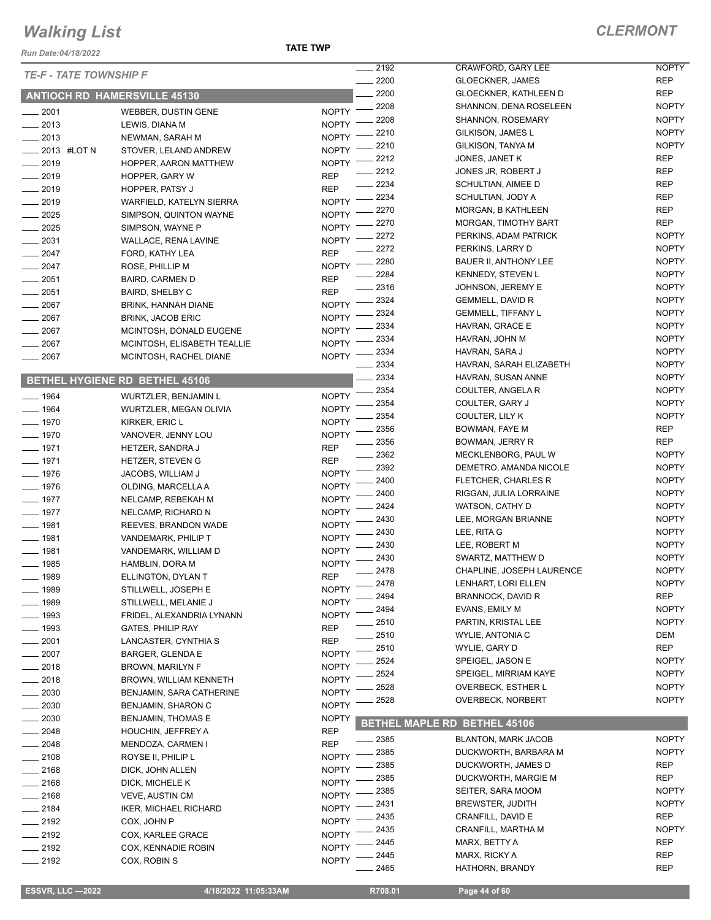# Walking List

**TATE TWP**

**CLERMONT**

*Run Date:04/18/2022*

*TE-F - TATE TOWNSHIP F*

## ANTIOCH RD HAMERSVILLE 45130

| No. | Name | Party |
|---|---|---|
| 2001 | WEBBER, DUSTIN GENE | NOPTY |
| 2013 | LEWIS, DIANA M | NOPTY |
| 2013 | NEWMAN, SARAH M | NOPTY |
| 2013 #LOT N | STOVER, LELAND ANDREW | NOPTY |
| 2019 | HOPPER, AARON MATTHEW | NOPTY |
| 2019 | HOPPER, GARY W | REP |
| 2019 | HOPPER, PATSY J | REP |
| 2019 | WARFIELD, KATELYN SIERRA | NOPTY |
| 2025 | SIMPSON, QUINTON WAYNE | NOPTY |
| 2025 | SIMPSON, WAYNE P | NOPTY |
| 2031 | WALLACE, RENA LAVINE | NOPTY |
| 2047 | FORD, KATHY LEA | REP |
| 2047 | ROSE, PHILLIP M | NOPTY |
| 2051 | BAIRD, CARMEN D | REP |
| 2051 | BAIRD, SHELBY C | REP |
| 2067 | BRINK, HANNAH DIANE | NOPTY |
| 2067 | BRINK, JACOB ERIC | NOPTY |
| 2067 | MCINTOSH, DONALD EUGENE | NOPTY |
| 2067 | MCINTOSH, ELISABETH TEALLIE | NOPTY |
| 2067 | MCINTOSH, RACHEL DIANE | NOPTY |

## BETHEL HYGIENE RD BETHEL 45106

| No. | Name | Party |
|---|---|---|
| 1964 | WURTZLER, BENJAMIN L | NOPTY |
| 1964 | WURTZLER, MEGAN OLIVIA | NOPTY |
| 1970 | KIRKER, ERIC L | NOPTY |
| 1970 | VANOVER, JENNY LOU | NOPTY |
| 1971 | HETZER, SANDRA J | REP |
| 1971 | HETZER, STEVEN G | REP |
| 1976 | JACOBS, WILLIAM J | NOPTY |
| 1976 | OLDING, MARCELLA A | NOPTY |
| 1977 | NELCAMP, REBEKAH M | NOPTY |
| 1977 | NELCAMP, RICHARD N | NOPTY |
| 1981 | REEVES, BRANDON WADE | NOPTY |
| 1981 | VANDEMARK, PHILIP T | NOPTY |
| 1981 | VANDEMARK, WILLIAM D | NOPTY |
| 1985 | HAMBLIN, DORA M | NOPTY |
| 1989 | ELLINGTON, DYLAN T | REP |
| 1989 | STILLWELL, JOSEPH E | NOPTY |
| 1989 | STILLWELL, MELANIE J | NOPTY |
| 1993 | FRIDEL, ALEXANDRIA LYNANN | NOPTY |
| 1993 | GATES, PHILIP RAY | REP |
| 2001 | LANCASTER, CYNTHIA S | REP |
| 2007 | BARGER, GLENDA E | NOPTY |
| 2018 | BROWN, MARILYN F | NOPTY |
| 2018 | BROWN, WILLIAM KENNETH | NOPTY |
| 2030 | BENJAMIN, SARA CATHERINE | NOPTY |
| 2030 | BENJAMIN, SHARON C | NOPTY |
| 2030 | BENJAMIN, THOMAS E | NOPTY |
| 2048 | HOUCHIN, JEFFREY A | REP |
| 2048 | MENDOZA, CARMEN I | REP |
| 2108 | ROYSE II, PHILIP L | NOPTY |
| 2168 | DICK, JOHN ALLEN | NOPTY |
| 2168 | DICK, MICHELE K | NOPTY |
| 2168 | VEVE, AUSTIN CM | NOPTY |
| 2184 | IKER, MICHAEL RICHARD | NOPTY |
| 2192 | COX, JOHN P | NOPTY |
| 2192 | COX, KARLEE GRACE | NOPTY |
| 2192 | COX, KENNADIE ROBIN | NOPTY |
| 2192 | COX, ROBIN S | NOPTY |
| 2192 | CRAWFORD, GARY LEE | NOPTY |
| 2200 | GLOECKNER, JAMES | REP |
| 2200 | GLOECKNER, KATHLEEN D | REP |
| 2208 | SHANNON, DENA ROSELEEN | NOPTY |
| 2208 | SHANNON, ROSEMARY | NOPTY |
| 2210 | GILKISON, JAMES L | NOPTY |
| 2210 | GILKISON, TANYA M | NOPTY |
| 2212 | JONES, JANET K | REP |
| 2212 | JONES JR, ROBERT J | REP |
| 2234 | SCHULTIAN, AIMEE D | REP |
| 2234 | SCHULTIAN, JODY A | REP |
| 2270 | MORGAN, B KATHLEEN | REP |
| 2270 | MORGAN, TIMOTHY BART | REP |
| 2272 | PERKINS, ADAM PATRICK | NOPTY |
| 2272 | PERKINS, LARRY D | NOPTY |
| 2280 | BAUER II, ANTHONY LEE | NOPTY |
| 2284 | KENNEDY, STEVEN L | NOPTY |
| 2316 | JOHNSON, JEREMY E | NOPTY |
| 2324 | GEMMELL, DAVID R | NOPTY |
| 2324 | GEMMELL, TIFFANY L | NOPTY |
| 2334 | HAVRAN, GRACE E | NOPTY |
| 2334 | HAVRAN, JOHN M | NOPTY |
| 2334 | HAVRAN, SARA J | NOPTY |
| 2334 | HAVRAN, SARAH ELIZABETH | NOPTY |
| 2334 | HAVRAN, SUSAN ANNE | NOPTY |
| 2354 | COULTER, ANGELA R | NOPTY |
| 2354 | COULTER, GARY J | NOPTY |
| 2354 | COULTER, LILY K | NOPTY |
| 2356 | BOWMAN, FAYE M | REP |
| 2356 | BOWMAN, JERRY R | REP |
| 2362 | MECKLENBORG, PAUL W | NOPTY |
| 2392 | DEMETRO, AMANDA NICOLE | NOPTY |
| 2400 | FLETCHER, CHARLES R | NOPTY |
| 2400 | RIGGAN, JULIA LORRAINE | NOPTY |
| 2424 | WATSON, CATHY D | NOPTY |
| 2430 | LEE, MORGAN BRIANNE | NOPTY |
| 2430 | LEE, RITA G | NOPTY |
| 2430 | LEE, ROBERT M | NOPTY |
| 2430 | SWARTZ, MATTHEW D | NOPTY |
| 2478 | CHAPLINE, JOSEPH LAURENCE | NOPTY |
| 2478 | LENHART, LORI ELLEN | NOPTY |
| 2494 | BRANNOCK, DAVID R | REP |
| 2494 | EVANS, EMILY M | NOPTY |
| 2510 | PARTIN, KRISTAL LEE | NOPTY |
| 2510 | WYLIE, ANTONIA C | DEM |
| 2510 | WYLIE, GARY D | REP |
| 2524 | SPEIGEL, JASON E | NOPTY |
| 2524 | SPEIGEL, MIRRIAM KAYE | NOPTY |
| 2528 | OVERBECK, ESTHER L | NOPTY |
| 2528 | OVERBECK, NORBERT | NOPTY |

## BETHEL MAPLE RD BETHEL 45106

| No. | Name | Party |
|---|---|---|
| 2385 | BLANTON, MARK JACOB | NOPTY |
| 2385 | DUCKWORTH, BARBARA M | NOPTY |
| 2385 | DUCKWORTH, JAMES D | REP |
| 2385 | DUCKWORTH, MARGIE M | REP |
| 2385 | SEITER, SARA MOOM | NOPTY |
| 2431 | BREWSTER, JUDITH | NOPTY |
| 2435 | CRANFILL, DAVID E | REP |
| 2435 | CRANFILL, MARTHA M | NOPTY |
| 2445 | MARX, BETTY A | REP |
| 2445 | MARX, RICKY A | REP |
| 2465 | HATHORN, BRANDY | REP |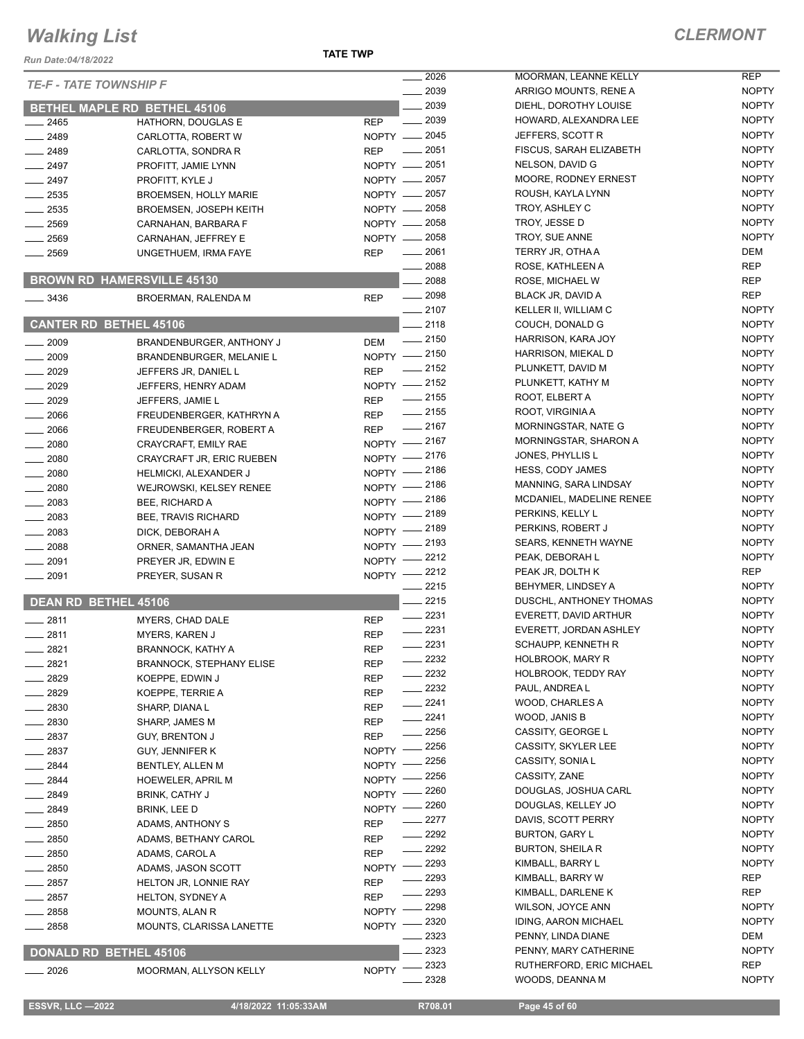# Walking List

**TATE TWP** — **CLERMONT**

Run Date:04/18/2022

*TE-F - TATE TOWNSHIP F*

## BETHEL MAPLE RD BETHEL 45106

| No. | Name | Party |
|---|---|---|
| 2465 | HATHORN, DOUGLAS E | REP |
| 2489 | CARLOTTA, ROBERT W | NOPTY |
| 2489 | CARLOTTA, SONDRA R | REP |
| 2497 | PROFITT, JAMIE LYNN | NOPTY |
| 2497 | PROFITT, KYLE J | NOPTY |
| 2535 | BROEMSEN, HOLLY MARIE | NOPTY |
| 2535 | BROEMSEN, JOSEPH KEITH | NOPTY |
| 2569 | CARNAHAN, BARBARA F | NOPTY |
| 2569 | CARNAHAN, JEFFREY E | NOPTY |
| 2569 | UNGETHUEM, IRMA FAYE | REP |

## BROWN RD HAMERSVILLE 45130

| No. | Name | Party |
|---|---|---|
| 3436 | BROERMAN, RALENDA M | REP |

## CANTER RD BETHEL 45106

| No. | Name | Party |
|---|---|---|
| 2009 | BRANDENBURGER, ANTHONY J | DEM |
| 2009 | BRANDENBURGER, MELANIE L | NOPTY |
| 2029 | JEFFERS JR, DANIEL L | REP |
| 2029 | JEFFERS, HENRY ADAM | NOPTY |
| 2029 | JEFFERS, JAMIE L | REP |
| 2066 | FREUDENBERGER, KATHRYN A | REP |
| 2066 | FREUDENBERGER, ROBERT A | REP |
| 2080 | CRAYCRAFT, EMILY RAE | NOPTY |
| 2080 | CRAYCRAFT JR, ERIC RUEBEN | NOPTY |
| 2080 | HELMICKI, ALEXANDER J | NOPTY |
| 2080 | WEJROWSKI, KELSEY RENEE | NOPTY |
| 2083 | BEE, RICHARD A | NOPTY |
| 2083 | BEE, TRAVIS RICHARD | NOPTY |
| 2083 | DICK, DEBORAH A | NOPTY |
| 2088 | ORNER, SAMANTHA JEAN | NOPTY |
| 2091 | PREYER JR, EDWIN E | NOPTY |
| 2091 | PREYER, SUSAN R | NOPTY |

## DEAN RD BETHEL 45106

| No. | Name | Party |
|---|---|---|
| 2811 | MYERS, CHAD DALE | REP |
| 2811 | MYERS, KAREN J | REP |
| 2821 | BRANNOCK, KATHY A | REP |
| 2821 | BRANNOCK, STEPHANY ELISE | REP |
| 2829 | KOEPPE, EDWIN J | REP |
| 2829 | KOEPPE, TERRIE A | REP |
| 2830 | SHARP, DIANA L | REP |
| 2830 | SHARP, JAMES M | REP |
| 2837 | GUY, BRENTON J | REP |
| 2837 | GUY, JENNIFER K | NOPTY |
| 2844 | BENTLEY, ALLEN M | NOPTY |
| 2844 | HOEWELER, APRIL M | NOPTY |
| 2849 | BRINK, CATHY J | NOPTY |
| 2849 | BRINK, LEE D | NOPTY |
| 2850 | ADAMS, ANTHONY S | REP |
| 2850 | ADAMS, BETHANY CAROL | REP |
| 2850 | ADAMS, CAROL A | REP |
| 2850 | ADAMS, JASON SCOTT | NOPTY |
| 2857 | HELTON JR, LONNIE RAY | REP |
| 2857 | HELTON, SYDNEY A | REP |
| 2858 | MOUNTS, ALAN R | NOPTY |
| 2858 | MOUNTS, CLARISSA LANETTE | NOPTY |

## DONALD RD BETHEL 45106

| No. | Name | Party |
|---|---|---|
| 2026 | MOORMAN, ALLYSON KELLY | NOPTY |
| 2026 | MOORMAN, LEANNE KELLY | REP |
| 2039 | ARRIGO MOUNTS, RENE A | NOPTY |
| 2039 | DIEHL, DOROTHY LOUISE | NOPTY |
| 2039 | HOWARD, ALEXANDRA LEE | NOPTY |
| 2045 | JEFFERS, SCOTT R | NOPTY |
| 2051 | FISCUS, SARAH ELIZABETH | NOPTY |
| 2051 | NELSON, DAVID G | NOPTY |
| 2057 | MOORE, RODNEY ERNEST | NOPTY |
| 2057 | ROUSH, KAYLA LYNN | NOPTY |
| 2058 | TROY, ASHLEY C | NOPTY |
| 2058 | TROY, JESSE D | NOPTY |
| 2058 | TROY, SUE ANNE | NOPTY |
| 2061 | TERRY JR, OTHA A | DEM |
| 2088 | ROSE, KATHLEEN A | REP |
| 2088 | ROSE, MICHAEL W | REP |
| 2098 | BLACK JR, DAVID A | REP |
| 2107 | KELLER II, WILLIAM C | NOPTY |
| 2118 | COUCH, DONALD G | NOPTY |
| 2150 | HARRISON, KARA JOY | NOPTY |
| 2150 | HARRISON, MIEKAL D | NOPTY |
| 2152 | PLUNKETT, DAVID M | NOPTY |
| 2152 | PLUNKETT, KATHY M | NOPTY |
| 2155 | ROOT, ELBERT A | NOPTY |
| 2155 | ROOT, VIRGINIA A | NOPTY |
| 2167 | MORNINGSTAR, NATE G | NOPTY |
| 2167 | MORNINGSTAR, SHARON A | NOPTY |
| 2176 | JONES, PHYLLIS L | NOPTY |
| 2186 | HESS, CODY JAMES | NOPTY |
| 2186 | MANNING, SARA LINDSAY | NOPTY |
| 2186 | MCDANIEL, MADELINE RENEE | NOPTY |
| 2189 | PERKINS, KELLY L | NOPTY |
| 2189 | PERKINS, ROBERT J | NOPTY |
| 2193 | SEARS, KENNETH WAYNE | NOPTY |
| 2212 | PEAK, DEBORAH L | NOPTY |
| 2212 | PEAK JR, DOLTH K | REP |
| 2215 | BEHYMER, LINDSEY A | NOPTY |
| 2215 | DUSCHL, ANTHONEY THOMAS | NOPTY |
| 2231 | EVERETT, DAVID ARTHUR | NOPTY |
| 2231 | EVERETT, JORDAN ASHLEY | NOPTY |
| 2231 | SCHAUPP, KENNETH R | NOPTY |
| 2232 | HOLBROOK, MARY R | NOPTY |
| 2232 | HOLBROOK, TEDDY RAY | NOPTY |
| 2232 | PAUL, ANDREA L | NOPTY |
| 2241 | WOOD, CHARLES A | NOPTY |
| 2241 | WOOD, JANIS B | NOPTY |
| 2256 | CASSITY, GEORGE L | NOPTY |
| 2256 | CASSITY, SKYLER LEE | NOPTY |
| 2256 | CASSITY, SONIA L | NOPTY |
| 2256 | CASSITY, ZANE | NOPTY |
| 2260 | DOUGLAS, JOSHUA CARL | NOPTY |
| 2260 | DOUGLAS, KELLEY JO | NOPTY |
| 2277 | DAVIS, SCOTT PERRY | NOPTY |
| 2292 | BURTON, GARY L | NOPTY |
| 2292 | BURTON, SHEILA R | NOPTY |
| 2293 | KIMBALL, BARRY L | NOPTY |
| 2293 | KIMBALL, BARRY W | REP |
| 2293 | KIMBALL, DARLENE K | REP |
| 2298 | WILSON, JOYCE ANN | NOPTY |
| 2320 | IDING, AARON MICHAEL | NOPTY |
| 2323 | PENNY, LINDA DIANE | DEM |
| 2323 | PENNY, MARY CATHERINE | NOPTY |
| 2323 | RUTHERFORD, ERIC MICHAEL | REP |
| 2328 | WOODS, DEANNA M | NOPTY |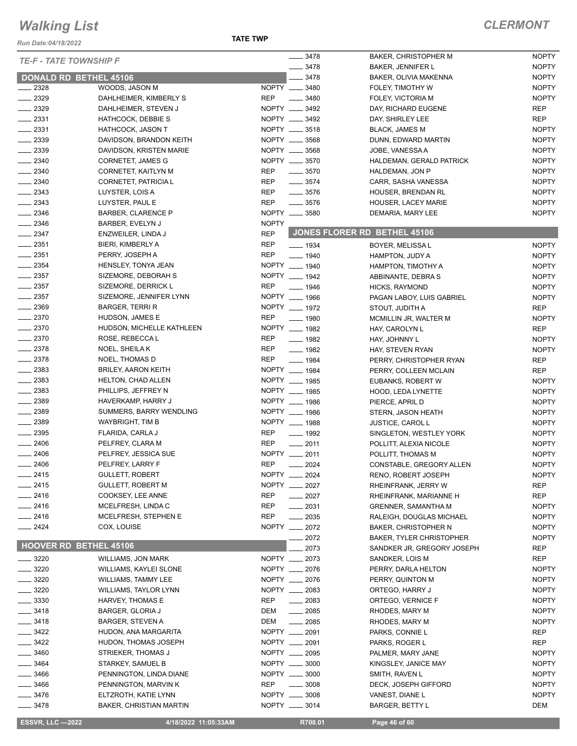# Walking List

**CLERMONT**

Run Date:04/18/2022

**TATE TWP**

*TE-F - TATE TOWNSHIP F*

## DONALD RD BETHEL 45106

| No. | Name | Party |
|---|---|---|
| 2328 | WOODS, JASON M | NOPTY |
| 2329 | DAHLHEIMER, KIMBERLY S | REP |
| 2329 | DAHLHEIMER, STEVEN J | NOPTY |
| 2331 | HATHCOCK, DEBBIE S | NOPTY |
| 2331 | HATHCOCK, JASON T | NOPTY |
| 2339 | DAVIDSON, BRANDON KEITH | NOPTY |
| 2339 | DAVIDSON, KRISTEN MARIE | NOPTY |
| 2340 | CORNETET, JAMES G | NOPTY |
| 2340 | CORNETET, KAITLYN M | REP |
| 2340 | CORNETET, PATRICIA L | REP |
| 2343 | LUYSTER, LOIS A | REP |
| 2343 | LUYSTER, PAUL E | REP |
| 2346 | BARBER, CLARENCE P | NOPTY |
| 2346 | BARBER, EVELYN J | NOPTY |
| 2347 | ENZWEILER, LINDA J | REP |
| 2351 | BIERI, KIMBERLY A | REP |
| 2351 | PERRY, JOSEPH A | REP |
| 2354 | HENSLEY, TONYA JEAN | NOPTY |
| 2357 | SIZEMORE, DEBORAH S | NOPTY |
| 2357 | SIZEMORE, DERRICK L | REP |
| 2357 | SIZEMORE, JENNIFER LYNN | NOPTY |
| 2369 | BARGER, TERRI R | NOPTY |
| 2370 | HUDSON, JAMES E | REP |
| 2370 | HUDSON, MICHELLE KATHLEEN | NOPTY |
| 2370 | ROSE, REBECCA L | REP |
| 2378 | NOEL, SHEILA K | REP |
| 2378 | NOEL, THOMAS D | REP |
| 2383 | BRILEY, AARON KEITH | NOPTY |
| 2383 | HELTON, CHAD ALLEN | NOPTY |
| 2383 | PHILLIPS, JEFFREY N | NOPTY |
| 2389 | HAVERKAMP, HARRY J | NOPTY |
| 2389 | SUMMERS, BARRY WENDLING | NOPTY |
| 2389 | WAYBRIGHT, TIM B | NOPTY |
| 2395 | FLARIDA, CARLA J | REP |
| 2406 | PELFREY, CLARA M | REP |
| 2406 | PELFREY, JESSICA SUE | NOPTY |
| 2406 | PELFREY, LARRY F | REP |
| 2415 | GULLETT, ROBERT | NOPTY |
| 2415 | GULLETT, ROBERT M | NOPTY |
| 2416 | COOKSEY, LEE ANNE | REP |
| 2416 | MCELFRESH, LINDA C | REP |
| 2416 | MCELFRESH, STEPHEN E | REP |
| 2424 | COX, LOUISE | NOPTY |

## HOOVER RD BETHEL 45106

| No. | Name | Party |
|---|---|---|
| 3220 | WILLIAMS, JON MARK | NOPTY |
| 3220 | WILLIAMS, KAYLEI SLONE | NOPTY |
| 3220 | WILLIAMS, TAMMY LEE | NOPTY |
| 3220 | WILLIAMS, TAYLOR LYNN | NOPTY |
| 3330 | HARVEY, THOMAS E | REP |
| 3418 | BARGER, GLORIA J | DEM |
| 3418 | BARGER, STEVEN A | DEM |
| 3422 | HUDON, ANA MARGARITA | NOPTY |
| 3422 | HUDON, THOMAS JOSEPH | NOPTY |
| 3460 | STRIEKER, THOMAS J | NOPTY |
| 3464 | STARKEY, SAMUEL B | NOPTY |
| 3466 | PENNINGTON, LINDA DIANE | NOPTY |
| 3466 | PENNINGTON, MARVIN K | REP |
| 3476 | ELTZROTH, KATIE LYNN | NOPTY |
| 3478 | BAKER, CHRISTIAN MARTIN | NOPTY |
| 3478 | BAKER, CHRISTOPHER M | NOPTY |
| 3478 | BAKER, JENNIFER L | NOPTY |
| 3478 | BAKER, OLIVIA MAKENNA | NOPTY |
| 3480 | FOLEY, TIMOTHY W | NOPTY |
| 3480 | FOLEY, VICTORIA M | NOPTY |
| 3492 | DAY, RICHARD EUGENE | REP |
| 3492 | DAY, SHIRLEY LEE | REP |
| 3518 | BLACK, JAMES M | NOPTY |
| 3568 | DUNN, EDWARD MARTIN | NOPTY |
| 3568 | JOBE, VANESSA A | NOPTY |
| 3570 | HALDEMAN, GERALD PATRICK | NOPTY |
| 3570 | HALDEMAN, JON P | NOPTY |
| 3574 | CARR, SASHA VANESSA | NOPTY |
| 3576 | HOUSER, BRENDAN RL | NOPTY |
| 3576 | HOUSER, LACEY MARIE | NOPTY |
| 3580 | DEMARIA, MARY LEE | NOPTY |

## JONES FLORER RD BETHEL 45106

| No. | Name | Party |
|---|---|---|
| 1934 | BOYER, MELISSA L | NOPTY |
| 1940 | HAMPTON, JUDY A | NOPTY |
| 1940 | HAMPTON, TIMOTHY A | NOPTY |
| 1942 | ABBINANTE, DEBRA S | NOPTY |
| 1946 | HICKS, RAYMOND | NOPTY |
| 1966 | PAGAN LABOY, LUIS GABRIEL | NOPTY |
| 1972 | STOUT, JUDITH A | REP |
| 1980 | MCMILLIN JR, WALTER M | NOPTY |
| 1982 | HAY, CAROLYN L | REP |
| 1982 | HAY, JOHNNY L | NOPTY |
| 1982 | HAY, STEVEN RYAN | NOPTY |
| 1984 | PERRY, CHRISTOPHER RYAN | REP |
| 1984 | PERRY, COLLEEN MCLAIN | REP |
| 1985 | EUBANKS, ROBERT W | NOPTY |
| 1985 | HOOD, LEDA LYNETTE | NOPTY |
| 1986 | PIERCE, APRIL D | NOPTY |
| 1986 | STERN, JASON HEATH | NOPTY |
| 1988 | JUSTICE, CAROL L | NOPTY |
| 1992 | SINGLETON, WESTLEY YORK | NOPTY |
| 2011 | POLLITT, ALEXIA NICOLE | NOPTY |
| 2011 | POLLITT, THOMAS M | NOPTY |
| 2024 | CONSTABLE, GREGORY ALLEN | NOPTY |
| 2024 | RENO, ROBERT JOSEPH | NOPTY |
| 2027 | RHEINFRANK, JERRY W | REP |
| 2027 | RHEINFRANK, MARIANNE H | REP |
| 2031 | GRENNER, SAMANTHA M | NOPTY |
| 2035 | RALEIGH, DOUGLAS MICHAEL | NOPTY |
| 2072 | BAKER, CHRISTOPHER N | NOPTY |
| 2072 | BAKER, TYLER CHRISTOPHER | NOPTY |
| 2073 | SANDKER JR, GREGORY JOSEPH | REP |
| 2073 | SANDKER, LOIS M | REP |
| 2076 | PERRY, DARLA HELTON | NOPTY |
| 2076 | PERRY, QUINTON M | NOPTY |
| 2083 | ORTEGO, HARRY J | NOPTY |
| 2083 | ORTEGO, VERNICE F | NOPTY |
| 2085 | RHODES, MARY M | NOPTY |
| 2085 | RHODES, MARY M | NOPTY |
| 2091 | PARKS, CONNIE L | REP |
| 2091 | PARKS, ROGER L | REP |
| 2095 | PALMER, MARY JANE | NOPTY |
| 3000 | KINGSLEY, JANICE MAY | NOPTY |
| 3000 | SMITH, RAVEN L | NOPTY |
| 3008 | DECK, JOSEPH GIFFORD | NOPTY |
| 3008 | VANEST, DIANE L | NOPTY |
| 3014 | BARGER, BETTY L | DEM |

ESSVR, LLC —2022 | 4/18/2022 11:05:33AM | R708.01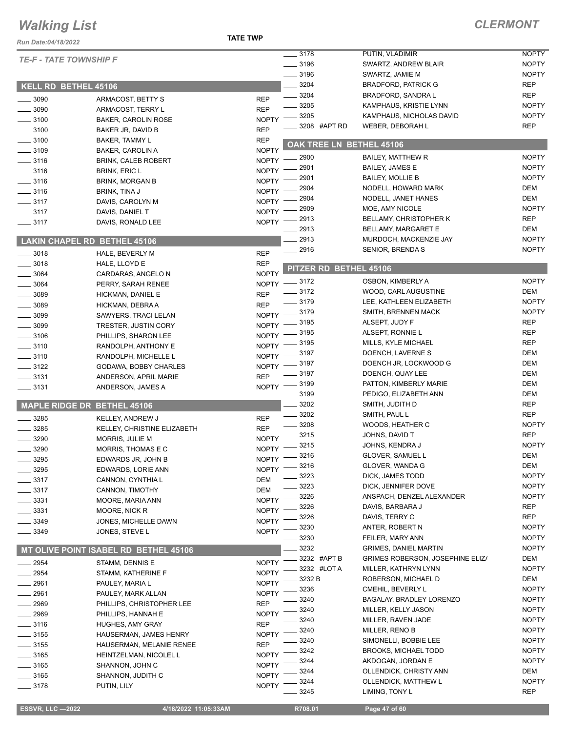# Walking List

**CLERMONT**

Run Date:04/18/2022

**TATE TWP**

*TE-F - TATE TOWNSHIP F*

## KELL RD BETHEL 45106

| No. | Name | Party |
|---|---|---|
| 3090 | ARMACOST, BETTY S | REP |
| 3090 | ARMACOST, TERRY L | REP |
| 3100 | BAKER, CAROLIN ROSE | NOPTY |
| 3100 | BAKER JR, DAVID B | REP |
| 3100 | BAKER, TAMMY L | REP |
| 3109 | BAKER, CAROLIN A | NOPTY |
| 3116 | BRINK, CALEB ROBERT | NOPTY |
| 3116 | BRINK, ERIC L | NOPTY |
| 3116 | BRINK, MORGAN B | NOPTY |
| 3116 | BRINK, TINA J | NOPTY |
| 3117 | DAVIS, CAROLYN M | NOPTY |
| 3117 | DAVIS, DANIEL T | NOPTY |
| 3117 | DAVIS, RONALD LEE | NOPTY |

## LAKIN CHAPEL RD BETHEL 45106

| No. | Name | Party |
|---|---|---|
| 3018 | HALE, BEVERLY M | REP |
| 3018 | HALE, LLOYD E | REP |
| 3064 | CARDARAS, ANGELO N | NOPTY |
| 3064 | PERRY, SARAH RENEE | NOPTY |
| 3089 | HICKMAN, DANIEL E | REP |
| 3089 | HICKMAN, DEBRA A | REP |
| 3099 | SAWYERS, TRACI LELAN | NOPTY |
| 3099 | TRESTER, JUSTIN CORY | NOPTY |
| 3106 | PHILLIPS, SHARON LEE | NOPTY |
| 3110 | RANDOLPH, ANTHONY E | NOPTY |
| 3110 | RANDOLPH, MICHELLE L | NOPTY |
| 3122 | GODAWA, BOBBY CHARLES | NOPTY |
| 3131 | ANDERSON, APRIL MARIE | REP |
| 3131 | ANDERSON, JAMES A | NOPTY |

## MAPLE RIDGE DR BETHEL 45106

| No. | Name | Party |
|---|---|---|
| 3285 | KELLEY, ANDREW J | REP |
| 3285 | KELLEY, CHRISTINE ELIZABETH | REP |
| 3290 | MORRIS, JULIE M | NOPTY |
| 3290 | MORRIS, THOMAS E C | NOPTY |
| 3295 | EDWARDS JR, JOHN B | NOPTY |
| 3295 | EDWARDS, LORIE ANN | NOPTY |
| 3317 | CANNON, CYNTHIA L | DEM |
| 3317 | CANNON, TIMOTHY | DEM |
| 3331 | MOORE, MARIA ANN | NOPTY |
| 3331 | MOORE, NICK R | NOPTY |
| 3349 | JONES, MICHELLE DAWN | NOPTY |
| 3349 | JONES, STEVE L | NOPTY |

## MT OLIVE POINT ISABEL RD BETHEL 45106

| No. | Name | Party |
|---|---|---|
| 2954 | STAMM, DENNIS E | NOPTY |
| 2954 | STAMM, KATHERINE F | NOPTY |
| 2961 | PAULEY, MARIA L | NOPTY |
| 2961 | PAULEY, MARK ALLAN | NOPTY |
| 2969 | PHILLIPS, CHRISTOPHER LEE | REP |
| 2969 | PHILLIPS, HANNAH E | NOPTY |
| 3116 | HUGHES, AMY GRAY | REP |
| 3155 | HAUSERMAN, JAMES HENRY | NOPTY |
| 3155 | HAUSERMAN, MELANIE RENEE | REP |
| 3165 | HEINTZELMAN, NICOLEL L | NOPTY |
| 3165 | SHANNON, JOHN C | NOPTY |
| 3165 | SHANNON, JUDITH C | NOPTY |
| 3178 | PUTIN, LILY | NOPTY |
| 3178 | PUTIN, VLADIMIR | NOPTY |
| 3196 | SWARTZ, ANDREW BLAIR | NOPTY |
| 3196 | SWARTZ, JAMIE M | NOPTY |
| 3204 | BRADFORD, PATRICK G | REP |
| 3204 | BRADFORD, SANDRA L | REP |
| 3205 | KAMPHAUS, KRISTIE LYNN | NOPTY |
| 3205 | KAMPHAUS, NICHOLAS DAVID | NOPTY |
| 3208 #APT RD | WEBER, DEBORAH L | REP |

## OAK TREE LN BETHEL 45106

| No. | Name | Party |
|---|---|---|
| 2900 | BAILEY, MATTHEW R | NOPTY |
| 2901 | BAILEY, JAMES E | NOPTY |
| 2901 | BAILEY, MOLLIE B | NOPTY |
| 2904 | NODELL, HOWARD MARK | DEM |
| 2904 | NODELL, JANET HANES | DEM |
| 2909 | MOE, AMY NICOLE | NOPTY |
| 2913 | BELLAMY, CHRISTOPHER K | REP |
| 2913 | BELLAMY, MARGARET E | DEM |
| 2913 | MURDOCH, MACKENZIE JAY | NOPTY |
| 2916 | SENIOR, BRENDA S | NOPTY |

## PITZER RD BETHEL 45106

| No. | Name | Party |
|---|---|---|
| 3172 | OSBON, KIMBERLY A | NOPTY |
| 3172 | WOOD, CARL AUGUSTINE | DEM |
| 3179 | LEE, KATHLEEN ELIZABETH | NOPTY |
| 3179 | SMITH, BRENNEN MACK | NOPTY |
| 3195 | ALSEPT, JUDY F | REP |
| 3195 | ALSEPT, RONNIE L | REP |
| 3195 | MILLS, KYLE MICHAEL | REP |
| 3197 | DOENCH, LAVERNE S | DEM |
| 3197 | DOENCH JR, LOCKWOOD G | DEM |
| 3197 | DOENCH, QUAY LEE | DEM |
| 3199 | PATTON, KIMBERLY MARIE | DEM |
| 3199 | PEDIGO, ELIZABETH ANN | DEM |
| 3202 | SMITH, JUDITH D | REP |
| 3202 | SMITH, PAUL L | REP |
| 3208 | WOODS, HEATHER C | NOPTY |
| 3215 | JOHNS, DAVID T | REP |
| 3215 | JOHNS, KENDRA J | NOPTY |
| 3216 | GLOVER, SAMUEL L | DEM |
| 3216 | GLOVER, WANDA G | DEM |
| 3223 | DICK, JAMES TODD | NOPTY |
| 3223 | DICK, JENNIFER DOVE | NOPTY |
| 3226 | ANSPACH, DENZEL ALEXANDER | NOPTY |
| 3226 | DAVIS, BARBARA J | REP |
| 3226 | DAVIS, TERRY C | REP |
| 3230 | ANTER, ROBERT N | NOPTY |
| 3230 | FEILER, MARY ANN | NOPTY |
| 3232 | GRIMES, DANIEL MARTIN | NOPTY |
| 3232 #APT B | GRIMES ROBERSON, JOSEPHINE ELIZ/ | DEM |
| 3232 #LOT A | MILLER, KATHRYN LYNN | NOPTY |
| 3232 B | ROBERSON, MICHAEL D | DEM |
| 3236 | CMEHIL, BEVERLY L | NOPTY |
| 3240 | BAGALAY, BRADLEY LORENZO | NOPTY |
| 3240 | MILLER, KELLY JASON | NOPTY |
| 3240 | MILLER, RAVEN JADE | NOPTY |
| 3240 | MILLER, RENO B | NOPTY |
| 3240 | SIMONELLI, BOBBIE LEE | NOPTY |
| 3242 | BROOKS, MICHAEL TODD | NOPTY |
| 3244 | AKDOGAN, JORDAN E | NOPTY |
| 3244 | OLLENDICK, CHRISTY ANN | DEM |
| 3244 | OLLENDICK, MATTHEW L | NOPTY |
| 3245 | LIMING, TONY L | REP |

ESSVR, LLC —2022 | 4/18/2022 11:05:33AM | R708.01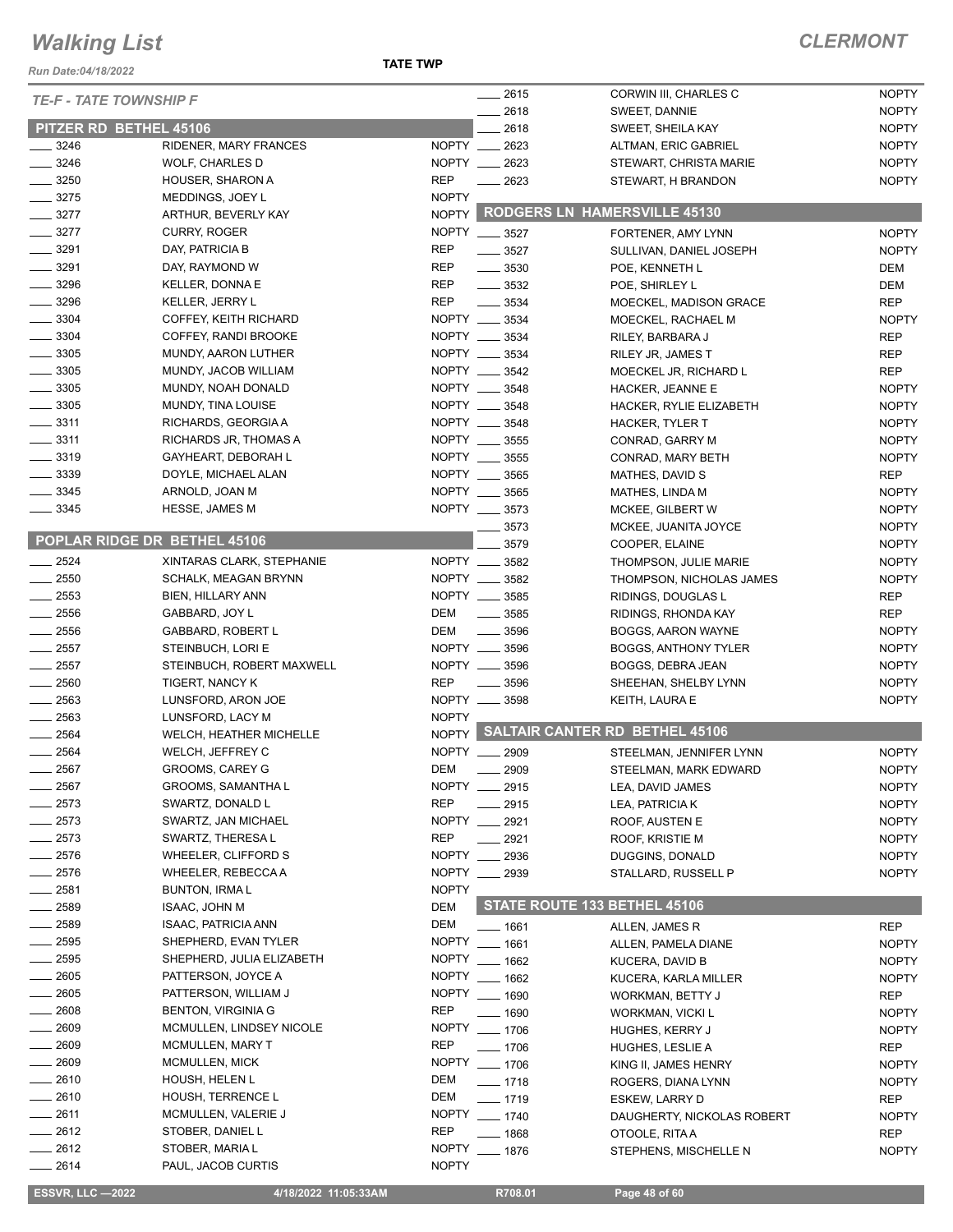# Walking List

**CLERMONT**

Run Date:04/18/2022

**TATE TWP**

*TE-F - TATE TOWNSHIP F*

## PITZER RD BETHEL 45106

| No. | Name | Party |
|---|---|---|
| 3246 | RIDENER, MARY FRANCES | NOPTY |
| 3246 | WOLF, CHARLES D | NOPTY |
| 3250 | HOUSER, SHARON A | REP |
| 3275 | MEDDINGS, JOEY L | NOPTY |
| 3277 | ARTHUR, BEVERLY KAY | NOPTY |
| 3277 | CURRY, ROGER | NOPTY |
| 3291 | DAY, PATRICIA B | REP |
| 3291 | DAY, RAYMOND W | REP |
| 3296 | KELLER, DONNA E | REP |
| 3296 | KELLER, JERRY L | REP |
| 3304 | COFFEY, KEITH RICHARD | NOPTY |
| 3304 | COFFEY, RANDI BROOKE | NOPTY |
| 3305 | MUNDY, AARON LUTHER | NOPTY |
| 3305 | MUNDY, JACOB WILLIAM | NOPTY |
| 3305 | MUNDY, NOAH DONALD | NOPTY |
| 3305 | MUNDY, TINA LOUISE | NOPTY |
| 3311 | RICHARDS, GEORGIA A | NOPTY |
| 3311 | RICHARDS JR, THOMAS A | NOPTY |
| 3319 | GAYHEART, DEBORAH L | NOPTY |
| 3339 | DOYLE, MICHAEL ALAN | NOPTY |
| 3345 | ARNOLD, JOAN M | NOPTY |
| 3345 | HESSE, JAMES M | NOPTY |

## POPLAR RIDGE DR BETHEL 45106

| No. | Name | Party |
|---|---|---|
| 2524 | XINTARAS CLARK, STEPHANIE | NOPTY |
| 2550 | SCHALK, MEAGAN BRYNN | NOPTY |
| 2553 | BIEN, HILLARY ANN | NOPTY |
| 2556 | GABBARD, JOY L | DEM |
| 2556 | GABBARD, ROBERT L | DEM |
| 2557 | STEINBUCH, LORI E | NOPTY |
| 2557 | STEINBUCH, ROBERT MAXWELL | NOPTY |
| 2560 | TIGERT, NANCY K | REP |
| 2563 | LUNSFORD, ARON JOE | NOPTY |
| 2563 | LUNSFORD, LACY M | NOPTY |
| 2564 | WELCH, HEATHER MICHELLE | NOPTY |
| 2564 | WELCH, JEFFREY C | NOPTY |
| 2567 | GROOMS, CAREY G | DEM |
| 2567 | GROOMS, SAMANTHA L | NOPTY |
| 2573 | SWARTZ, DONALD L | REP |
| 2573 | SWARTZ, JAN MICHAEL | NOPTY |
| 2573 | SWARTZ, THERESA L | REP |
| 2576 | WHEELER, CLIFFORD S | NOPTY |
| 2576 | WHEELER, REBECCA A | NOPTY |
| 2581 | BUNTON, IRMA L | NOPTY |
| 2589 | ISAAC, JOHN M | DEM |
| 2589 | ISAAC, PATRICIA ANN | DEM |
| 2595 | SHEPHERD, EVAN TYLER | NOPTY |
| 2595 | SHEPHERD, JULIA ELIZABETH | NOPTY |
| 2605 | PATTERSON, JOYCE A | NOPTY |
| 2605 | PATTERSON, WILLIAM J | NOPTY |
| 2608 | BENTON, VIRGINIA G | REP |
| 2609 | MCMULLEN, LINDSEY NICOLE | NOPTY |
| 2609 | MCMULLEN, MARY T | REP |
| 2609 | MCMULLEN, MICK | NOPTY |
| 2610 | HOUSH, HELEN L | DEM |
| 2610 | HOUSH, TERRENCE L | DEM |
| 2611 | MCMULLEN, VALERIE J | NOPTY |
| 2612 | STOBER, DANIEL L | REP |
| 2612 | STOBER, MARIA L | NOPTY |
| 2614 | PAUL, JACOB CURTIS | NOPTY |
| 2615 | CORWIN III, CHARLES C | NOPTY |
| 2618 | SWEET, DANNIE | NOPTY |
| 2618 | SWEET, SHEILA KAY | NOPTY |
| 2623 | ALTMAN, ERIC GABRIEL | NOPTY |
| 2623 | STEWART, CHRISTA MARIE | NOPTY |
| 2623 | STEWART, H BRANDON | NOPTY |

## RODGERS LN HAMERSVILLE 45130

| No. | Name | Party |
|---|---|---|
| 3527 | FORTENER, AMY LYNN | NOPTY |
| 3527 | SULLIVAN, DANIEL JOSEPH | NOPTY |
| 3530 | POE, KENNETH L | DEM |
| 3532 | POE, SHIRLEY L | DEM |
| 3534 | MOECKEL, MADISON GRACE | REP |
| 3534 | MOECKEL, RACHAEL M | NOPTY |
| 3534 | RILEY, BARBARA J | REP |
| 3534 | RILEY JR, JAMES T | REP |
| 3542 | MOECKEL JR, RICHARD L | REP |
| 3548 | HACKER, JEANNE E | NOPTY |
| 3548 | HACKER, RYLIE ELIZABETH | NOPTY |
| 3548 | HACKER, TYLER T | NOPTY |
| 3555 | CONRAD, GARRY M | NOPTY |
| 3555 | CONRAD, MARY BETH | NOPTY |
| 3565 | MATHES, DAVID S | REP |
| 3565 | MATHES, LINDA M | NOPTY |
| 3573 | MCKEE, GILBERT W | NOPTY |
| 3573 | MCKEE, JUANITA JOYCE | NOPTY |
| 3579 | COOPER, ELAINE | NOPTY |
| 3582 | THOMPSON, JULIE MARIE | NOPTY |
| 3582 | THOMPSON, NICHOLAS JAMES | NOPTY |
| 3585 | RIDINGS, DOUGLAS L | REP |
| 3585 | RIDINGS, RHONDA KAY | REP |
| 3596 | BOGGS, AARON WAYNE | NOPTY |
| 3596 | BOGGS, ANTHONY TYLER | NOPTY |
| 3596 | BOGGS, DEBRA JEAN | NOPTY |
| 3596 | SHEEHAN, SHELBY LYNN | NOPTY |
| 3598 | KEITH, LAURA E | NOPTY |

## SALTAIR CANTER RD BETHEL 45106

| No. | Name | Party |
|---|---|---|
| 2909 | STEELMAN, JENNIFER LYNN | NOPTY |
| 2909 | STEELMAN, MARK EDWARD | NOPTY |
| 2915 | LEA, DAVID JAMES | NOPTY |
| 2915 | LEA, PATRICIA K | NOPTY |
| 2921 | ROOF, AUSTEN E | NOPTY |
| 2921 | ROOF, KRISTIE M | NOPTY |
| 2936 | DUGGINS, DONALD | NOPTY |
| 2939 | STALLARD, RUSSELL P | NOPTY |

## STATE ROUTE 133 BETHEL 45106

| No. | Name | Party |
|---|---|---|
| 1661 | ALLEN, JAMES R | REP |
| 1661 | ALLEN, PAMELA DIANE | NOPTY |
| 1662 | KUCERA, DAVID B | NOPTY |
| 1662 | KUCERA, KARLA MILLER | NOPTY |
| 1690 | WORKMAN, BETTY J | REP |
| 1690 | WORKMAN, VICKI L | NOPTY |
| 1706 | HUGHES, KERRY J | NOPTY |
| 1706 | HUGHES, LESLIE A | REP |
| 1706 | KING II, JAMES HENRY | NOPTY |
| 1718 | ROGERS, DIANA LYNN | NOPTY |
| 1719 | ESKEW, LARRY D | REP |
| 1740 | DAUGHERTY, NICKOLAS ROBERT | NOPTY |
| 1868 | OTOOLE, RITA A | REP |
| 1876 | STEPHENS, MISCHELLE N | NOPTY |

ESSVR, LLC —2022 | 4/18/2022 11:05:33AM | R708.01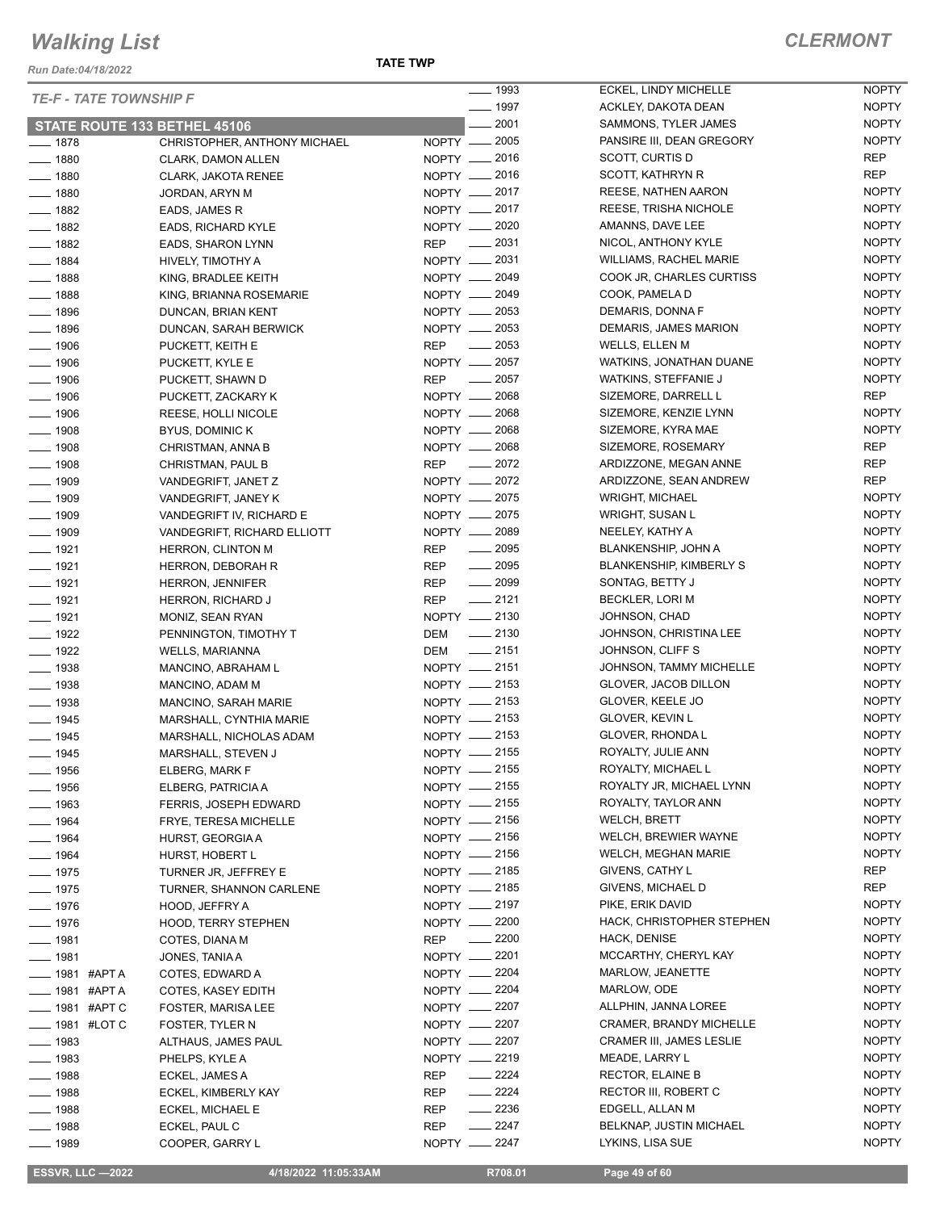# Walking List

**CLERMONT**

Run Date:04/18/2022

**TATE TWP**

*TE-F - TATE TOWNSHIP F*

## STATE ROUTE 133 BETHEL 45106

| No. | Name | Party |
|---|---|---|
| ____ 1878 | CHRISTOPHER, ANTHONY MICHAEL | NOPTY |
| ____ 1880 | CLARK, DAMON ALLEN | NOPTY |
| ____ 1880 | CLARK, JAKOTA RENEE | NOPTY |
| ____ 1880 | JORDAN, ARYN M | NOPTY |
| ____ 1882 | EADS, JAMES R | NOPTY |
| ____ 1882 | EADS, RICHARD KYLE | NOPTY |
| ____ 1882 | EADS, SHARON LYNN | REP |
| ____ 1884 | HIVELY, TIMOTHY A | NOPTY |
| ____ 1888 | KING, BRADLEE KEITH | NOPTY |
| ____ 1888 | KING, BRIANNA ROSEMARIE | NOPTY |
| ____ 1896 | DUNCAN, BRIAN KENT | NOPTY |
| ____ 1896 | DUNCAN, SARAH BERWICK | NOPTY |
| ____ 1906 | PUCKETT, KEITH E | REP |
| ____ 1906 | PUCKETT, KYLE E | NOPTY |
| ____ 1906 | PUCKETT, SHAWN D | REP |
| ____ 1906 | PUCKETT, ZACKARY K | NOPTY |
| ____ 1906 | REESE, HOLLI NICOLE | NOPTY |
| ____ 1908 | BYUS, DOMINIC K | NOPTY |
| ____ 1908 | CHRISTMAN, ANNA B | NOPTY |
| ____ 1908 | CHRISTMAN, PAUL B | REP |
| ____ 1909 | VANDEGRIFT, JANET Z | NOPTY |
| ____ 1909 | VANDEGRIFT, JANEY K | NOPTY |
| ____ 1909 | VANDEGRIFT IV, RICHARD E | NOPTY |
| ____ 1909 | VANDEGRIFT, RICHARD ELLIOTT | NOPTY |
| ____ 1921 | HERRON, CLINTON M | REP |
| ____ 1921 | HERRON, DEBORAH R | REP |
| ____ 1921 | HERRON, JENNIFER | REP |
| ____ 1921 | HERRON, RICHARD J | REP |
| ____ 1921 | MONIZ, SEAN RYAN | NOPTY |
| ____ 1922 | PENNINGTON, TIMOTHY T | DEM |
| ____ 1922 | WELLS, MARIANNA | DEM |
| ____ 1938 | MANCINO, ABRAHAM L | NOPTY |
| ____ 1938 | MANCINO, ADAM M | NOPTY |
| ____ 1938 | MANCINO, SARAH MARIE | NOPTY |
| ____ 1945 | MARSHALL, CYNTHIA MARIE | NOPTY |
| ____ 1945 | MARSHALL, NICHOLAS ADAM | NOPTY |
| ____ 1945 | MARSHALL, STEVEN J | NOPTY |
| ____ 1956 | ELBERG, MARK F | NOPTY |
| ____ 1956 | ELBERG, PATRICIA A | NOPTY |
| ____ 1963 | FERRIS, JOSEPH EDWARD | NOPTY |
| ____ 1964 | FRYE, TERESA MICHELLE | NOPTY |
| ____ 1964 | HURST, GEORGIA A | NOPTY |
| ____ 1964 | HURST, HOBERT L | NOPTY |
| ____ 1975 | TURNER JR, JEFFREY E | NOPTY |
| ____ 1975 | TURNER, SHANNON CARLENE | NOPTY |
| ____ 1976 | HOOD, JEFFRY A | NOPTY |
| ____ 1976 | HOOD, TERRY STEPHEN | NOPTY |
| ____ 1981 | COTES, DIANA M | REP |
| ____ 1981 | JONES, TANIA A | NOPTY |
| ____ 1981 #APT A | COTES, EDWARD A | NOPTY |
| ____ 1981 #APT A | COTES, KASEY EDITH | NOPTY |
| ____ 1981 #APT C | FOSTER, MARISA LEE | NOPTY |
| ____ 1981 #LOT C | FOSTER, TYLER N | NOPTY |
| ____ 1983 | ALTHAUS, JAMES PAUL | NOPTY |
| ____ 1983 | PHELPS, KYLE A | NOPTY |
| ____ 1988 | ECKEL, JAMES A | REP |
| ____ 1988 | ECKEL, KIMBERLY KAY | REP |
| ____ 1988 | ECKEL, MICHAEL E | REP |
| ____ 1988 | ECKEL, PAUL C | REP |
| ____ 1989 | COOPER, GARRY L | NOPTY |
| ____ 1993 | ECKEL, LINDY MICHELLE | NOPTY |
| ____ 1997 | ACKLEY, DAKOTA DEAN | NOPTY |
| ____ 2001 | SAMMONS, TYLER JAMES | NOPTY |
| ____ 2005 | PANSIRE III, DEAN GREGORY | NOPTY |
| ____ 2016 | SCOTT, CURTIS D | REP |
| ____ 2016 | SCOTT, KATHRYN R | REP |
| ____ 2017 | REESE, NATHEN AARON | NOPTY |
| ____ 2017 | REESE, TRISHA NICHOLE | NOPTY |
| ____ 2020 | AMANNS, DAVE LEE | NOPTY |
| ____ 2031 | NICOL, ANTHONY KYLE | NOPTY |
| ____ 2031 | WILLIAMS, RACHEL MARIE | NOPTY |
| ____ 2049 | COOK JR, CHARLES CURTISS | NOPTY |
| ____ 2049 | COOK, PAMELA D | NOPTY |
| ____ 2053 | DEMARIS, DONNA F | NOPTY |
| ____ 2053 | DEMARIS, JAMES MARION | NOPTY |
| ____ 2053 | WELLS, ELLEN M | NOPTY |
| ____ 2057 | WATKINS, JONATHAN DUANE | NOPTY |
| ____ 2057 | WATKINS, STEFFANIE J | NOPTY |
| ____ 2068 | SIZEMORE, DARRELL L | REP |
| ____ 2068 | SIZEMORE, KENZIE LYNN | NOPTY |
| ____ 2068 | SIZEMORE, KYRA MAE | NOPTY |
| ____ 2068 | SIZEMORE, ROSEMARY | REP |
| ____ 2072 | ARDIZZONE, MEGAN ANNE | REP |
| ____ 2072 | ARDIZZONE, SEAN ANDREW | REP |
| ____ 2075 | WRIGHT, MICHAEL | NOPTY |
| ____ 2075 | WRIGHT, SUSAN L | NOPTY |
| ____ 2089 | NEELEY, KATHY A | NOPTY |
| ____ 2095 | BLANKENSHIP, JOHN A | NOPTY |
| ____ 2095 | BLANKENSHIP, KIMBERLY S | NOPTY |
| ____ 2099 | SONTAG, BETTY J | NOPTY |
| ____ 2121 | BECKLER, LORI M | NOPTY |
| ____ 2130 | JOHNSON, CHAD | NOPTY |
| ____ 2130 | JOHNSON, CHRISTINA LEE | NOPTY |
| ____ 2151 | JOHNSON, CLIFF S | NOPTY |
| ____ 2151 | JOHNSON, TAMMY MICHELLE | NOPTY |
| ____ 2153 | GLOVER, JACOB DILLON | NOPTY |
| ____ 2153 | GLOVER, KEELE JO | NOPTY |
| ____ 2153 | GLOVER, KEVIN L | NOPTY |
| ____ 2153 | GLOVER, RHONDA L | NOPTY |
| ____ 2155 | ROYALTY, JULIE ANN | NOPTY |
| ____ 2155 | ROYALTY, MICHAEL L | NOPTY |
| ____ 2155 | ROYALTY JR, MICHAEL LYNN | NOPTY |
| ____ 2155 | ROYALTY, TAYLOR ANN | NOPTY |
| ____ 2156 | WELCH, BRETT | NOPTY |
| ____ 2156 | WELCH, BREWIER WAYNE | NOPTY |
| ____ 2156 | WELCH, MEGHAN MARIE | NOPTY |
| ____ 2185 | GIVENS, CATHY L | REP |
| ____ 2185 | GIVENS, MICHAEL D | REP |
| ____ 2197 | PIKE, ERIK DAVID | NOPTY |
| ____ 2200 | HACK, CHRISTOPHER STEPHEN | NOPTY |
| ____ 2200 | HACK, DENISE | NOPTY |
| ____ 2201 | MCCARTHY, CHERYL KAY | NOPTY |
| ____ 2204 | MARLOW, JEANETTE | NOPTY |
| ____ 2204 | MARLOW, ODE | NOPTY |
| ____ 2207 | ALLPHIN, JANNA LOREE | NOPTY |
| ____ 2207 | CRAMER, BRANDY MICHELLE | NOPTY |
| ____ 2207 | CRAMER III, JAMES LESLIE | NOPTY |
| ____ 2219 | MEADE, LARRY L | NOPTY |
| ____ 2224 | RECTOR, ELAINE B | NOPTY |
| ____ 2224 | RECTOR III, ROBERT C | NOPTY |
| ____ 2236 | EDGELL, ALLAN M | NOPTY |
| ____ 2247 | BELKNAP, JUSTIN MICHAEL | NOPTY |
| ____ 2247 | LYKINS, LISA SUE | NOPTY |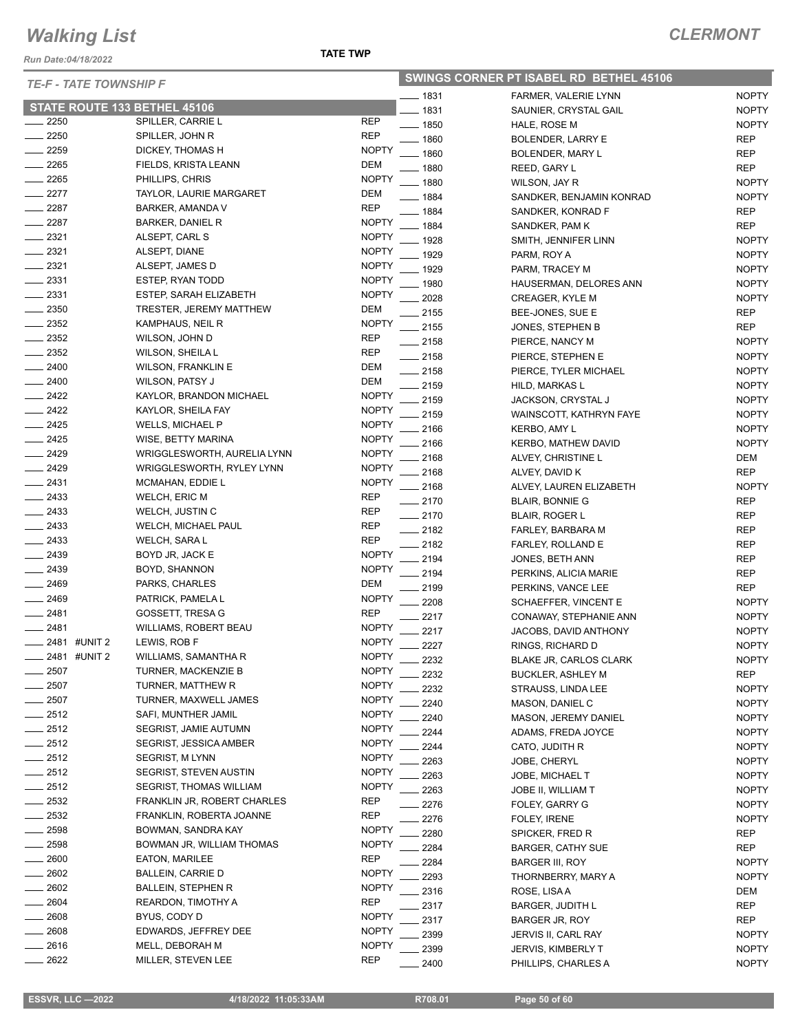# Walking List

**CLERMONT**

Run Date:04/18/2022

**TATE TWP**

*TE-F - TATE TOWNSHIP F*

## STATE ROUTE 133 BETHEL 45106

| No. | Name | Party |
|---|---|---|
| ____ 2250 | SPILLER, CARRIE L | REP |
| ____ 2250 | SPILLER, JOHN R | REP |
| ____ 2259 | DICKEY, THOMAS H | NOPTY |
| ____ 2265 | FIELDS, KRISTA LEANN | DEM |
| ____ 2265 | PHILLIPS, CHRIS | NOPTY |
| ____ 2277 | TAYLOR, LAURIE MARGARET | DEM |
| ____ 2287 | BARKER, AMANDA V | REP |
| ____ 2287 | BARKER, DANIEL R | NOPTY |
| ____ 2321 | ALSEPT, CARL S | NOPTY |
| ____ 2321 | ALSEPT, DIANE | NOPTY |
| ____ 2321 | ALSEPT, JAMES D | NOPTY |
| ____ 2331 | ESTEP, RYAN TODD | NOPTY |
| ____ 2331 | ESTEP, SARAH ELIZABETH | NOPTY |
| ____ 2350 | TRESTER, JEREMY MATTHEW | DEM |
| ____ 2352 | KAMPHAUS, NEIL R | NOPTY |
| ____ 2352 | WILSON, JOHN D | REP |
| ____ 2352 | WILSON, SHEILA L | REP |
| ____ 2400 | WILSON, FRANKLIN E | DEM |
| ____ 2400 | WILSON, PATSY J | DEM |
| ____ 2422 | KAYLOR, BRANDON MICHAEL | NOPTY |
| ____ 2422 | KAYLOR, SHEILA FAY | NOPTY |
| ____ 2425 | WELLS, MICHAEL P | NOPTY |
| ____ 2425 | WISE, BETTY MARINA | NOPTY |
| ____ 2429 | WRIGGLESWORTH, AURELIA LYNN | NOPTY |
| ____ 2429 | WRIGGLESWORTH, RYLEY LYNN | NOPTY |
| ____ 2431 | MCMAHAN, EDDIE L | NOPTY |
| ____ 2433 | WELCH, ERIC M | REP |
| ____ 2433 | WELCH, JUSTIN C | REP |
| ____ 2433 | WELCH, MICHAEL PAUL | REP |
| ____ 2433 | WELCH, SARA L | REP |
| ____ 2439 | BOYD JR, JACK E | NOPTY |
| ____ 2439 | BOYD, SHANNON | NOPTY |
| ____ 2469 | PARKS, CHARLES | DEM |
| ____ 2469 | PATRICK, PAMELA L | NOPTY |
| ____ 2481 | GOSSETT, TRESA G | REP |
| ____ 2481 | WILLIAMS, ROBERT BEAU | NOPTY |
| ____ 2481 #UNIT 2 | LEWIS, ROB F | NOPTY |
| ____ 2481 #UNIT 2 | WILLIAMS, SAMANTHA R | NOPTY |
| ____ 2507 | TURNER, MACKENZIE B | NOPTY |
| ____ 2507 | TURNER, MATTHEW R | NOPTY |
| ____ 2507 | TURNER, MAXWELL JAMES | NOPTY |
| ____ 2512 | SAFI, MUNTHER JAMIL | NOPTY |
| ____ 2512 | SEGRIST, JAMIE AUTUMN | NOPTY |
| ____ 2512 | SEGRIST, JESSICA AMBER | NOPTY |
| ____ 2512 | SEGRIST, M LYNN | NOPTY |
| ____ 2512 | SEGRIST, STEVEN AUSTIN | NOPTY |
| ____ 2512 | SEGRIST, THOMAS WILLIAM | NOPTY |
| ____ 2532 | FRANKLIN JR, ROBERT CHARLES | REP |
| ____ 2532 | FRANKLIN, ROBERTA JOANNE | REP |
| ____ 2598 | BOWMAN, SANDRA KAY | NOPTY |
| ____ 2598 | BOWMAN JR, WILLIAM THOMAS | NOPTY |
| ____ 2600 | EATON, MARILEE | REP |
| ____ 2602 | BALLEIN, CARRIE D | NOPTY |
| ____ 2602 | BALLEIN, STEPHEN R | NOPTY |
| ____ 2604 | REARDON, TIMOTHY A | REP |
| ____ 2608 | BYUS, CODY D | NOPTY |
| ____ 2608 | EDWARDS, JEFFREY DEE | NOPTY |
| ____ 2616 | MELL, DEBORAH M | NOPTY |
| ____ 2622 | MILLER, STEVEN LEE | REP |

## SWINGS CORNER PT ISABEL RD BETHEL 45106

| No. | Name | Party |
|---|---|---|
| ____ 1831 | FARMER, VALERIE LYNN | NOPTY |
| ____ 1831 | SAUNIER, CRYSTAL GAIL | NOPTY |
| ____ 1850 | HALE, ROSE M | NOPTY |
| ____ 1860 | BOLENDER, LARRY E | REP |
| ____ 1860 | BOLENDER, MARY L | REP |
| ____ 1880 | REED, GARY L | REP |
| ____ 1880 | WILSON, JAY R | NOPTY |
| ____ 1884 | SANDKER, BENJAMIN KONRAD | NOPTY |
| ____ 1884 | SANDKER, KONRAD F | REP |
| ____ 1884 | SANDKER, PAM K | REP |
| ____ 1928 | SMITH, JENNIFER LINN | NOPTY |
| ____ 1929 | PARM, ROY A | NOPTY |
| ____ 1929 | PARM, TRACEY M | NOPTY |
| ____ 1980 | HAUSERMAN, DELORES ANN | NOPTY |
| ____ 2028 | CREAGER, KYLE M | NOPTY |
| ____ 2155 | BEE-JONES, SUE E | REP |
| ____ 2155 | JONES, STEPHEN B | REP |
| ____ 2158 | PIERCE, NANCY M | NOPTY |
| ____ 2158 | PIERCE, STEPHEN E | NOPTY |
| ____ 2158 | PIERCE, TYLER MICHAEL | NOPTY |
| ____ 2159 | HILD, MARKAS L | NOPTY |
| ____ 2159 | JACKSON, CRYSTAL J | NOPTY |
| ____ 2159 | WAINSCOTT, KATHRYN FAYE | NOPTY |
| ____ 2166 | KERBO, AMY L | NOPTY |
| ____ 2166 | KERBO, MATHEW DAVID | NOPTY |
| ____ 2168 | ALVEY, CHRISTINE L | DEM |
| ____ 2168 | ALVEY, DAVID K | REP |
| ____ 2168 | ALVEY, LAUREN ELIZABETH | NOPTY |
| ____ 2170 | BLAIR, BONNIE G | REP |
| ____ 2170 | BLAIR, ROGER L | REP |
| ____ 2182 | FARLEY, BARBARA M | REP |
| ____ 2182 | FARLEY, ROLLAND E | REP |
| ____ 2194 | JONES, BETH ANN | REP |
| ____ 2194 | PERKINS, ALICIA MARIE | REP |
| ____ 2199 | PERKINS, VANCE LEE | REP |
| ____ 2208 | SCHAEFFER, VINCENT E | NOPTY |
| ____ 2217 | CONAWAY, STEPHANIE ANN | NOPTY |
| ____ 2217 | JACOBS, DAVID ANTHONY | NOPTY |
| ____ 2227 | RINGS, RICHARD D | NOPTY |
| ____ 2232 | BLAKE JR, CARLOS CLARK | NOPTY |
| ____ 2232 | BUCKLER, ASHLEY M | REP |
| ____ 2232 | STRAUSS, LINDA LEE | NOPTY |
| ____ 2240 | MASON, DANIEL C | NOPTY |
| ____ 2240 | MASON, JEREMY DANIEL | NOPTY |
| ____ 2244 | ADAMS, FREDA JOYCE | NOPTY |
| ____ 2244 | CATO, JUDITH R | NOPTY |
| ____ 2263 | JOBE, CHERYL | NOPTY |
| ____ 2263 | JOBE, MICHAEL T | NOPTY |
| ____ 2263 | JOBE II, WILLIAM T | NOPTY |
| ____ 2276 | FOLEY, GARRY G | NOPTY |
| ____ 2276 | FOLEY, IRENE | NOPTY |
| ____ 2280 | SPICKER, FRED R | REP |
| ____ 2284 | BARGER, CATHY SUE | REP |
| ____ 2284 | BARGER III, ROY | NOPTY |
| ____ 2293 | THORNBERRY, MARY A | NOPTY |
| ____ 2316 | ROSE, LISA A | DEM |
| ____ 2317 | BARGER, JUDITH L | REP |
| ____ 2317 | BARGER JR, ROY | REP |
| ____ 2399 | JERVIS II, CARL RAY | NOPTY |
| ____ 2399 | JERVIS, KIMBERLY T | NOPTY |
| ____ 2400 | PHILLIPS, CHARLES A | NOPTY |

ESSVR, LLC —2022 4/18/2022 11:05:33AM R708.01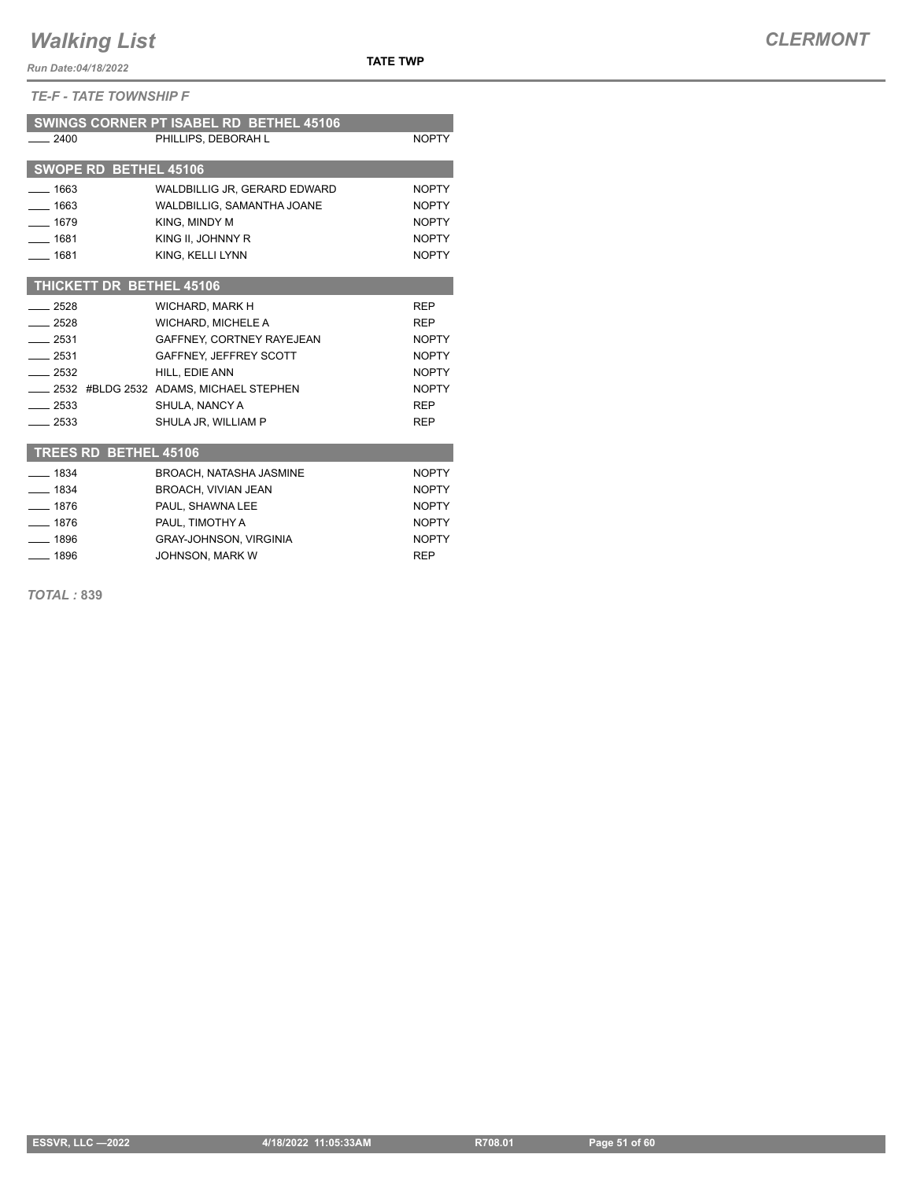*TE-F - TATE TOWNSHIP F*

**SWINGS CORNER PT ISABEL RD BETHEL 45106**

| | | |
|---|---|---|
| ____ 2400 | PHILLIPS, DEBORAH L | NOPTY |

**SWOPE RD BETHEL 45106**

| | | |
|---|---|---|
| ____ 1663 | WALDBILLIG JR, GERARD EDWARD | NOPTY |
| ____ 1663 | WALDBILLIG, SAMANTHA JOANE | NOPTY |
| ____ 1679 | KING, MINDY M | NOPTY |
| ____ 1681 | KING II, JOHNNY R | NOPTY |
| ____ 1681 | KING, KELLI LYNN | NOPTY |

**THICKETT DR BETHEL 45106**

| | | |
|---|---|---|
| ____ 2528 | WICHARD, MARK H | REP |
| ____ 2528 | WICHARD, MICHELE A | REP |
| ____ 2531 | GAFFNEY, CORTNEY RAYEJEAN | NOPTY |
| ____ 2531 | GAFFNEY, JEFFREY SCOTT | NOPTY |
| ____ 2532 | HILL, EDIE ANN | NOPTY |
| ____ 2532 #BLDG 2532 | ADAMS, MICHAEL STEPHEN | NOPTY |
| ____ 2533 | SHULA, NANCY A | REP |
| ____ 2533 | SHULA JR, WILLIAM P | REP |

**TREES RD BETHEL 45106**

| | | |
|---|---|---|
| ____ 1834 | BROACH, NATASHA JASMINE | NOPTY |
| ____ 1834 | BROACH, VIVIAN JEAN | NOPTY |
| ____ 1876 | PAUL, SHAWNA LEE | NOPTY |
| ____ 1876 | PAUL, TIMOTHY A | NOPTY |
| ____ 1896 | GRAY-JOHNSON, VIRGINIA | NOPTY |
| ____ 1896 | JOHNSON, MARK W | REP |

***TOTAL :* 839**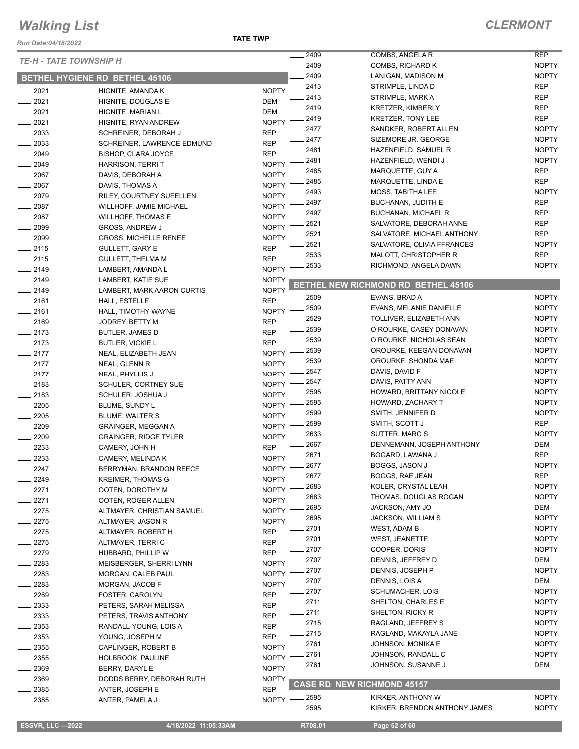# Walking List

**CLERMONT**

Run Date:04/18/2022

**TATE TWP**

*TE-H - TATE TOWNSHIP H*

## BETHEL HYGIENE RD BETHEL 45106

| No. | Name | Party |
|---|---|---|
| 2021 | HIGNITE, AMANDA K | NOPTY |
| 2021 | HIGNITE, DOUGLAS E | DEM |
| 2021 | HIGNITE, MARIAN L | DEM |
| 2021 | HIGNITE, RYAN ANDREW | NOPTY |
| 2033 | SCHREINER, DEBORAH J | REP |
| 2033 | SCHREINER, LAWRENCE EDMUND | REP |
| 2049 | BISHOP, CLARA JOYCE | REP |
| 2049 | HARRISON, TERRI T | NOPTY |
| 2067 | DAVIS, DEBORAH A | NOPTY |
| 2067 | DAVIS, THOMAS A | NOPTY |
| 2079 | RILEY, COURTNEY SUEELLEN | NOPTY |
| 2087 | WILLHOFF, JAMIE MICHAEL | NOPTY |
| 2087 | WILLHOFF, THOMAS E | NOPTY |
| 2099 | GROSS, ANDREW J | NOPTY |
| 2099 | GROSS, MICHELLE RENEE | NOPTY |
| 2115 | GULLETT, GARY E | REP |
| 2115 | GULLETT, THELMA M | REP |
| 2149 | LAMBERT, AMANDA L | NOPTY |
| 2149 | LAMBERT, KATIE SUE | NOPTY |
| 2149 | LAMBERT, MARK AARON CURTIS | NOPTY |
| 2161 | HALL, ESTELLE | REP |
| 2161 | HALL, TIMOTHY WAYNE | NOPTY |
| 2169 | JODREY, BETTY M | REP |
| 2173 | BUTLER, JAMES D | REP |
| 2173 | BUTLER, VICKIE L | REP |
| 2177 | NEAL, ELIZABETH JEAN | NOPTY |
| 2177 | NEAL, GLENN R | NOPTY |
| 2177 | NEAL, PHYLLIS J | NOPTY |
| 2183 | SCHULER, CORTNEY SUE | NOPTY |
| 2183 | SCHULER, JOSHUA J | NOPTY |
| 2205 | BLUME, SUNDY L | NOPTY |
| 2205 | BLUME, WALTER S | NOPTY |
| 2209 | GRAINGER, MEGGAN A | NOPTY |
| 2209 | GRAINGER, RIDGE TYLER | NOPTY |
| 2233 | CAMERY, JOHN H | REP |
| 2233 | CAMERY, MELINDA K | NOPTY |
| 2247 | BERRYMAN, BRANDON REECE | NOPTY |
| 2249 | KREIMER, THOMAS G | NOPTY |
| 2271 | OOTEN, DOROTHY M | NOPTY |
| 2271 | OOTEN, ROGER ALLEN | NOPTY |
| 2275 | ALTMAYER, CHRISTIAN SAMUEL | NOPTY |
| 2275 | ALTMAYER, JASON R | NOPTY |
| 2275 | ALTMAYER, ROBERT H | REP |
| 2275 | ALTMAYER, TERRI C | REP |
| 2279 | HUBBARD, PHILLIP W | REP |
| 2283 | MEISBERGER, SHERRI LYNN | NOPTY |
| 2283 | MORGAN, CALEB PAUL | NOPTY |
| 2283 | MORGAN, JACOB F | NOPTY |
| 2289 | FOSTER, CAROLYN | REP |
| 2333 | PETERS, SARAH MELISSA | REP |
| 2333 | PETERS, TRAVIS ANTHONY | REP |
| 2353 | RANDALL-YOUNG, LOIS A | REP |
| 2353 | YOUNG, JOSEPH M | REP |
| 2355 | CAPLINGER, ROBERT B | NOPTY |
| 2355 | HOLBROOK, PAULINE | NOPTY |
| 2369 | BERRY, DARYL E | NOPTY |
| 2369 | DODDS BERRY, DEBORAH RUTH | NOPTY |
| 2385 | ANTER, JOSEPH E | REP |
| 2385 | ANTER, PAMELA J | NOPTY |
| 2409 | COMBS, ANGELA R | REP |
| 2409 | COMBS, RICHARD K | NOPTY |
| 2409 | LANIGAN, MADISON M | NOPTY |
| 2413 | STRIMPLE, LINDA D | REP |
| 2413 | STRIMPLE, MARK A | REP |
| 2419 | KRETZER, KIMBERLY | REP |
| 2419 | KRETZER, TONY LEE | REP |
| 2477 | SANDKER, ROBERT ALLEN | NOPTY |
| 2477 | SIZEMORE JR, GEORGE | NOPTY |
| 2481 | HAZENFIELD, SAMUEL R | NOPTY |
| 2481 | HAZENFIELD, WENDI J | NOPTY |
| 2485 | MARQUETTE, GUY A | REP |
| 2485 | MARQUETTE, LINDA E | REP |
| 2493 | MOSS, TABITHA LEE | NOPTY |
| 2497 | BUCHANAN, JUDITH E | REP |
| 2497 | BUCHANAN, MICHAEL R | REP |
| 2521 | SALVATORE, DEBORAH ANNE | REP |
| 2521 | SALVATORE, MICHAEL ANTHONY | REP |
| 2521 | SALVATORE, OLIVIA FFRANCES | NOPTY |
| 2533 | MALOTT, CHRISTOPHER R | REP |
| 2533 | RICHMOND, ANGELA DAWN | NOPTY |

## BETHEL NEW RICHMOND RD BETHEL 45106

| No. | Name | Party |
|---|---|---|
| 2509 | EVANS, BRAD A | NOPTY |
| 2509 | EVANS, MELANIE DANIELLE | NOPTY |
| 2529 | TOLLIVER, ELIZABETH ANN | NOPTY |
| 2539 | O ROURKE, CASEY DONAVAN | NOPTY |
| 2539 | O ROURKE, NICHOLAS SEAN | NOPTY |
| 2539 | OROURKE, KEEGAN DONAVAN | NOPTY |
| 2539 | OROURKE, SHONDA MAE | NOPTY |
| 2547 | DAVIS, DAVID F | NOPTY |
| 2547 | DAVIS, PATTY ANN | NOPTY |
| 2595 | HOWARD, BRITTANY NICOLE | NOPTY |
| 2595 | HOWARD, ZACHARY T | NOPTY |
| 2599 | SMITH, JENNIFER D | NOPTY |
| 2599 | SMITH, SCOTT J | REP |
| 2633 | SUTTER, MARC S | NOPTY |
| 2667 | DENNEMANN, JOSEPH ANTHONY | DEM |
| 2671 | BOGARD, LAWANA J | REP |
| 2677 | BOGGS, JASON J | NOPTY |
| 2677 | BOGGS, RAE JEAN | REP |
| 2683 | KOLER, CRYSTAL LEAH | NOPTY |
| 2683 | THOMAS, DOUGLAS ROGAN | NOPTY |
| 2695 | JACKSON, AMY JO | DEM |
| 2695 | JACKSON, WILLIAM S | NOPTY |
| 2701 | WEST, ADAM B | NOPTY |
| 2701 | WEST, JEANETTE | NOPTY |
| 2707 | COOPER, DORIS | NOPTY |
| 2707 | DENNIS, JEFFREY D | DEM |
| 2707 | DENNIS, JOSEPH P | NOPTY |
| 2707 | DENNIS, LOIS A | DEM |
| 2707 | SCHUMACHER, LOIS | NOPTY |
| 2711 | SHELTON, CHARLES E | NOPTY |
| 2711 | SHELTON, RICKY R | NOPTY |
| 2715 | RAGLAND, JEFFREY S | NOPTY |
| 2715 | RAGLAND, MAKAYLA JANE | NOPTY |
| 2761 | JOHNSON, MONIKA E | NOPTY |
| 2761 | JOHNSON, RANDALL C | NOPTY |
| 2761 | JOHNSON, SUSANNE J | DEM |

## CASE RD NEW RICHMOND 45157

| No. | Name | Party |
|---|---|---|
| 2595 | KIRKER, ANTHONY W | NOPTY |
| 2595 | KIRKER, BRENDON ANTHONY JAMES | NOPTY |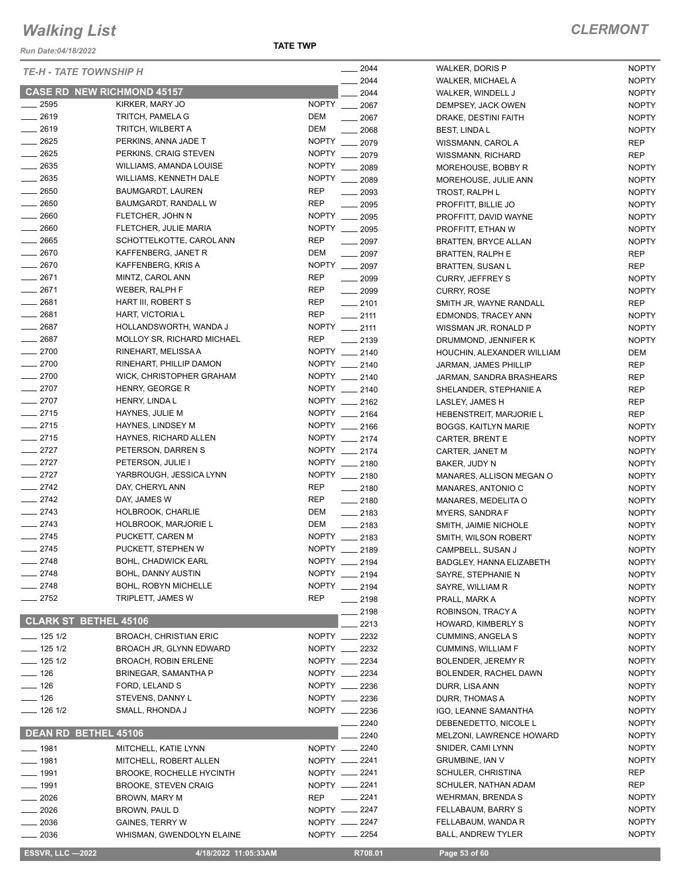# Walking List

## CLERMONT

*Run Date:04/18/2022*

**TATE TWP**

### TE-H - TATE TOWNSHIP H

#### CASE RD NEW RICHMOND 45157

| No. | Name | Party |
|---|---|---|
| 2595 | KIRKER, MARY JO | NOPTY |
| 2619 | TRITCH, PAMELA G | DEM |
| 2619 | TRITCH, WILBERT A | DEM |
| 2625 | PERKINS, ANNA JADE T | NOPTY |
| 2625 | PERKINS, CRAIG STEVEN | NOPTY |
| 2635 | WILLIAMS, AMANDA LOUISE | NOPTY |
| 2635 | WILLIAMS, KENNETH DALE | NOPTY |
| 2650 | BAUMGARDT, LAUREN | REP |
| 2650 | BAUMGARDT, RANDALL W | REP |
| 2660 | FLETCHER, JOHN N | NOPTY |
| 2660 | FLETCHER, JULIE MARIA | NOPTY |
| 2665 | SCHOTTELKOTTE, CAROL ANN | REP |
| 2670 | KAFFENBERG, JANET R | DEM |
| 2670 | KAFFENBERG, KRIS A | NOPTY |
| 2671 | MINTZ, CAROL ANN | REP |
| 2671 | WEBER, RALPH F | REP |
| 2681 | HART III, ROBERT S | REP |
| 2681 | HART, VICTORIA L | REP |
| 2687 | HOLLANDSWORTH, WANDA J | NOPTY |
| 2687 | MOLLOY SR, RICHARD MICHAEL | REP |
| 2700 | RINEHART, MELISSA A | NOPTY |
| 2700 | RINEHART, PHILLIP DAMON | NOPTY |
| 2700 | WICK, CHRISTOPHER GRAHAM | NOPTY |
| 2707 | HENRY, GEORGE R | NOPTY |
| 2707 | HENRY, LINDA L | NOPTY |
| 2715 | HAYNES, JULIE M | NOPTY |
| 2715 | HAYNES, LINDSEY M | NOPTY |
| 2715 | HAYNES, RICHARD ALLEN | NOPTY |
| 2727 | PETERSON, DARREN S | NOPTY |
| 2727 | PETERSON, JULIE I | NOPTY |
| 2727 | YARBROUGH, JESSICA LYNN | NOPTY |
| 2742 | DAY, CHERYL ANN | REP |
| 2742 | DAY, JAMES W | REP |
| 2743 | HOLBROOK, CHARLIE | DEM |
| 2743 | HOLBROOK, MARJORIE L | DEM |
| 2745 | PUCKETT, CAREN M | NOPTY |
| 2745 | PUCKETT, STEPHEN W | NOPTY |
| 2748 | BOHL, CHADWICK EARL | NOPTY |
| 2748 | BOHL, DANNY AUSTIN | NOPTY |
| 2748 | BOHL, ROBYN MICHELLE | NOPTY |
| 2752 | TRIPLETT, JAMES W | REP |

#### CLARK ST BETHEL 45106

| No. | Name | Party |
|---|---|---|
| 125 1/2 | BROACH, CHRISTIAN ERIC | NOPTY |
| 125 1/2 | BROACH JR, GLYNN EDWARD | NOPTY |
| 125 1/2 | BROACH, ROBIN ERLENE | NOPTY |
| 126 | BRINEGAR, SAMANTHA P | NOPTY |
| 126 | FORD, LELAND S | NOPTY |
| 126 | STEVENS, DANNY L | NOPTY |
| 126 1/2 | SMALL, RHONDA J | NOPTY |

#### DEAN RD BETHEL 45106

| No. | Name | Party |
|---|---|---|
| 1981 | MITCHELL, KATIE LYNN | NOPTY |
| 1981 | MITCHELL, ROBERT ALLEN | NOPTY |
| 1991 | BROOKE, ROCHELLE HYCINTH | NOPTY |
| 1991 | BROOKE, STEVEN CRAIG | NOPTY |
| 2026 | BROWN, MARY M | REP |
| 2026 | BROWN, PAUL D | NOPTY |
| 2036 | GAINES, TERRY W | NOPTY |
| 2036 | WHISMAN, GWENDOLYN ELAINE | NOPTY |
| 2044 | WALKER, DORIS P | NOPTY |
| 2044 | WALKER, MICHAEL A | NOPTY |
| 2044 | WALKER, WINDELL J | NOPTY |
| 2067 | DEMPSEY, JACK OWEN | NOPTY |
| 2067 | DRAKE, DESTINI FAITH | NOPTY |
| 2068 | BEST, LINDA L | NOPTY |
| 2079 | WISSMANN, CAROL A | REP |
| 2079 | WISSMANN, RICHARD | REP |
| 2089 | MOREHOUSE, BOBBY R | NOPTY |
| 2089 | MOREHOUSE, JULIE ANN | NOPTY |
| 2093 | TROST, RALPH L | NOPTY |
| 2095 | PROFFITT, BILLIE JO | NOPTY |
| 2095 | PROFFITT, DAVID WAYNE | NOPTY |
| 2095 | PROFFITT, ETHAN W | NOPTY |
| 2097 | BRATTEN, BRYCE ALLAN | NOPTY |
| 2097 | BRATTEN, RALPH E | REP |
| 2097 | BRATTEN, SUSAN L | REP |
| 2099 | CURRY, JEFFREY S | NOPTY |
| 2099 | CURRY, ROSE | NOPTY |
| 2101 | SMITH JR, WAYNE RANDALL | REP |
| 2111 | EDMONDS, TRACEY ANN | NOPTY |
| 2111 | WISSMAN JR, RONALD P | NOPTY |
| 2139 | DRUMMOND, JENNIFER K | NOPTY |
| 2140 | HOUCHIN, ALEXANDER WILLIAM | DEM |
| 2140 | JARMAN, JAMES PHILLIP | REP |
| 2140 | JARMAN, SANDRA BRASHEARS | REP |
| 2140 | SHELANDER, STEPHANIE A | REP |
| 2162 | LASLEY, JAMES H | REP |
| 2164 | HEBENSTREIT, MARJORIE L | REP |
| 2166 | BOGGS, KAITLYN MARIE | NOPTY |
| 2174 | CARTER, BRENT E | NOPTY |
| 2174 | CARTER, JANET M | NOPTY |
| 2180 | BAKER, JUDY N | NOPTY |
| 2180 | MANARES, ALLISON MEGAN O | NOPTY |
| 2180 | MANARES, ANTONIO C | NOPTY |
| 2180 | MANARES, MEDELITA O | NOPTY |
| 2183 | MYERS, SANDRA F | NOPTY |
| 2183 | SMITH, JAIMIE NICHOLE | NOPTY |
| 2183 | SMITH, WILSON ROBERT | NOPTY |
| 2189 | CAMPBELL, SUSAN J | NOPTY |
| 2194 | BADGLEY, HANNA ELIZABETH | NOPTY |
| 2194 | SAYRE, STEPHANIE N | NOPTY |
| 2194 | SAYRE, WILLIAM R | NOPTY |
| 2198 | PRALL, MARK A | NOPTY |
| 2198 | ROBINSON, TRACY A | NOPTY |
| 2213 | HOWARD, KIMBERLY S | NOPTY |
| 2232 | CUMMINS, ANGELA S | NOPTY |
| 2232 | CUMMINS, WILLIAM F | NOPTY |
| 2234 | BOLENDER, JEREMY R | NOPTY |
| 2234 | BOLENDER, RACHEL DAWN | NOPTY |
| 2236 | DURR, LISA ANN | NOPTY |
| 2236 | DURR, THOMAS A | NOPTY |
| 2236 | IGO, LEANNE SAMANTHA | NOPTY |
| 2240 | DEBENEDETTO, NICOLE L | NOPTY |
| 2240 | MELZONI, LAWRENCE HOWARD | NOPTY |
| 2240 | SNIDER, CAMI LYNN | NOPTY |
| 2241 | GRUMBINE, IAN V | NOPTY |
| 2241 | SCHULER, CHRISTINA | REP |
| 2241 | SCHULER, NATHAN ADAM | REP |
| 2241 | WEHRMAN, BRENDA S | NOPTY |
| 2247 | FELLABAUM, BARRY S | NOPTY |
| 2247 | FELLABAUM, WANDA R | NOPTY |
| 2254 | BALL, ANDREW TYLER | NOPTY |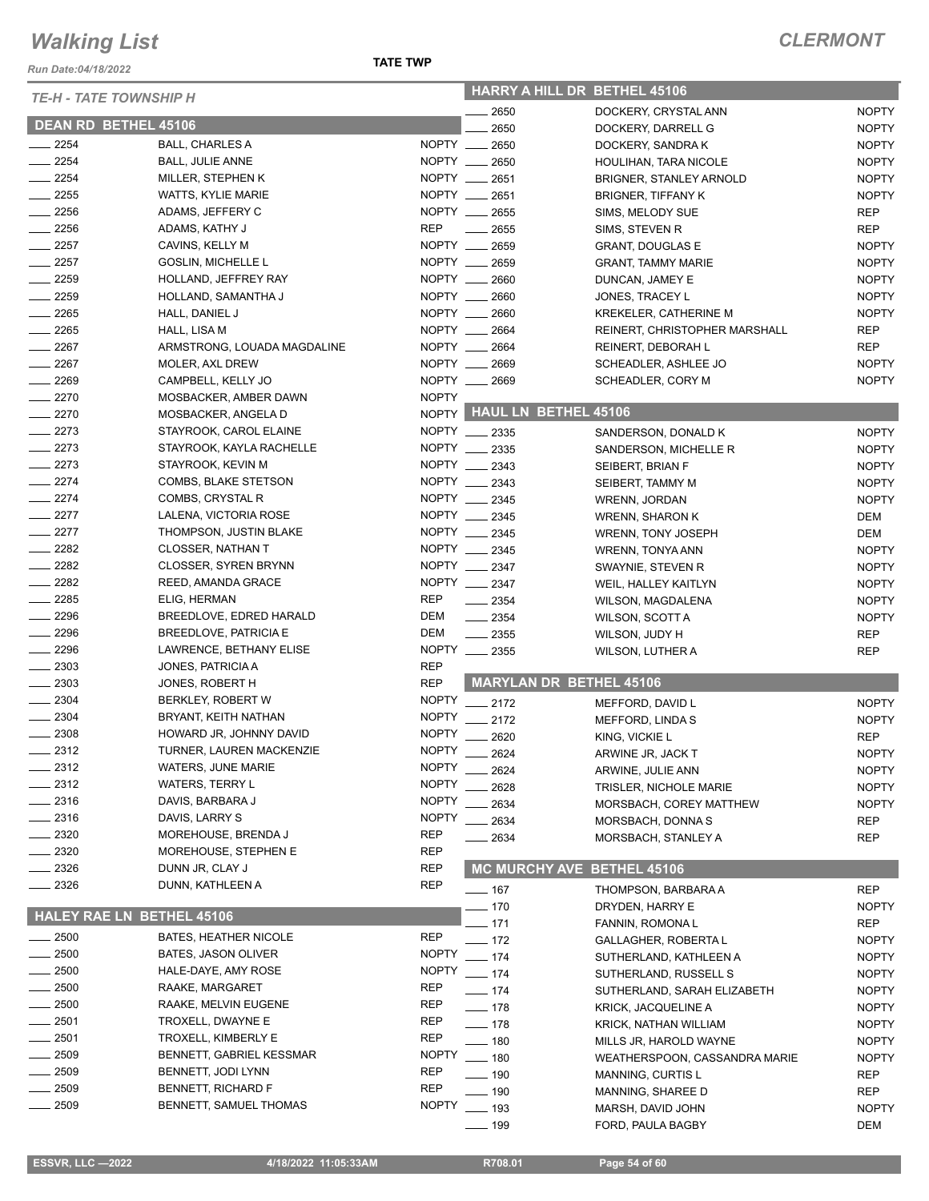# Walking List

**CLERMONT**

*Run Date:04/18/2022*

**TATE TWP**

*TE-H - TATE TOWNSHIP H*

## DEAN RD BETHEL 45106

| No. | Name | Party |
|---|---|---|
| 2254 | BALL, CHARLES A | NOPTY |
| 2254 | BALL, JULIE ANNE | NOPTY |
| 2254 | MILLER, STEPHEN K | NOPTY |
| 2255 | WATTS, KYLIE MARIE | NOPTY |
| 2256 | ADAMS, JEFFERY C | NOPTY |
| 2256 | ADAMS, KATHY J | REP |
| 2257 | CAVINS, KELLY M | NOPTY |
| 2257 | GOSLIN, MICHELLE L | NOPTY |
| 2259 | HOLLAND, JEFFREY RAY | NOPTY |
| 2259 | HOLLAND, SAMANTHA J | NOPTY |
| 2265 | HALL, DANIEL J | NOPTY |
| 2265 | HALL, LISA M | NOPTY |
| 2267 | ARMSTRONG, LOUADA MAGDALINE | NOPTY |
| 2267 | MOLER, AXL DREW | NOPTY |
| 2269 | CAMPBELL, KELLY JO | NOPTY |
| 2270 | MOSBACKER, AMBER DAWN | NOPTY |
| 2270 | MOSBACKER, ANGELA D | NOPTY |
| 2273 | STAYROOK, CAROL ELAINE | NOPTY |
| 2273 | STAYROOK, KAYLA RACHELLE | NOPTY |
| 2273 | STAYROOK, KEVIN M | NOPTY |
| 2274 | COMBS, BLAKE STETSON | NOPTY |
| 2274 | COMBS, CRYSTAL R | NOPTY |
| 2277 | LALENA, VICTORIA ROSE | NOPTY |
| 2277 | THOMPSON, JUSTIN BLAKE | NOPTY |
| 2282 | CLOSSER, NATHAN T | NOPTY |
| 2282 | CLOSSER, SYREN BRYNN | NOPTY |
| 2282 | REED, AMANDA GRACE | NOPTY |
| 2285 | ELIG, HERMAN | REP |
| 2296 | BREEDLOVE, EDRED HARALD | DEM |
| 2296 | BREEDLOVE, PATRICIA E | DEM |
| 2296 | LAWRENCE, BETHANY ELISE | NOPTY |
| 2303 | JONES, PATRICIA A | REP |
| 2303 | JONES, ROBERT H | REP |
| 2304 | BERKLEY, ROBERT W | NOPTY |
| 2304 | BRYANT, KEITH NATHAN | NOPTY |
| 2308 | HOWARD JR, JOHNNY DAVID | NOPTY |
| 2312 | TURNER, LAUREN MACKENZIE | NOPTY |
| 2312 | WATERS, JUNE MARIE | NOPTY |
| 2312 | WATERS, TERRY L | NOPTY |
| 2316 | DAVIS, BARBARA J | NOPTY |
| 2316 | DAVIS, LARRY S | NOPTY |
| 2320 | MOREHOUSE, BRENDA J | REP |
| 2320 | MOREHOUSE, STEPHEN E | REP |
| 2326 | DUNN JR, CLAY J | REP |
| 2326 | DUNN, KATHLEEN A | REP |

## HALEY RAE LN BETHEL 45106

| No. | Name | Party |
|---|---|---|
| 2500 | BATES, HEATHER NICOLE | REP |
| 2500 | BATES, JASON OLIVER | NOPTY |
| 2500 | HALE-DAYE, AMY ROSE | NOPTY |
| 2500 | RAAKE, MARGARET | REP |
| 2500 | RAAKE, MELVIN EUGENE | REP |
| 2501 | TROXELL, DWAYNE E | REP |
| 2501 | TROXELL, KIMBERLY E | REP |
| 2509 | BENNETT, GABRIEL KESSMAR | NOPTY |
| 2509 | BENNETT, JODI LYNN | REP |
| 2509 | BENNETT, RICHARD F | REP |
| 2509 | BENNETT, SAMUEL THOMAS | NOPTY |

## HARRY A HILL DR BETHEL 45106

| No. | Name | Party |
|---|---|---|
| 2650 | DOCKERY, CRYSTAL ANN | NOPTY |
| 2650 | DOCKERY, DARRELL G | NOPTY |
| 2650 | DOCKERY, SANDRA K | NOPTY |
| 2650 | HOULIHAN, TARA NICOLE | NOPTY |
| 2651 | BRIGNER, STANLEY ARNOLD | NOPTY |
| 2651 | BRIGNER, TIFFANY K | NOPTY |
| 2655 | SIMS, MELODY SUE | REP |
| 2655 | SIMS, STEVEN R | REP |
| 2659 | GRANT, DOUGLAS E | NOPTY |
| 2659 | GRANT, TAMMY MARIE | NOPTY |
| 2660 | DUNCAN, JAMEY E | NOPTY |
| 2660 | JONES, TRACEY L | NOPTY |
| 2660 | KREKELER, CATHERINE M | NOPTY |
| 2664 | REINERT, CHRISTOPHER MARSHALL | REP |
| 2664 | REINERT, DEBORAH L | REP |
| 2669 | SCHEADLER, ASHLEE JO | NOPTY |
| 2669 | SCHEADLER, CORY M | NOPTY |

## HAUL LN BETHEL 45106

| No. | Name | Party |
|---|---|---|
| 2335 | SANDERSON, DONALD K | NOPTY |
| 2335 | SANDERSON, MICHELLE R | NOPTY |
| 2343 | SEIBERT, BRIAN F | NOPTY |
| 2343 | SEIBERT, TAMMY M | NOPTY |
| 2345 | WRENN, JORDAN | NOPTY |
| 2345 | WRENN, SHARON K | DEM |
| 2345 | WRENN, TONY JOSEPH | DEM |
| 2345 | WRENN, TONYA ANN | NOPTY |
| 2347 | SWAYNIE, STEVEN R | NOPTY |
| 2347 | WEIL, HALLEY KAITLYN | NOPTY |
| 2354 | WILSON, MAGDALENA | NOPTY |
| 2354 | WILSON, SCOTT A | NOPTY |
| 2355 | WILSON, JUDY H | REP |
| 2355 | WILSON, LUTHER A | REP |

## MARYLAN DR BETHEL 45106

| No. | Name | Party |
|---|---|---|
| 2172 | MEFFORD, DAVID L | NOPTY |
| 2172 | MEFFORD, LINDA S | NOPTY |
| 2620 | KING, VICKIE L | REP |
| 2624 | ARWINE JR, JACK T | NOPTY |
| 2624 | ARWINE, JULIE ANN | NOPTY |
| 2628 | TRISLER, NICHOLE MARIE | NOPTY |
| 2634 | MORSBACH, COREY MATTHEW | NOPTY |
| 2634 | MORSBACH, DONNA S | REP |
| 2634 | MORSBACH, STANLEY A | REP |

## MC MURCHY AVE BETHEL 45106

| No. | Name | Party |
|---|---|---|
| 167 | THOMPSON, BARBARA A | REP |
| 170 | DRYDEN, HARRY E | NOPTY |
| 171 | FANNIN, ROMONA L | REP |
| 172 | GALLAGHER, ROBERTA L | NOPTY |
| 174 | SUTHERLAND, KATHLEEN A | NOPTY |
| 174 | SUTHERLAND, RUSSELL S | NOPTY |
| 174 | SUTHERLAND, SARAH ELIZABETH | NOPTY |
| 178 | KRICK, JACQUELINE A | NOPTY |
| 178 | KRICK, NATHAN WILLIAM | NOPTY |
| 180 | MILLS JR, HAROLD WAYNE | NOPTY |
| 180 | WEATHERSPOON, CASSANDRA MARIE | NOPTY |
| 190 | MANNING, CURTIS L | REP |
| 190 | MANNING, SHAREE D | REP |
| 193 | MARSH, DAVID JOHN | NOPTY |
| 199 | FORD, PAULA BAGBY | DEM |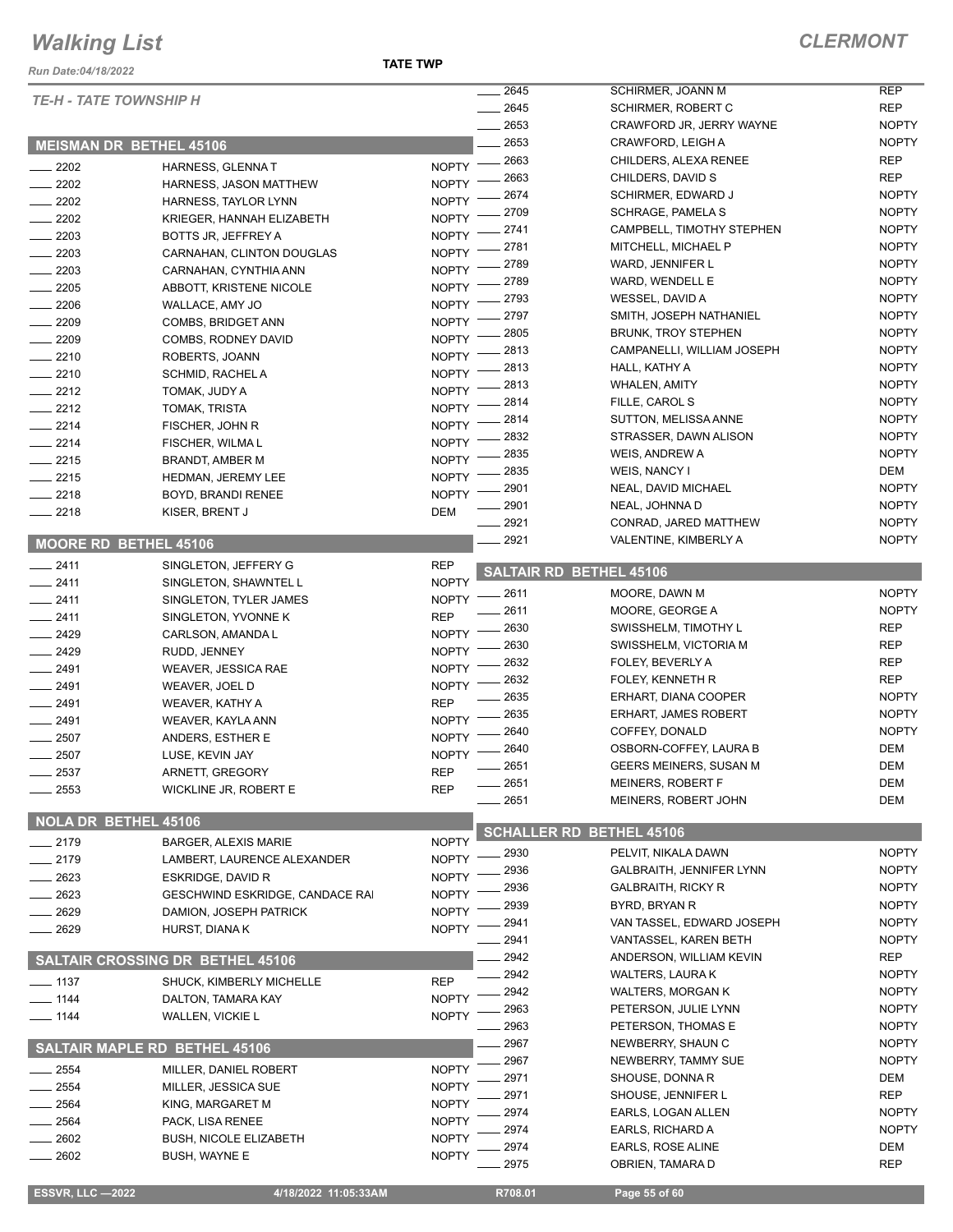# Walking List

## CLERMONT

Run Date:04/18/2022

TATE TWP

*TE-H - TATE TOWNSHIP H*

### MEISMAN DR BETHEL 45106

| No. | Name | Party |
|---|---|---|
| 2202 | HARNESS, GLENNA T | NOPTY |
| 2202 | HARNESS, JASON MATTHEW | NOPTY |
| 2202 | HARNESS, TAYLOR LYNN | NOPTY |
| 2202 | KRIEGER, HANNAH ELIZABETH | NOPTY |
| 2203 | BOTTS JR, JEFFREY A | NOPTY |
| 2203 | CARNAHAN, CLINTON DOUGLAS | NOPTY |
| 2203 | CARNAHAN, CYNTHIA ANN | NOPTY |
| 2205 | ABBOTT, KRISTENE NICOLE | NOPTY |
| 2206 | WALLACE, AMY JO | NOPTY |
| 2209 | COMBS, BRIDGET ANN | NOPTY |
| 2209 | COMBS, RODNEY DAVID | NOPTY |
| 2210 | ROBERTS, JOANN | NOPTY |
| 2210 | SCHMID, RACHEL A | NOPTY |
| 2212 | TOMAK, JUDY A | NOPTY |
| 2212 | TOMAK, TRISTA | NOPTY |
| 2214 | FISCHER, JOHN R | NOPTY |
| 2214 | FISCHER, WILMA L | NOPTY |
| 2215 | BRANDT, AMBER M | NOPTY |
| 2215 | HEDMAN, JEREMY LEE | NOPTY |
| 2218 | BOYD, BRANDI RENEE | NOPTY |
| 2218 | KISER, BRENT J | DEM |

### MOORE RD BETHEL 45106

| No. | Name | Party |
|---|---|---|
| 2411 | SINGLETON, JEFFERY G | REP |
| 2411 | SINGLETON, SHAWNTEL L | NOPTY |
| 2411 | SINGLETON, TYLER JAMES | NOPTY |
| 2411 | SINGLETON, YVONNE K | REP |
| 2429 | CARLSON, AMANDA L | NOPTY |
| 2429 | RUDD, JENNEY | NOPTY |
| 2491 | WEAVER, JESSICA RAE | NOPTY |
| 2491 | WEAVER, JOEL D | NOPTY |
| 2491 | WEAVER, KATHY A | REP |
| 2491 | WEAVER, KAYLA ANN | NOPTY |
| 2507 | ANDERS, ESTHER E | NOPTY |
| 2507 | LUSE, KEVIN JAY | NOPTY |
| 2537 | ARNETT, GREGORY | REP |
| 2553 | WICKLINE JR, ROBERT E | REP |

### NOLA DR BETHEL 45106

| No. | Name | Party |
|---|---|---|
| 2179 | BARGER, ALEXIS MARIE | NOPTY |
| 2179 | LAMBERT, LAURENCE ALEXANDER | NOPTY |
| 2623 | ESKRIDGE, DAVID R | NOPTY |
| 2623 | GESCHWIND ESKRIDGE, CANDACE RAI | NOPTY |
| 2629 | DAMION, JOSEPH PATRICK | NOPTY |
| 2629 | HURST, DIANA K | NOPTY |

### SALTAIR CROSSING DR BETHEL 45106

| No. | Name | Party |
|---|---|---|
| 1137 | SHUCK, KIMBERLY MICHELLE | REP |
| 1144 | DALTON, TAMARA KAY | NOPTY |
| 1144 | WALLEN, VICKIE L | NOPTY |

### SALTAIR MAPLE RD BETHEL 45106

| No. | Name | Party |
|---|---|---|
| 2554 | MILLER, DANIEL ROBERT | NOPTY |
| 2554 | MILLER, JESSICA SUE | NOPTY |
| 2564 | KING, MARGARET M | NOPTY |
| 2564 | PACK, LISA RENEE | NOPTY |
| 2602 | BUSH, NICOLE ELIZABETH | NOPTY |
| 2602 | BUSH, WAYNE E | NOPTY |
| 2645 | SCHIRMER, JOANN M | REP |
| 2645 | SCHIRMER, ROBERT C | REP |
| 2653 | CRAWFORD JR, JERRY WAYNE | NOPTY |
| 2653 | CRAWFORD, LEIGH A | NOPTY |
| 2663 | CHILDERS, ALEXA RENEE | REP |
| 2663 | CHILDERS, DAVID S | REP |
| 2674 | SCHIRMER, EDWARD J | NOPTY |
| 2709 | SCHRAGE, PAMELA S | NOPTY |
| 2741 | CAMPBELL, TIMOTHY STEPHEN | NOPTY |
| 2781 | MITCHELL, MICHAEL P | NOPTY |
| 2789 | WARD, JENNIFER L | NOPTY |
| 2789 | WARD, WENDELL E | NOPTY |
| 2793 | WESSEL, DAVID A | NOPTY |
| 2797 | SMITH, JOSEPH NATHANIEL | NOPTY |
| 2805 | BRUNK, TROY STEPHEN | NOPTY |
| 2813 | CAMPANELLI, WILLIAM JOSEPH | NOPTY |
| 2813 | HALL, KATHY A | NOPTY |
| 2813 | WHALEN, AMITY | NOPTY |
| 2814 | FILLE, CAROL S | NOPTY |
| 2814 | SUTTON, MELISSA ANNE | NOPTY |
| 2832 | STRASSER, DAWN ALISON | NOPTY |
| 2835 | WEIS, ANDREW A | NOPTY |
| 2835 | WEIS, NANCY I | DEM |
| 2901 | NEAL, DAVID MICHAEL | NOPTY |
| 2901 | NEAL, JOHNNA D | NOPTY |
| 2921 | CONRAD, JARED MATTHEW | NOPTY |
| 2921 | VALENTINE, KIMBERLY A | NOPTY |

### SALTAIR RD BETHEL 45106

| No. | Name | Party |
|---|---|---|
| 2611 | MOORE, DAWN M | NOPTY |
| 2611 | MOORE, GEORGE A | NOPTY |
| 2630 | SWISSHELM, TIMOTHY L | REP |
| 2630 | SWISSHELM, VICTORIA M | REP |
| 2632 | FOLEY, BEVERLY A | REP |
| 2632 | FOLEY, KENNETH R | REP |
| 2635 | ERHART, DIANA COOPER | NOPTY |
| 2635 | ERHART, JAMES ROBERT | NOPTY |
| 2640 | COFFEY, DONALD | NOPTY |
| 2640 | OSBORN-COFFEY, LAURA B | DEM |
| 2651 | GEERS MEINERS, SUSAN M | DEM |
| 2651 | MEINERS, ROBERT F | DEM |
| 2651 | MEINERS, ROBERT JOHN | DEM |

### SCHALLER RD BETHEL 45106

| No. | Name | Party |
|---|---|---|
| 2930 | PELVIT, NIKALA DAWN | NOPTY |
| 2936 | GALBRAITH, JENNIFER LYNN | NOPTY |
| 2936 | GALBRAITH, RICKY R | NOPTY |
| 2939 | BYRD, BRYAN R | NOPTY |
| 2941 | VAN TASSEL, EDWARD JOSEPH | NOPTY |
| 2941 | VANTASSEL, KAREN BETH | NOPTY |
| 2942 | ANDERSON, WILLIAM KEVIN | REP |
| 2942 | WALTERS, LAURA K | NOPTY |
| 2942 | WALTERS, MORGAN K | NOPTY |
| 2963 | PETERSON, JULIE LYNN | NOPTY |
| 2963 | PETERSON, THOMAS E | NOPTY |
| 2967 | NEWBERRY, SHAUN C | NOPTY |
| 2967 | NEWBERRY, TAMMY SUE | NOPTY |
| 2971 | SHOUSE, DONNA R | DEM |
| 2971 | SHOUSE, JENNIFER L | REP |
| 2974 | EARLS, LOGAN ALLEN | NOPTY |
| 2974 | EARLS, RICHARD A | NOPTY |
| 2974 | EARLS, ROSE ALINE | DEM |
| 2975 | OBRIEN, TAMARA D | REP |

ESSVR, LLC —2022 &nbsp;&nbsp; 4/18/2022 11:05:33AM &nbsp;&nbsp; R708.01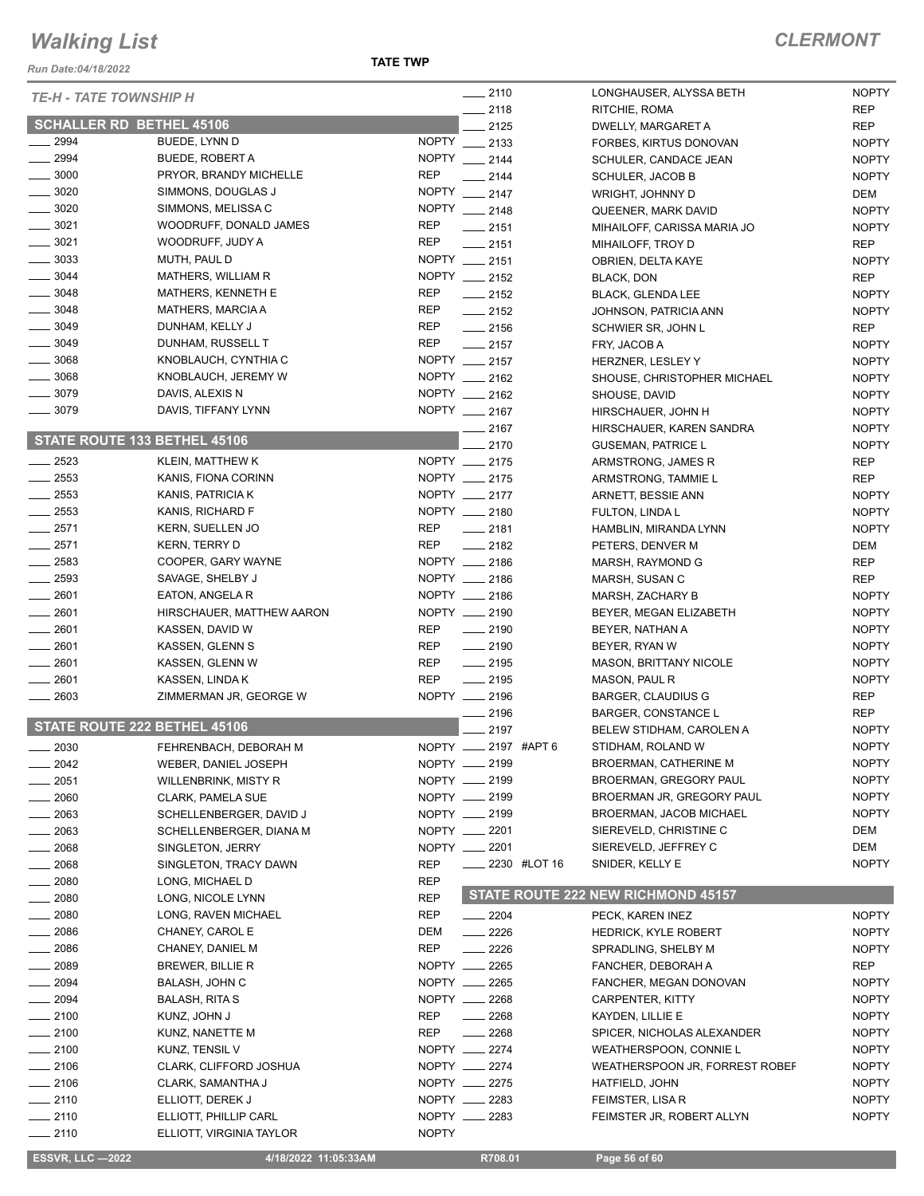# Walking List

## CLERMONT

Run Date:04/18/2022

TATE TWP

### TE-H - TATE TOWNSHIP H

#### SCHALLER RD BETHEL 45106

| No. | Name | Party |
|---|---|---|
| 2994 | BUEDE, LYNN D | NOPTY |
| 2994 | BUEDE, ROBERT A | NOPTY |
| 3000 | PRYOR, BRANDY MICHELLE | REP |
| 3020 | SIMMONS, DOUGLAS J | NOPTY |
| 3020 | SIMMONS, MELISSA C | NOPTY |
| 3021 | WOODRUFF, DONALD JAMES | REP |
| 3021 | WOODRUFF, JUDY A | REP |
| 3033 | MUTH, PAUL D | NOPTY |
| 3044 | MATHERS, WILLIAM R | NOPTY |
| 3048 | MATHERS, KENNETH E | REP |
| 3048 | MATHERS, MARCIA A | REP |
| 3049 | DUNHAM, KELLY J | REP |
| 3049 | DUNHAM, RUSSELL T | REP |
| 3068 | KNOBLAUCH, CYNTHIA C | NOPTY |
| 3068 | KNOBLAUCH, JEREMY W | NOPTY |
| 3079 | DAVIS, ALEXIS N | NOPTY |
| 3079 | DAVIS, TIFFANY LYNN | NOPTY |

#### STATE ROUTE 133 BETHEL 45106

| No. | Name | Party |
|---|---|---|
| 2523 | KLEIN, MATTHEW K | NOPTY |
| 2553 | KANIS, FIONA CORINN | NOPTY |
| 2553 | KANIS, PATRICIA K | NOPTY |
| 2553 | KANIS, RICHARD F | NOPTY |
| 2571 | KERN, SUELLEN JO | REP |
| 2571 | KERN, TERRY D | REP |
| 2583 | COOPER, GARY WAYNE | NOPTY |
| 2593 | SAVAGE, SHELBY J | NOPTY |
| 2601 | EATON, ANGELA R | NOPTY |
| 2601 | HIRSCHAUER, MATTHEW AARON | NOPTY |
| 2601 | KASSEN, DAVID W | REP |
| 2601 | KASSEN, GLENN S | REP |
| 2601 | KASSEN, GLENN W | REP |
| 2601 | KASSEN, LINDA K | REP |
| 2603 | ZIMMERMAN JR, GEORGE W | NOPTY |

#### STATE ROUTE 222 BETHEL 45106

| No. | Name | Party |
|---|---|---|
| 2030 | FEHRENBACH, DEBORAH M | NOPTY |
| 2042 | WEBER, DANIEL JOSEPH | NOPTY |
| 2051 | WILLENBRINK, MISTY R | NOPTY |
| 2060 | CLARK, PAMELA SUE | NOPTY |
| 2063 | SCHELLENBERGER, DAVID J | NOPTY |
| 2063 | SCHELLENBERGER, DIANA M | NOPTY |
| 2068 | SINGLETON, JERRY | NOPTY |
| 2068 | SINGLETON, TRACY DAWN | REP |
| 2080 | LONG, MICHAEL D | REP |
| 2080 | LONG, NICOLE LYNN | REP |
| 2080 | LONG, RAVEN MICHAEL | REP |
| 2086 | CHANEY, CAROL E | DEM |
| 2086 | CHANEY, DANIEL M | REP |
| 2089 | BREWER, BILLIE R | NOPTY |
| 2094 | BALASH, JOHN C | NOPTY |
| 2094 | BALASH, RITA S | NOPTY |
| 2100 | KUNZ, JOHN J | REP |
| 2100 | KUNZ, NANETTE M | REP |
| 2100 | KUNZ, TENSIL V | NOPTY |
| 2106 | CLARK, CLIFFORD JOSHUA | NOPTY |
| 2106 | CLARK, SAMANTHA J | NOPTY |
| 2110 | ELLIOTT, DEREK J | NOPTY |
| 2110 | ELLIOTT, PHILLIP CARL | NOPTY |
| 2110 | ELLIOTT, VIRGINIA TAYLOR | NOPTY |
| 2110 | LONGHAUSER, ALYSSA BETH | NOPTY |
| 2118 | RITCHIE, ROMA | REP |
| 2125 | DWELLY, MARGARET A | REP |
| 2133 | FORBES, KIRTUS DONOVAN | NOPTY |
| 2144 | SCHULER, CANDACE JEAN | NOPTY |
| 2144 | SCHULER, JACOB B | NOPTY |
| 2147 | WRIGHT, JOHNNY D | DEM |
| 2148 | QUEENER, MARK DAVID | NOPTY |
| 2151 | MIHAILOFF, CARISSA MARIA JO | NOPTY |
| 2151 | MIHAILOFF, TROY D | REP |
| 2151 | OBRIEN, DELTA KAYE | NOPTY |
| 2152 | BLACK, DON | REP |
| 2152 | BLACK, GLENDA LEE | NOPTY |
| 2152 | JOHNSON, PATRICIA ANN | NOPTY |
| 2156 | SCHWIER SR, JOHN L | REP |
| 2157 | FRY, JACOB A | NOPTY |
| 2157 | HERZNER, LESLEY Y | NOPTY |
| 2162 | SHOUSE, CHRISTOPHER MICHAEL | NOPTY |
| 2162 | SHOUSE, DAVID | NOPTY |
| 2167 | HIRSCHAUER, JOHN H | NOPTY |
| 2167 | HIRSCHAUER, KAREN SANDRA | NOPTY |
| 2170 | GUSEMAN, PATRICE L | NOPTY |
| 2175 | ARMSTRONG, JAMES R | REP |
| 2175 | ARMSTRONG, TAMMIE L | REP |
| 2177 | ARNETT, BESSIE ANN | NOPTY |
| 2180 | FULTON, LINDA L | NOPTY |
| 2181 | HAMBLIN, MIRANDA LYNN | NOPTY |
| 2182 | PETERS, DENVER M | DEM |
| 2186 | MARSH, RAYMOND G | REP |
| 2186 | MARSH, SUSAN C | REP |
| 2186 | MARSH, ZACHARY B | NOPTY |
| 2190 | BEYER, MEGAN ELIZABETH | NOPTY |
| 2190 | BEYER, NATHAN A | NOPTY |
| 2190 | BEYER, RYAN W | NOPTY |
| 2195 | MASON, BRITTANY NICOLE | NOPTY |
| 2195 | MASON, PAUL R | NOPTY |
| 2196 | BARGER, CLAUDIUS G | REP |
| 2196 | BARGER, CONSTANCE L | REP |
| 2197 | BELEW STIDHAM, CAROLEN A | NOPTY |
| 2197 #APT 6 | STIDHAM, ROLAND W | NOPTY |
| 2199 | BROERMAN, CATHERINE M | NOPTY |
| 2199 | BROERMAN, GREGORY PAUL | NOPTY |
| 2199 | BROERMAN JR, GREGORY PAUL | NOPTY |
| 2199 | BROERMAN, JACOB MICHAEL | NOPTY |
| 2201 | SIEREVELD, CHRISTINE C | DEM |
| 2201 | SIEREVELD, JEFFREY C | DEM |
| 2230 #LOT 16 | SNIDER, KELLY E | NOPTY |

#### STATE ROUTE 222 NEW RICHMOND 45157

| No. | Name | Party |
|---|---|---|
| 2204 | PECK, KAREN INEZ | NOPTY |
| 2226 | HEDRICK, KYLE ROBERT | NOPTY |
| 2226 | SPRADLING, SHELBY M | NOPTY |
| 2265 | FANCHER, DEBORAH A | REP |
| 2265 | FANCHER, MEGAN DONOVAN | NOPTY |
| 2268 | CARPENTER, KITTY | NOPTY |
| 2268 | KAYDEN, LILLIE E | NOPTY |
| 2268 | SPICER, NICHOLAS ALEXANDER | NOPTY |
| 2274 | WEATHERSPOON, CONNIE L | NOPTY |
| 2274 | WEATHERSPOON JR, FORREST ROBEF | NOPTY |
| 2275 | HATFIELD, JOHN | NOPTY |
| 2283 | FEIMSTER, LISA R | NOPTY |
| 2283 | FEIMSTER JR, ROBERT ALLYN | NOPTY |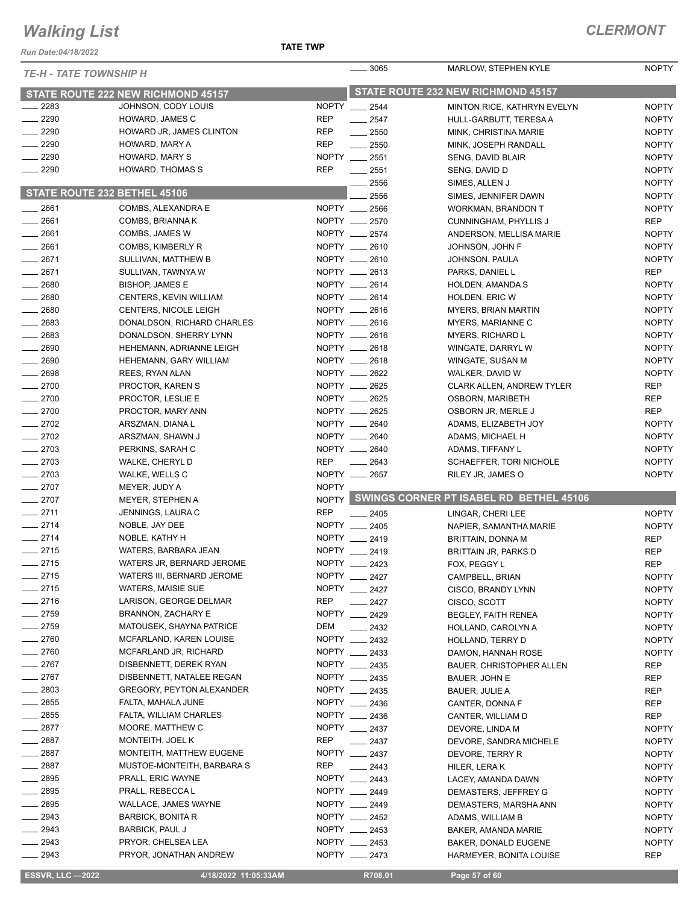# Walking List

**CLERMONT**

*Run Date:04/18/2022*

**TATE TWP**

*TE-H - TATE TOWNSHIP H*

## STATE ROUTE 222 NEW RICHMOND 45157

| No. | Name | Party |
|---|---|---|
| 2283 | JOHNSON, CODY LOUIS | NOPTY |
| 2290 | HOWARD, JAMES C | REP |
| 2290 | HOWARD JR, JAMES CLINTON | REP |
| 2290 | HOWARD, MARY A | REP |
| 2290 | HOWARD, MARY S | NOPTY |
| 2290 | HOWARD, THOMAS S | REP |

## STATE ROUTE 232 BETHEL 45106

| No. | Name | Party |
|---|---|---|
| 2661 | COMBS, ALEXANDRA E | NOPTY |
| 2661 | COMBS, BRIANNA K | NOPTY |
| 2661 | COMBS, JAMES W | NOPTY |
| 2661 | COMBS, KIMBERLY R | NOPTY |
| 2671 | SULLIVAN, MATTHEW B | NOPTY |
| 2671 | SULLIVAN, TAWNYA W | NOPTY |
| 2680 | BISHOP, JAMES E | NOPTY |
| 2680 | CENTERS, KEVIN WILLIAM | NOPTY |
| 2680 | CENTERS, NICOLE LEIGH | NOPTY |
| 2683 | DONALDSON, RICHARD CHARLES | NOPTY |
| 2683 | DONALDSON, SHERRY LYNN | NOPTY |
| 2690 | HEHEMANN, ADRIANNE LEIGH | NOPTY |
| 2690 | HEHEMANN, GARY WILLIAM | NOPTY |
| 2698 | REES, RYAN ALAN | NOPTY |
| 2700 | PROCTOR, KAREN S | NOPTY |
| 2700 | PROCTOR, LESLIE E | NOPTY |
| 2700 | PROCTOR, MARY ANN | NOPTY |
| 2702 | ARSZMAN, DIANA L | NOPTY |
| 2702 | ARSZMAN, SHAWN J | NOPTY |
| 2703 | PERKINS, SARAH C | NOPTY |
| 2703 | WALKE, CHERYL D | REP |
| 2703 | WALKE, WELLS C | NOPTY |
| 2707 | MEYER, JUDY A | NOPTY |
| 2707 | MEYER, STEPHEN A | NOPTY |
| 2711 | JENNINGS, LAURA C | REP |
| 2714 | NOBLE, JAY DEE | NOPTY |
| 2714 | NOBLE, KATHY H | NOPTY |
| 2715 | WATERS, BARBARA JEAN | NOPTY |
| 2715 | WATERS JR, BERNARD JEROME | NOPTY |
| 2715 | WATERS III, BERNARD JEROME | NOPTY |
| 2715 | WATERS, MAISIE SUE | NOPTY |
| 2716 | LARISON, GEORGE DELMAR | REP |
| 2759 | BRANNON, ZACHARY E | NOPTY |
| 2759 | MATOUSEK, SHAYNA PATRICE | DEM |
| 2760 | MCFARLAND, KAREN LOUISE | NOPTY |
| 2760 | MCFARLAND JR, RICHARD | NOPTY |
| 2767 | DISBENNETT, DEREK RYAN | NOPTY |
| 2767 | DISBENNETT, NATALEE REGAN | NOPTY |
| 2803 | GREGORY, PEYTON ALEXANDER | NOPTY |
| 2855 | FALTA, MAHALA JUNE | NOPTY |
| 2855 | FALTA, WILLIAM CHARLES | NOPTY |
| 2877 | MOORE, MATTHEW C | NOPTY |
| 2887 | MONTEITH, JOEL K | REP |
| 2887 | MONTEITH, MATTHEW EUGENE | NOPTY |
| 2887 | MUSTOE-MONTEITH, BARBARA S | REP |
| 2895 | PRALL, ERIC WAYNE | NOPTY |
| 2895 | PRALL, REBECCA L | NOPTY |
| 2895 | WALLACE, JAMES WAYNE | NOPTY |
| 2943 | BARBICK, BONITA R | NOPTY |
| 2943 | BARBICK, PAUL J | NOPTY |
| 2943 | PRYOR, CHELSEA LEA | NOPTY |
| 2943 | PRYOR, JONATHAN ANDREW | NOPTY |
| 3065 | MARLOW, STEPHEN KYLE | NOPTY |

## STATE ROUTE 232 NEW RICHMOND 45157

| No. | Name | Party |
|---|---|---|
| 2544 | MINTON RICE, KATHRYN EVELYN | NOPTY |
| 2547 | HULL-GARBUTT, TERESA A | NOPTY |
| 2550 | MINK, CHRISTINA MARIE | NOPTY |
| 2550 | MINK, JOSEPH RANDALL | NOPTY |
| 2551 | SENG, DAVID BLAIR | NOPTY |
| 2551 | SENG, DAVID D | NOPTY |
| 2556 | SIMES, ALLEN J | NOPTY |
| 2556 | SIMES, JENNIFER DAWN | NOPTY |
| 2566 | WORKMAN, BRANDON T | NOPTY |
| 2570 | CUNNINGHAM, PHYLLIS J | REP |
| 2574 | ANDERSON, MELLISA MARIE | NOPTY |
| 2610 | JOHNSON, JOHN F | NOPTY |
| 2610 | JOHNSON, PAULA | NOPTY |
| 2613 | PARKS, DANIEL L | REP |
| 2614 | HOLDEN, AMANDA S | NOPTY |
| 2614 | HOLDEN, ERIC W | NOPTY |
| 2616 | MYERS, BRIAN MARTIN | NOPTY |
| 2616 | MYERS, MARIANNE C | NOPTY |
| 2616 | MYERS, RICHARD L | NOPTY |
| 2618 | WINGATE, DARRYL W | NOPTY |
| 2618 | WINGATE, SUSAN M | NOPTY |
| 2622 | WALKER, DAVID W | NOPTY |
| 2625 | CLARK ALLEN, ANDREW TYLER | REP |
| 2625 | OSBORN, MARIBETH | REP |
| 2625 | OSBORN JR, MERLE J | REP |
| 2640 | ADAMS, ELIZABETH JOY | NOPTY |
| 2640 | ADAMS, MICHAEL H | NOPTY |
| 2640 | ADAMS, TIFFANY L | NOPTY |
| 2643 | SCHAEFFER, TORI NICHOLE | NOPTY |
| 2657 | RILEY JR, JAMES O | NOPTY |

## SWINGS CORNER PT ISABEL RD BETHEL 45106

| No. | Name | Party |
|---|---|---|
| 2405 | LINGAR, CHERI LEE | NOPTY |
| 2405 | NAPIER, SAMANTHA MARIE | NOPTY |
| 2419 | BRITTAIN, DONNA M | REP |
| 2419 | BRITTAIN JR, PARKS D | REP |
| 2423 | FOX, PEGGY L | REP |
| 2427 | CAMPBELL, BRIAN | NOPTY |
| 2427 | CISCO, BRANDY LYNN | NOPTY |
| 2427 | CISCO, SCOTT | NOPTY |
| 2429 | BEGLEY, FAITH RENEA | NOPTY |
| 2432 | HOLLAND, CAROLYN A | NOPTY |
| 2432 | HOLLAND, TERRY D | NOPTY |
| 2433 | DAMON, HANNAH ROSE | NOPTY |
| 2435 | BAUER, CHRISTOPHER ALLEN | REP |
| 2435 | BAUER, JOHN E | REP |
| 2435 | BAUER, JULIE A | REP |
| 2436 | CANTER, DONNA F | REP |
| 2436 | CANTER, WILLIAM D | REP |
| 2437 | DEVORE, LINDA M | NOPTY |
| 2437 | DEVORE, SANDRA MICHELE | NOPTY |
| 2437 | DEVORE, TERRY R | NOPTY |
| 2443 | HILER, LERA K | NOPTY |
| 2443 | LACEY, AMANDA DAWN | NOPTY |
| 2449 | DEMASTERS, JEFFREY G | NOPTY |
| 2449 | DEMASTERS, MARSHA ANN | NOPTY |
| 2452 | ADAMS, WILLIAM B | NOPTY |
| 2453 | BAKER, AMANDA MARIE | NOPTY |
| 2453 | BAKER, DONALD EUGENE | NOPTY |
| 2473 | HARMEYER, BONITA LOUISE | REP |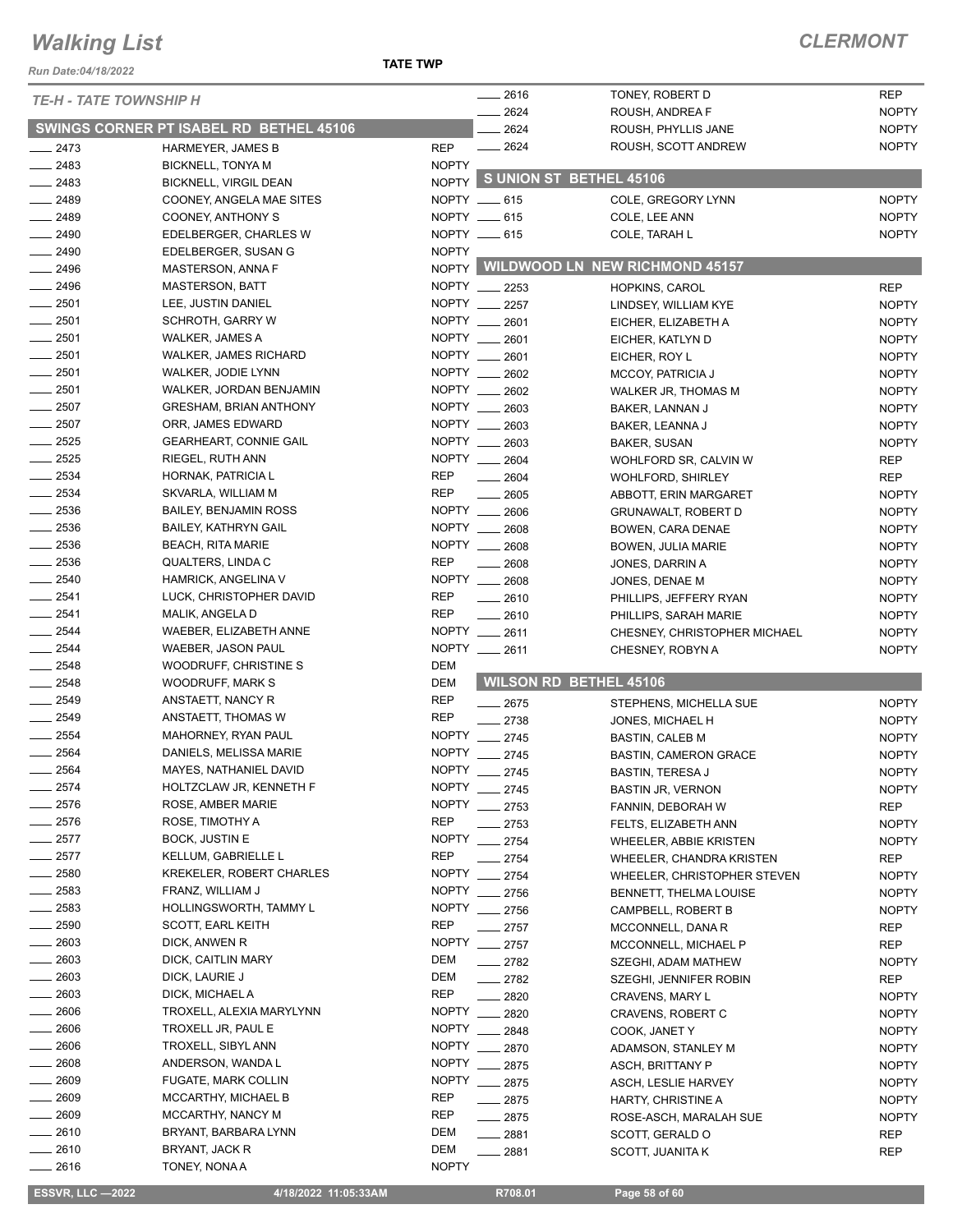# Walking List

## CLERMONT

Run Date:04/18/2022

TATE TWP

### TE-H - TATE TOWNSHIP H

#### SWINGS CORNER PT ISABEL RD BETHEL 45106

| No. | Name | Party |
|---|---|---|
| 2473 | HARMEYER, JAMES B | REP |
| 2483 | BICKNELL, TONYA M | NOPTY |
| 2483 | BICKNELL, VIRGIL DEAN | NOPTY |
| 2489 | COONEY, ANGELA MAE SITES | NOPTY |
| 2489 | COONEY, ANTHONY S | NOPTY |
| 2490 | EDELBERGER, CHARLES W | NOPTY |
| 2490 | EDELBERGER, SUSAN G | NOPTY |
| 2496 | MASTERSON, ANNA F | NOPTY |
| 2496 | MASTERSON, BATT | NOPTY |
| 2501 | LEE, JUSTIN DANIEL | NOPTY |
| 2501 | SCHROTH, GARRY W | NOPTY |
| 2501 | WALKER, JAMES A | NOPTY |
| 2501 | WALKER, JAMES RICHARD | NOPTY |
| 2501 | WALKER, JODIE LYNN | NOPTY |
| 2501 | WALKER, JORDAN BENJAMIN | NOPTY |
| 2507 | GRESHAM, BRIAN ANTHONY | NOPTY |
| 2507 | ORR, JAMES EDWARD | NOPTY |
| 2525 | GEARHEART, CONNIE GAIL | NOPTY |
| 2525 | RIEGEL, RUTH ANN | NOPTY |
| 2534 | HORNAK, PATRICIA L | REP |
| 2534 | SKVARLA, WILLIAM M | REP |
| 2536 | BAILEY, BENJAMIN ROSS | NOPTY |
| 2536 | BAILEY, KATHRYN GAIL | NOPTY |
| 2536 | BEACH, RITA MARIE | NOPTY |
| 2536 | QUALTERS, LINDA C | REP |
| 2540 | HAMRICK, ANGELINA V | NOPTY |
| 2541 | LUCK, CHRISTOPHER DAVID | REP |
| 2541 | MALIK, ANGELA D | REP |
| 2544 | WAEBER, ELIZABETH ANNE | NOPTY |
| 2544 | WAEBER, JASON PAUL | NOPTY |
| 2548 | WOODRUFF, CHRISTINE S | DEM |
| 2548 | WOODRUFF, MARK S | DEM |
| 2549 | ANSTAETT, NANCY R | REP |
| 2549 | ANSTAETT, THOMAS W | REP |
| 2554 | MAHORNEY, RYAN PAUL | NOPTY |
| 2564 | DANIELS, MELISSA MARIE | NOPTY |
| 2564 | MAYES, NATHANIEL DAVID | NOPTY |
| 2574 | HOLTZCLAW JR, KENNETH F | NOPTY |
| 2576 | ROSE, AMBER MARIE | NOPTY |
| 2576 | ROSE, TIMOTHY A | REP |
| 2577 | BOCK, JUSTIN E | NOPTY |
| 2577 | KELLUM, GABRIELLE L | REP |
| 2580 | KREKELER, ROBERT CHARLES | NOPTY |
| 2583 | FRANZ, WILLIAM J | NOPTY |
| 2583 | HOLLINGSWORTH, TAMMY L | NOPTY |
| 2590 | SCOTT, EARL KEITH | REP |
| 2603 | DICK, ANWEN R | NOPTY |
| 2603 | DICK, CAITLIN MARY | DEM |
| 2603 | DICK, LAURIE J | DEM |
| 2603 | DICK, MICHAEL A | REP |
| 2606 | TROXELL, ALEXIA MARYLYNN | NOPTY |
| 2606 | TROXELL JR, PAUL E | NOPTY |
| 2606 | TROXELL, SIBYL ANN | NOPTY |
| 2608 | ANDERSON, WANDA L | NOPTY |
| 2609 | FUGATE, MARK COLLIN | NOPTY |
| 2609 | MCCARTHY, MICHAEL B | REP |
| 2609 | MCCARTHY, NANCY M | REP |
| 2610 | BRYANT, BARBARA LYNN | DEM |
| 2610 | BRYANT, JACK R | DEM |
| 2616 | TONEY, NONA A | NOPTY |
| 2616 | TONEY, ROBERT D | REP |
| 2624 | ROUSH, ANDREA F | NOPTY |
| 2624 | ROUSH, PHYLLIS JANE | NOPTY |
| 2624 | ROUSH, SCOTT ANDREW | NOPTY |

#### S UNION ST BETHEL 45106

| No. | Name | Party |
|---|---|---|
| 615 | COLE, GREGORY LYNN | NOPTY |
| 615 | COLE, LEE ANN | NOPTY |
| 615 | COLE, TARAH L | NOPTY |

#### WILDWOOD LN NEW RICHMOND 45157

| No. | Name | Party |
|---|---|---|
| 2253 | HOPKINS, CAROL | REP |
| 2257 | LINDSEY, WILLIAM KYE | NOPTY |
| 2601 | EICHER, ELIZABETH A | NOPTY |
| 2601 | EICHER, KATLYN D | NOPTY |
| 2601 | EICHER, ROY L | NOPTY |
| 2602 | MCCOY, PATRICIA J | NOPTY |
| 2602 | WALKER JR, THOMAS M | NOPTY |
| 2603 | BAKER, LANNAN J | NOPTY |
| 2603 | BAKER, LEANNA J | NOPTY |
| 2603 | BAKER, SUSAN | NOPTY |
| 2604 | WOHLFORD SR, CALVIN W | REP |
| 2604 | WOHLFORD, SHIRLEY | REP |
| 2605 | ABBOTT, ERIN MARGARET | NOPTY |
| 2606 | GRUNAWALT, ROBERT D | NOPTY |
| 2608 | BOWEN, CARA DENAE | NOPTY |
| 2608 | BOWEN, JULIA MARIE | NOPTY |
| 2608 | JONES, DARRIN A | NOPTY |
| 2608 | JONES, DENAE M | NOPTY |
| 2610 | PHILLIPS, JEFFERY RYAN | NOPTY |
| 2610 | PHILLIPS, SARAH MARIE | NOPTY |
| 2611 | CHESNEY, CHRISTOPHER MICHAEL | NOPTY |
| 2611 | CHESNEY, ROBYN A | NOPTY |

#### WILSON RD BETHEL 45106

| No. | Name | Party |
|---|---|---|
| 2675 | STEPHENS, MICHELLA SUE | NOPTY |
| 2738 | JONES, MICHAEL H | NOPTY |
| 2745 | BASTIN, CALEB M | NOPTY |
| 2745 | BASTIN, CAMERON GRACE | NOPTY |
| 2745 | BASTIN, TERESA J | NOPTY |
| 2745 | BASTIN JR, VERNON | NOPTY |
| 2753 | FANNIN, DEBORAH W | REP |
| 2753 | FELTS, ELIZABETH ANN | NOPTY |
| 2754 | WHEELER, ABBIE KRISTEN | NOPTY |
| 2754 | WHEELER, CHANDRA KRISTEN | REP |
| 2754 | WHEELER, CHRISTOPHER STEVEN | NOPTY |
| 2756 | BENNETT, THELMA LOUISE | NOPTY |
| 2756 | CAMPBELL, ROBERT B | NOPTY |
| 2757 | MCCONNELL, DANA R | REP |
| 2757 | MCCONNELL, MICHAEL P | REP |
| 2782 | SZEGHI, ADAM MATHEW | NOPTY |
| 2782 | SZEGHI, JENNIFER ROBIN | REP |
| 2820 | CRAVENS, MARY L | NOPTY |
| 2820 | CRAVENS, ROBERT C | NOPTY |
| 2848 | COOK, JANET Y | NOPTY |
| 2870 | ADAMSON, STANLEY M | NOPTY |
| 2875 | ASCH, BRITTANY P | NOPTY |
| 2875 | ASCH, LESLIE HARVEY | NOPTY |
| 2875 | HARTY, CHRISTINE A | NOPTY |
| 2875 | ROSE-ASCH, MARALAH SUE | NOPTY |
| 2881 | SCOTT, GERALD O | REP |
| 2881 | SCOTT, JUANITA K | REP |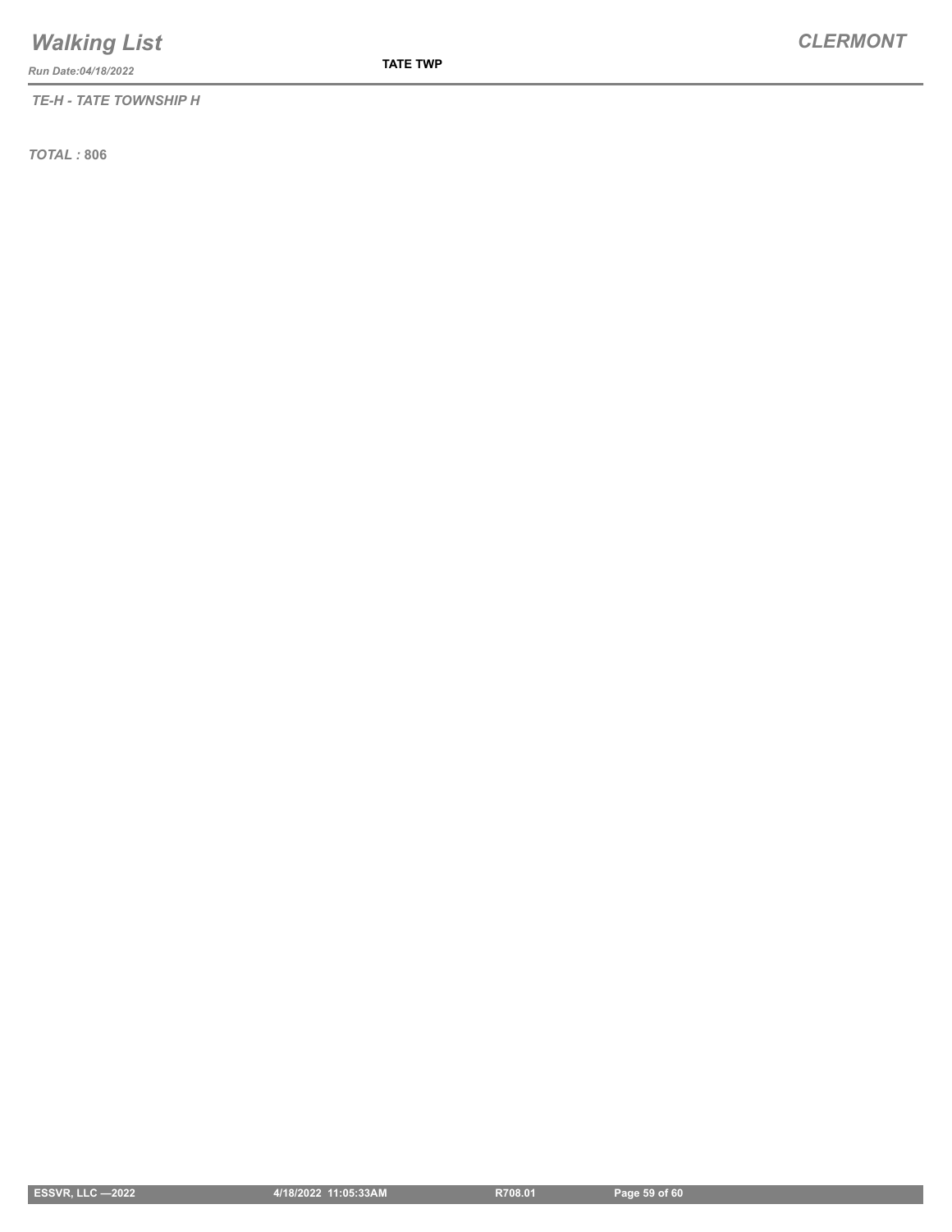*TE-H - TATE TOWNSHIP H*

*TOTAL :* **806**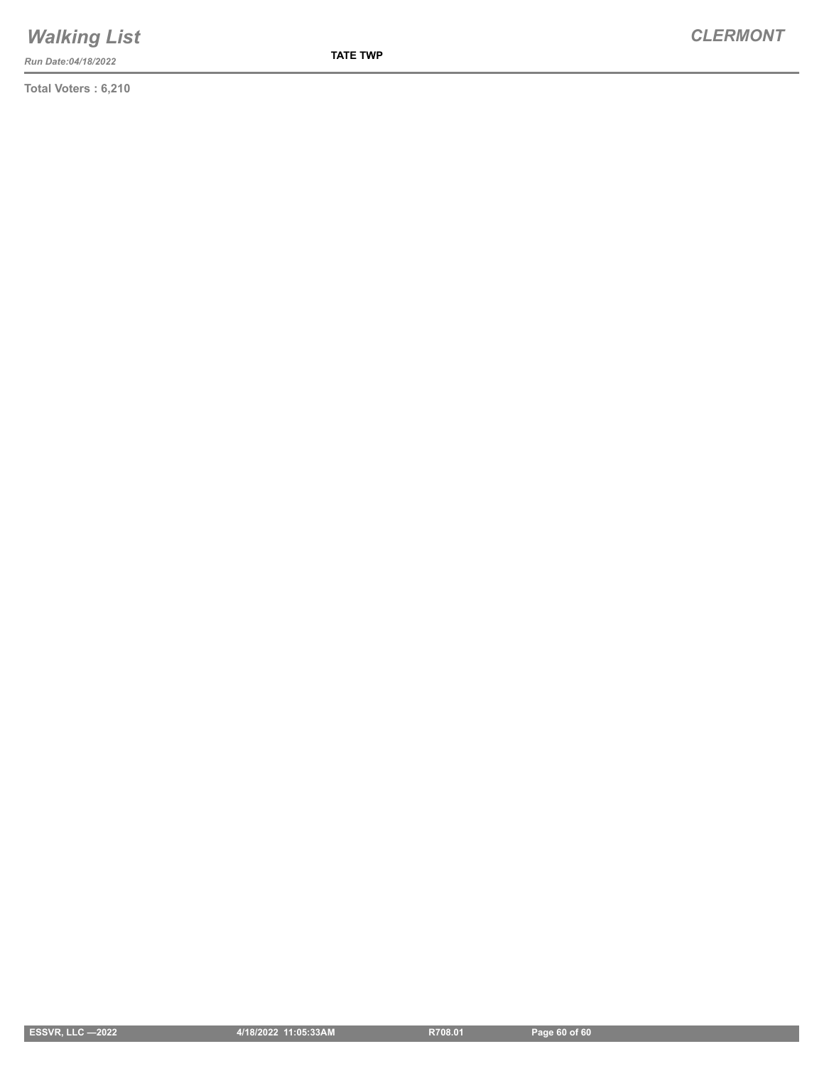**Total Voters : 6,210**